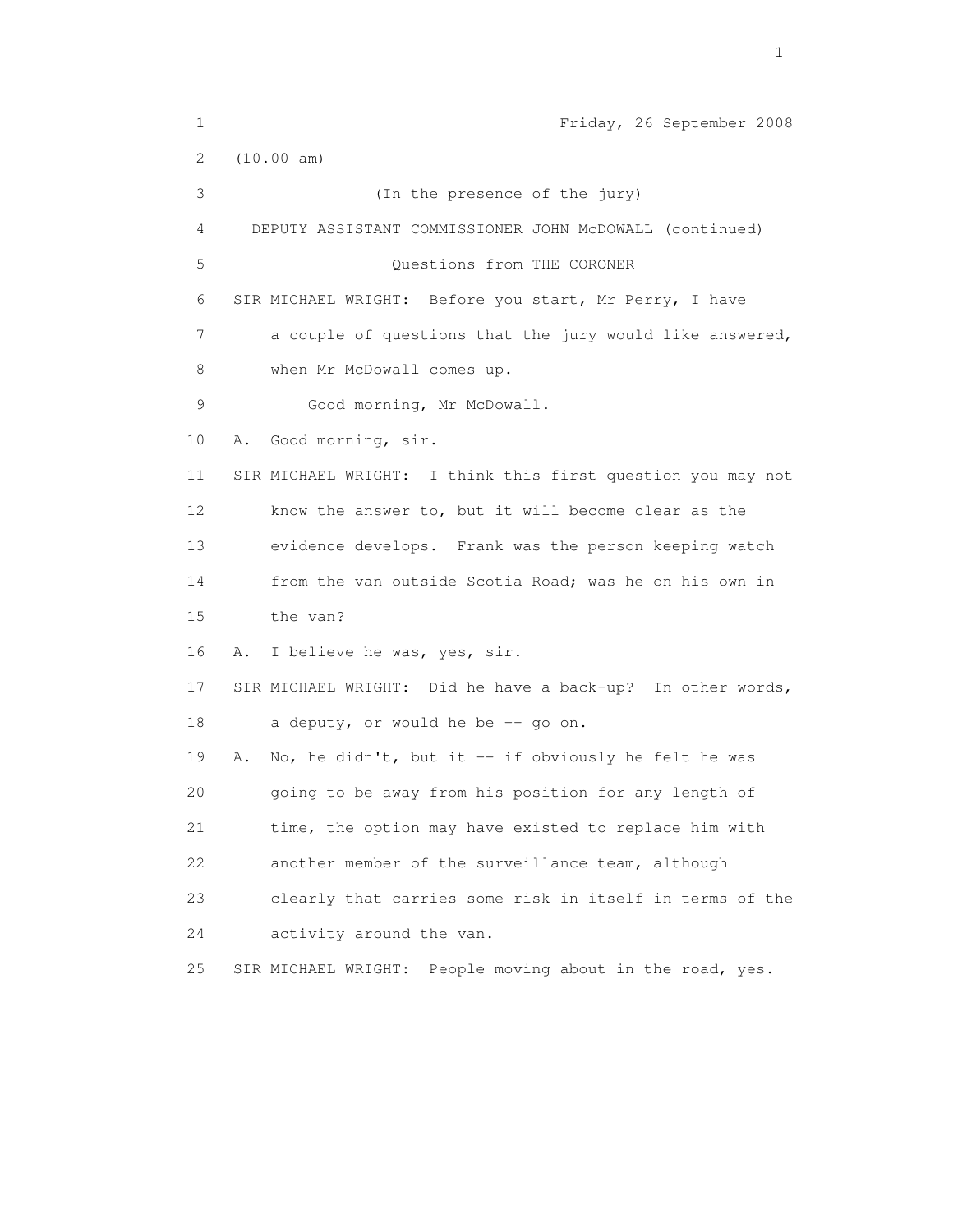Friday, 26 September 2008

(10.00 am)

(In the presence of the jury)

DEPUTY ASSISTANT COMMISSIONER JOHN McDOWALL (continued)

Questions from THE CORONER

SIR MICHAEL WRIGHT: Before you start, Mr Perry, I have a couple of questions that the jury would like answered, when Mr McDowall comes up.

Good morning, Mr McDowall.

A. Good morning, sir.

SIR MICHAEL WRIGHT: I think this first question you may not know the answer to, but it will become clear as the evidence develops. Frank was the person keeping watch from the van outside Scotia Road; was he on his own in the van?

A. I believe he was, yes, sir.

SIR MICHAEL WRIGHT: Did he have a back-up? In other words, a deputy, or would he be -- go on.

A. No, he didn't, but it -- if obviously he felt he was going to be away from his position for any length of time, the option may have existed to replace him with another member of the surveillance team, although clearly that carries some risk in itself in terms of the activity around the van.

SIR MICHAEL WRIGHT: People moving about in the road, yes.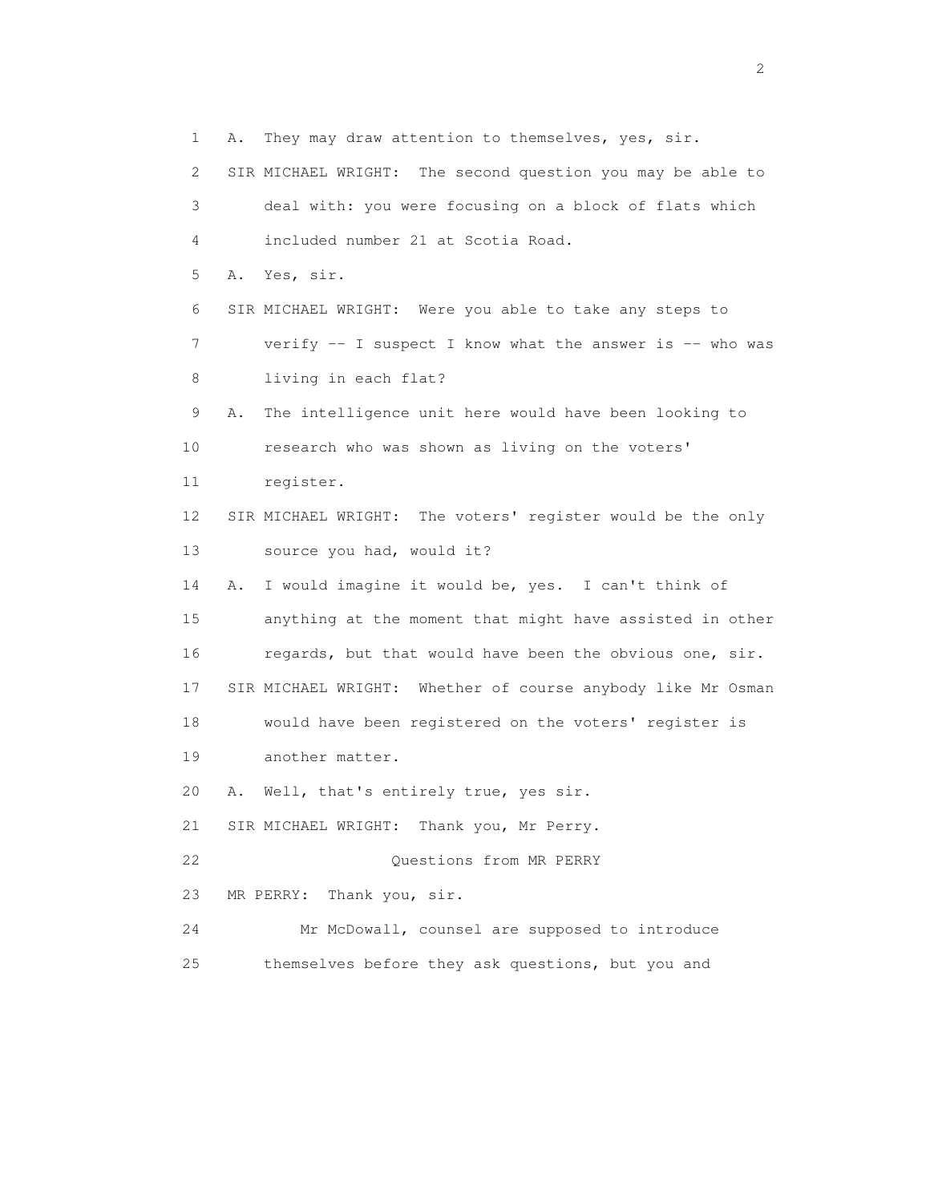1 A. They may draw attention to themselves, yes, sir.

2 SIR MICHAEL WRIGHT: The second question you may be able to

3 deal with: you were focusing on a block of flats which

4 included number 21 at Scotia Road.

5 A. Yes, sir.

6 SIR MICHAEL WRIGHT: Were you able to take any steps to

7 verify -- I suspect I know what the answer is -- who was

8 living in each flat?

9 A. The intelligence unit here would have been looking to

10 research who was shown as living on the voters'

11 register.

12 SIR MICHAEL WRIGHT: The voters' register would be the only

13 source you had, would it?

14 A. I would imagine it would be, yes. I can't think of

15 anything at the moment that might have assisted in other

16 regards, but that would have been the obvious one, sir.

17 SIR MICHAEL WRIGHT: Whether of course anybody like Mr Osman

18 would have been registered on the voters' register is

19 another matter.

20 A. Well, that's entirely true, yes sir.

21 SIR MICHAEL WRIGHT: Thank you, Mr Perry.

22 Questions from MR PERRY

23 MR PERRY: Thank you, sir.

24 Mr McDowall, counsel are supposed to introduce

25 themselves before they ask questions, but you and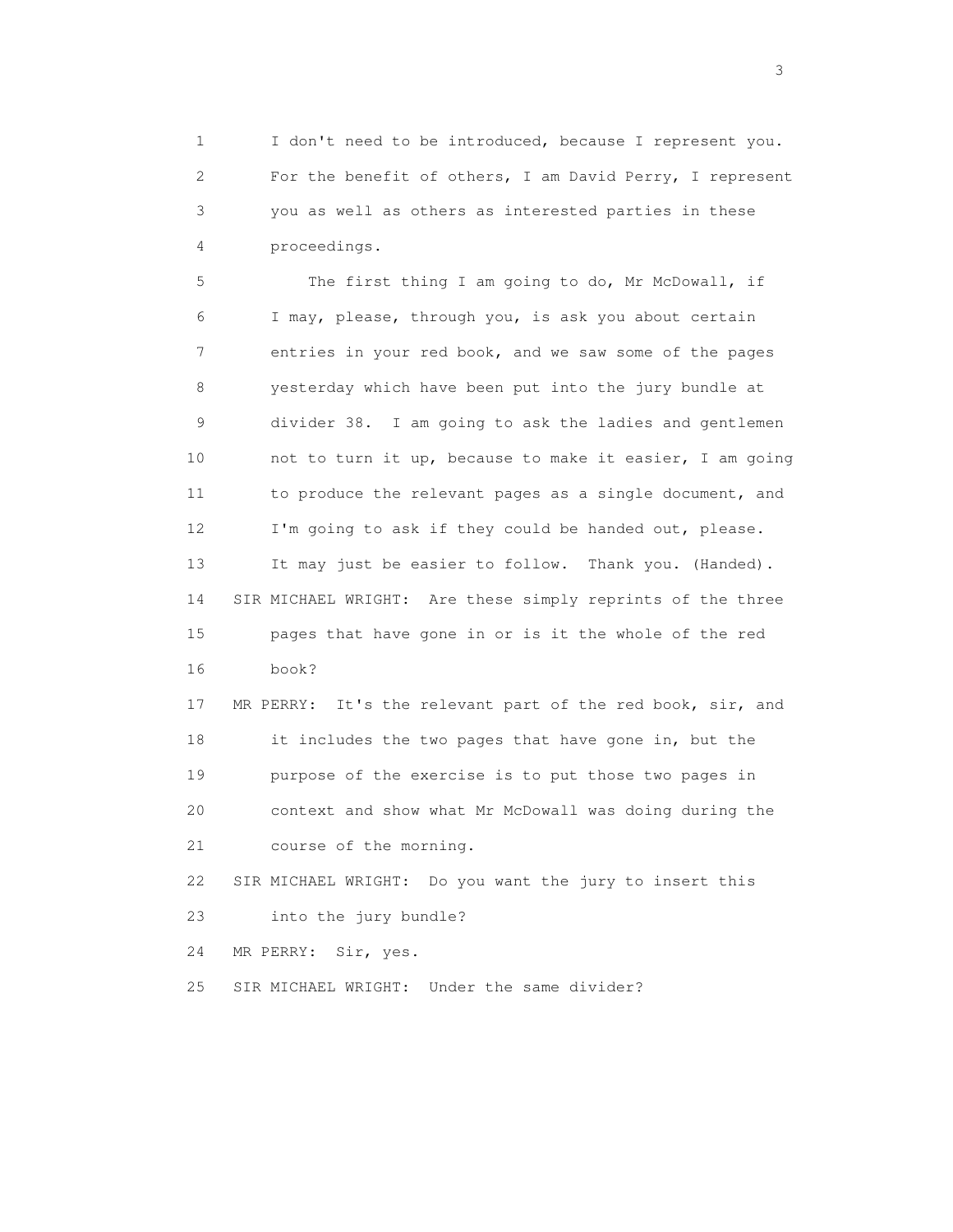1 I don't need to be introduced, because I represent you.
2 For the benefit of others, I am David Perry, I represent
3 you as well as others as interested parties in these
4 proceedings.
5 The first thing I am going to do, Mr McDowall, if
6 I may, please, through you, is ask you about certain
7 entries in your red book, and we saw some of the pages
8 yesterday which have been put into the jury bundle at
9 divider 38. I am going to ask the ladies and gentlemen
10 not to turn it up, because to make it easier, I am going
11 to produce the relevant pages as a single document, and
12 I'm going to ask if they could be handed out, please.
13 It may just be easier to follow. Thank you. (Handed).
14 SIR MICHAEL WRIGHT: Are these simply reprints of the three
15 pages that have gone in or is it the whole of the red
16 book?
17 MR PERRY: It's the relevant part of the red book, sir, and
18 it includes the two pages that have gone in, but the
19 purpose of the exercise is to put those two pages in
20 context and show what Mr McDowall was doing during the
21 course of the morning.
22 SIR MICHAEL WRIGHT: Do you want the jury to insert this
23 into the jury bundle?
24 MR PERRY: Sir, yes.
25 SIR MICHAEL WRIGHT: Under the same divider?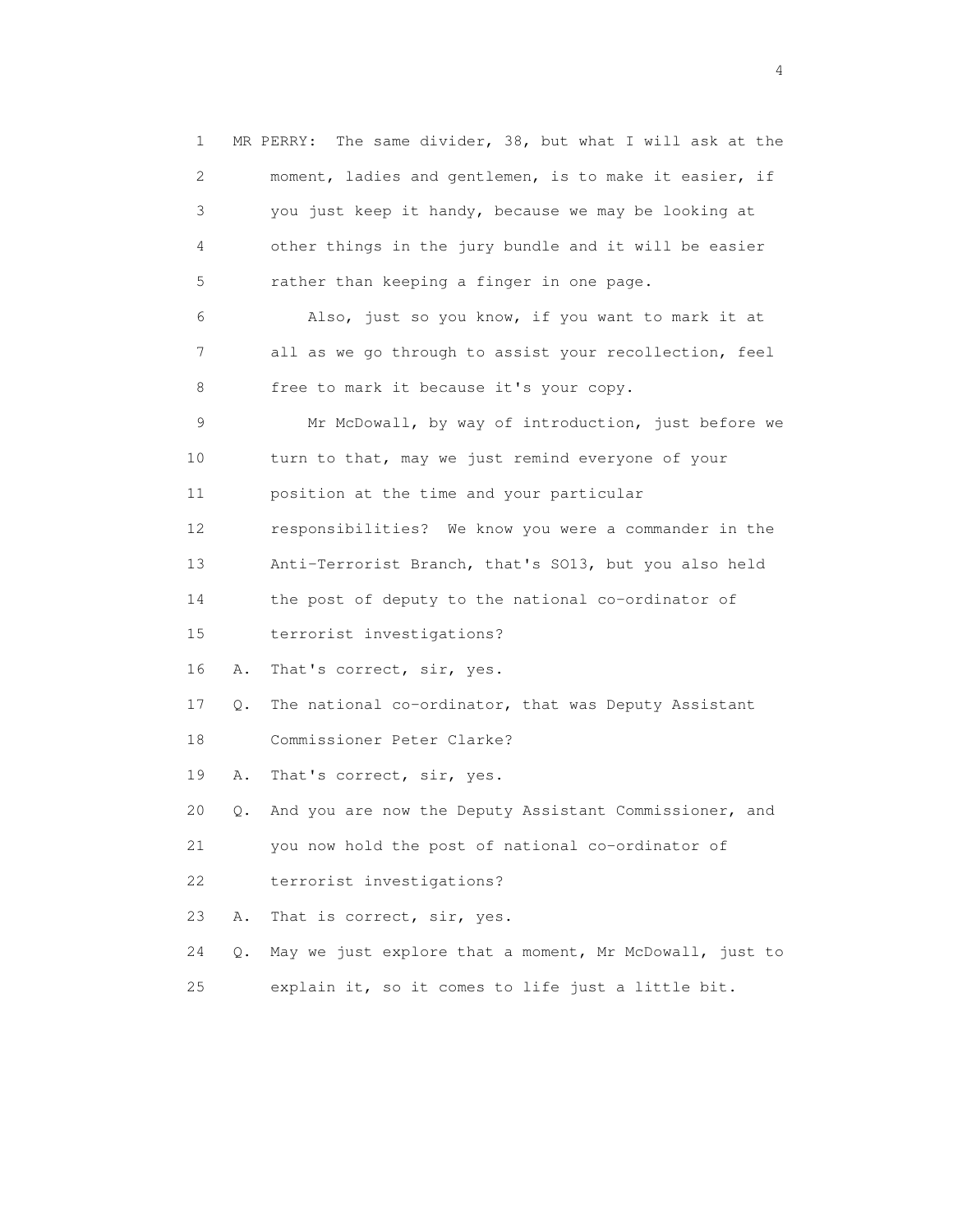MR PERRY: The same divider, 38, but what I will ask at the moment, ladies and gentlemen, is to make it easier, if you just keep it handy, because we may be looking at other things in the jury bundle and it will be easier rather than keeping a finger in one page.

Also, just so you know, if you want to mark it at all as we go through to assist your recollection, feel free to mark it because it's your copy.

Mr McDowall, by way of introduction, just before we turn to that, may we just remind everyone of your position at the time and your particular responsibilities? We know you were a commander in the Anti-Terrorist Branch, that's SO13, but you also held the post of deputy to the national co-ordinator of terrorist investigations?

A. That's correct, sir, yes.

Q. The national co-ordinator, that was Deputy Assistant Commissioner Peter Clarke?

A. That's correct, sir, yes.

Q. And you are now the Deputy Assistant Commissioner, and you now hold the post of national co-ordinator of terrorist investigations?

A. That is correct, sir, yes.

Q. May we just explore that a moment, Mr McDowall, just to explain it, so it comes to life just a little bit.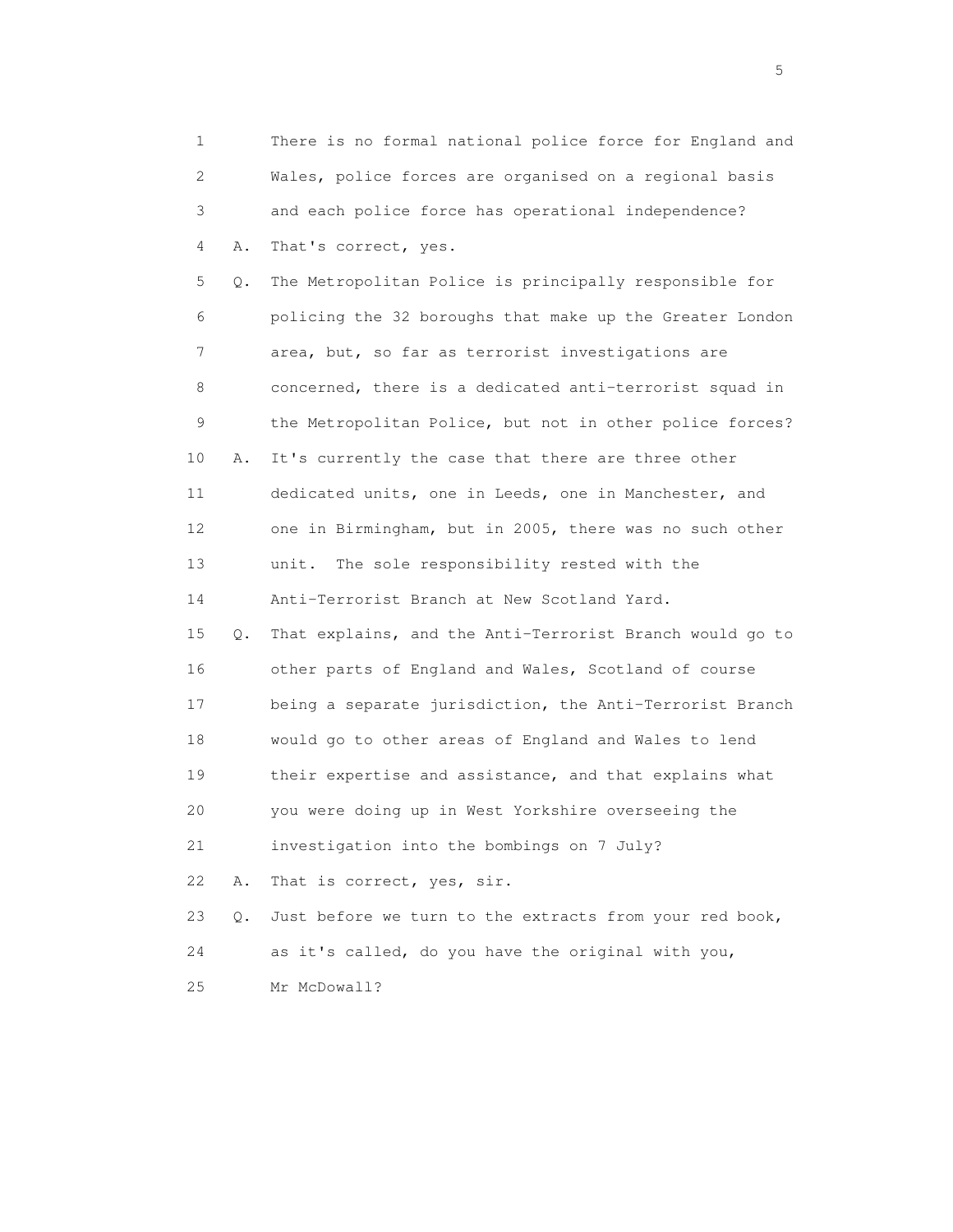1 There is no formal national police force for England and
2 Wales, police forces are organised on a regional basis
3 and each police force has operational independence?
4 A. That's correct, yes.
5 Q. The Metropolitan Police is principally responsible for
6 policing the 32 boroughs that make up the Greater London
7 area, but, so far as terrorist investigations are
8 concerned, there is a dedicated anti-terrorist squad in
9 the Metropolitan Police, but not in other police forces?
10 A. It's currently the case that there are three other
11 dedicated units, one in Leeds, one in Manchester, and
12 one in Birmingham, but in 2005, there was no such other
13 unit. The sole responsibility rested with the
14 Anti-Terrorist Branch at New Scotland Yard.
15 Q. That explains, and the Anti-Terrorist Branch would go to
16 other parts of England and Wales, Scotland of course
17 being a separate jurisdiction, the Anti-Terrorist Branch
18 would go to other areas of England and Wales to lend
19 their expertise and assistance, and that explains what
20 you were doing up in West Yorkshire overseeing the
21 investigation into the bombings on 7 July?
22 A. That is correct, yes, sir.
23 Q. Just before we turn to the extracts from your red book,
24 as it's called, do you have the original with you,
25 Mr McDowall?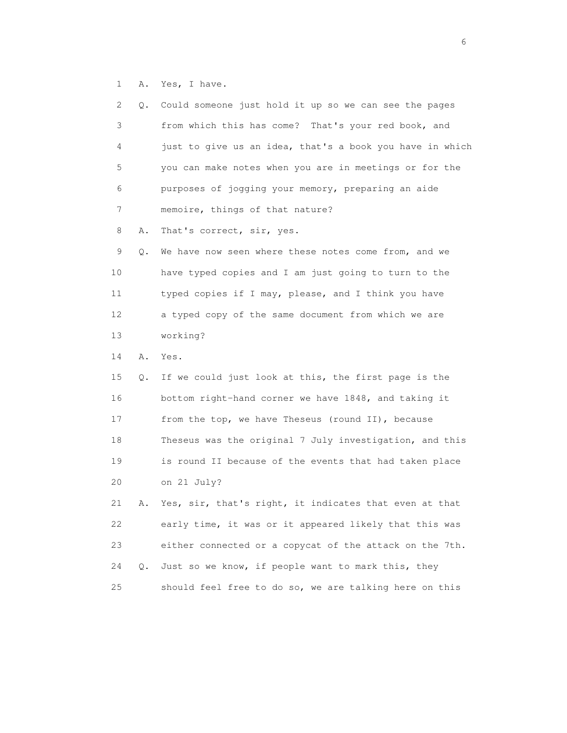1 A. Yes, I have.

2 Q. Could someone just hold it up so we can see the pages
3 from which this has come? That's your red book, and
4 just to give us an idea, that's a book you have in which
5 you can make notes when you are in meetings or for the
6 purposes of jogging your memory, preparing an aide
7 memoire, things of that nature?

8 A. That's correct, sir, yes.

9 Q. We have now seen where these notes come from, and we
10 have typed copies and I am just going to turn to the
11 typed copies if I may, please, and I think you have
12 a typed copy of the same document from which we are
13 working?

14 A. Yes.

15 Q. If we could just look at this, the first page is the
16 bottom right-hand corner we have 1848, and taking it
17 from the top, we have Theseus (round II), because
18 Theseus was the original 7 July investigation, and this
19 is round II because of the events that had taken place
20 on 21 July?

21 A. Yes, sir, that's right, it indicates that even at that
22 early time, it was or it appeared likely that this was
23 either connected or a copycat of the attack on the 7th.

24 Q. Just so we know, if people want to mark this, they
25 should feel free to do so, we are talking here on this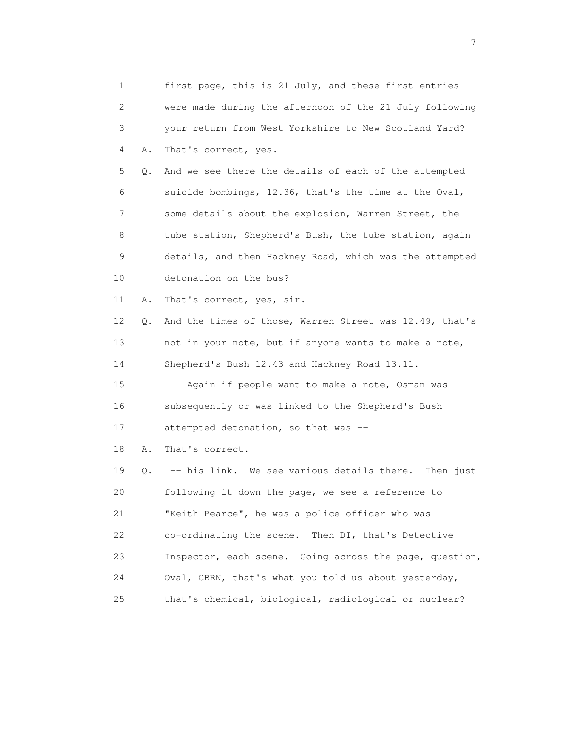1 first page, this is 21 July, and these first entries
2 were made during the afternoon of the 21 July following
3 your return from West Yorkshire to New Scotland Yard?
4 A. That's correct, yes.
5 Q. And we see there the details of each of the attempted
6 suicide bombings, 12.36, that's the time at the Oval,
7 some details about the explosion, Warren Street, the
8 tube station, Shepherd's Bush, the tube station, again
9 details, and then Hackney Road, which was the attempted
10 detonation on the bus?
11 A. That's correct, yes, sir.
12 Q. And the times of those, Warren Street was 12.49, that's
13 not in your note, but if anyone wants to make a note,
14 Shepherd's Bush 12.43 and Hackney Road 13.11.
15 Again if people want to make a note, Osman was
16 subsequently or was linked to the Shepherd's Bush
17 attempted detonation, so that was --
18 A. That's correct.
19 Q. -- his link. We see various details there. Then just
20 following it down the page, we see a reference to
21 "Keith Pearce", he was a police officer who was
22 co-ordinating the scene. Then DI, that's Detective
23 Inspector, each scene. Going across the page, question,
24 Oval, CBRN, that's what you told us about yesterday,
25 that's chemical, biological, radiological or nuclear?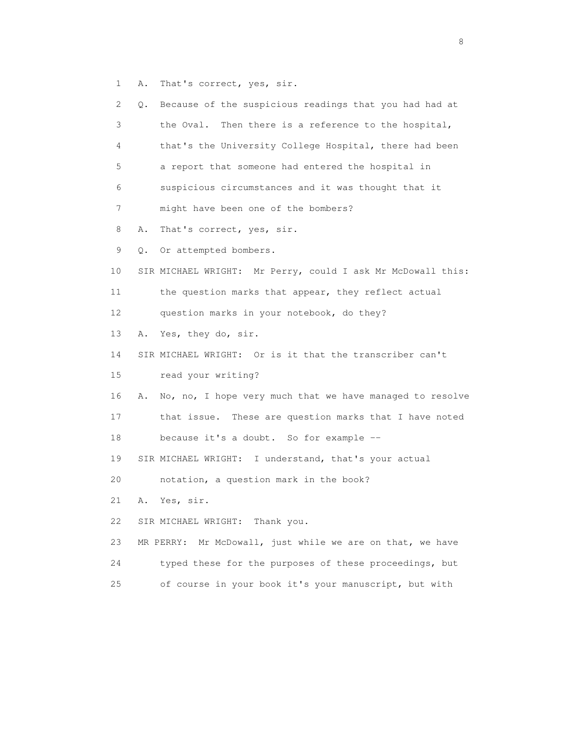1 A. That's correct, yes, sir.

2 Q. Because of the suspicious readings that you had had at

3 the Oval. Then there is a reference to the hospital,

4 that's the University College Hospital, there had been

5 a report that someone had entered the hospital in

6 suspicious circumstances and it was thought that it

7 might have been one of the bombers?

8 A. That's correct, yes, sir.

9 Q. Or attempted bombers.

10 SIR MICHAEL WRIGHT: Mr Perry, could I ask Mr McDowall this:

11 the question marks that appear, they reflect actual

12 question marks in your notebook, do they?

13 A. Yes, they do, sir.

14 SIR MICHAEL WRIGHT: Or is it that the transcriber can't

15 read your writing?

16 A. No, no, I hope very much that we have managed to resolve

17 that issue. These are question marks that I have noted

18 because it's a doubt. So for example --

19 SIR MICHAEL WRIGHT: I understand, that's your actual

20 notation, a question mark in the book?

21 A. Yes, sir.

22 SIR MICHAEL WRIGHT: Thank you.

23 MR PERRY: Mr McDowall, just while we are on that, we have

24 typed these for the purposes of these proceedings, but

25 of course in your book it's your manuscript, but with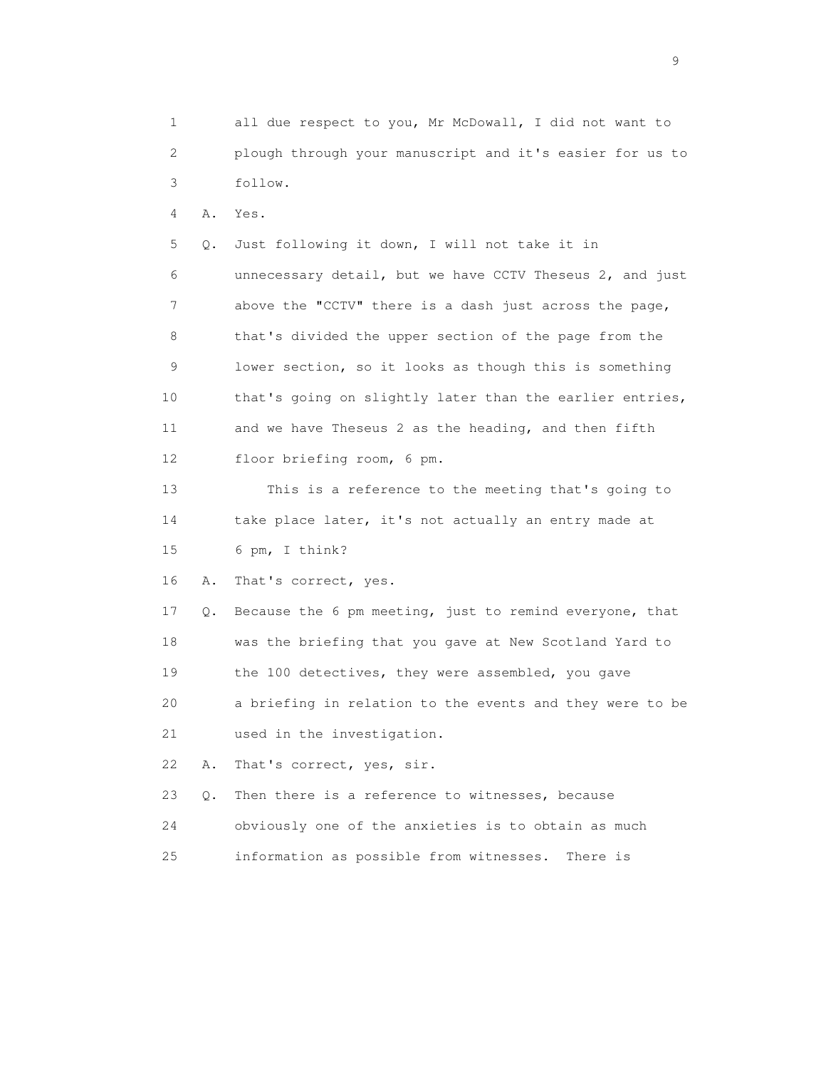1 all due respect to you, Mr McDowall, I did not want to
2 plough through your manuscript and it's easier for us to
3 follow.

4 A. Yes.

5 Q. Just following it down, I will not take it in
6 unnecessary detail, but we have CCTV Theseus 2, and just
7 above the "CCTV" there is a dash just across the page,
8 that's divided the upper section of the page from the
9 lower section, so it looks as though this is something
10 that's going on slightly later than the earlier entries,
11 and we have Theseus 2 as the heading, and then fifth
12 floor briefing room, 6 pm.

13 This is a reference to the meeting that's going to
14 take place later, it's not actually an entry made at
15 6 pm, I think?

16 A. That's correct, yes.

17 Q. Because the 6 pm meeting, just to remind everyone, that
18 was the briefing that you gave at New Scotland Yard to
19 the 100 detectives, they were assembled, you gave
20 a briefing in relation to the events and they were to be
21 used in the investigation.

22 A. That's correct, yes, sir.

23 Q. Then there is a reference to witnesses, because
24 obviously one of the anxieties is to obtain as much
25 information as possible from witnesses. There is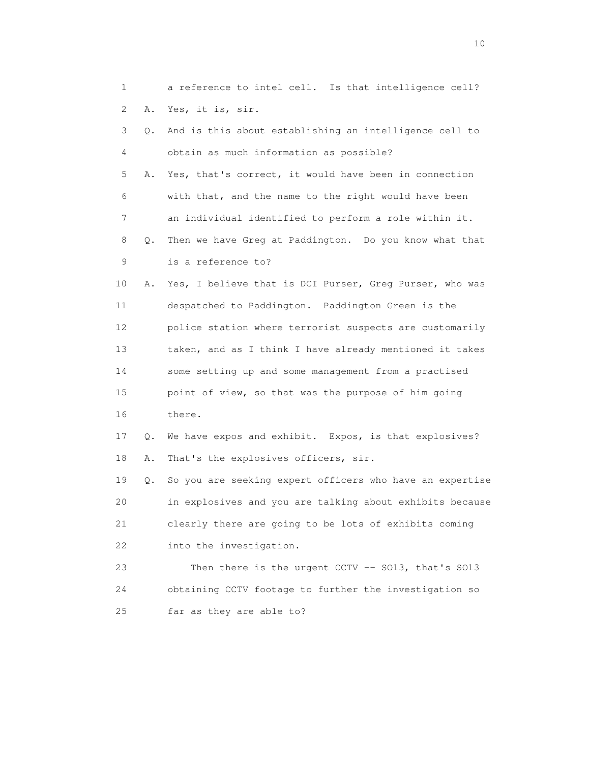1 a reference to intel cell. Is that intelligence cell?

2 A. Yes, it is, sir.

3 Q. And is this about establishing an intelligence cell to

4 obtain as much information as possible?

5 A. Yes, that's correct, it would have been in connection

6 with that, and the name to the right would have been

7 an individual identified to perform a role within it.

8 Q. Then we have Greg at Paddington. Do you know what that

9 is a reference to?

10 A. Yes, I believe that is DCI Purser, Greg Purser, who was

11 despatched to Paddington. Paddington Green is the

12 police station where terrorist suspects are customarily

13 taken, and as I think I have already mentioned it takes

14 some setting up and some management from a practised

15 point of view, so that was the purpose of him going

16 there.

17 Q. We have expos and exhibit. Expos, is that explosives?

18 A. That's the explosives officers, sir.

19 Q. So you are seeking expert officers who have an expertise

20 in explosives and you are talking about exhibits because

21 clearly there are going to be lots of exhibits coming

22 into the investigation.

23 Then there is the urgent CCTV -- SO13, that's SO13

24 obtaining CCTV footage to further the investigation so

25 far as they are able to?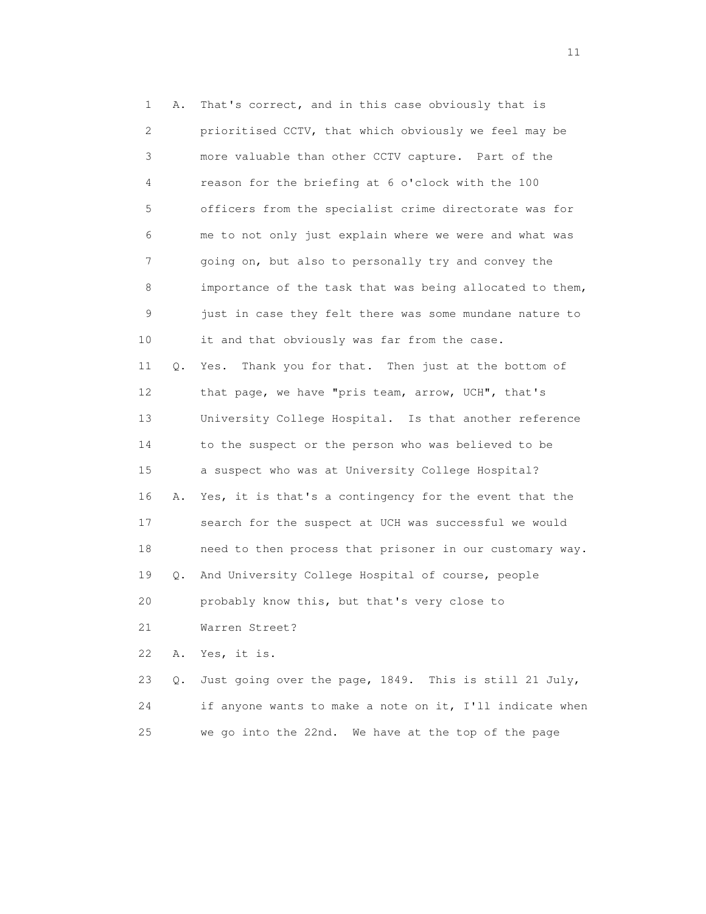1 A. That's correct, and in this case obviously that is
2 prioritised CCTV, that which obviously we feel may be
3 more valuable than other CCTV capture. Part of the
4 reason for the briefing at 6 o'clock with the 100
5 officers from the specialist crime directorate was for
6 me to not only just explain where we were and what was
7 going on, but also to personally try and convey the
8 importance of the task that was being allocated to them,
9 just in case they felt there was some mundane nature to
10 it and that obviously was far from the case.
11 Q. Yes. Thank you for that. Then just at the bottom of
12 that page, we have "pris team, arrow, UCH", that's
13 University College Hospital. Is that another reference
14 to the suspect or the person who was believed to be
15 a suspect who was at University College Hospital?
16 A. Yes, it is that's a contingency for the event that the
17 search for the suspect at UCH was successful we would
18 need to then process that prisoner in our customary way.
19 Q. And University College Hospital of course, people
20 probably know this, but that's very close to
21 Warren Street?
22 A. Yes, it is.
23 Q. Just going over the page, 1849. This is still 21 July,
24 if anyone wants to make a note on it, I'll indicate when
25 we go into the 22nd. We have at the top of the page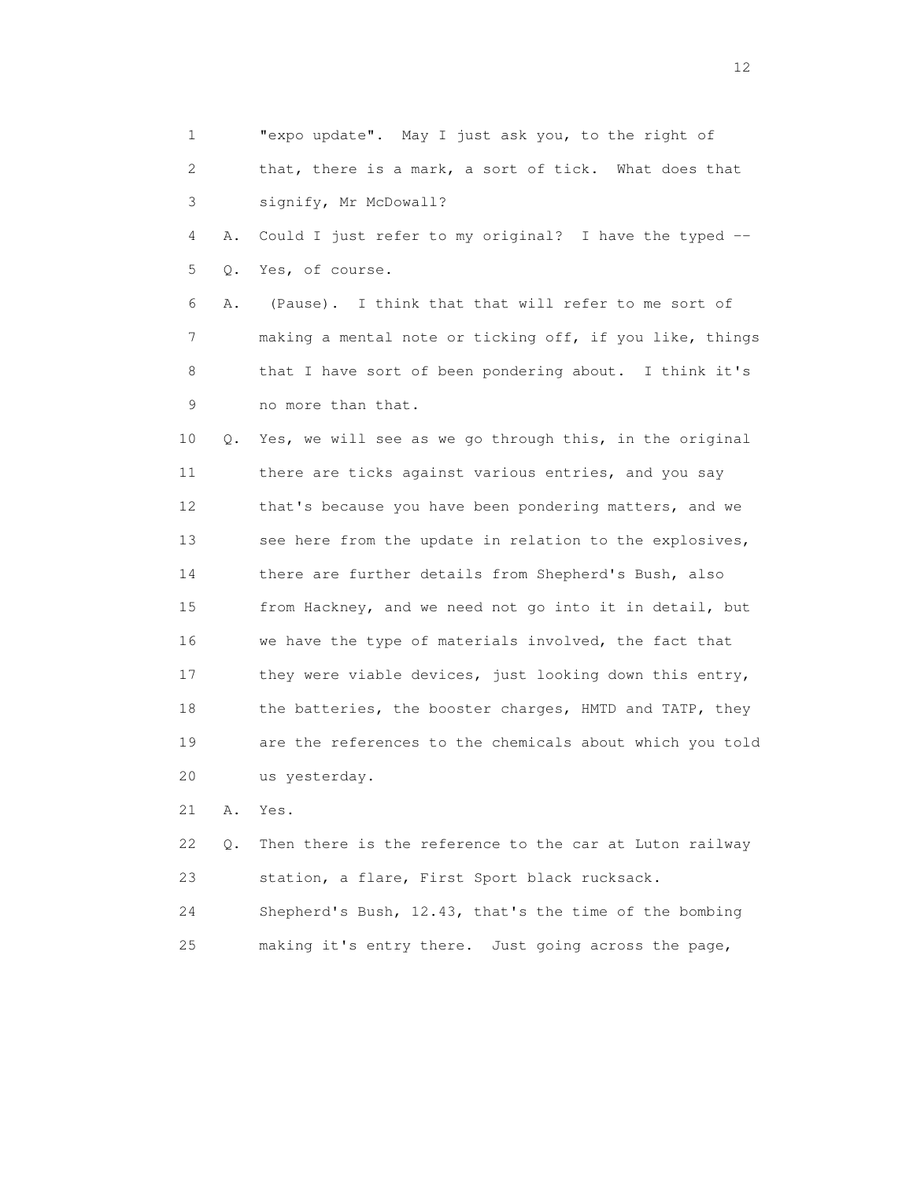1 "expo update". May I just ask you, to the right of
2 that, there is a mark, a sort of tick. What does that
3 signify, Mr McDowall?

4 A. Could I just refer to my original? I have the typed --

5 Q. Yes, of course.

6 A. (Pause). I think that that will refer to me sort of
7 making a mental note or ticking off, if you like, things
8 that I have sort of been pondering about. I think it's
9 no more than that.

10 Q. Yes, we will see as we go through this, in the original
11 there are ticks against various entries, and you say
12 that's because you have been pondering matters, and we
13 see here from the update in relation to the explosives,
14 there are further details from Shepherd's Bush, also
15 from Hackney, and we need not go into it in detail, but
16 we have the type of materials involved, the fact that
17 they were viable devices, just looking down this entry,
18 the batteries, the booster charges, HMTD and TATP, they
19 are the references to the chemicals about which you told
20 us yesterday.

21 A. Yes.

22 Q. Then there is the reference to the car at Luton railway
23 station, a flare, First Sport black rucksack.
24 Shepherd's Bush, 12.43, that's the time of the bombing
25 making it's entry there. Just going across the page,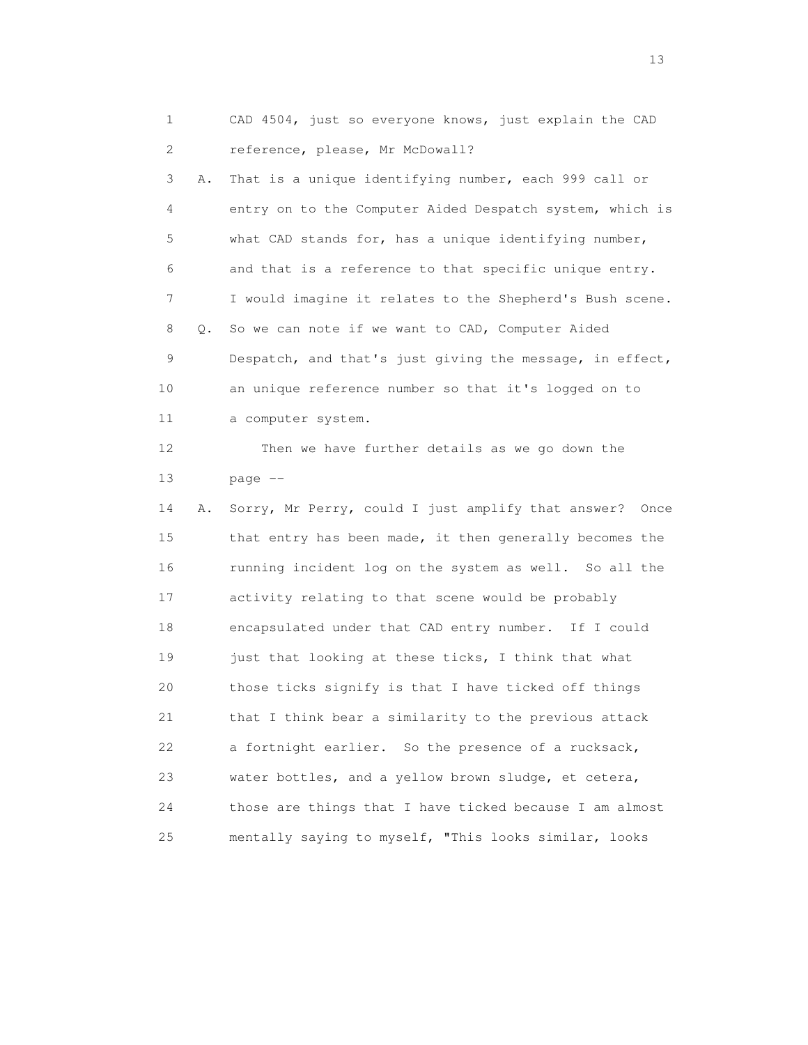1 CAD 4504, just so everyone knows, just explain the CAD
2 reference, please, Mr McDowall?
3 A. That is a unique identifying number, each 999 call or
4 entry on to the Computer Aided Despatch system, which is
5 what CAD stands for, has a unique identifying number,
6 and that is a reference to that specific unique entry.
7 I would imagine it relates to the Shepherd's Bush scene.
8 Q. So we can note if we want to CAD, Computer Aided
9 Despatch, and that's just giving the message, in effect,
10 an unique reference number so that it's logged on to
11 a computer system.
12 Then we have further details as we go down the
13 page --
14 A. Sorry, Mr Perry, could I just amplify that answer? Once
15 that entry has been made, it then generally becomes the
16 running incident log on the system as well. So all the
17 activity relating to that scene would be probably
18 encapsulated under that CAD entry number. If I could
19 just that looking at these ticks, I think that what
20 those ticks signify is that I have ticked off things
21 that I think bear a similarity to the previous attack
22 a fortnight earlier. So the presence of a rucksack,
23 water bottles, and a yellow brown sludge, et cetera,
24 those are things that I have ticked because I am almost
25 mentally saying to myself, "This looks similar, looks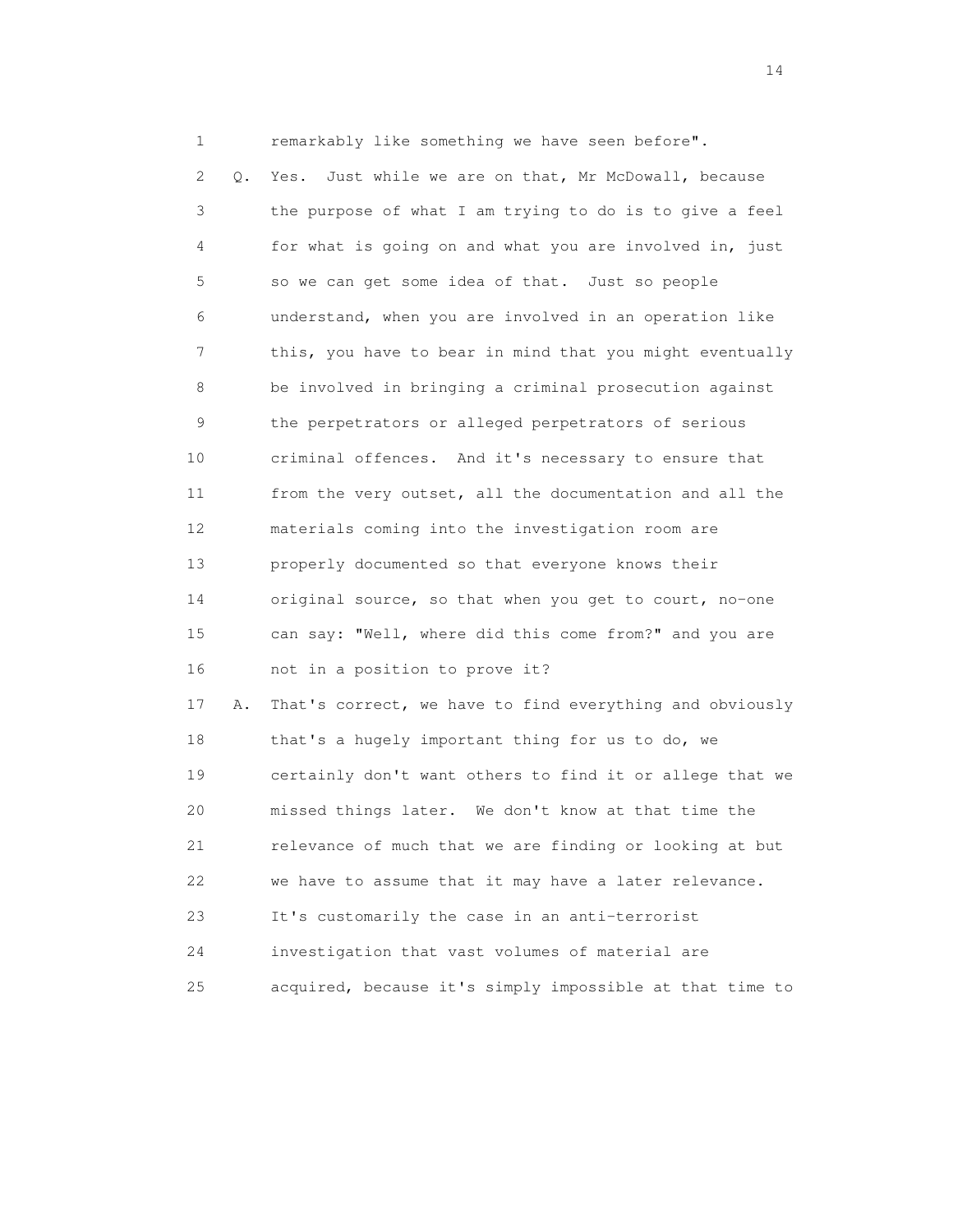remarkably like something we have seen before".

Q. Yes. Just while we are on that, Mr McDowall, because the purpose of what I am trying to do is to give a feel for what is going on and what you are involved in, just so we can get some idea of that. Just so people understand, when you are involved in an operation like this, you have to bear in mind that you might eventually be involved in bringing a criminal prosecution against the perpetrators or alleged perpetrators of serious criminal offences. And it's necessary to ensure that from the very outset, all the documentation and all the materials coming into the investigation room are properly documented so that everyone knows their original source, so that when you get to court, no-one can say: "Well, where did this come from?" and you are not in a position to prove it?

A. That's correct, we have to find everything and obviously that's a hugely important thing for us to do, we certainly don't want others to find it or allege that we missed things later. We don't know at that time the relevance of much that we are finding or looking at but we have to assume that it may have a later relevance. It's customarily the case in an anti-terrorist investigation that vast volumes of material are acquired, because it's simply impossible at that time to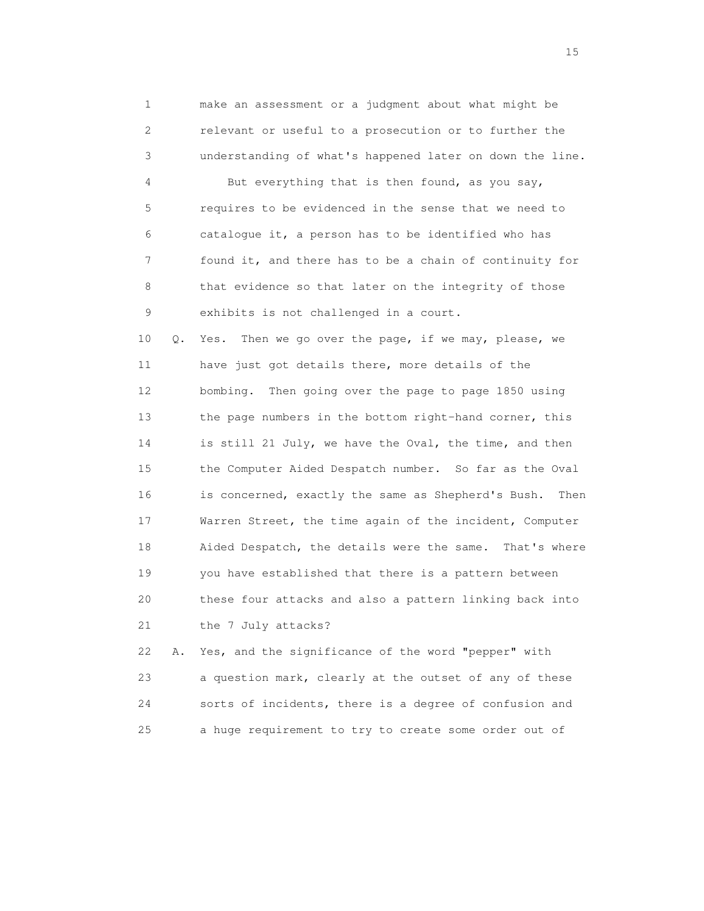1 make an assessment or a judgment about what might be
2 relevant or useful to a prosecution or to further the
3 understanding of what's happened later on down the line.
4 But everything that is then found, as you say,
5 requires to be evidenced in the sense that we need to
6 catalogue it, a person has to be identified who has
7 found it, and there has to be a chain of continuity for
8 that evidence so that later on the integrity of those
9 exhibits is not challenged in a court.
10 Q. Yes. Then we go over the page, if we may, please, we
11 have just got details there, more details of the
12 bombing. Then going over the page to page 1850 using
13 the page numbers in the bottom right-hand corner, this
14 is still 21 July, we have the Oval, the time, and then
15 the Computer Aided Despatch number. So far as the Oval
16 is concerned, exactly the same as Shepherd's Bush. Then
17 Warren Street, the time again of the incident, Computer
18 Aided Despatch, the details were the same. That's where
19 you have established that there is a pattern between
20 these four attacks and also a pattern linking back into
21 the 7 July attacks?
22 A. Yes, and the significance of the word "pepper" with
23 a question mark, clearly at the outset of any of these
24 sorts of incidents, there is a degree of confusion and
25 a huge requirement to try to create some order out of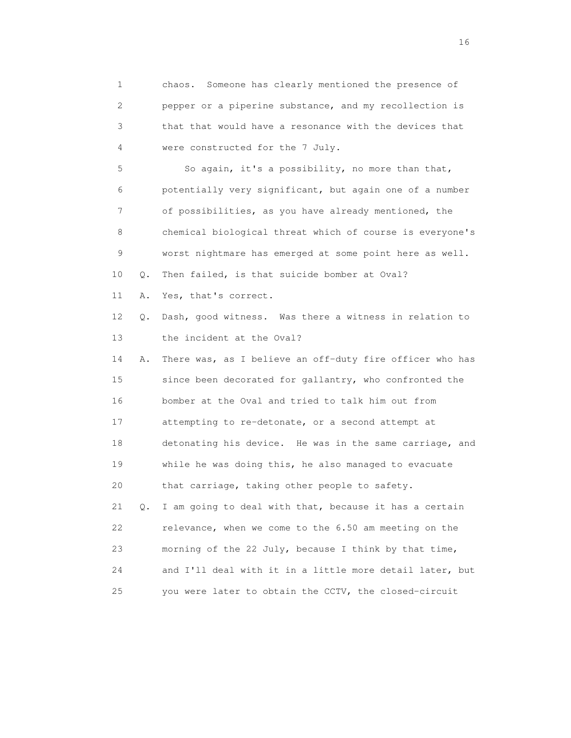1 chaos. Someone has clearly mentioned the presence of
2 pepper or a piperine substance, and my recollection is
3 that that would have a resonance with the devices that
4 were constructed for the 7 July.

5 So again, it's a possibility, no more than that,
6 potentially very significant, but again one of a number
7 of possibilities, as you have already mentioned, the
8 chemical biological threat which of course is everyone's
9 worst nightmare has emerged at some point here as well.

10 Q. Then failed, is that suicide bomber at Oval?

11 A. Yes, that's correct.

12 Q. Dash, good witness. Was there a witness in relation to
13 the incident at the Oval?

14 A. There was, as I believe an off-duty fire officer who has
15 since been decorated for gallantry, who confronted the
16 bomber at the Oval and tried to talk him out from
17 attempting to re-detonate, or a second attempt at
18 detonating his device. He was in the same carriage, and
19 while he was doing this, he also managed to evacuate
20 that carriage, taking other people to safety.

21 Q. I am going to deal with that, because it has a certain
22 relevance, when we come to the 6.50 am meeting on the
23 morning of the 22 July, because I think by that time,
24 and I'll deal with it in a little more detail later, but
25 you were later to obtain the CCTV, the closed-circuit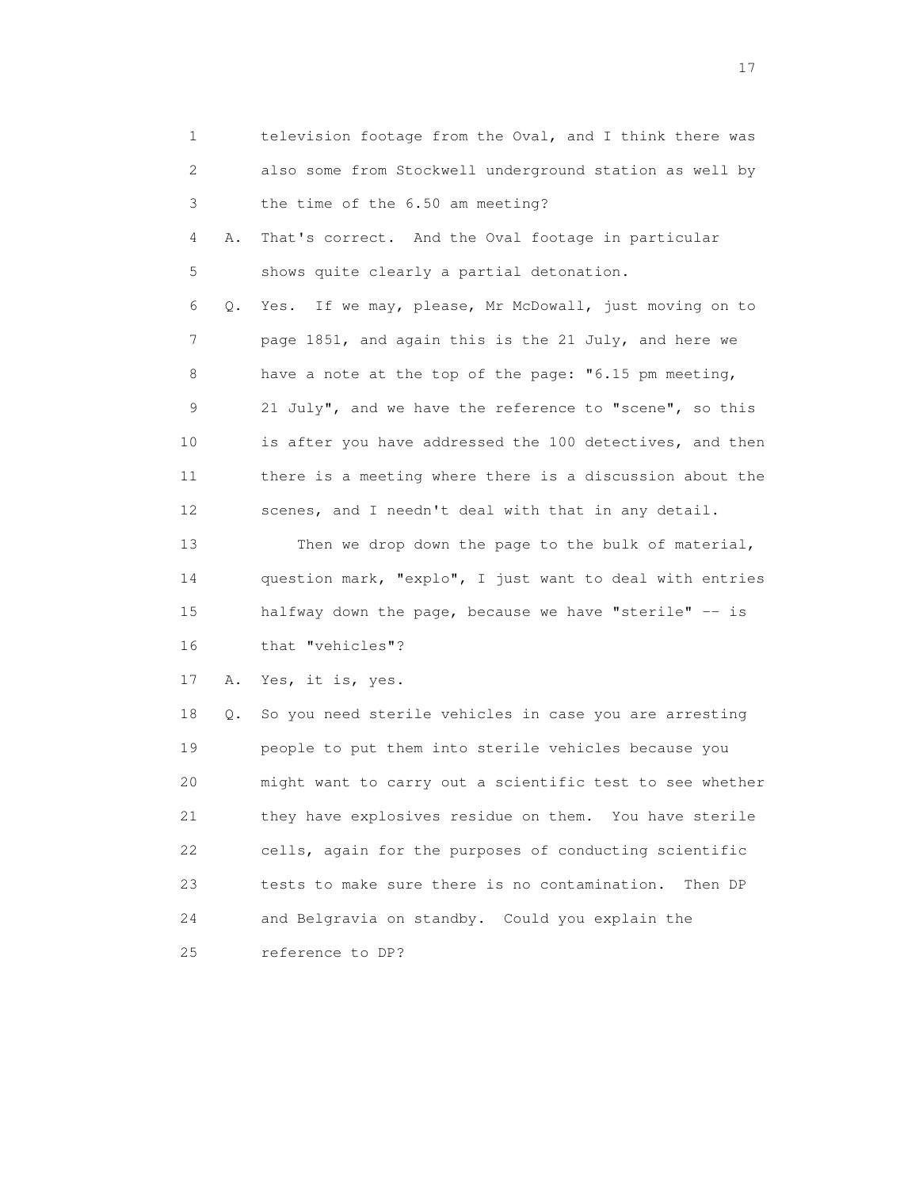1 television footage from the Oval, and I think there was
2 also some from Stockwell underground station as well by
3 the time of the 6.50 am meeting?

4 A. That's correct. And the Oval footage in particular
5 shows quite clearly a partial detonation.

6 Q. Yes. If we may, please, Mr McDowall, just moving on to
7 page 1851, and again this is the 21 July, and here we
8 have a note at the top of the page: "6.15 pm meeting,
9 21 July", and we have the reference to "scene", so this
10 is after you have addressed the 100 detectives, and then
11 there is a meeting where there is a discussion about the
12 scenes, and I needn't deal with that in any detail.

13 Then we drop down the page to the bulk of material,
14 question mark, "explo", I just want to deal with entries
15 halfway down the page, because we have "sterile" -- is
16 that "vehicles"?

17 A. Yes, it is, yes.

18 Q. So you need sterile vehicles in case you are arresting
19 people to put them into sterile vehicles because you
20 might want to carry out a scientific test to see whether
21 they have explosives residue on them. You have sterile
22 cells, again for the purposes of conducting scientific
23 tests to make sure there is no contamination. Then DP
24 and Belgravia on standby. Could you explain the
25 reference to DP?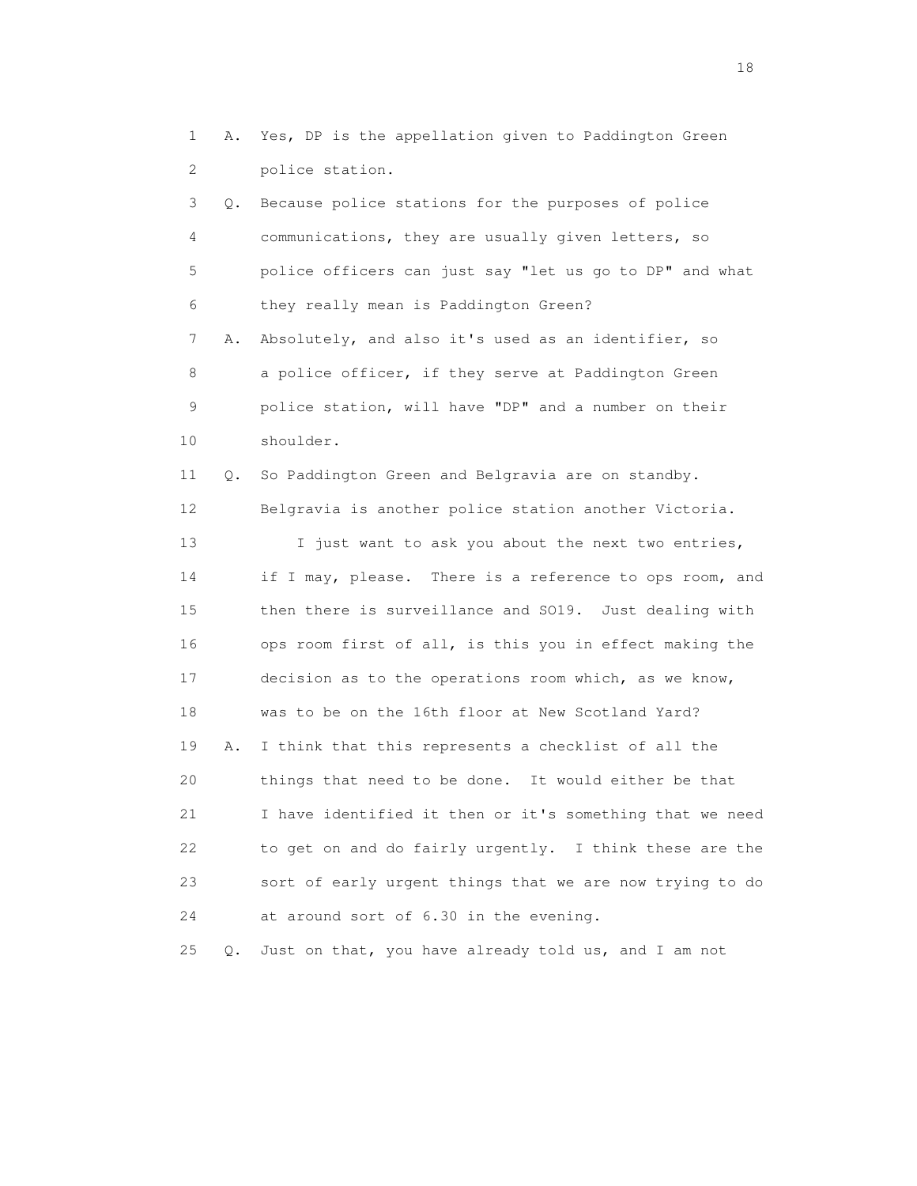1 A. Yes, DP is the appellation given to Paddington Green
2 police station.
3 Q. Because police stations for the purposes of police
4 communications, they are usually given letters, so
5 police officers can just say "let us go to DP" and what
6 they really mean is Paddington Green?
7 A. Absolutely, and also it's used as an identifier, so
8 a police officer, if they serve at Paddington Green
9 police station, will have "DP" and a number on their
10 shoulder.
11 Q. So Paddington Green and Belgravia are on standby.
12 Belgravia is another police station another Victoria.
13 I just want to ask you about the next two entries,
14 if I may, please. There is a reference to ops room, and
15 then there is surveillance and SO19. Just dealing with
16 ops room first of all, is this you in effect making the
17 decision as to the operations room which, as we know,
18 was to be on the 16th floor at New Scotland Yard?
19 A. I think that this represents a checklist of all the
20 things that need to be done. It would either be that
21 I have identified it then or it's something that we need
22 to get on and do fairly urgently. I think these are the
23 sort of early urgent things that we are now trying to do
24 at around sort of 6.30 in the evening.
25 Q. Just on that, you have already told us, and I am not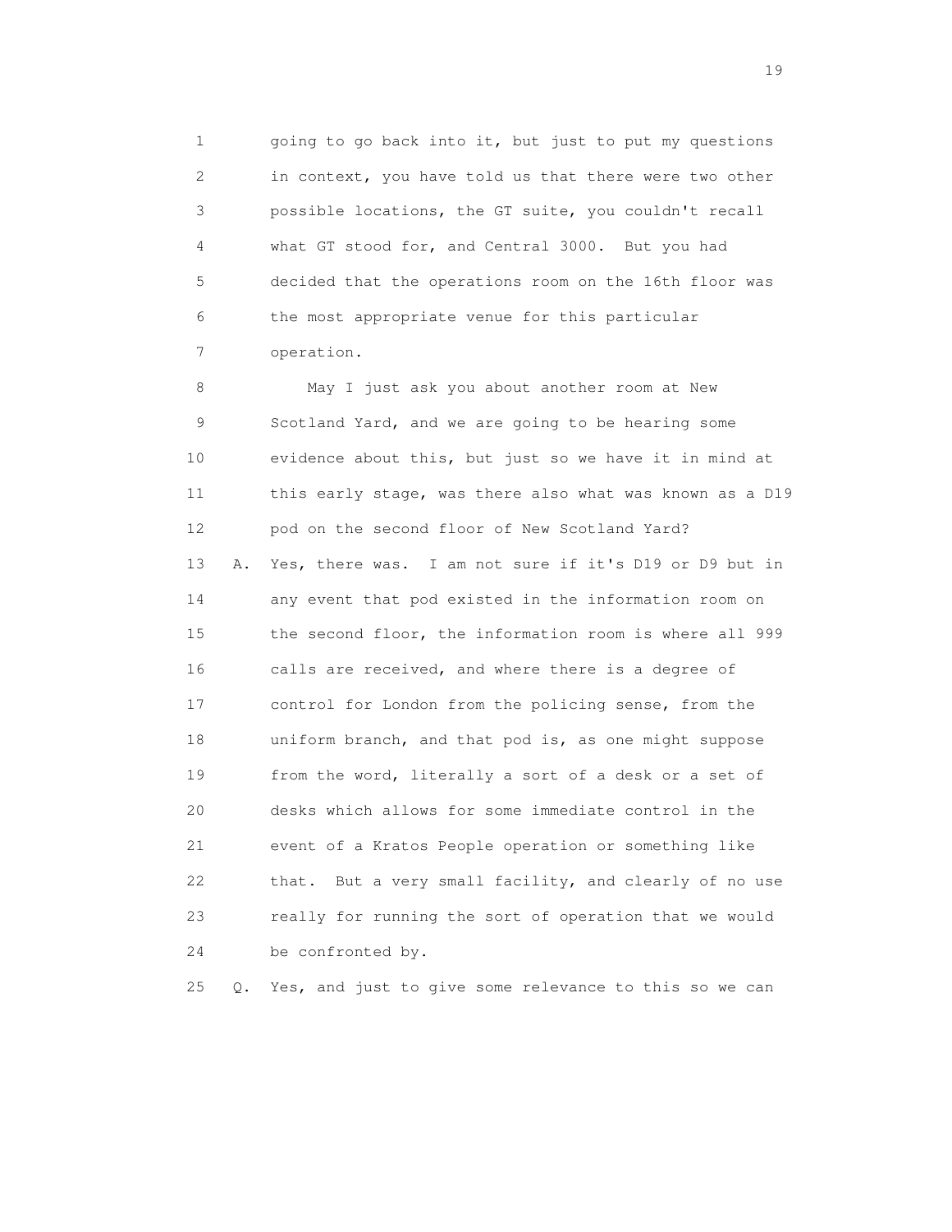1 going to go back into it, but just to put my questions
2 in context, you have told us that there were two other
3 possible locations, the GT suite, you couldn't recall
4 what GT stood for, and Central 3000. But you had
5 decided that the operations room on the 16th floor was
6 the most appropriate venue for this particular
7 operation.

8 May I just ask you about another room at New
9 Scotland Yard, and we are going to be hearing some
10 evidence about this, but just so we have it in mind at
11 this early stage, was there also what was known as a D19
12 pod on the second floor of New Scotland Yard?

13 A. Yes, there was. I am not sure if it's D19 or D9 but in
14 any event that pod existed in the information room on
15 the second floor, the information room is where all 999
16 calls are received, and where there is a degree of
17 control for London from the policing sense, from the
18 uniform branch, and that pod is, as one might suppose
19 from the word, literally a sort of a desk or a set of
20 desks which allows for some immediate control in the
21 event of a Kratos People operation or something like
22 that. But a very small facility, and clearly of no use
23 really for running the sort of operation that we would
24 be confronted by.

25 Q. Yes, and just to give some relevance to this so we can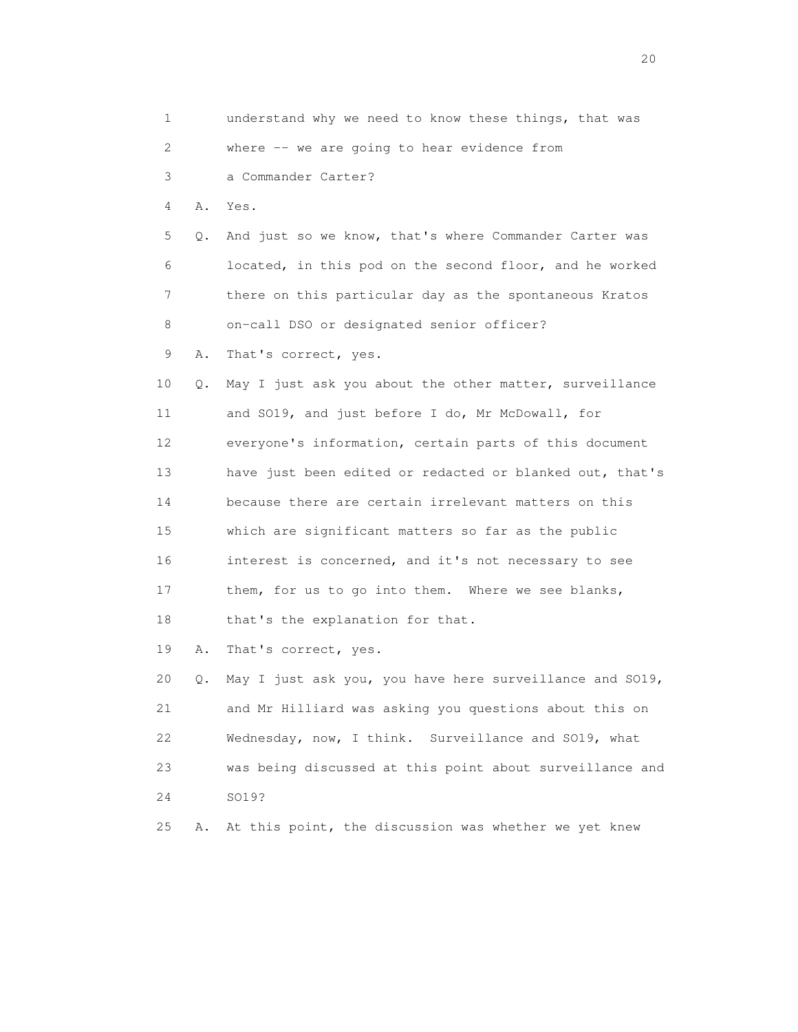1 understand why we need to know these things, that was
2 where -- we are going to hear evidence from
3 a Commander Carter?
4 A. Yes.
5 Q. And just so we know, that's where Commander Carter was
6 located, in this pod on the second floor, and he worked
7 there on this particular day as the spontaneous Kratos
8 on-call DSO or designated senior officer?
9 A. That's correct, yes.
10 Q. May I just ask you about the other matter, surveillance
11 and SO19, and just before I do, Mr McDowall, for
12 everyone's information, certain parts of this document
13 have just been edited or redacted or blanked out, that's
14 because there are certain irrelevant matters on this
15 which are significant matters so far as the public
16 interest is concerned, and it's not necessary to see
17 them, for us to go into them. Where we see blanks,
18 that's the explanation for that.
19 A. That's correct, yes.
20 Q. May I just ask you, you have here surveillance and SO19,
21 and Mr Hilliard was asking you questions about this on
22 Wednesday, now, I think. Surveillance and SO19, what
23 was being discussed at this point about surveillance and
24 SO19?
25 A. At this point, the discussion was whether we yet knew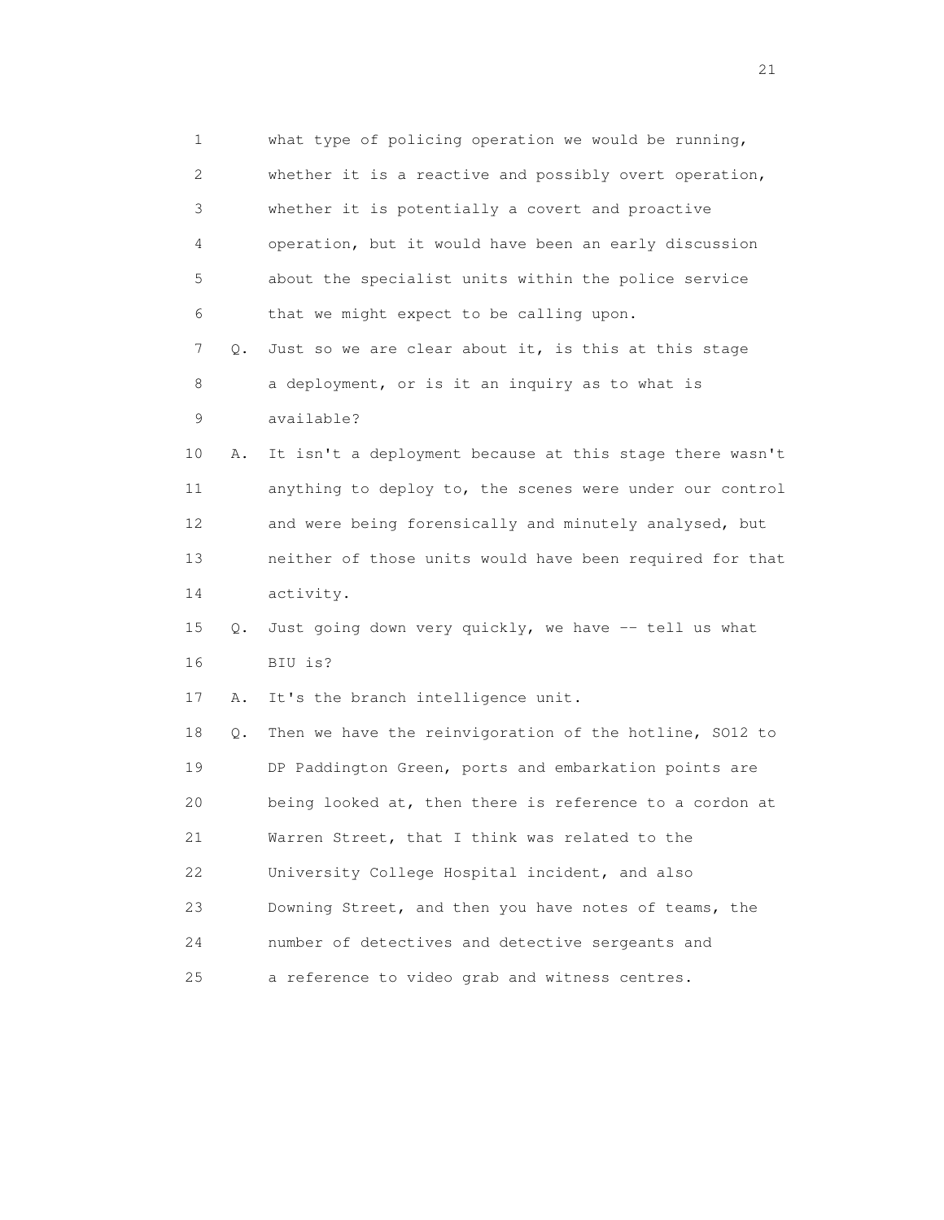1 what type of policing operation we would be running,
2 whether it is a reactive and possibly overt operation,
3 whether it is potentially a covert and proactive
4 operation, but it would have been an early discussion
5 about the specialist units within the police service
6 that we might expect to be calling upon.
7 Q. Just so we are clear about it, is this at this stage
8 a deployment, or is it an inquiry as to what is
9 available?
10 A. It isn't a deployment because at this stage there wasn't
11 anything to deploy to, the scenes were under our control
12 and were being forensically and minutely analysed, but
13 neither of those units would have been required for that
14 activity.
15 Q. Just going down very quickly, we have -- tell us what
16 BIU is?
17 A. It's the branch intelligence unit.
18 Q. Then we have the reinvigoration of the hotline, SO12 to
19 DP Paddington Green, ports and embarkation points are
20 being looked at, then there is reference to a cordon at
21 Warren Street, that I think was related to the
22 University College Hospital incident, and also
23 Downing Street, and then you have notes of teams, the
24 number of detectives and detective sergeants and
25 a reference to video grab and witness centres.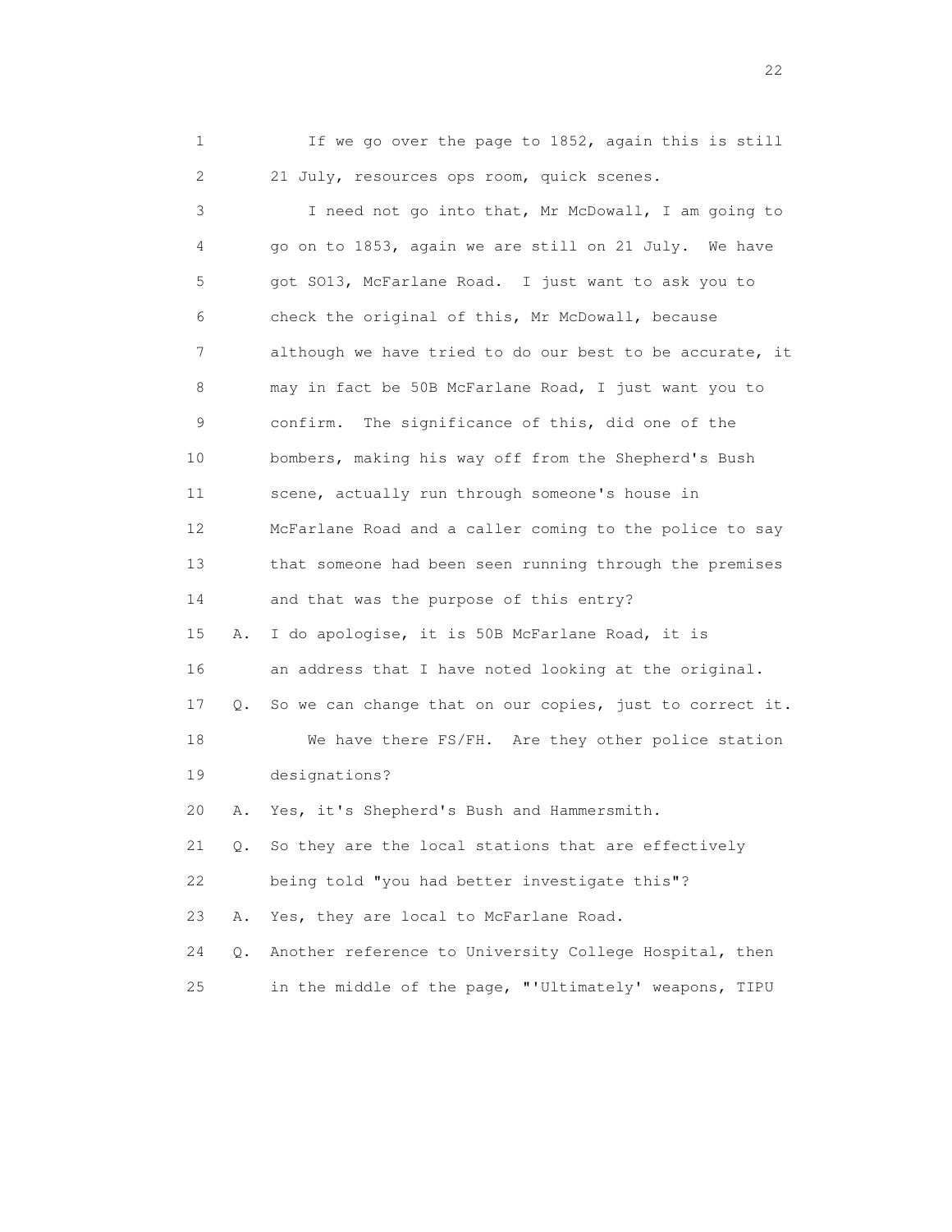If we go over the page to 1852, again this is still 21 July, resources ops room, quick scenes.

I need not go into that, Mr McDowall, I am going to go on to 1853, again we are still on 21 July. We have got SO13, McFarlane Road. I just want to ask you to check the original of this, Mr McDowall, because although we have tried to do our best to be accurate, it may in fact be 50B McFarlane Road, I just want you to confirm. The significance of this, did one of the bombers, making his way off from the Shepherd's Bush scene, actually run through someone's house in McFarlane Road and a caller coming to the police to say that someone had been seen running through the premises and that was the purpose of this entry?

A. I do apologise, it is 50B McFarlane Road, it is an address that I have noted looking at the original.

Q. So we can change that on our copies, just to correct it.

We have there FS/FH. Are they other police station designations?

A. Yes, it's Shepherd's Bush and Hammersmith.

Q. So they are the local stations that are effectively being told "you had better investigate this"?

A. Yes, they are local to McFarlane Road.

Q. Another reference to University College Hospital, then in the middle of the page, "'Ultimately' weapons, TIPU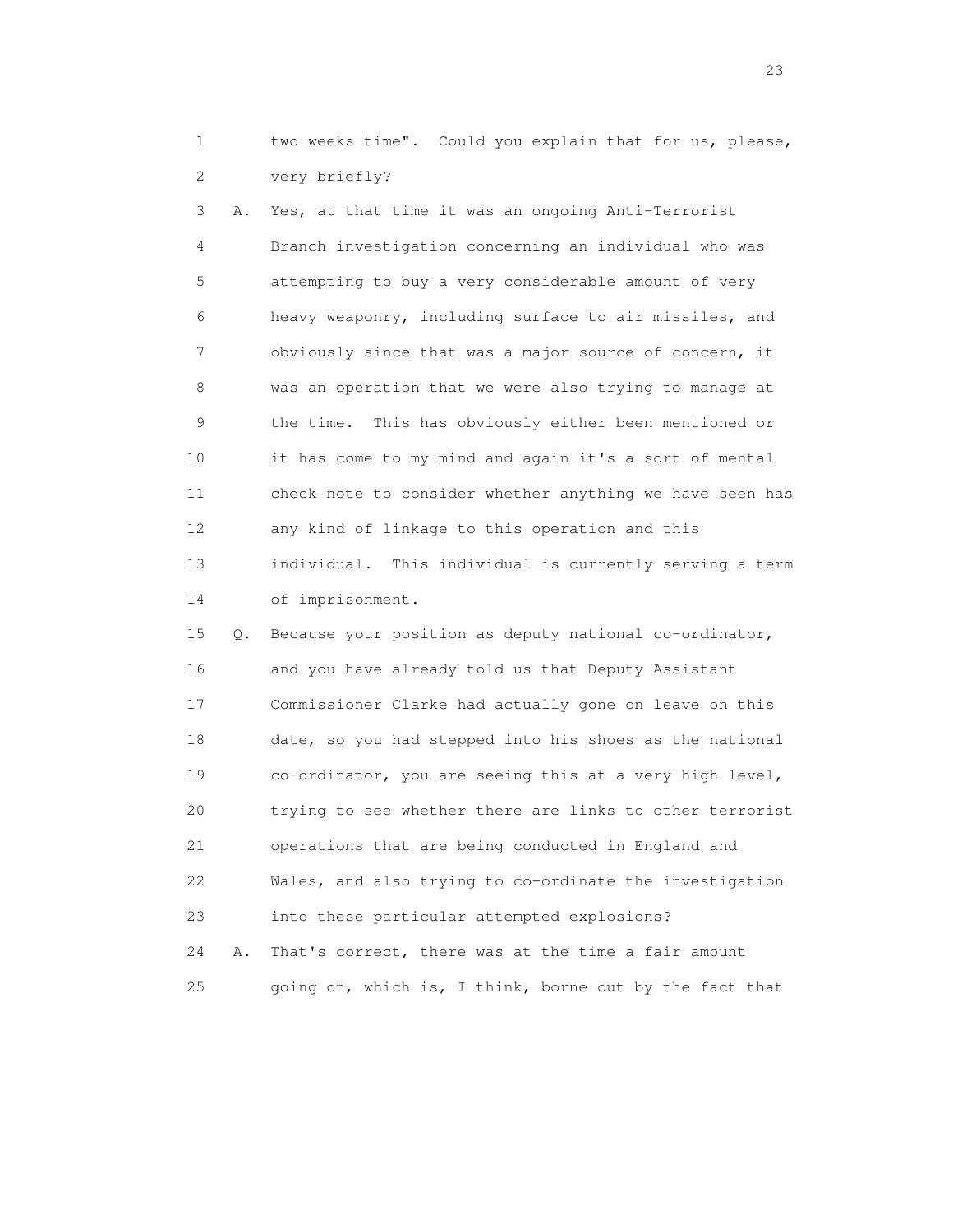1 two weeks time". Could you explain that for us, please,
2 very briefly?
3 A. Yes, at that time it was an ongoing Anti-Terrorist
4 Branch investigation concerning an individual who was
5 attempting to buy a very considerable amount of very
6 heavy weaponry, including surface to air missiles, and
7 obviously since that was a major source of concern, it
8 was an operation that we were also trying to manage at
9 the time. This has obviously either been mentioned or
10 it has come to my mind and again it's a sort of mental
11 check note to consider whether anything we have seen has
12 any kind of linkage to this operation and this
13 individual. This individual is currently serving a term
14 of imprisonment.
15 Q. Because your position as deputy national co-ordinator,
16 and you have already told us that Deputy Assistant
17 Commissioner Clarke had actually gone on leave on this
18 date, so you had stepped into his shoes as the national
19 co-ordinator, you are seeing this at a very high level,
20 trying to see whether there are links to other terrorist
21 operations that are being conducted in England and
22 Wales, and also trying to co-ordinate the investigation
23 into these particular attempted explosions?
24 A. That's correct, there was at the time a fair amount
25 going on, which is, I think, borne out by the fact that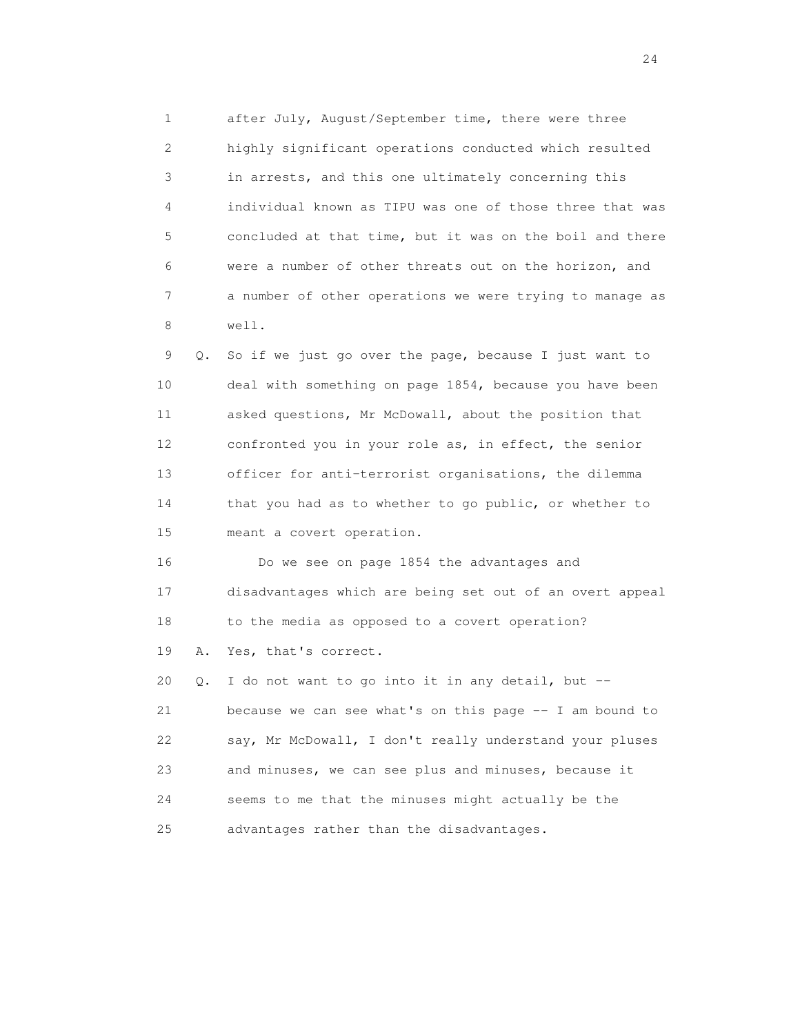1 after July, August/September time, there were three
2 highly significant operations conducted which resulted
3 in arrests, and this one ultimately concerning this
4 individual known as TIPU was one of those three that was
5 concluded at that time, but it was on the boil and there
6 were a number of other threats out on the horizon, and
7 a number of other operations we were trying to manage as
8 well.

9 Q. So if we just go over the page, because I just want to
10 deal with something on page 1854, because you have been
11 asked questions, Mr McDowall, about the position that
12 confronted you in your role as, in effect, the senior
13 officer for anti-terrorist organisations, the dilemma
14 that you had as to whether to go public, or whether to
15 meant a covert operation.

16 Do we see on page 1854 the advantages and
17 disadvantages which are being set out of an overt appeal
18 to the media as opposed to a covert operation?

19 A. Yes, that's correct.

20 Q. I do not want to go into it in any detail, but --
21 because we can see what's on this page -- I am bound to
22 say, Mr McDowall, I don't really understand your pluses
23 and minuses, we can see plus and minuses, because it
24 seems to me that the minuses might actually be the
25 advantages rather than the disadvantages.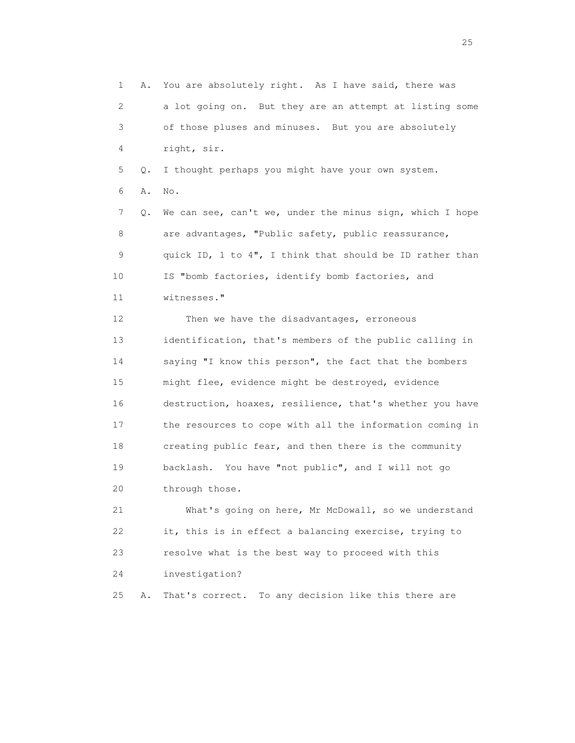1 A. You are absolutely right. As I have said, there was
2 a lot going on. But they are an attempt at listing some
3 of those pluses and minuses. But you are absolutely
4 right, sir.
5 Q. I thought perhaps you might have your own system.
6 A. No.
7 Q. We can see, can't we, under the minus sign, which I hope
8 are advantages, "Public safety, public reassurance,
9 quick ID, 1 to 4", I think that should be ID rather than
10 IS "bomb factories, identify bomb factories, and
11 witnesses."
12 Then we have the disadvantages, erroneous
13 identification, that's members of the public calling in
14 saying "I know this person", the fact that the bombers
15 might flee, evidence might be destroyed, evidence
16 destruction, hoaxes, resilience, that's whether you have
17 the resources to cope with all the information coming in
18 creating public fear, and then there is the community
19 backlash. You have "not public", and I will not go
20 through those.
21 What's going on here, Mr McDowall, so we understand
22 it, this is in effect a balancing exercise, trying to
23 resolve what is the best way to proceed with this
24 investigation?
25 A. That's correct. To any decision like this there are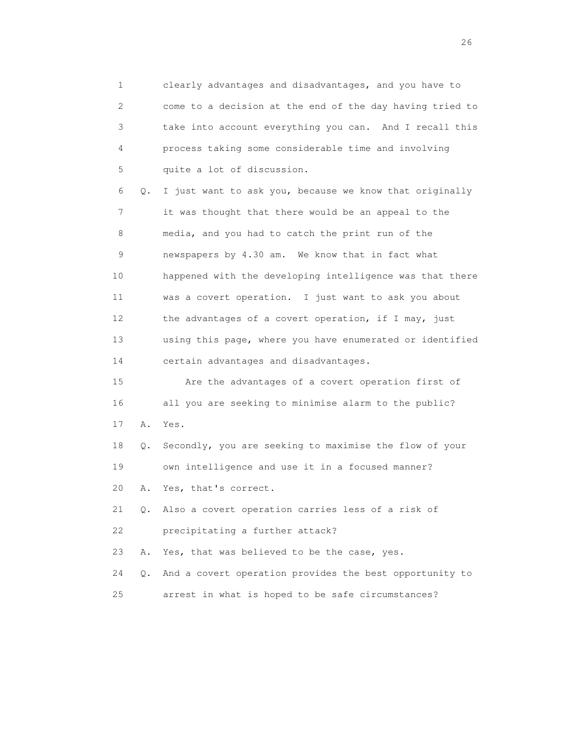1 clearly advantages and disadvantages, and you have to
2 come to a decision at the end of the day having tried to
3 take into account everything you can. And I recall this
4 process taking some considerable time and involving
5 quite a lot of discussion.

6 Q. I just want to ask you, because we know that originally
7 it was thought that there would be an appeal to the
8 media, and you had to catch the print run of the
9 newspapers by 4.30 am. We know that in fact what
10 happened with the developing intelligence was that there
11 was a covert operation. I just want to ask you about
12 the advantages of a covert operation, if I may, just
13 using this page, where you have enumerated or identified
14 certain advantages and disadvantages.

15 Are the advantages of a covert operation first of
16 all you are seeking to minimise alarm to the public?

17 A. Yes.

18 Q. Secondly, you are seeking to maximise the flow of your
19 own intelligence and use it in a focused manner?

20 A. Yes, that's correct.

21 Q. Also a covert operation carries less of a risk of
22 precipitating a further attack?

23 A. Yes, that was believed to be the case, yes.

24 Q. And a covert operation provides the best opportunity to
25 arrest in what is hoped to be safe circumstances?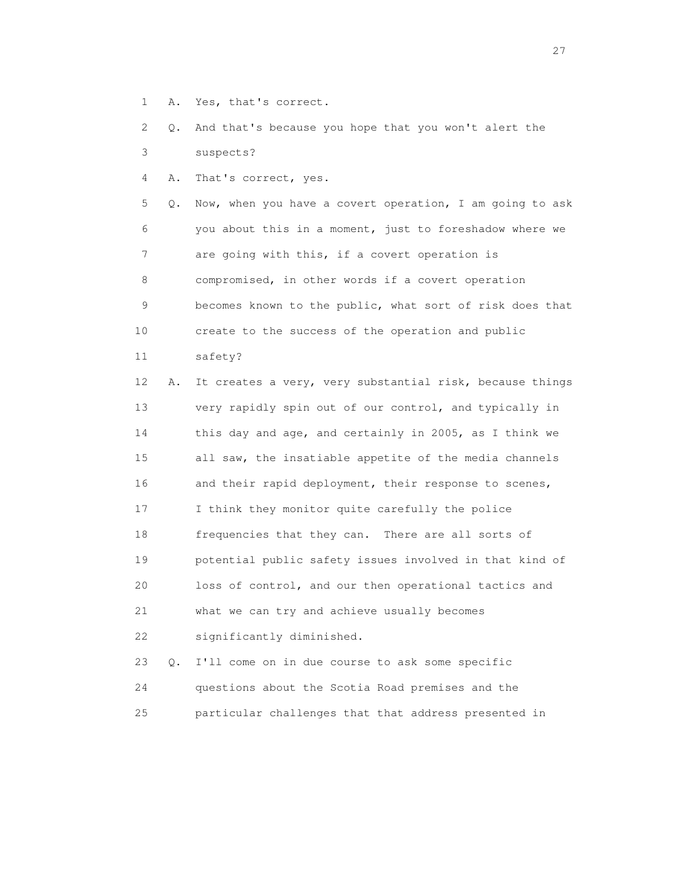1 A. Yes, that's correct.

2 Q. And that's because you hope that you won't alert the

3 suspects?

4 A. That's correct, yes.

5 Q. Now, when you have a covert operation, I am going to ask

6 you about this in a moment, just to foreshadow where we

7 are going with this, if a covert operation is

8 compromised, in other words if a covert operation

9 becomes known to the public, what sort of risk does that

10 create to the success of the operation and public

11 safety?

12 A. It creates a very, very substantial risk, because things

13 very rapidly spin out of our control, and typically in

14 this day and age, and certainly in 2005, as I think we

15 all saw, the insatiable appetite of the media channels

16 and their rapid deployment, their response to scenes,

17 I think they monitor quite carefully the police

18 frequencies that they can. There are all sorts of

19 potential public safety issues involved in that kind of

20 loss of control, and our then operational tactics and

21 what we can try and achieve usually becomes

22 significantly diminished.

23 Q. I'll come on in due course to ask some specific

24 questions about the Scotia Road premises and the

25 particular challenges that that address presented in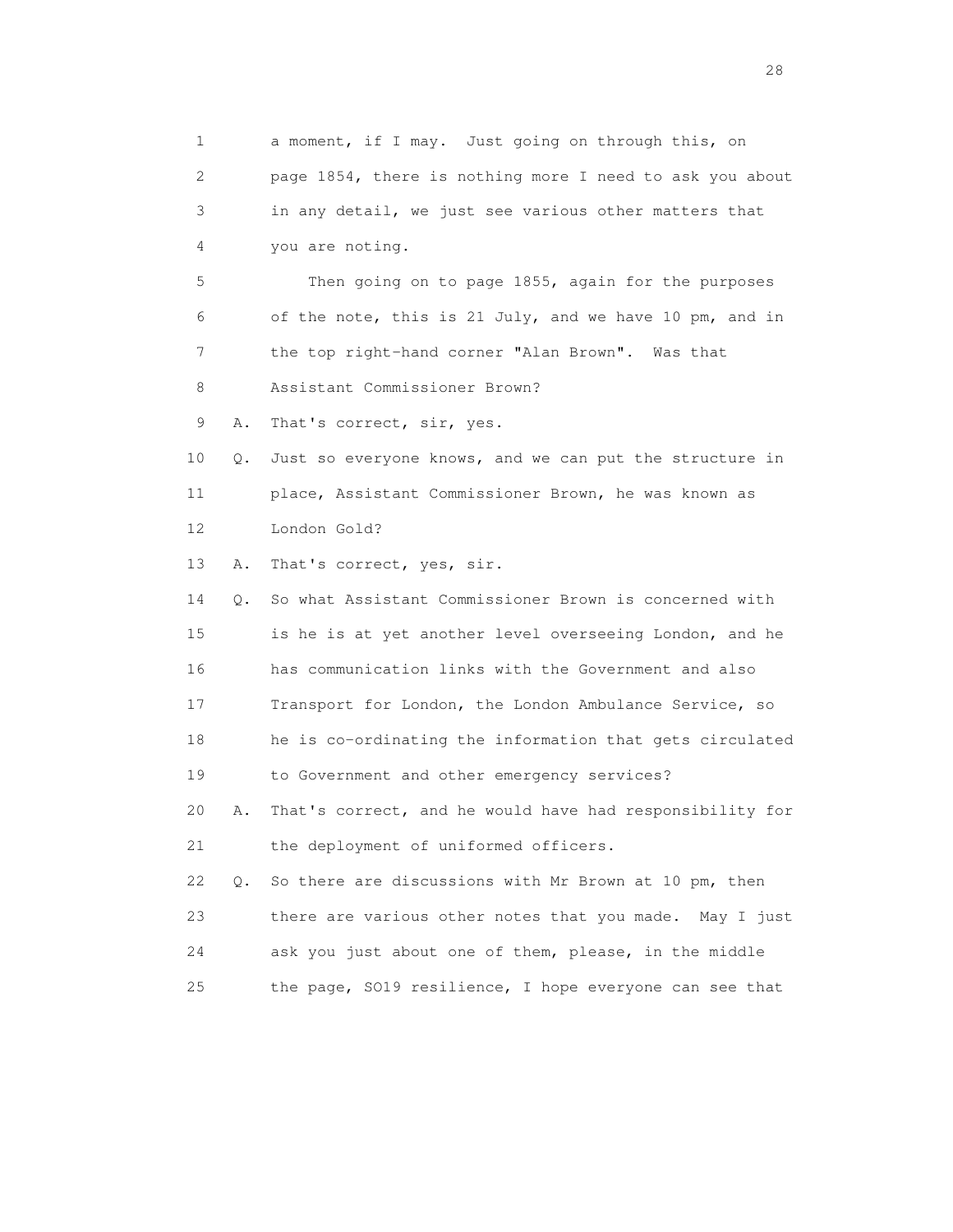1 a moment, if I may. Just going on through this, on
2 page 1854, there is nothing more I need to ask you about
3 in any detail, we just see various other matters that
4 you are noting.

5 Then going on to page 1855, again for the purposes
6 of the note, this is 21 July, and we have 10 pm, and in
7 the top right-hand corner "Alan Brown". Was that
8 Assistant Commissioner Brown?

9 A. That's correct, sir, yes.

10 Q. Just so everyone knows, and we can put the structure in
11 place, Assistant Commissioner Brown, he was known as
12 London Gold?

13 A. That's correct, yes, sir.

14 Q. So what Assistant Commissioner Brown is concerned with
15 is he is at yet another level overseeing London, and he
16 has communication links with the Government and also
17 Transport for London, the London Ambulance Service, so
18 he is co-ordinating the information that gets circulated
19 to Government and other emergency services?

20 A. That's correct, and he would have had responsibility for
21 the deployment of uniformed officers.

22 Q. So there are discussions with Mr Brown at 10 pm, then
23 there are various other notes that you made. May I just
24 ask you just about one of them, please, in the middle
25 the page, SO19 resilience, I hope everyone can see that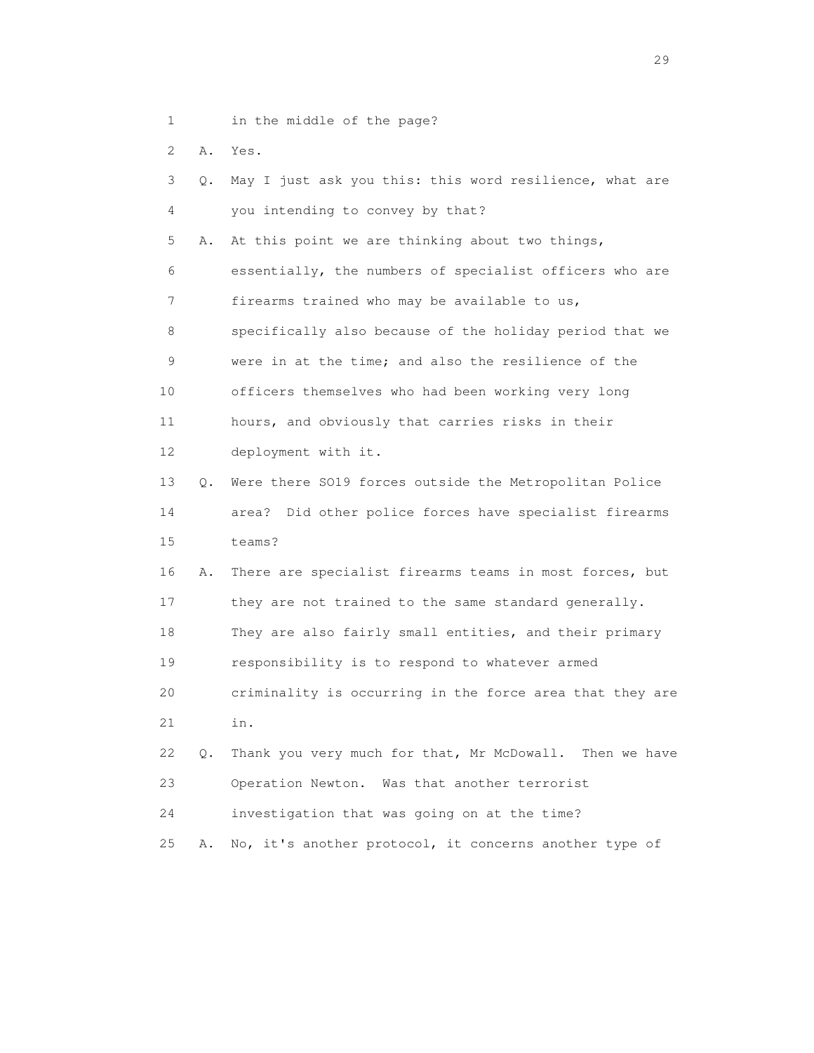1 in the middle of the page?

2 A. Yes.

3 Q. May I just ask you this: this word resilience, what are

4 you intending to convey by that?

5 A. At this point we are thinking about two things,

6 essentially, the numbers of specialist officers who are

7 firearms trained who may be available to us,

8 specifically also because of the holiday period that we

9 were in at the time; and also the resilience of the

10 officers themselves who had been working very long

11 hours, and obviously that carries risks in their

12 deployment with it.

13 Q. Were there SO19 forces outside the Metropolitan Police

14 area? Did other police forces have specialist firearms

15 teams?

16 A. There are specialist firearms teams in most forces, but

17 they are not trained to the same standard generally.

18 They are also fairly small entities, and their primary

19 responsibility is to respond to whatever armed

20 criminality is occurring in the force area that they are

21 in.

22 Q. Thank you very much for that, Mr McDowall. Then we have

23 Operation Newton. Was that another terrorist

24 investigation that was going on at the time?

25 A. No, it's another protocol, it concerns another type of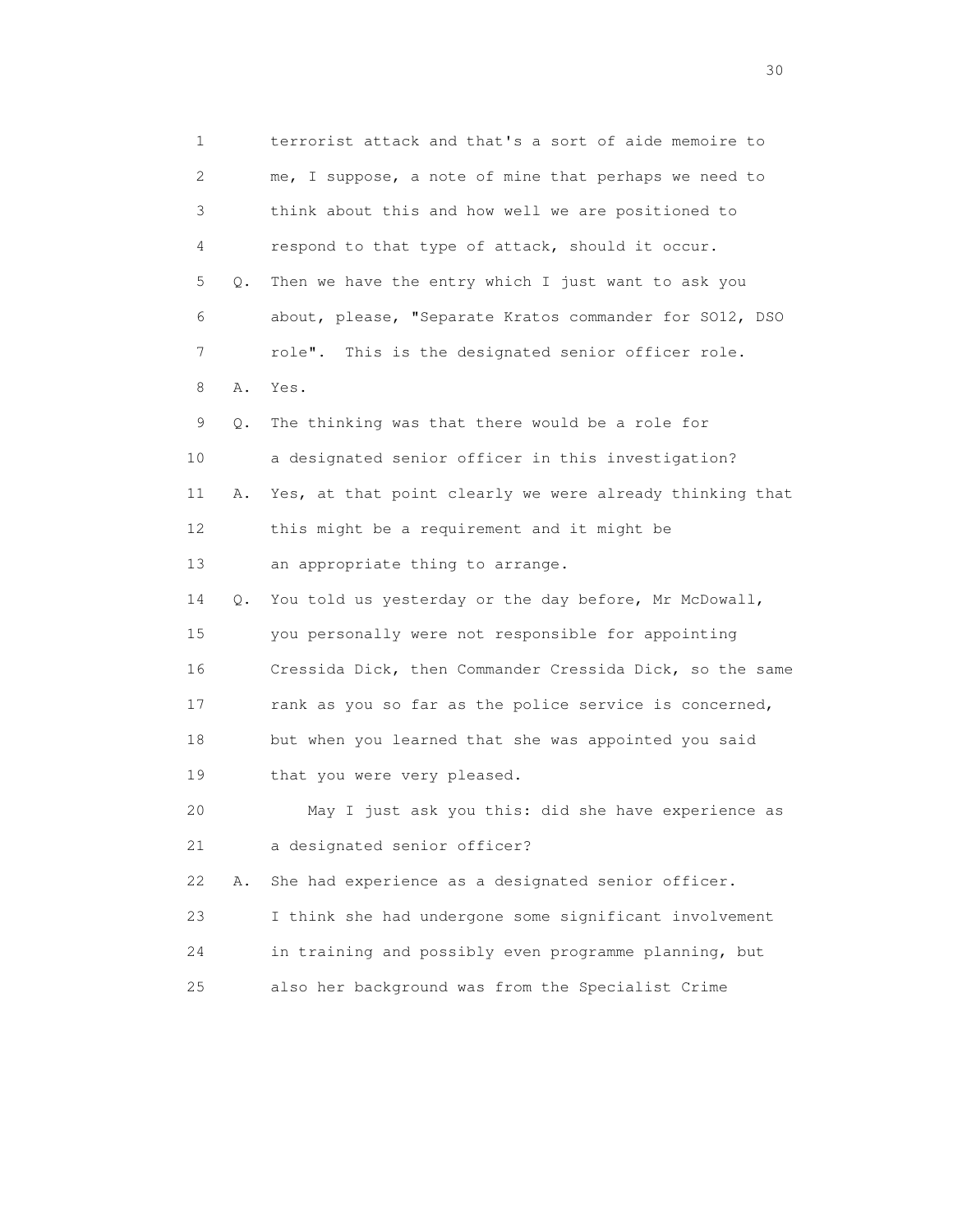1 terrorist attack and that's a sort of aide memoire to
2 me, I suppose, a note of mine that perhaps we need to
3 think about this and how well we are positioned to
4 respond to that type of attack, should it occur.
5 Q. Then we have the entry which I just want to ask you
6 about, please, "Separate Kratos commander for SO12, DSO
7 role". This is the designated senior officer role.
8 A. Yes.
9 Q. The thinking was that there would be a role for
10 a designated senior officer in this investigation?
11 A. Yes, at that point clearly we were already thinking that
12 this might be a requirement and it might be
13 an appropriate thing to arrange.
14 Q. You told us yesterday or the day before, Mr McDowall,
15 you personally were not responsible for appointing
16 Cressida Dick, then Commander Cressida Dick, so the same
17 rank as you so far as the police service is concerned,
18 but when you learned that she was appointed you said
19 that you were very pleased.
20 May I just ask you this: did she have experience as
21 a designated senior officer?
22 A. She had experience as a designated senior officer.
23 I think she had undergone some significant involvement
24 in training and possibly even programme planning, but
25 also her background was from the Specialist Crime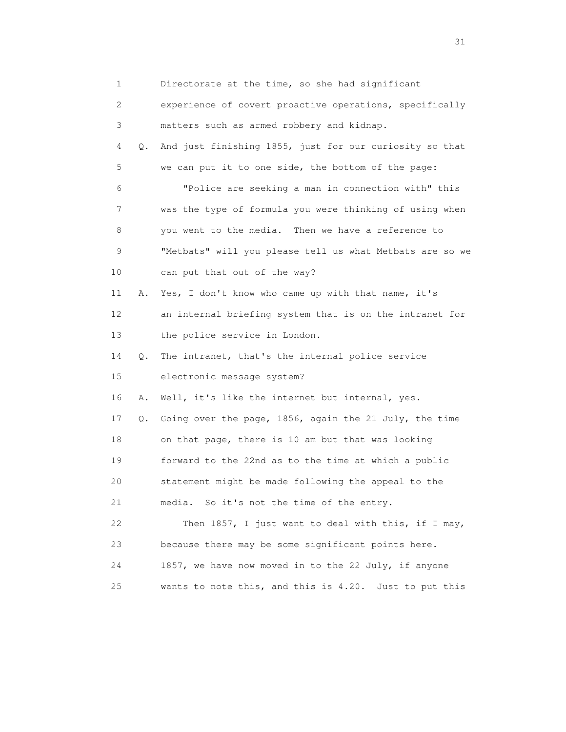1 Directorate at the time, so she had significant
2 experience of covert proactive operations, specifically
3 matters such as armed robbery and kidnap.
4 Q. And just finishing 1855, just for our curiosity so that
5 we can put it to one side, the bottom of the page:
6 "Police are seeking a man in connection with" this
7 was the type of formula you were thinking of using when
8 you went to the media. Then we have a reference to
9 "Metbats" will you please tell us what Metbats are so we
10 can put that out of the way?
11 A. Yes, I don't know who came up with that name, it's
12 an internal briefing system that is on the intranet for
13 the police service in London.
14 Q. The intranet, that's the internal police service
15 electronic message system?
16 A. Well, it's like the internet but internal, yes.
17 Q. Going over the page, 1856, again the 21 July, the time
18 on that page, there is 10 am but that was looking
19 forward to the 22nd as to the time at which a public
20 statement might be made following the appeal to the
21 media. So it's not the time of the entry.
22 Then 1857, I just want to deal with this, if I may,
23 because there may be some significant points here.
24 1857, we have now moved in to the 22 July, if anyone
25 wants to note this, and this is 4.20. Just to put this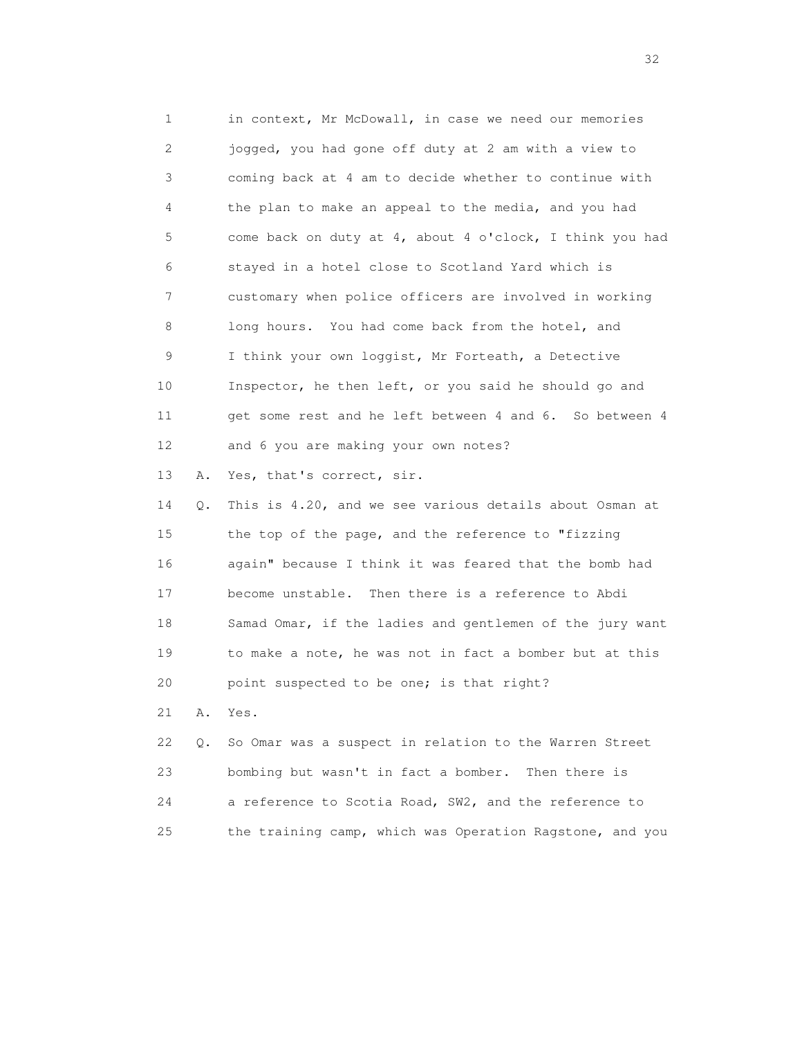1 in context, Mr McDowall, in case we need our memories
2 jogged, you had gone off duty at 2 am with a view to
3 coming back at 4 am to decide whether to continue with
4 the plan to make an appeal to the media, and you had
5 come back on duty at 4, about 4 o'clock, I think you had
6 stayed in a hotel close to Scotland Yard which is
7 customary when police officers are involved in working
8 long hours. You had come back from the hotel, and
9 I think your own loggist, Mr Forteath, a Detective
10 Inspector, he then left, or you said he should go and
11 get some rest and he left between 4 and 6. So between 4
12 and 6 you are making your own notes?

13 A. Yes, that's correct, sir.

14 Q. This is 4.20, and we see various details about Osman at
15 the top of the page, and the reference to "fizzing
16 again" because I think it was feared that the bomb had
17 become unstable. Then there is a reference to Abdi
18 Samad Omar, if the ladies and gentlemen of the jury want
19 to make a note, he was not in fact a bomber but at this
20 point suspected to be one; is that right?

21 A. Yes.

22 Q. So Omar was a suspect in relation to the Warren Street
23 bombing but wasn't in fact a bomber. Then there is
24 a reference to Scotia Road, SW2, and the reference to
25 the training camp, which was Operation Ragstone, and you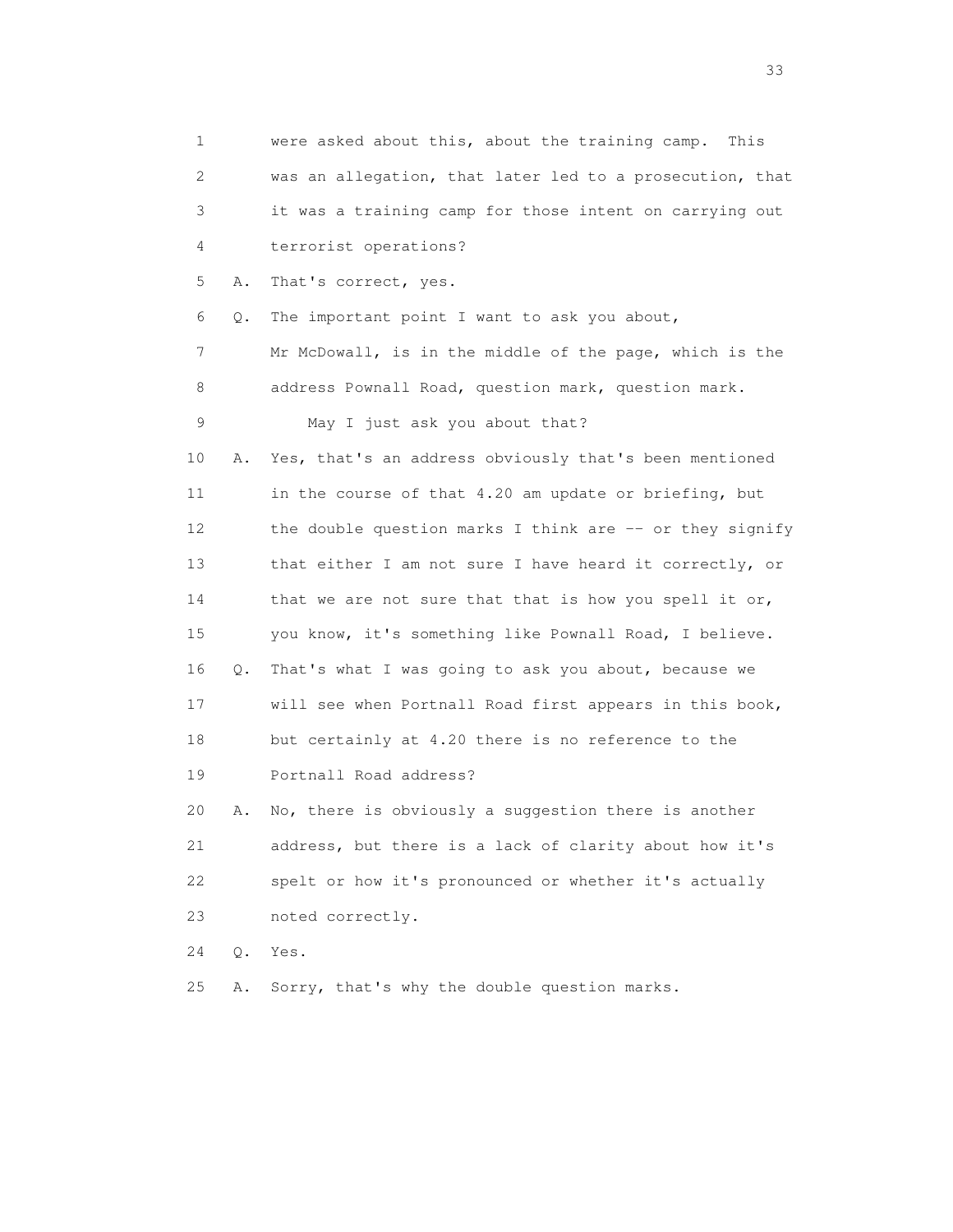1 were asked about this, about the training camp. This
2 was an allegation, that later led to a prosecution, that
3 it was a training camp for those intent on carrying out
4 terrorist operations?

5 A. That's correct, yes.

6 Q. The important point I want to ask you about,
7 Mr McDowall, is in the middle of the page, which is the
8 address Pownall Road, question mark, question mark.
9 May I just ask you about that?

10 A. Yes, that's an address obviously that's been mentioned
11 in the course of that 4.20 am update or briefing, but
12 the double question marks I think are -- or they signify
13 that either I am not sure I have heard it correctly, or
14 that we are not sure that that is how you spell it or,
15 you know, it's something like Pownall Road, I believe.

16 Q. That's what I was going to ask you about, because we
17 will see when Portnall Road first appears in this book,
18 but certainly at 4.20 there is no reference to the
19 Portnall Road address?

20 A. No, there is obviously a suggestion there is another
21 address, but there is a lack of clarity about how it's
22 spelt or how it's pronounced or whether it's actually
23 noted correctly.

24 Q. Yes.

25 A. Sorry, that's why the double question marks.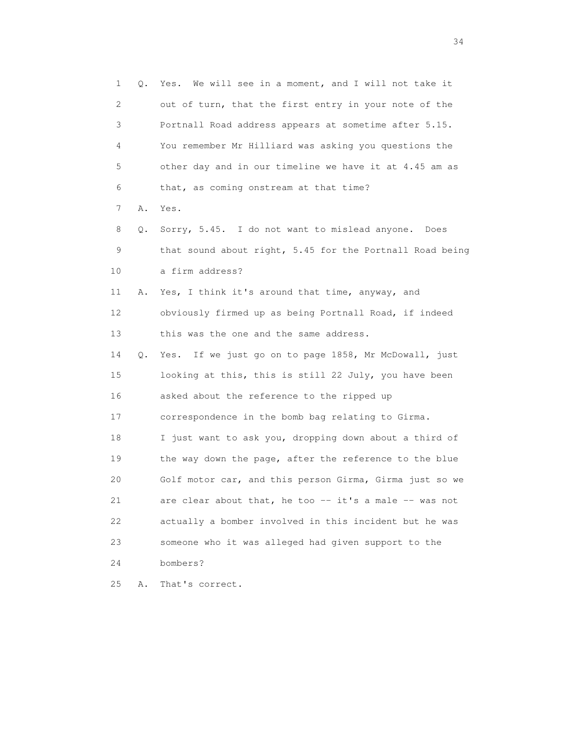1 Q. Yes. We will see in a moment, and I will not take it
2 out of turn, that the first entry in your note of the
3 Portnall Road address appears at sometime after 5.15.
4 You remember Mr Hilliard was asking you questions the
5 other day and in our timeline we have it at 4.45 am as
6 that, as coming onstream at that time?
7 A. Yes.
8 Q. Sorry, 5.45. I do not want to mislead anyone. Does
9 that sound about right, 5.45 for the Portnall Road being
10 a firm address?
11 A. Yes, I think it's around that time, anyway, and
12 obviously firmed up as being Portnall Road, if indeed
13 this was the one and the same address.
14 Q. Yes. If we just go on to page 1858, Mr McDowall, just
15 looking at this, this is still 22 July, you have been
16 asked about the reference to the ripped up
17 correspondence in the bomb bag relating to Girma.
18 I just want to ask you, dropping down about a third of
19 the way down the page, after the reference to the blue
20 Golf motor car, and this person Girma, Girma just so we
21 are clear about that, he too -- it's a male -- was not
22 actually a bomber involved in this incident but he was
23 someone who it was alleged had given support to the
24 bombers?
25 A. That's correct.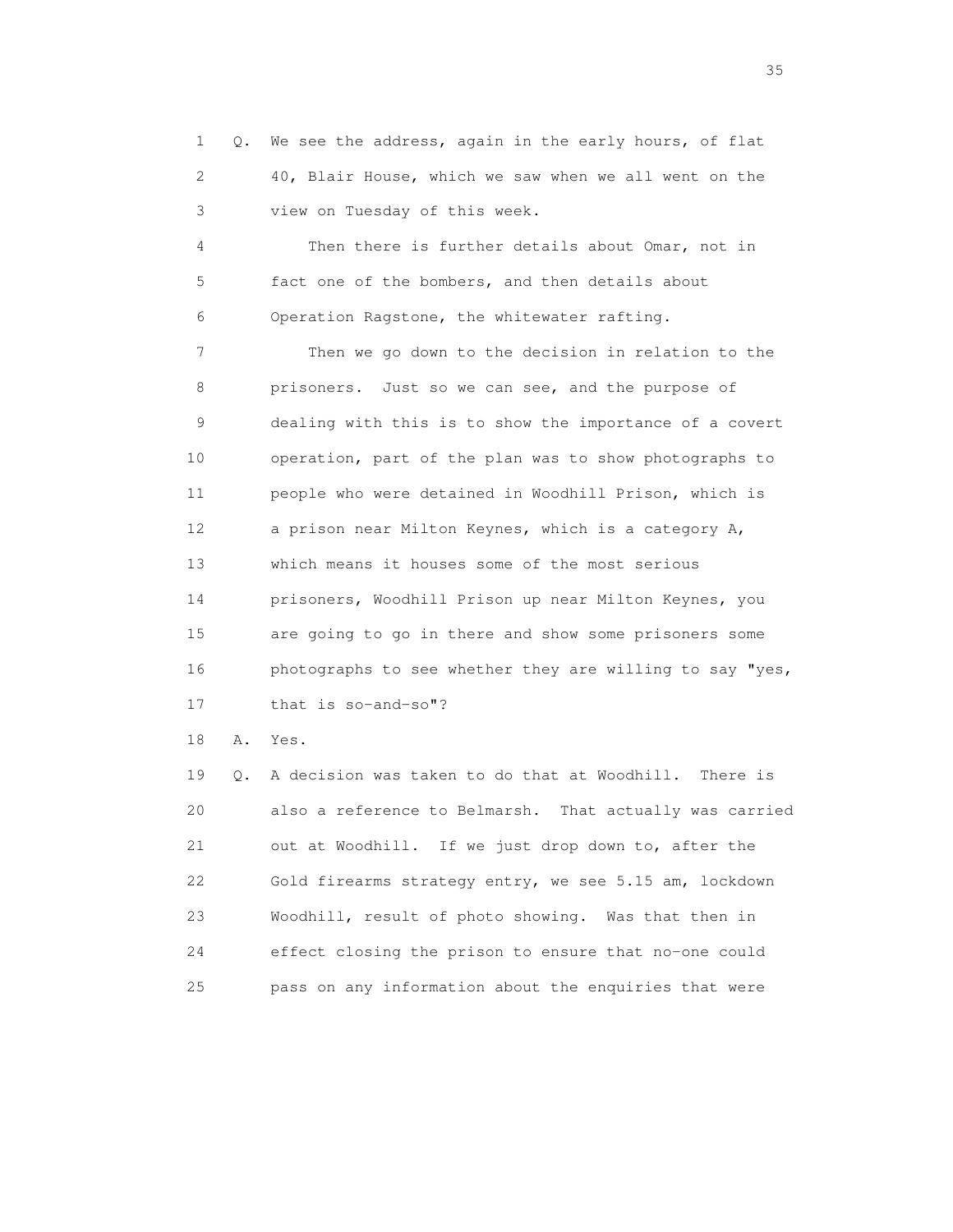1 Q. We see the address, again in the early hours, of flat
2 40, Blair House, which we saw when we all went on the
3 view on Tuesday of this week.

4 Then there is further details about Omar, not in
5 fact one of the bombers, and then details about
6 Operation Ragstone, the whitewater rafting.

7 Then we go down to the decision in relation to the
8 prisoners. Just so we can see, and the purpose of
9 dealing with this is to show the importance of a covert
10 operation, part of the plan was to show photographs to
11 people who were detained in Woodhill Prison, which is
12 a prison near Milton Keynes, which is a category A,
13 which means it houses some of the most serious
14 prisoners, Woodhill Prison up near Milton Keynes, you
15 are going to go in there and show some prisoners some
16 photographs to see whether they are willing to say "yes,
17 that is so-and-so"?

18 A. Yes.

19 Q. A decision was taken to do that at Woodhill. There is
20 also a reference to Belmarsh. That actually was carried
21 out at Woodhill. If we just drop down to, after the
22 Gold firearms strategy entry, we see 5.15 am, lockdown
23 Woodhill, result of photo showing. Was that then in
24 effect closing the prison to ensure that no-one could
25 pass on any information about the enquiries that were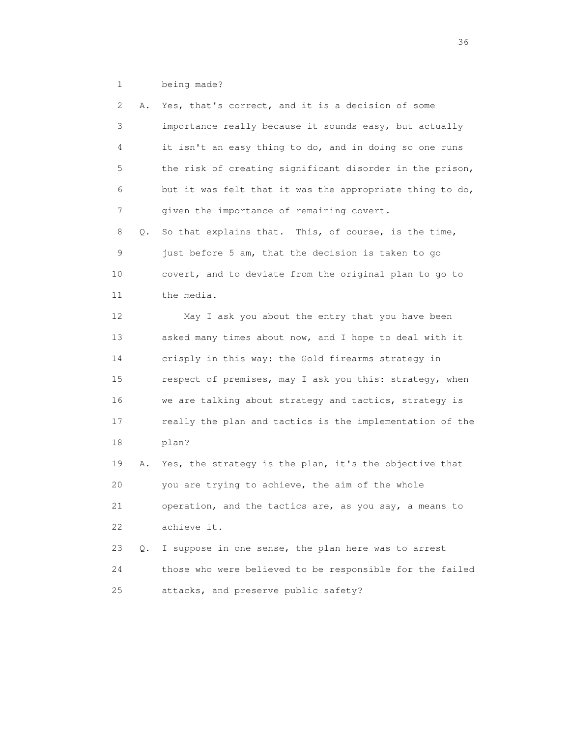1 being made?

2 A. Yes, that's correct, and it is a decision of some
3 importance really because it sounds easy, but actually
4 it isn't an easy thing to do, and in doing so one runs
5 the risk of creating significant disorder in the prison,
6 but it was felt that it was the appropriate thing to do,
7 given the importance of remaining covert.

8 Q. So that explains that. This, of course, is the time,
9 just before 5 am, that the decision is taken to go
10 covert, and to deviate from the original plan to go to
11 the media.

12 May I ask you about the entry that you have been
13 asked many times about now, and I hope to deal with it
14 crisply in this way: the Gold firearms strategy in
15 respect of premises, may I ask you this: strategy, when
16 we are talking about strategy and tactics, strategy is
17 really the plan and tactics is the implementation of the
18 plan?

19 A. Yes, the strategy is the plan, it's the objective that
20 you are trying to achieve, the aim of the whole
21 operation, and the tactics are, as you say, a means to
22 achieve it.

23 Q. I suppose in one sense, the plan here was to arrest
24 those who were believed to be responsible for the failed
25 attacks, and preserve public safety?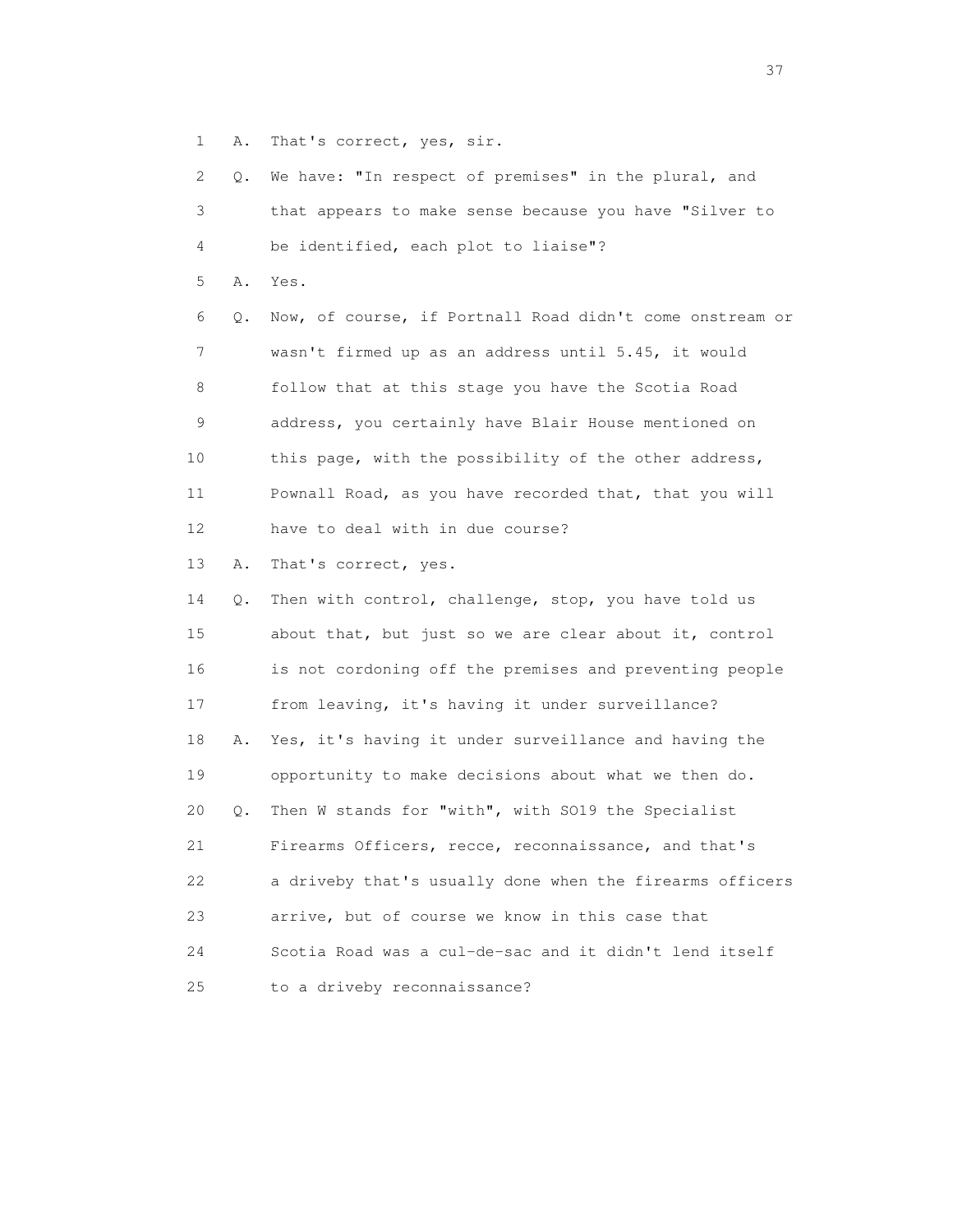1 A. That's correct, yes, sir.

2 Q. We have: "In respect of premises" in the plural, and

3 that appears to make sense because you have "Silver to

4 be identified, each plot to liaise"?

5 A. Yes.

6 Q. Now, of course, if Portnall Road didn't come onstream or

7 wasn't firmed up as an address until 5.45, it would

8 follow that at this stage you have the Scotia Road

9 address, you certainly have Blair House mentioned on

10 this page, with the possibility of the other address,

11 Pownall Road, as you have recorded that, that you will

12 have to deal with in due course?

13 A. That's correct, yes.

14 Q. Then with control, challenge, stop, you have told us

15 about that, but just so we are clear about it, control

16 is not cordoning off the premises and preventing people

17 from leaving, it's having it under surveillance?

18 A. Yes, it's having it under surveillance and having the

19 opportunity to make decisions about what we then do.

20 Q. Then W stands for "with", with SO19 the Specialist

21 Firearms Officers, recce, reconnaissance, and that's

22 a driveby that's usually done when the firearms officers

23 arrive, but of course we know in this case that

24 Scotia Road was a cul-de-sac and it didn't lend itself

25 to a driveby reconnaissance?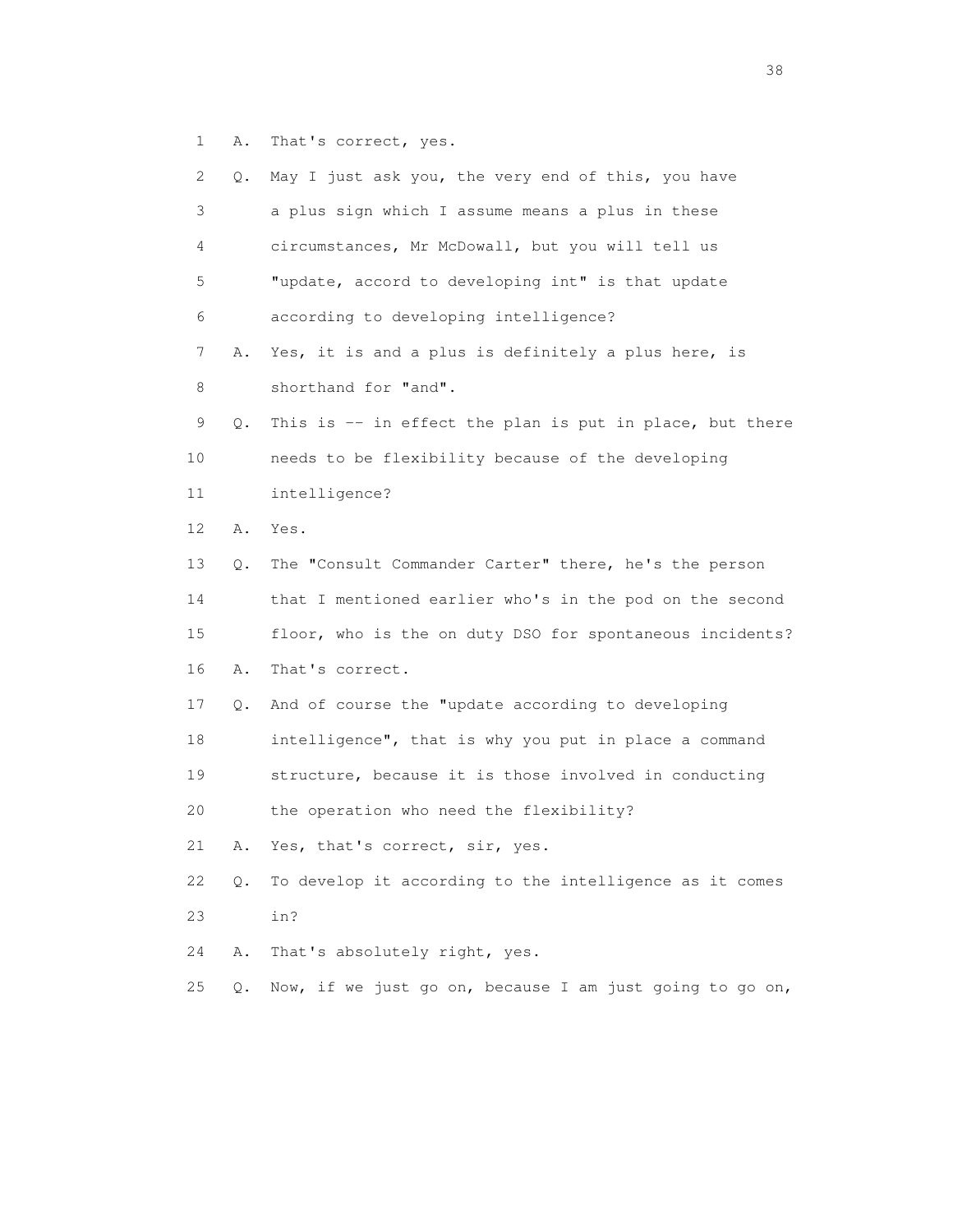1 A. That's correct, yes.

2 Q. May I just ask you, the very end of this, you have

3 a plus sign which I assume means a plus in these

4 circumstances, Mr McDowall, but you will tell us

5 "update, accord to developing int" is that update

6 according to developing intelligence?

7 A. Yes, it is and a plus is definitely a plus here, is

8 shorthand for "and".

9 Q. This is -- in effect the plan is put in place, but there

10 needs to be flexibility because of the developing

11 intelligence?

12 A. Yes.

13 Q. The "Consult Commander Carter" there, he's the person

14 that I mentioned earlier who's in the pod on the second

15 floor, who is the on duty DSO for spontaneous incidents?

16 A. That's correct.

17 Q. And of course the "update according to developing

18 intelligence", that is why you put in place a command

19 structure, because it is those involved in conducting

20 the operation who need the flexibility?

21 A. Yes, that's correct, sir, yes.

22 Q. To develop it according to the intelligence as it comes

23 in?

24 A. That's absolutely right, yes.

25 Q. Now, if we just go on, because I am just going to go on,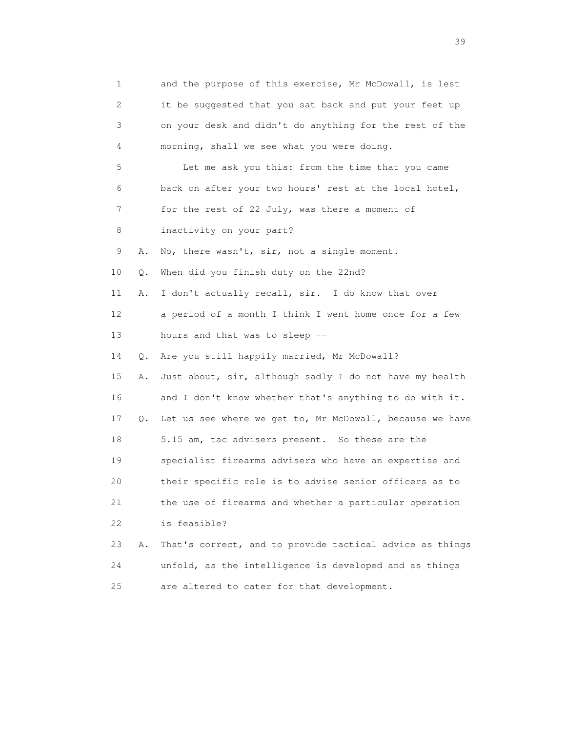1 and the purpose of this exercise, Mr McDowall, is lest
2 it be suggested that you sat back and put your feet up
3 on your desk and didn't do anything for the rest of the
4 morning, shall we see what you were doing.

5 Let me ask you this: from the time that you came
6 back on after your two hours' rest at the local hotel,
7 for the rest of 22 July, was there a moment of
8 inactivity on your part?

9 A. No, there wasn't, sir, not a single moment.

10 Q. When did you finish duty on the 22nd?

11 A. I don't actually recall, sir. I do know that over
12 a period of a month I think I went home once for a few
13 hours and that was to sleep --

14 Q. Are you still happily married, Mr McDowall?

15 A. Just about, sir, although sadly I do not have my health
16 and I don't know whether that's anything to do with it.

17 Q. Let us see where we get to, Mr McDowall, because we have
18 5.15 am, tac advisers present. So these are the
19 specialist firearms advisers who have an expertise and
20 their specific role is to advise senior officers as to
21 the use of firearms and whether a particular operation
22 is feasible?

23 A. That's correct, and to provide tactical advice as things
24 unfold, as the intelligence is developed and as things
25 are altered to cater for that development.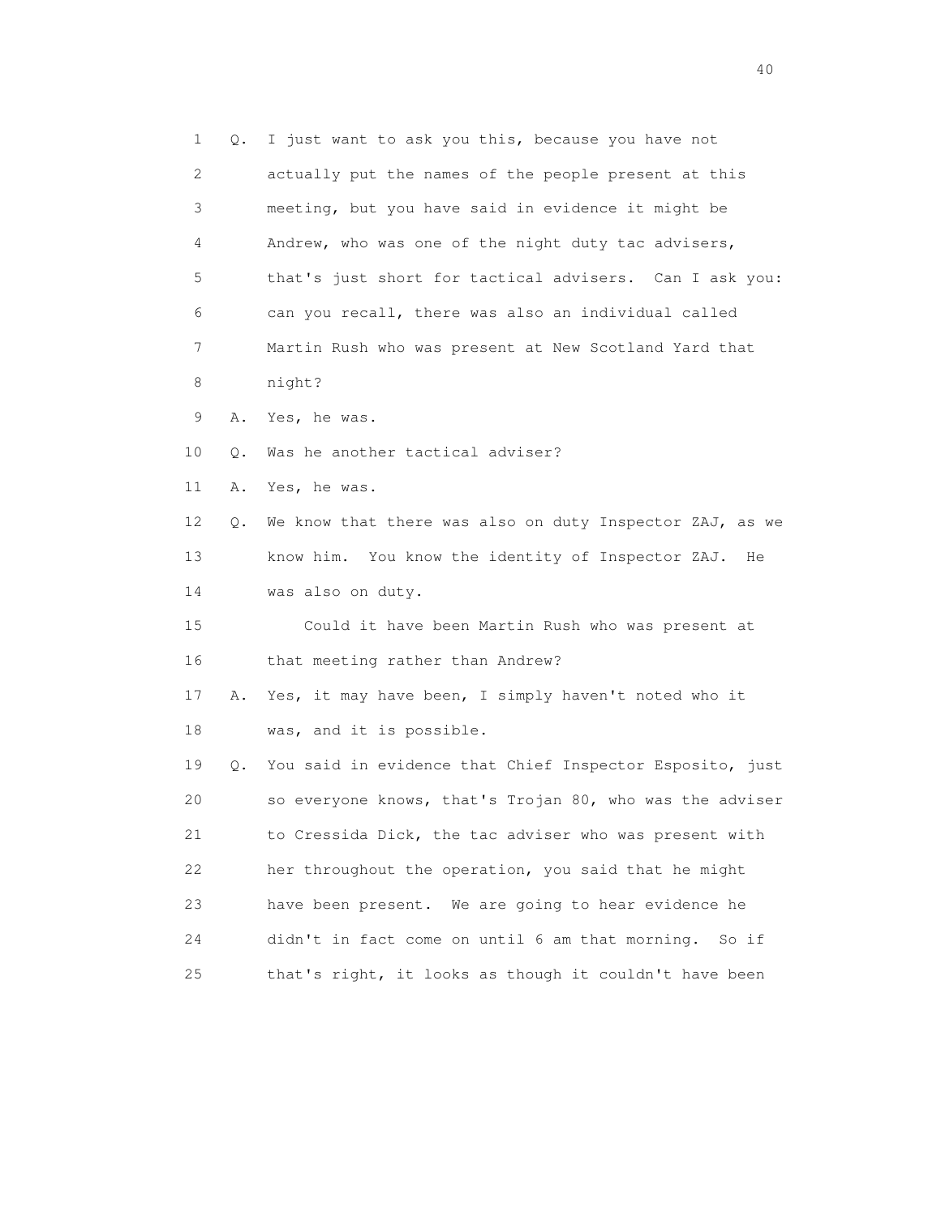1 Q. I just want to ask you this, because you have not
2 actually put the names of the people present at this
3 meeting, but you have said in evidence it might be
4 Andrew, who was one of the night duty tac advisers,
5 that's just short for tactical advisers. Can I ask you:
6 can you recall, there was also an individual called
7 Martin Rush who was present at New Scotland Yard that
8 night?
9 A. Yes, he was.
10 Q. Was he another tactical adviser?
11 A. Yes, he was.
12 Q. We know that there was also on duty Inspector ZAJ, as we
13 know him. You know the identity of Inspector ZAJ. He
14 was also on duty.
15 Could it have been Martin Rush who was present at
16 that meeting rather than Andrew?
17 A. Yes, it may have been, I simply haven't noted who it
18 was, and it is possible.
19 Q. You said in evidence that Chief Inspector Esposito, just
20 so everyone knows, that's Trojan 80, who was the adviser
21 to Cressida Dick, the tac adviser who was present with
22 her throughout the operation, you said that he might
23 have been present. We are going to hear evidence he
24 didn't in fact come on until 6 am that morning. So if
25 that's right, it looks as though it couldn't have been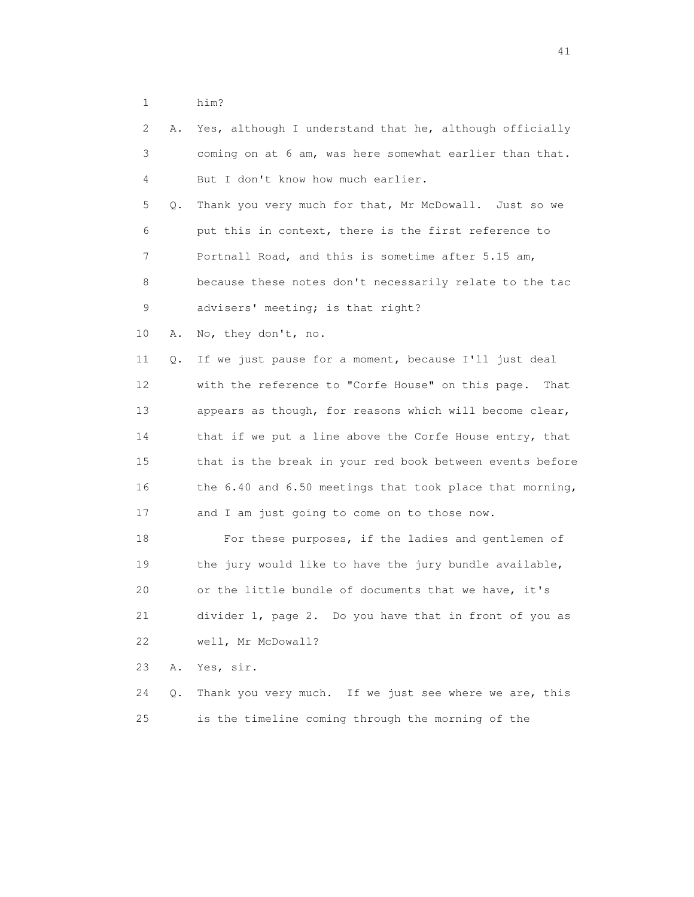1 him?

2 A. Yes, although I understand that he, although officially

3 coming on at 6 am, was here somewhat earlier than that.

4 But I don't know how much earlier.

5 Q. Thank you very much for that, Mr McDowall. Just so we

6 put this in context, there is the first reference to

7 Portnall Road, and this is sometime after 5.15 am,

8 because these notes don't necessarily relate to the tac

9 advisers' meeting; is that right?

10 A. No, they don't, no.

11 Q. If we just pause for a moment, because I'll just deal

12 with the reference to "Corfe House" on this page. That

13 appears as though, for reasons which will become clear,

14 that if we put a line above the Corfe House entry, that

15 that is the break in your red book between events before

16 the 6.40 and 6.50 meetings that took place that morning,

17 and I am just going to come on to those now.

18 For these purposes, if the ladies and gentlemen of

19 the jury would like to have the jury bundle available,

20 or the little bundle of documents that we have, it's

21 divider 1, page 2. Do you have that in front of you as

22 well, Mr McDowall?

23 A. Yes, sir.

24 Q. Thank you very much. If we just see where we are, this

25 is the timeline coming through the morning of the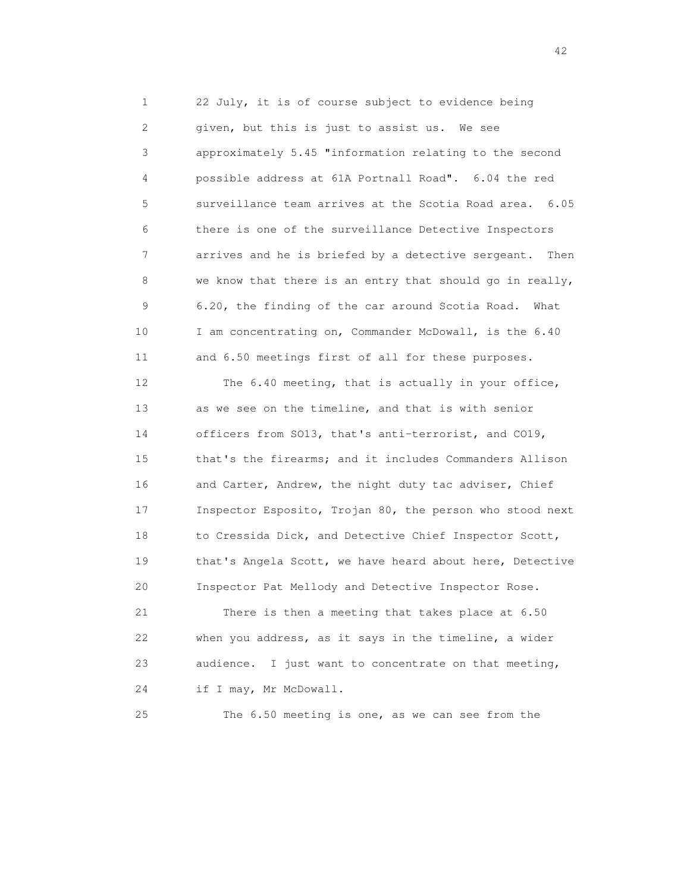22 July, it is of course subject to evidence being given, but this is just to assist us. We see approximately 5.45 "information relating to the second possible address at 61A Portnall Road". 6.04 the red surveillance team arrives at the Scotia Road area. 6.05 there is one of the surveillance Detective Inspectors arrives and he is briefed by a detective sergeant. Then we know that there is an entry that should go in really, 6.20, the finding of the car around Scotia Road. What I am concentrating on, Commander McDowall, is the 6.40 and 6.50 meetings first of all for these purposes.

The 6.40 meeting, that is actually in your office, as we see on the timeline, and that is with senior officers from SO13, that's anti-terrorist, and CO19, that's the firearms; and it includes Commanders Allison and Carter, Andrew, the night duty tac adviser, Chief Inspector Esposito, Trojan 80, the person who stood next to Cressida Dick, and Detective Chief Inspector Scott, that's Angela Scott, we have heard about here, Detective Inspector Pat Mellody and Detective Inspector Rose.

There is then a meeting that takes place at 6.50 when you address, as it says in the timeline, a wider audience. I just want to concentrate on that meeting, if I may, Mr McDowall.

The 6.50 meeting is one, as we can see from the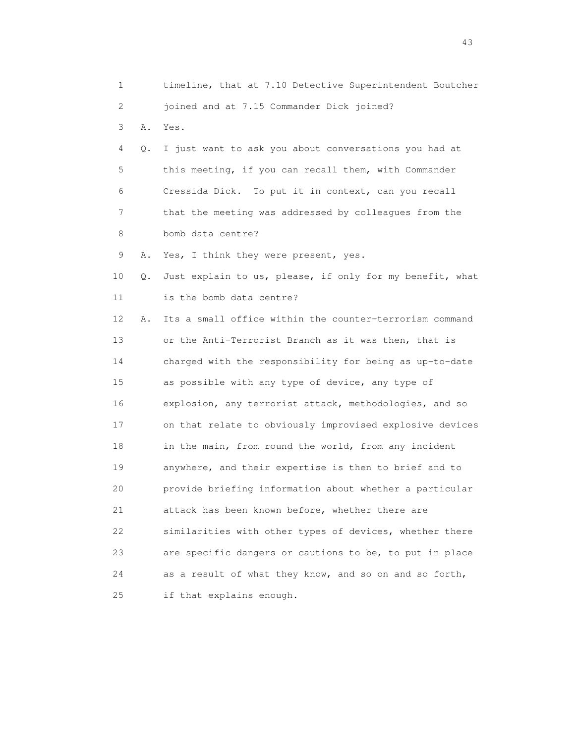1 timeline, that at 7.10 Detective Superintendent Boutcher
2 joined and at 7.15 Commander Dick joined?
3 A. Yes.
4 Q. I just want to ask you about conversations you had at
5 this meeting, if you can recall them, with Commander
6 Cressida Dick. To put it in context, can you recall
7 that the meeting was addressed by colleagues from the
8 bomb data centre?
9 A. Yes, I think they were present, yes.
10 Q. Just explain to us, please, if only for my benefit, what
11 is the bomb data centre?
12 A. Its a small office within the counter-terrorism command
13 or the Anti-Terrorist Branch as it was then, that is
14 charged with the responsibility for being as up-to-date
15 as possible with any type of device, any type of
16 explosion, any terrorist attack, methodologies, and so
17 on that relate to obviously improvised explosive devices
18 in the main, from round the world, from any incident
19 anywhere, and their expertise is then to brief and to
20 provide briefing information about whether a particular
21 attack has been known before, whether there are
22 similarities with other types of devices, whether there
23 are specific dangers or cautions to be, to put in place
24 as a result of what they know, and so on and so forth,
25 if that explains enough.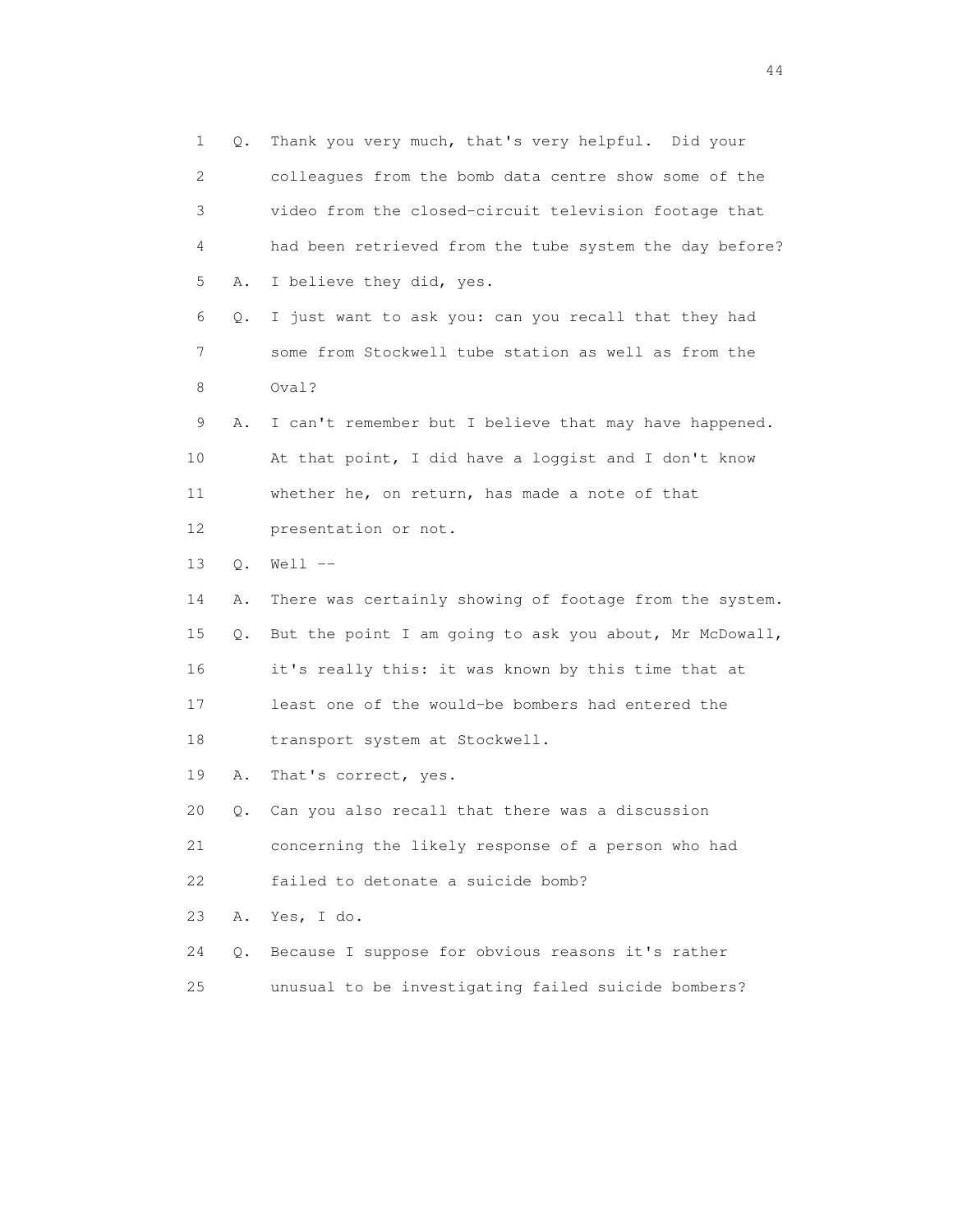1 Q. Thank you very much, that's very helpful. Did your
2 colleagues from the bomb data centre show some of the
3 video from the closed-circuit television footage that
4 had been retrieved from the tube system the day before?
5 A. I believe they did, yes.
6 Q. I just want to ask you: can you recall that they had
7 some from Stockwell tube station as well as from the
8 Oval?
9 A. I can't remember but I believe that may have happened.
10 At that point, I did have a loggist and I don't know
11 whether he, on return, has made a note of that
12 presentation or not.
13 Q. Well --
14 A. There was certainly showing of footage from the system.
15 Q. But the point I am going to ask you about, Mr McDowall,
16 it's really this: it was known by this time that at
17 least one of the would-be bombers had entered the
18 transport system at Stockwell.
19 A. That's correct, yes.
20 Q. Can you also recall that there was a discussion
21 concerning the likely response of a person who had
22 failed to detonate a suicide bomb?
23 A. Yes, I do.
24 Q. Because I suppose for obvious reasons it's rather
25 unusual to be investigating failed suicide bombers?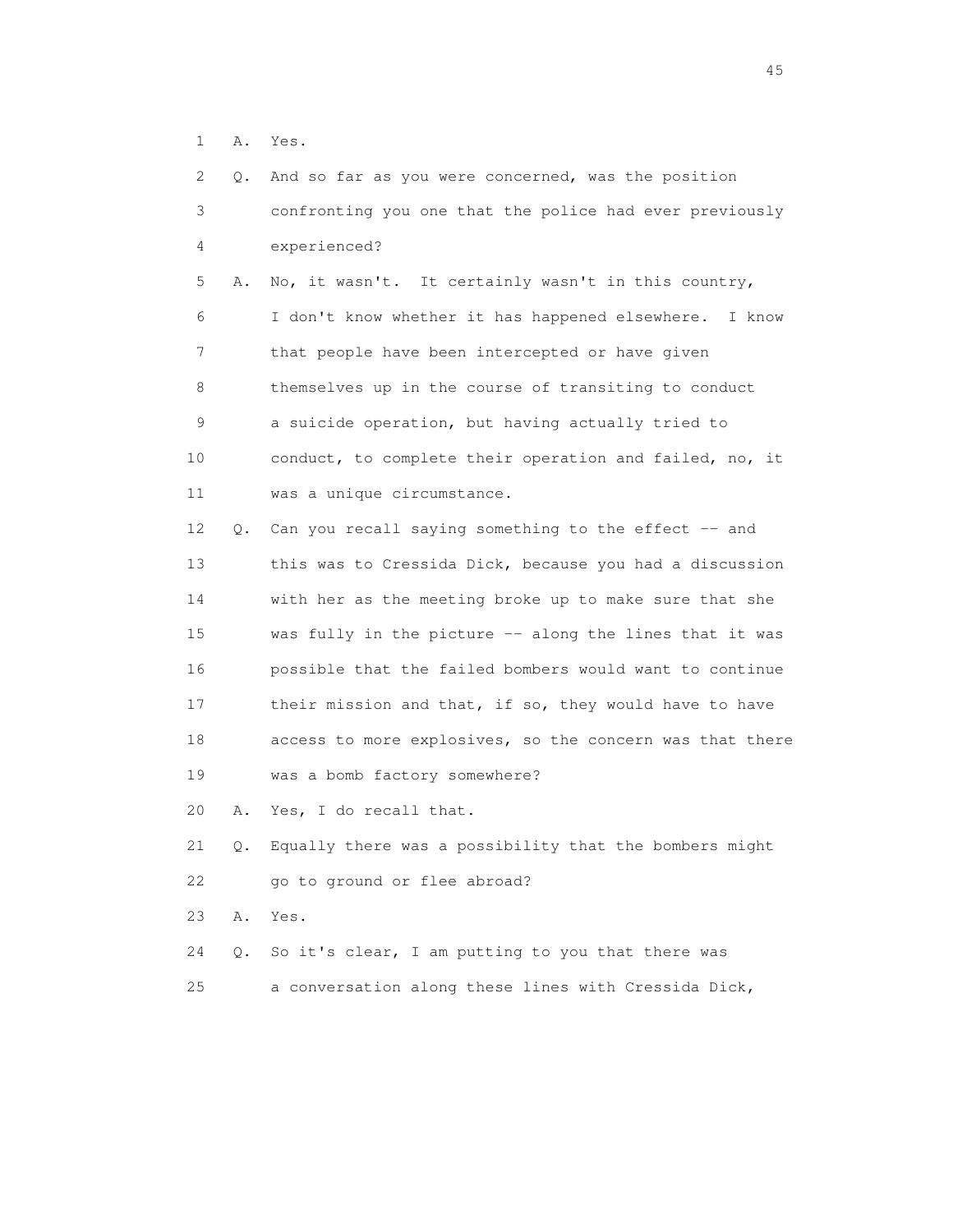1 A. Yes.

2 Q. And so far as you were concerned, was the position

3 confronting you one that the police had ever previously

4 experienced?

5 A. No, it wasn't. It certainly wasn't in this country,

6 I don't know whether it has happened elsewhere. I know

7 that people have been intercepted or have given

8 themselves up in the course of transiting to conduct

9 a suicide operation, but having actually tried to

10 conduct, to complete their operation and failed, no, it

11 was a unique circumstance.

12 Q. Can you recall saying something to the effect -- and

13 this was to Cressida Dick, because you had a discussion

14 with her as the meeting broke up to make sure that she

15 was fully in the picture -- along the lines that it was

16 possible that the failed bombers would want to continue

17 their mission and that, if so, they would have to have

18 access to more explosives, so the concern was that there

19 was a bomb factory somewhere?

20 A. Yes, I do recall that.

21 Q. Equally there was a possibility that the bombers might

22 go to ground or flee abroad?

23 A. Yes.

24 Q. So it's clear, I am putting to you that there was

25 a conversation along these lines with Cressida Dick,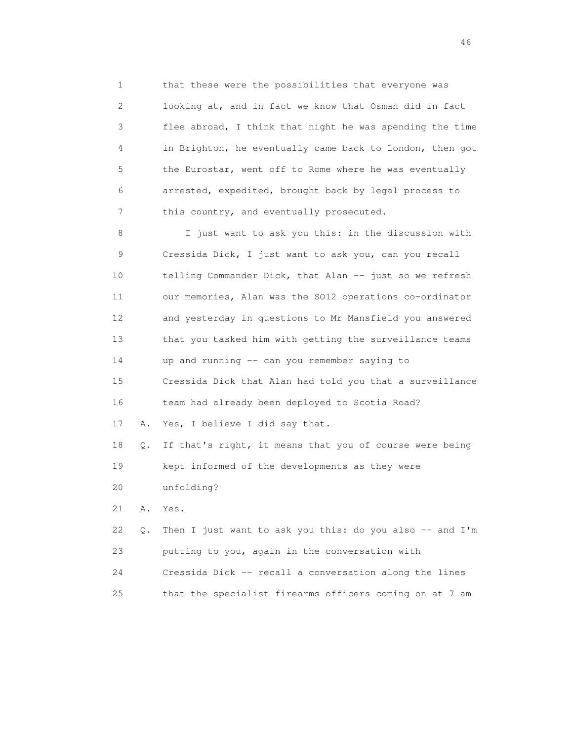1 that these were the possibilities that everyone was
2 looking at, and in fact we know that Osman did in fact
3 flee abroad, I think that night he was spending the time
4 in Brighton, he eventually came back to London, then got
5 the Eurostar, went off to Rome where he was eventually
6 arrested, expedited, brought back by legal process to
7 this country, and eventually prosecuted.

8 I just want to ask you this: in the discussion with
9 Cressida Dick, I just want to ask you, can you recall
10 telling Commander Dick, that Alan -- just so we refresh
11 our memories, Alan was the SO12 operations co-ordinator
12 and yesterday in questions to Mr Mansfield you answered
13 that you tasked him with getting the surveillance teams
14 up and running -- can you remember saying to
15 Cressida Dick that Alan had told you that a surveillance
16 team had already been deployed to Scotia Road?

17 A. Yes, I believe I did say that.

18 Q. If that's right, it means that you of course were being
19 kept informed of the developments as they were
20 unfolding?

21 A. Yes.

22 Q. Then I just want to ask you this: do you also -- and I'm
23 putting to you, again in the conversation with
24 Cressida Dick -- recall a conversation along the lines
25 that the specialist firearms officers coming on at 7 am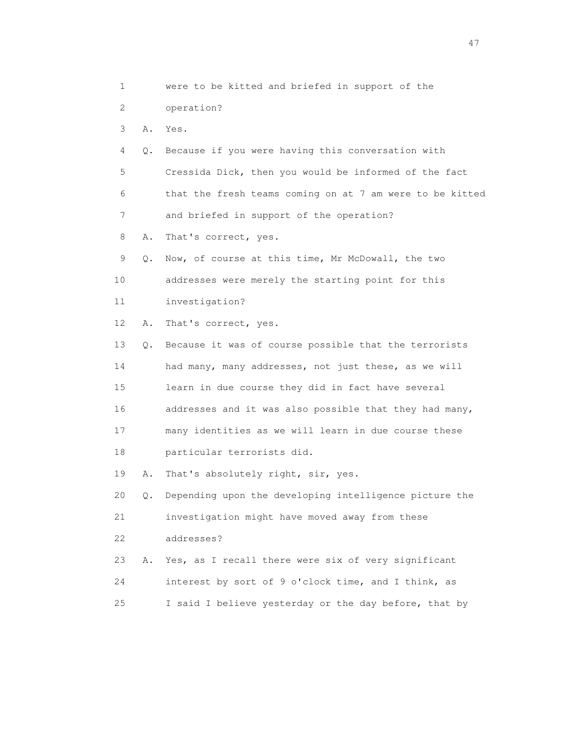1 were to be kitted and briefed in support of the

2 operation?

3 A. Yes.

4 Q. Because if you were having this conversation with

5 Cressida Dick, then you would be informed of the fact

6 that the fresh teams coming on at 7 am were to be kitted

7 and briefed in support of the operation?

8 A. That's correct, yes.

9 Q. Now, of course at this time, Mr McDowall, the two

10 addresses were merely the starting point for this

11 investigation?

12 A. That's correct, yes.

13 Q. Because it was of course possible that the terrorists

14 had many, many addresses, not just these, as we will

15 learn in due course they did in fact have several

16 addresses and it was also possible that they had many,

17 many identities as we will learn in due course these

18 particular terrorists did.

19 A. That's absolutely right, sir, yes.

20 Q. Depending upon the developing intelligence picture the

21 investigation might have moved away from these

22 addresses?

23 A. Yes, as I recall there were six of very significant

24 interest by sort of 9 o'clock time, and I think, as

25 I said I believe yesterday or the day before, that by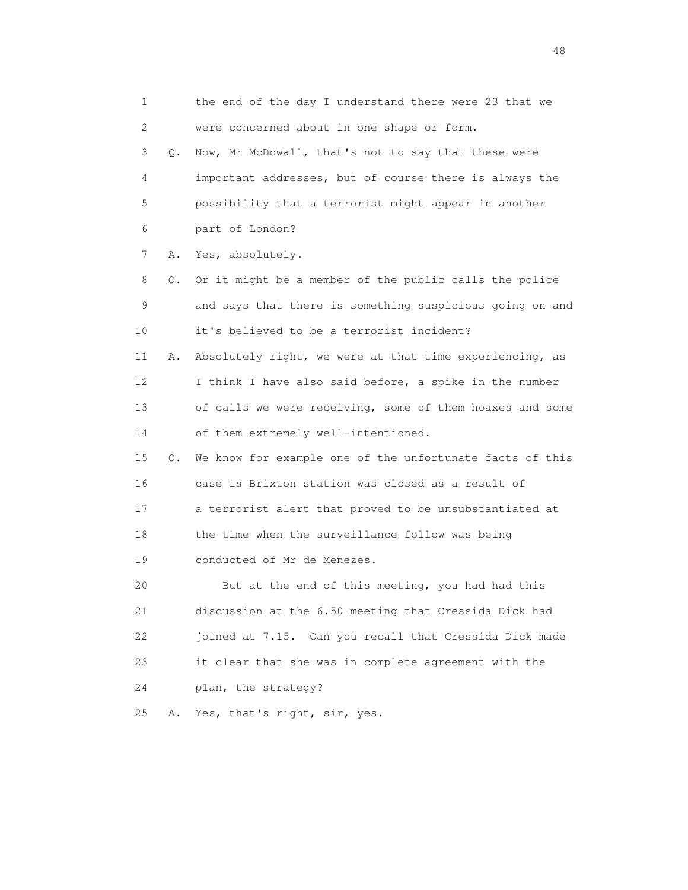1 the end of the day I understand there were 23 that we
2 were concerned about in one shape or form.
3 Q. Now, Mr McDowall, that's not to say that these were
4 important addresses, but of course there is always the
5 possibility that a terrorist might appear in another
6 part of London?
7 A. Yes, absolutely.
8 Q. Or it might be a member of the public calls the police
9 and says that there is something suspicious going on and
10 it's believed to be a terrorist incident?
11 A. Absolutely right, we were at that time experiencing, as
12 I think I have also said before, a spike in the number
13 of calls we were receiving, some of them hoaxes and some
14 of them extremely well-intentioned.
15 Q. We know for example one of the unfortunate facts of this
16 case is Brixton station was closed as a result of
17 a terrorist alert that proved to be unsubstantiated at
18 the time when the surveillance follow was being
19 conducted of Mr de Menezes.
20 But at the end of this meeting, you had had this
21 discussion at the 6.50 meeting that Cressida Dick had
22 joined at 7.15. Can you recall that Cressida Dick made
23 it clear that she was in complete agreement with the
24 plan, the strategy?
25 A. Yes, that's right, sir, yes.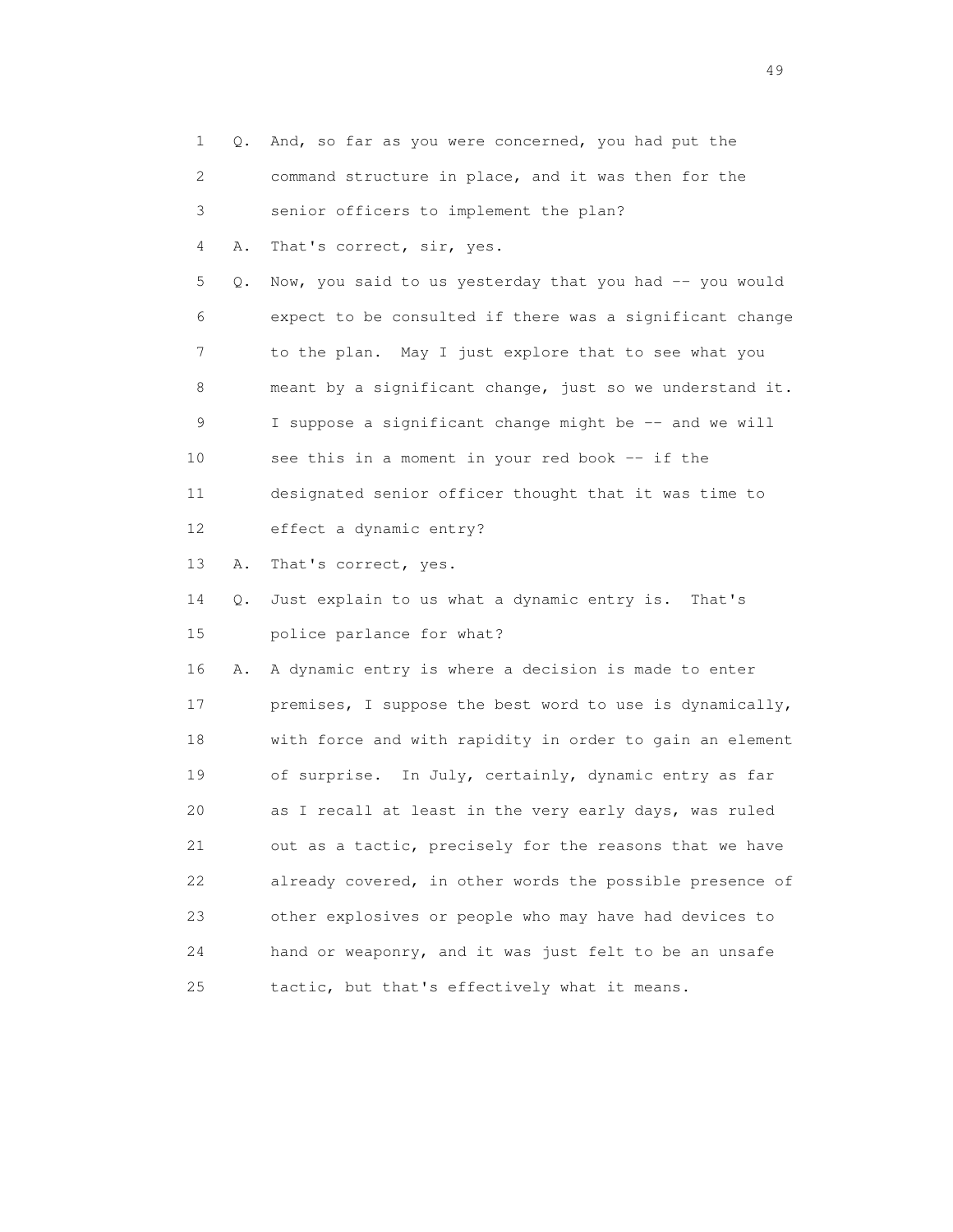1 Q. And, so far as you were concerned, you had put the
2 command structure in place, and it was then for the
3 senior officers to implement the plan?
4 A. That's correct, sir, yes.
5 Q. Now, you said to us yesterday that you had -- you would
6 expect to be consulted if there was a significant change
7 to the plan. May I just explore that to see what you
8 meant by a significant change, just so we understand it.
9 I suppose a significant change might be -- and we will
10 see this in a moment in your red book -- if the
11 designated senior officer thought that it was time to
12 effect a dynamic entry?
13 A. That's correct, yes.
14 Q. Just explain to us what a dynamic entry is. That's
15 police parlance for what?
16 A. A dynamic entry is where a decision is made to enter
17 premises, I suppose the best word to use is dynamically,
18 with force and with rapidity in order to gain an element
19 of surprise. In July, certainly, dynamic entry as far
20 as I recall at least in the very early days, was ruled
21 out as a tactic, precisely for the reasons that we have
22 already covered, in other words the possible presence of
23 other explosives or people who may have had devices to
24 hand or weaponry, and it was just felt to be an unsafe
25 tactic, but that's effectively what it means.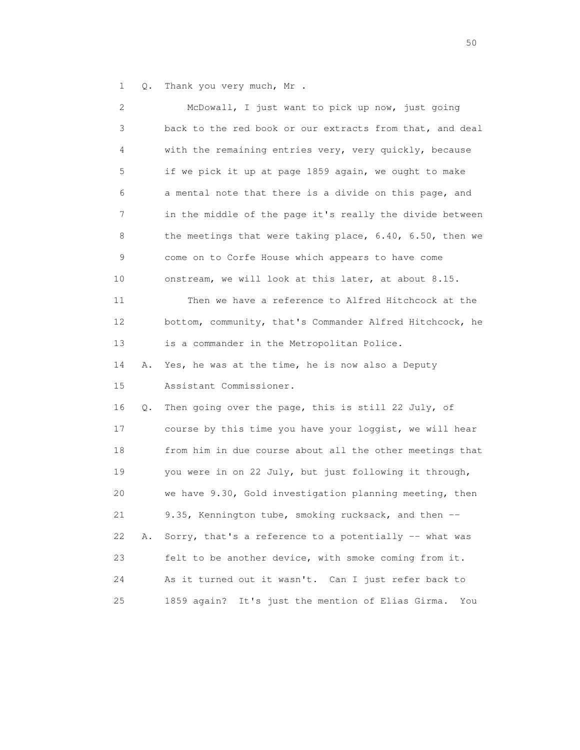1 Q. Thank you very much, Mr .

2 McDowall, I just want to pick up now, just going

3 back to the red book or our extracts from that, and deal

4 with the remaining entries very, very quickly, because

5 if we pick it up at page 1859 again, we ought to make

6 a mental note that there is a divide on this page, and

7 in the middle of the page it's really the divide between

8 the meetings that were taking place, 6.40, 6.50, then we

9 come on to Corfe House which appears to have come

10 onstream, we will look at this later, at about 8.15.

11 Then we have a reference to Alfred Hitchcock at the

12 bottom, community, that's Commander Alfred Hitchcock, he

13 is a commander in the Metropolitan Police.

14 A. Yes, he was at the time, he is now also a Deputy

15 Assistant Commissioner.

16 Q. Then going over the page, this is still 22 July, of

17 course by this time you have your loggist, we will hear

18 from him in due course about all the other meetings that

19 you were in on 22 July, but just following it through,

20 we have 9.30, Gold investigation planning meeting, then

21 9.35, Kennington tube, smoking rucksack, and then --

22 A. Sorry, that's a reference to a potentially -- what was

23 felt to be another device, with smoke coming from it.

24 As it turned out it wasn't. Can I just refer back to

25 1859 again? It's just the mention of Elias Girma. You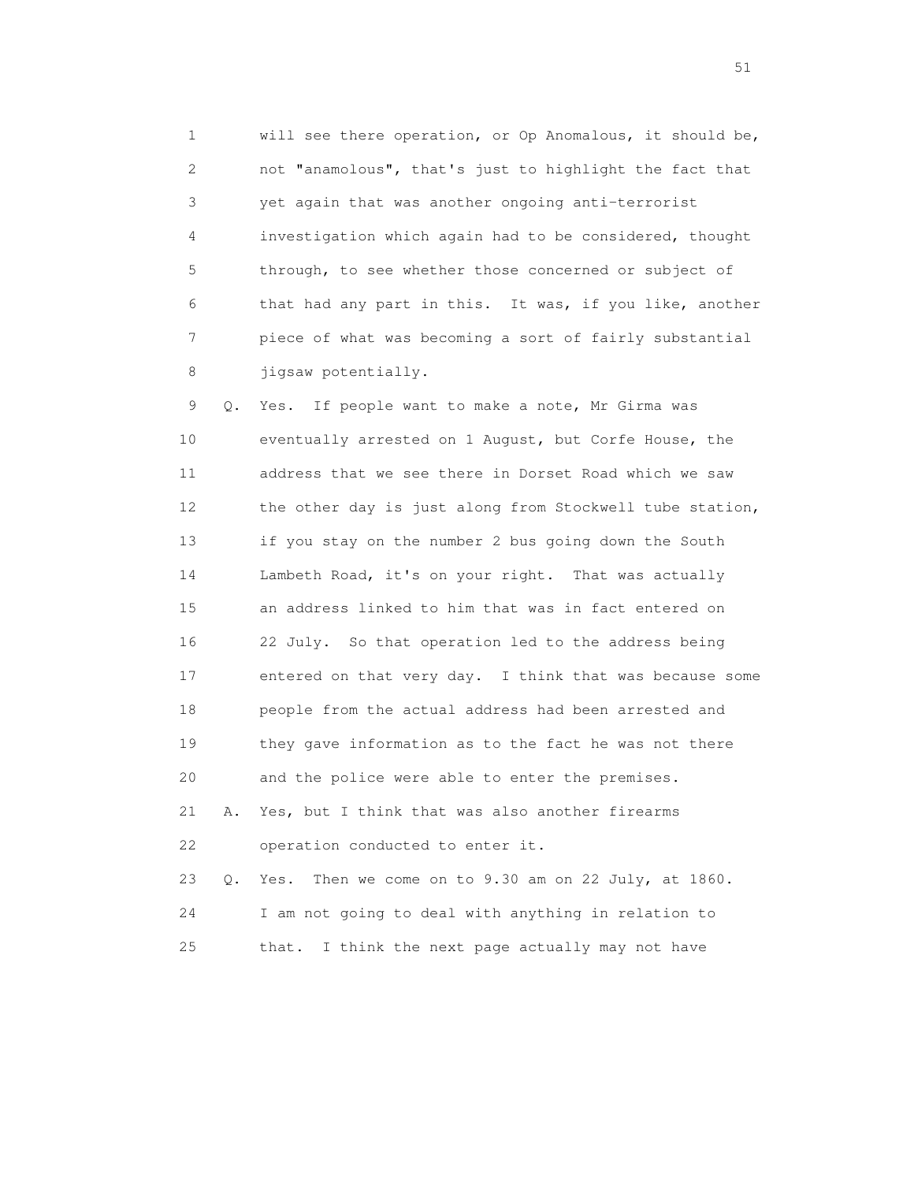1 will see there operation, or Op Anomalous, it should be,
2 not "anamolous", that's just to highlight the fact that
3 yet again that was another ongoing anti-terrorist
4 investigation which again had to be considered, thought
5 through, to see whether those concerned or subject of
6 that had any part in this. It was, if you like, another
7 piece of what was becoming a sort of fairly substantial
8 jigsaw potentially.

9 Q. Yes. If people want to make a note, Mr Girma was
10 eventually arrested on 1 August, but Corfe House, the
11 address that we see there in Dorset Road which we saw
12 the other day is just along from Stockwell tube station,
13 if you stay on the number 2 bus going down the South
14 Lambeth Road, it's on your right. That was actually
15 an address linked to him that was in fact entered on
16 22 July. So that operation led to the address being
17 entered on that very day. I think that was because some
18 people from the actual address had been arrested and
19 they gave information as to the fact he was not there
20 and the police were able to enter the premises.

21 A. Yes, but I think that was also another firearms
22 operation conducted to enter it.

23 Q. Yes. Then we come on to 9.30 am on 22 July, at 1860.
24 I am not going to deal with anything in relation to
25 that. I think the next page actually may not have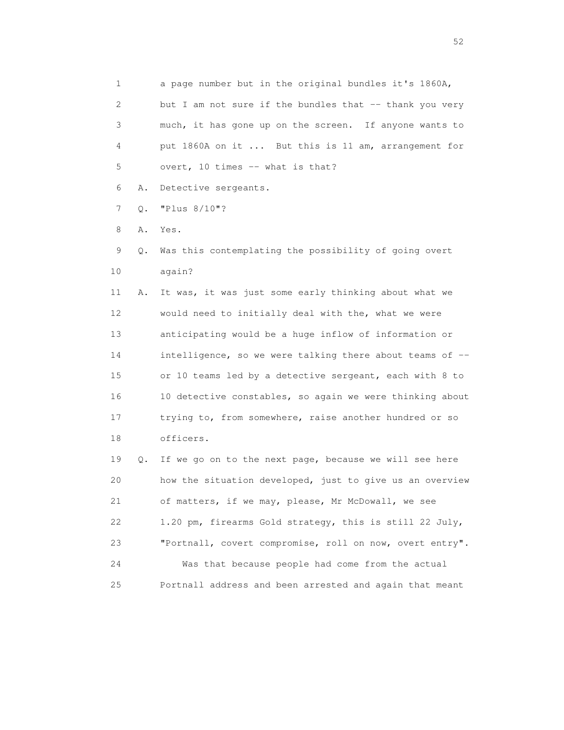1 a page number but in the original bundles it's 1860A,

2 but I am not sure if the bundles that -- thank you very

3 much, it has gone up on the screen. If anyone wants to

4 put 1860A on it ... But this is 11 am, arrangement for

5 overt, 10 times -- what is that?

6 A. Detective sergeants.

7 Q. "Plus 8/10"?

8 A. Yes.

9 Q. Was this contemplating the possibility of going overt

10 again?

11 A. It was, it was just some early thinking about what we

12 would need to initially deal with the, what we were

13 anticipating would be a huge inflow of information or

14 intelligence, so we were talking there about teams of --

15 or 10 teams led by a detective sergeant, each with 8 to

16 10 detective constables, so again we were thinking about

17 trying to, from somewhere, raise another hundred or so

18 officers.

19 Q. If we go on to the next page, because we will see here

20 how the situation developed, just to give us an overview

21 of matters, if we may, please, Mr McDowall, we see

22 1.20 pm, firearms Gold strategy, this is still 22 July,

23 "Portnall, covert compromise, roll on now, overt entry".

24 Was that because people had come from the actual

25 Portnall address and been arrested and again that meant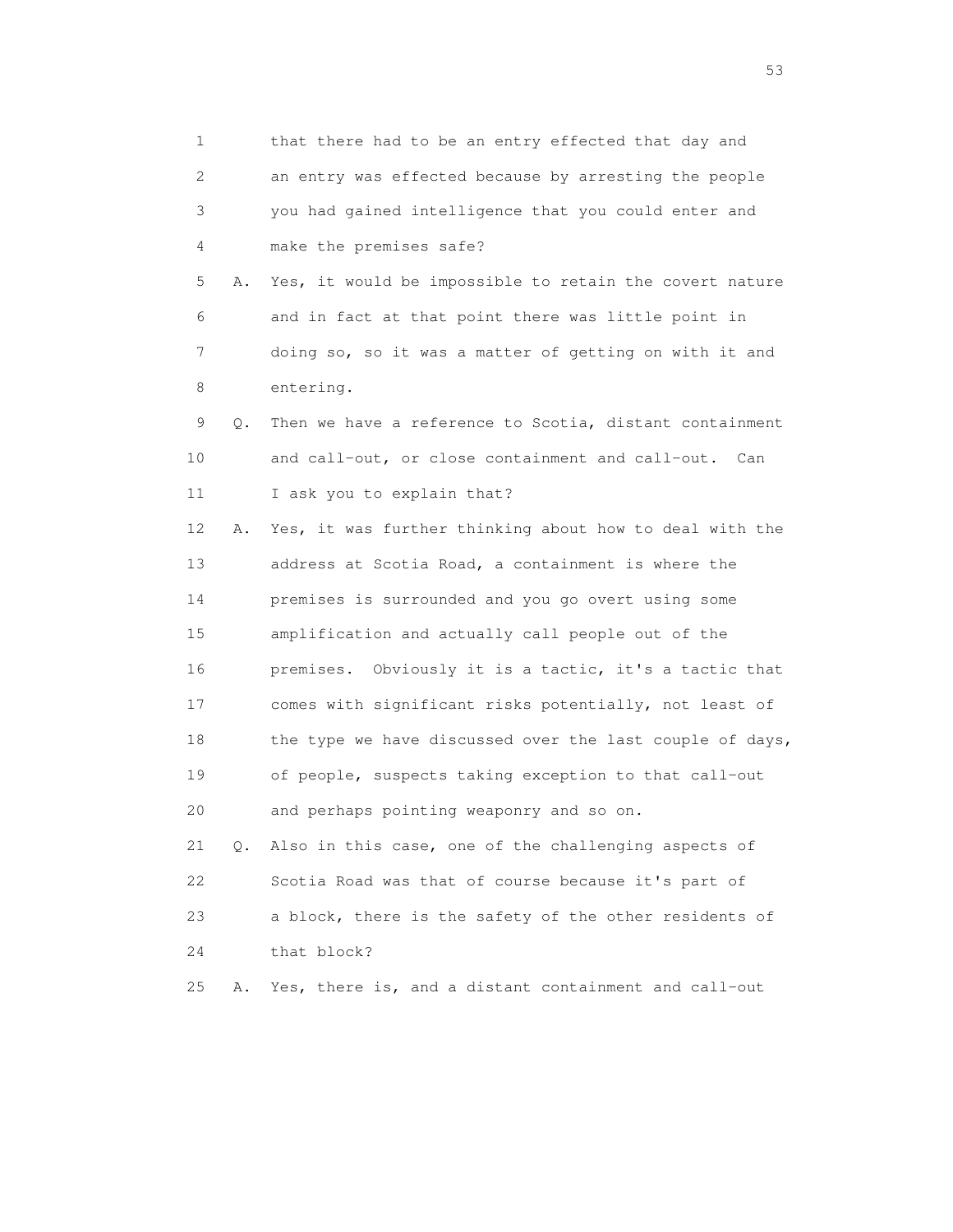1 that there had to be an entry effected that day and
2 an entry was effected because by arresting the people
3 you had gained intelligence that you could enter and
4 make the premises safe?

5 A. Yes, it would be impossible to retain the covert nature
6 and in fact at that point there was little point in
7 doing so, so it was a matter of getting on with it and
8 entering.

9 Q. Then we have a reference to Scotia, distant containment
10 and call-out, or close containment and call-out. Can
11 I ask you to explain that?

12 A. Yes, it was further thinking about how to deal with the
13 address at Scotia Road, a containment is where the
14 premises is surrounded and you go overt using some
15 amplification and actually call people out of the
16 premises. Obviously it is a tactic, it's a tactic that
17 comes with significant risks potentially, not least of
18 the type we have discussed over the last couple of days,
19 of people, suspects taking exception to that call-out
20 and perhaps pointing weaponry and so on.

21 Q. Also in this case, one of the challenging aspects of
22 Scotia Road was that of course because it's part of
23 a block, there is the safety of the other residents of
24 that block?

25 A. Yes, there is, and a distant containment and call-out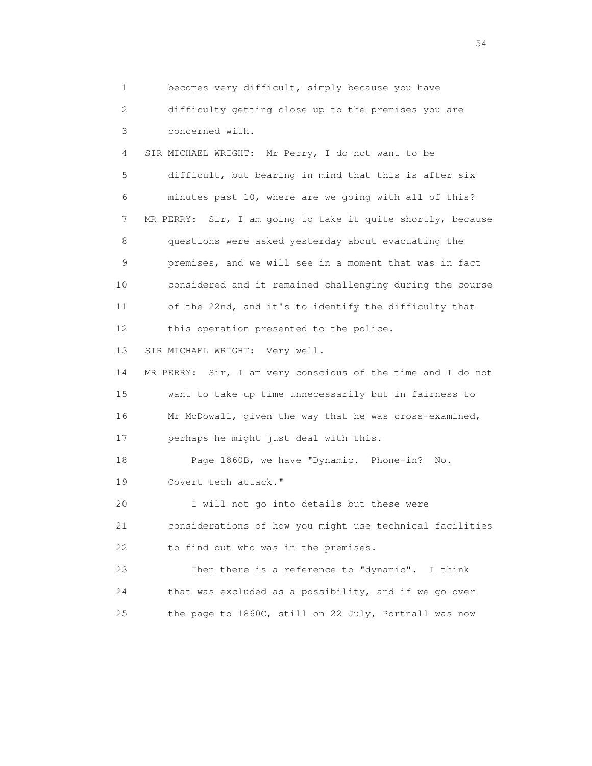1 becomes very difficult, simply because you have
2 difficulty getting close up to the premises you are
3 concerned with.
4 SIR MICHAEL WRIGHT: Mr Perry, I do not want to be
5 difficult, but bearing in mind that this is after six
6 minutes past 10, where are we going with all of this?
7 MR PERRY: Sir, I am going to take it quite shortly, because
8 questions were asked yesterday about evacuating the
9 premises, and we will see in a moment that was in fact
10 considered and it remained challenging during the course
11 of the 22nd, and it's to identify the difficulty that
12 this operation presented to the police.
13 SIR MICHAEL WRIGHT: Very well.
14 MR PERRY: Sir, I am very conscious of the time and I do not
15 want to take up time unnecessarily but in fairness to
16 Mr McDowall, given the way that he was cross-examined,
17 perhaps he might just deal with this.
18 Page 1860B, we have "Dynamic. Phone-in? No.
19 Covert tech attack."
20 I will not go into details but these were
21 considerations of how you might use technical facilities
22 to find out who was in the premises.
23 Then there is a reference to "dynamic". I think
24 that was excluded as a possibility, and if we go over
25 the page to 1860C, still on 22 July, Portnall was now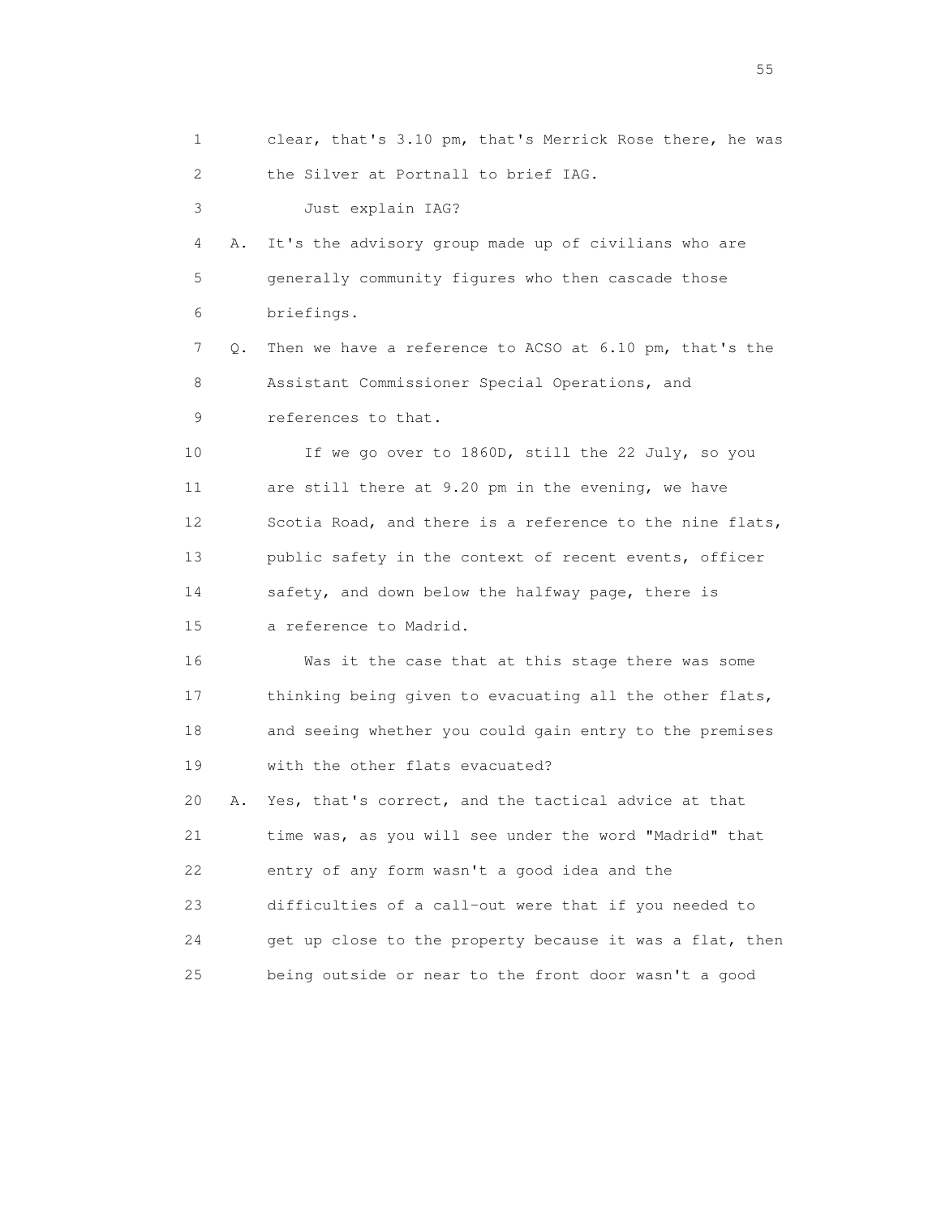1 clear, that's 3.10 pm, that's Merrick Rose there, he was
2 the Silver at Portnall to brief IAG.
3 Just explain IAG?
4 A. It's the advisory group made up of civilians who are
5 generally community figures who then cascade those
6 briefings.
7 Q. Then we have a reference to ACSO at 6.10 pm, that's the
8 Assistant Commissioner Special Operations, and
9 references to that.
10 If we go over to 1860D, still the 22 July, so you
11 are still there at 9.20 pm in the evening, we have
12 Scotia Road, and there is a reference to the nine flats,
13 public safety in the context of recent events, officer
14 safety, and down below the halfway page, there is
15 a reference to Madrid.
16 Was it the case that at this stage there was some
17 thinking being given to evacuating all the other flats,
18 and seeing whether you could gain entry to the premises
19 with the other flats evacuated?
20 A. Yes, that's correct, and the tactical advice at that
21 time was, as you will see under the word "Madrid" that
22 entry of any form wasn't a good idea and the
23 difficulties of a call-out were that if you needed to
24 get up close to the property because it was a flat, then
25 being outside or near to the front door wasn't a good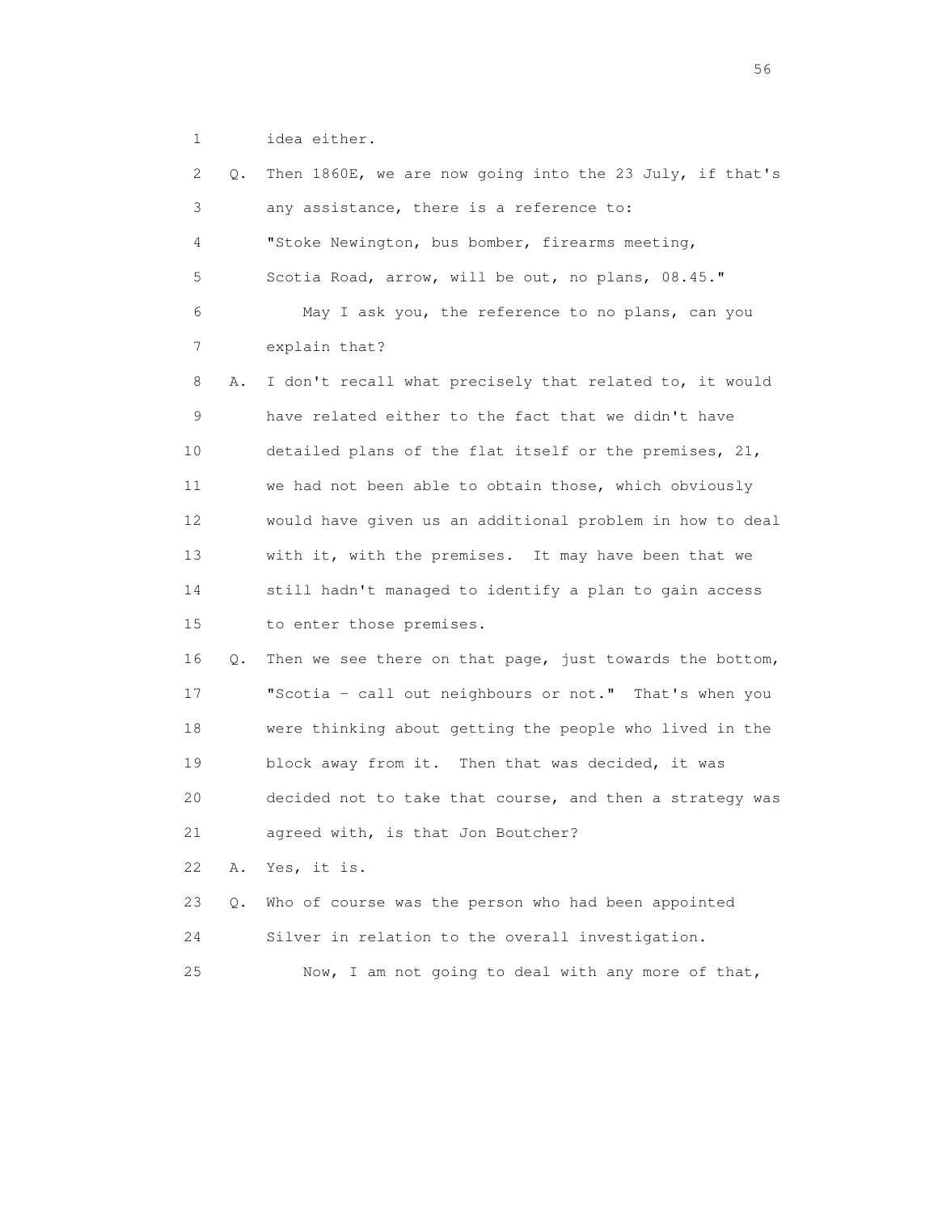1 idea either.

2 Q. Then 1860E, we are now going into the 23 July, if that's

3 any assistance, there is a reference to:

4 "Stoke Newington, bus bomber, firearms meeting,

5 Scotia Road, arrow, will be out, no plans, 08.45."

6 May I ask you, the reference to no plans, can you

7 explain that?

8 A. I don't recall what precisely that related to, it would

9 have related either to the fact that we didn't have

10 detailed plans of the flat itself or the premises, 21,

11 we had not been able to obtain those, which obviously

12 would have given us an additional problem in how to deal

13 with it, with the premises. It may have been that we

14 still hadn't managed to identify a plan to gain access

15 to enter those premises.

16 Q. Then we see there on that page, just towards the bottom,

17 "Scotia - call out neighbours or not." That's when you

18 were thinking about getting the people who lived in the

19 block away from it. Then that was decided, it was

20 decided not to take that course, and then a strategy was

21 agreed with, is that Jon Boutcher?

22 A. Yes, it is.

23 Q. Who of course was the person who had been appointed

24 Silver in relation to the overall investigation.

25 Now, I am not going to deal with any more of that,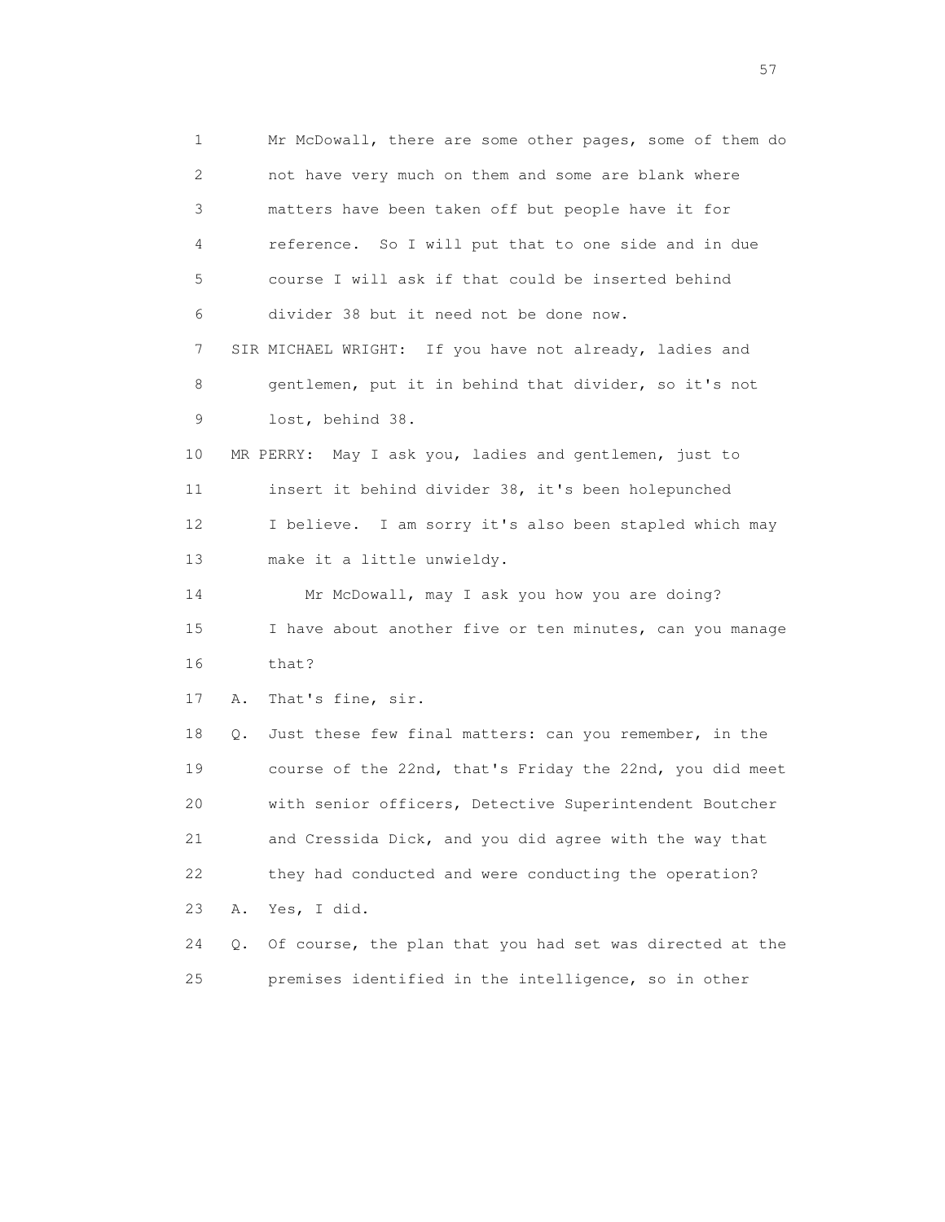1 Mr McDowall, there are some other pages, some of them do
2 not have very much on them and some are blank where
3 matters have been taken off but people have it for
4 reference. So I will put that to one side and in due
5 course I will ask if that could be inserted behind
6 divider 38 but it need not be done now.

7 SIR MICHAEL WRIGHT: If you have not already, ladies and
8 gentlemen, put it in behind that divider, so it's not
9 lost, behind 38.

10 MR PERRY: May I ask you, ladies and gentlemen, just to
11 insert it behind divider 38, it's been holepunched
12 I believe. I am sorry it's also been stapled which may
13 make it a little unwieldy.

14 Mr McDowall, may I ask you how you are doing?
15 I have about another five or ten minutes, can you manage
16 that?

17 A. That's fine, sir.

18 Q. Just these few final matters: can you remember, in the
19 course of the 22nd, that's Friday the 22nd, you did meet
20 with senior officers, Detective Superintendent Boutcher
21 and Cressida Dick, and you did agree with the way that
22 they had conducted and were conducting the operation?

23 A. Yes, I did.

24 Q. Of course, the plan that you had set was directed at the
25 premises identified in the intelligence, so in other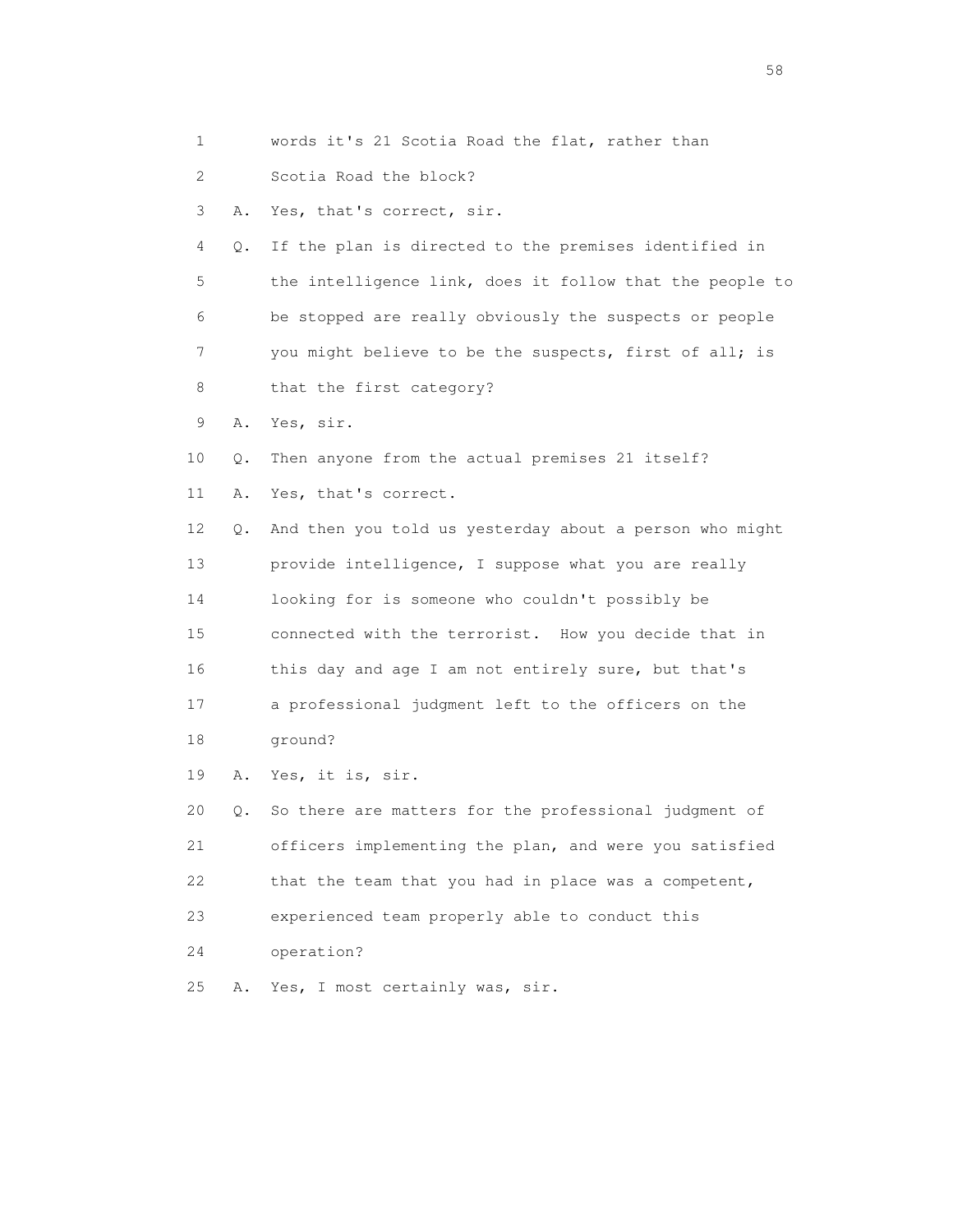1 words it's 21 Scotia Road the flat, rather than
2 Scotia Road the block?
3 A. Yes, that's correct, sir.
4 Q. If the plan is directed to the premises identified in
5 the intelligence link, does it follow that the people to
6 be stopped are really obviously the suspects or people
7 you might believe to be the suspects, first of all; is
8 that the first category?
9 A. Yes, sir.
10 Q. Then anyone from the actual premises 21 itself?
11 A. Yes, that's correct.
12 Q. And then you told us yesterday about a person who might
13 provide intelligence, I suppose what you are really
14 looking for is someone who couldn't possibly be
15 connected with the terrorist. How you decide that in
16 this day and age I am not entirely sure, but that's
17 a professional judgment left to the officers on the
18 ground?
19 A. Yes, it is, sir.
20 Q. So there are matters for the professional judgment of
21 officers implementing the plan, and were you satisfied
22 that the team that you had in place was a competent,
23 experienced team properly able to conduct this
24 operation?
25 A. Yes, I most certainly was, sir.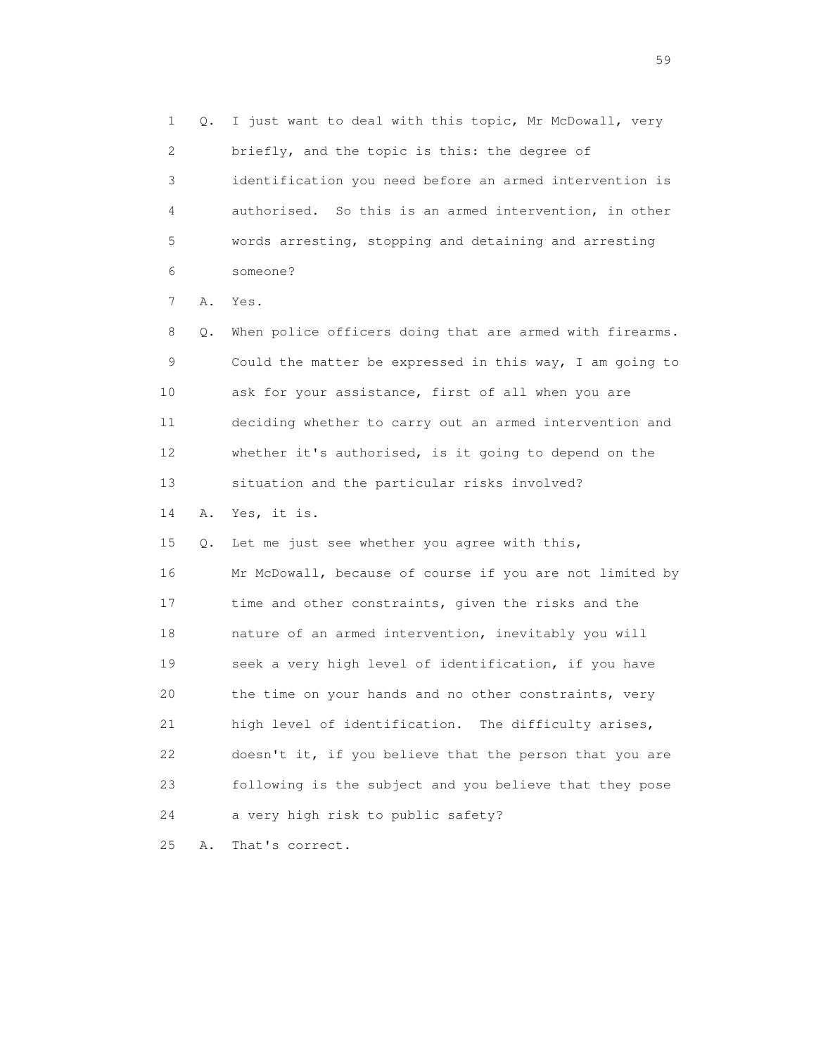1 Q. I just want to deal with this topic, Mr McDowall, very
2 briefly, and the topic is this: the degree of
3 identification you need before an armed intervention is
4 authorised. So this is an armed intervention, in other
5 words arresting, stopping and detaining and arresting
6 someone?

7 A. Yes.

8 Q. When police officers doing that are armed with firearms.
9 Could the matter be expressed in this way, I am going to
10 ask for your assistance, first of all when you are
11 deciding whether to carry out an armed intervention and
12 whether it's authorised, is it going to depend on the
13 situation and the particular risks involved?

14 A. Yes, it is.

15 Q. Let me just see whether you agree with this,
16 Mr McDowall, because of course if you are not limited by
17 time and other constraints, given the risks and the
18 nature of an armed intervention, inevitably you will
19 seek a very high level of identification, if you have
20 the time on your hands and no other constraints, very
21 high level of identification. The difficulty arises,
22 doesn't it, if you believe that the person that you are
23 following is the subject and you believe that they pose
24 a very high risk to public safety?

25 A. That's correct.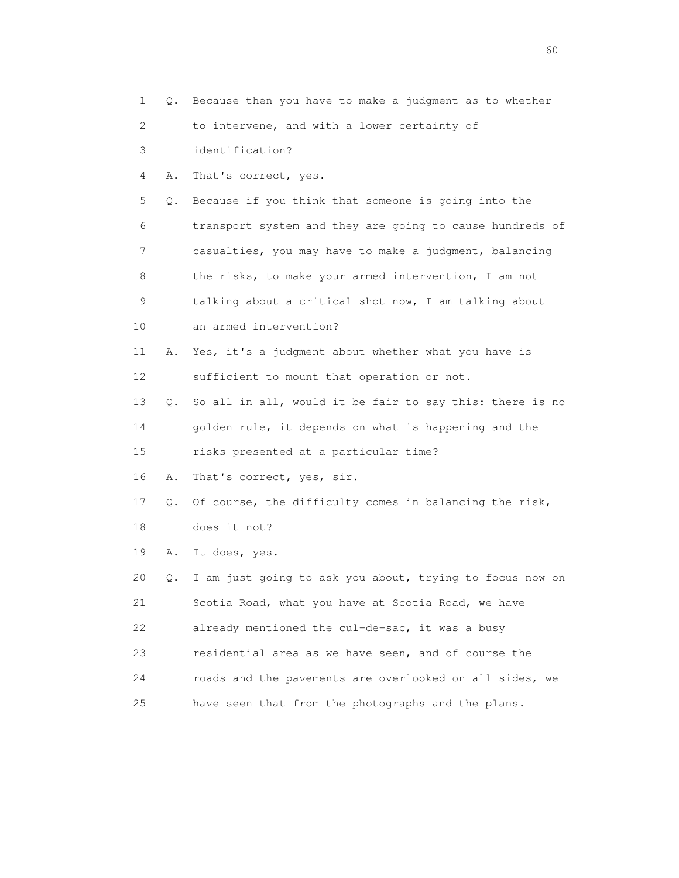1 Q. Because then you have to make a judgment as to whether
2 to intervene, and with a lower certainty of
3 identification?
4 A. That's correct, yes.
5 Q. Because if you think that someone is going into the
6 transport system and they are going to cause hundreds of
7 casualties, you may have to make a judgment, balancing
8 the risks, to make your armed intervention, I am not
9 talking about a critical shot now, I am talking about
10 an armed intervention?
11 A. Yes, it's a judgment about whether what you have is
12 sufficient to mount that operation or not.
13 Q. So all in all, would it be fair to say this: there is no
14 golden rule, it depends on what is happening and the
15 risks presented at a particular time?
16 A. That's correct, yes, sir.
17 Q. Of course, the difficulty comes in balancing the risk,
18 does it not?
19 A. It does, yes.
20 Q. I am just going to ask you about, trying to focus now on
21 Scotia Road, what you have at Scotia Road, we have
22 already mentioned the cul-de-sac, it was a busy
23 residential area as we have seen, and of course the
24 roads and the pavements are overlooked on all sides, we
25 have seen that from the photographs and the plans.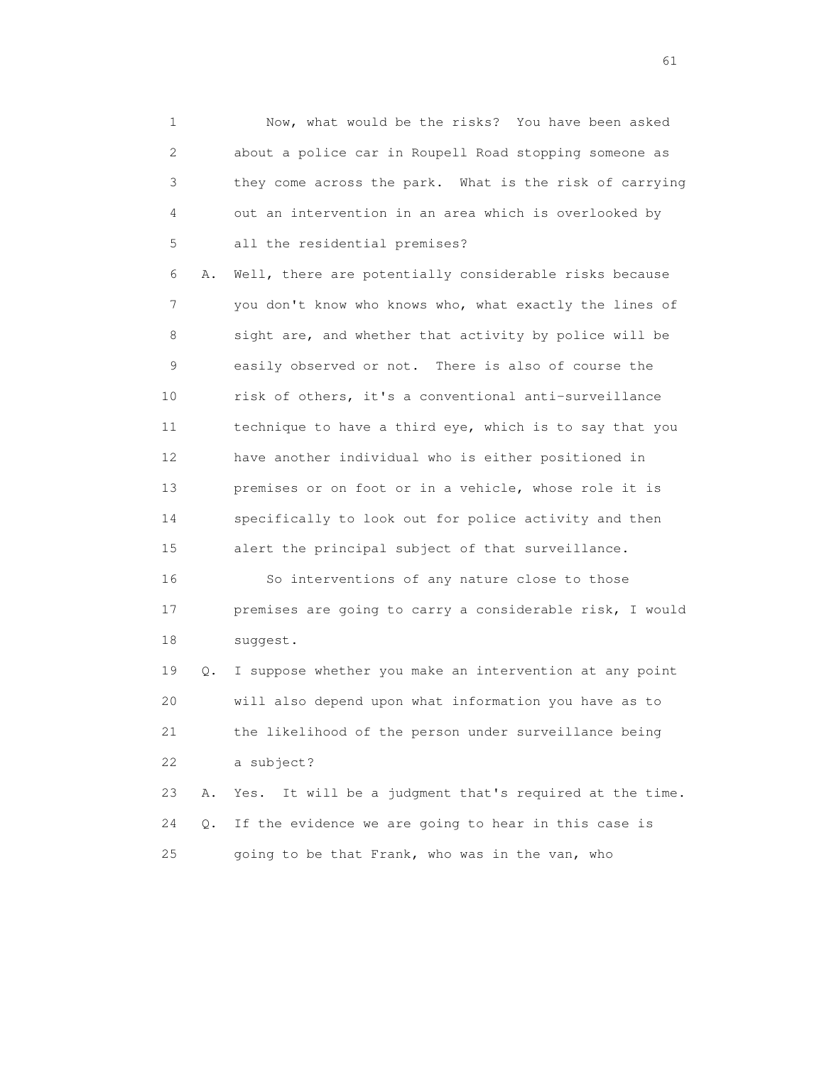1 Now, what would be the risks? You have been asked
2 about a police car in Roupell Road stopping someone as
3 they come across the park. What is the risk of carrying
4 out an intervention in an area which is overlooked by
5 all the residential premises?

6 A. Well, there are potentially considerable risks because
7 you don't know who knows who, what exactly the lines of
8 sight are, and whether that activity by police will be
9 easily observed or not. There is also of course the
10 risk of others, it's a conventional anti-surveillance
11 technique to have a third eye, which is to say that you
12 have another individual who is either positioned in
13 premises or on foot or in a vehicle, whose role it is
14 specifically to look out for police activity and then
15 alert the principal subject of that surveillance.

16 So interventions of any nature close to those
17 premises are going to carry a considerable risk, I would
18 suggest.

19 Q. I suppose whether you make an intervention at any point
20 will also depend upon what information you have as to
21 the likelihood of the person under surveillance being
22 a subject?

23 A. Yes. It will be a judgment that's required at the time.

24 Q. If the evidence we are going to hear in this case is
25 going to be that Frank, who was in the van, who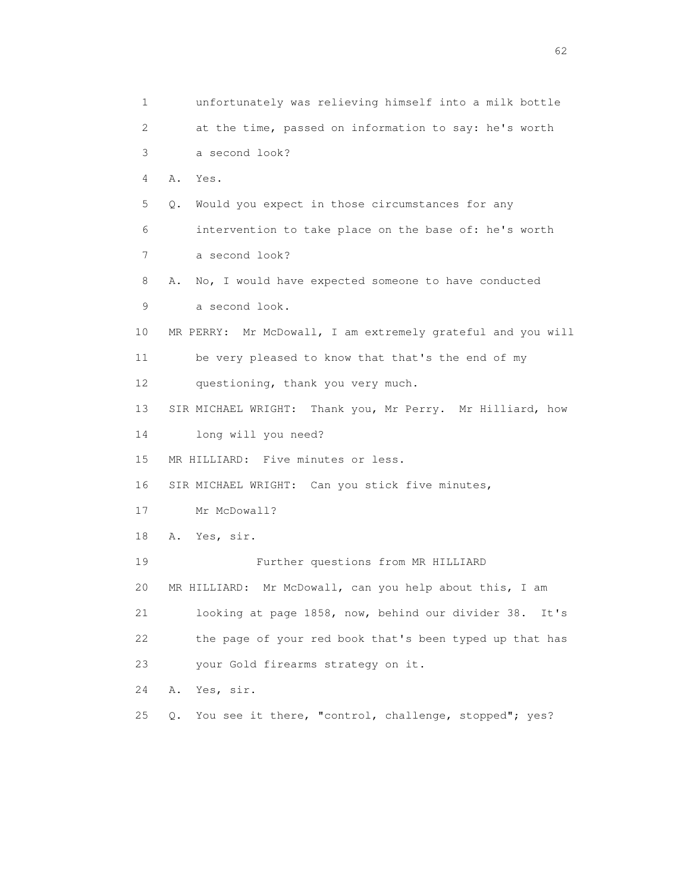1 unfortunately was relieving himself into a milk bottle
2 at the time, passed on information to say: he's worth
3 a second look?

4 A. Yes.

5 Q. Would you expect in those circumstances for any
6 intervention to take place on the base of: he's worth
7 a second look?

8 A. No, I would have expected someone to have conducted
9 a second look.

10 MR PERRY: Mr McDowall, I am extremely grateful and you will
11 be very pleased to know that that's the end of my
12 questioning, thank you very much.

13 SIR MICHAEL WRIGHT: Thank you, Mr Perry. Mr Hilliard, how
14 long will you need?

15 MR HILLIARD: Five minutes or less.

16 SIR MICHAEL WRIGHT: Can you stick five minutes,
17 Mr McDowall?

18 A. Yes, sir.

19 Further questions from MR HILLIARD

20 MR HILLIARD: Mr McDowall, can you help about this, I am
21 looking at page 1858, now, behind our divider 38. It's
22 the page of your red book that's been typed up that has
23 your Gold firearms strategy on it.

24 A. Yes, sir.

25 Q. You see it there, "control, challenge, stopped"; yes?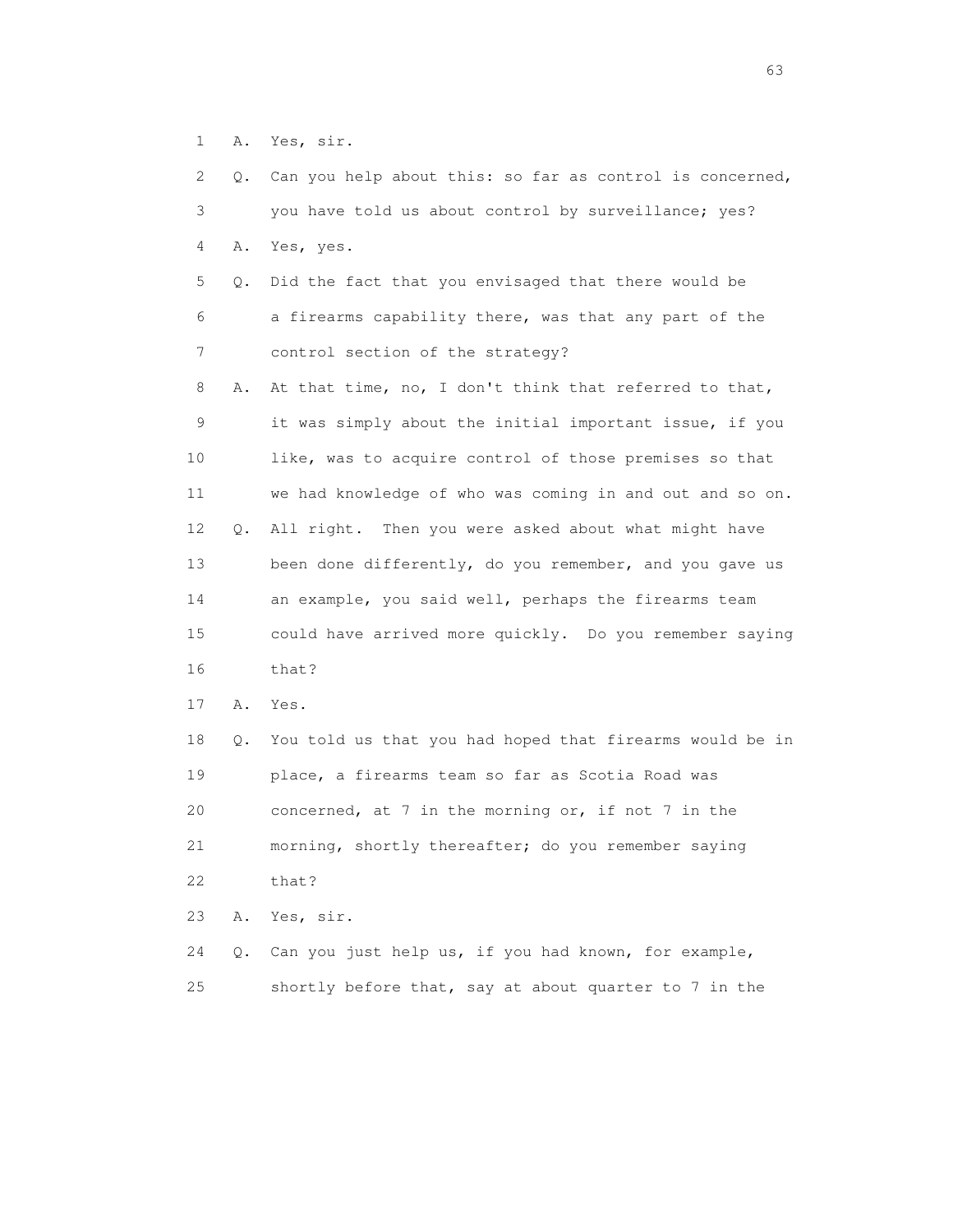1 A. Yes, sir.

2 Q. Can you help about this: so far as control is concerned,

3 you have told us about control by surveillance; yes?

4 A. Yes, yes.

5 Q. Did the fact that you envisaged that there would be

6 a firearms capability there, was that any part of the

7 control section of the strategy?

8 A. At that time, no, I don't think that referred to that,

9 it was simply about the initial important issue, if you

10 like, was to acquire control of those premises so that

11 we had knowledge of who was coming in and out and so on.

12 Q. All right. Then you were asked about what might have

13 been done differently, do you remember, and you gave us

14 an example, you said well, perhaps the firearms team

15 could have arrived more quickly. Do you remember saying

16 that?

17 A. Yes.

18 Q. You told us that you had hoped that firearms would be in

19 place, a firearms team so far as Scotia Road was

20 concerned, at 7 in the morning or, if not 7 in the

21 morning, shortly thereafter; do you remember saying

22 that?

23 A. Yes, sir.

24 Q. Can you just help us, if you had known, for example,

25 shortly before that, say at about quarter to 7 in the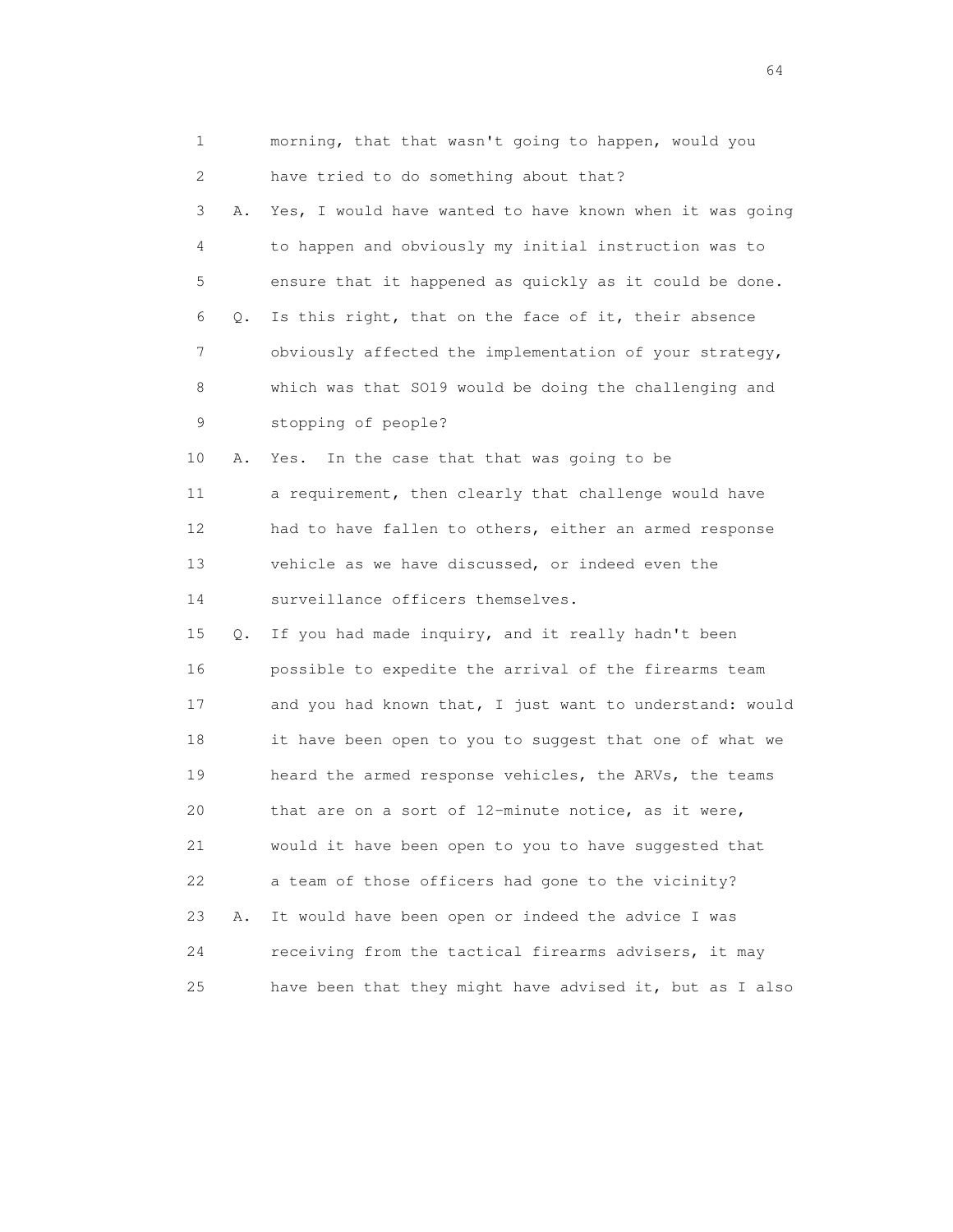1 morning, that that wasn't going to happen, would you
2 have tried to do something about that?
3 A. Yes, I would have wanted to have known when it was going
4 to happen and obviously my initial instruction was to
5 ensure that it happened as quickly as it could be done.
6 Q. Is this right, that on the face of it, their absence
7 obviously affected the implementation of your strategy,
8 which was that SO19 would be doing the challenging and
9 stopping of people?
10 A. Yes. In the case that that was going to be
11 a requirement, then clearly that challenge would have
12 had to have fallen to others, either an armed response
13 vehicle as we have discussed, or indeed even the
14 surveillance officers themselves.
15 Q. If you had made inquiry, and it really hadn't been
16 possible to expedite the arrival of the firearms team
17 and you had known that, I just want to understand: would
18 it have been open to you to suggest that one of what we
19 heard the armed response vehicles, the ARVs, the teams
20 that are on a sort of 12-minute notice, as it were,
21 would it have been open to you to have suggested that
22 a team of those officers had gone to the vicinity?
23 A. It would have been open or indeed the advice I was
24 receiving from the tactical firearms advisers, it may
25 have been that they might have advised it, but as I also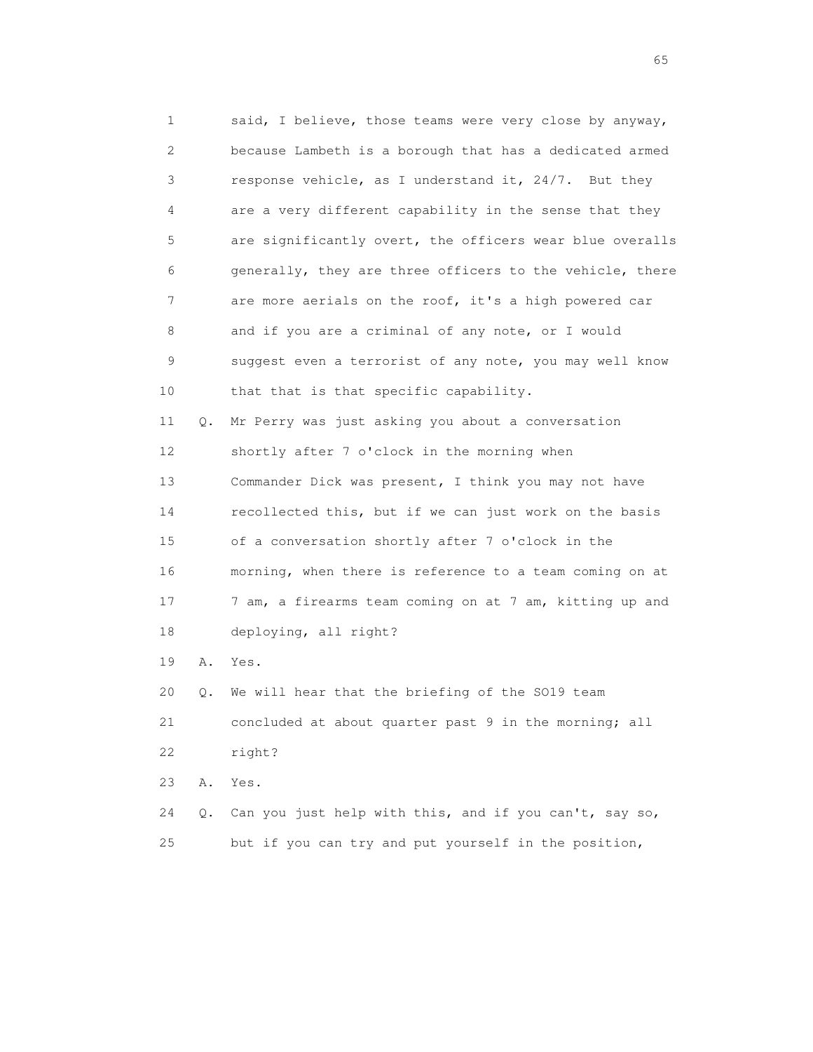1 said, I believe, those teams were very close by anyway,
2 because Lambeth is a borough that has a dedicated armed
3 response vehicle, as I understand it, 24/7. But they
4 are a very different capability in the sense that they
5 are significantly overt, the officers wear blue overalls
6 generally, they are three officers to the vehicle, there
7 are more aerials on the roof, it's a high powered car
8 and if you are a criminal of any note, or I would
9 suggest even a terrorist of any note, you may well know
10 that that is that specific capability.
11 Q. Mr Perry was just asking you about a conversation
12 shortly after 7 o'clock in the morning when
13 Commander Dick was present, I think you may not have
14 recollected this, but if we can just work on the basis
15 of a conversation shortly after 7 o'clock in the
16 morning, when there is reference to a team coming on at
17 7 am, a firearms team coming on at 7 am, kitting up and
18 deploying, all right?
19 A. Yes.
20 Q. We will hear that the briefing of the SO19 team
21 concluded at about quarter past 9 in the morning; all
22 right?
23 A. Yes.
24 Q. Can you just help with this, and if you can't, say so,
25 but if you can try and put yourself in the position,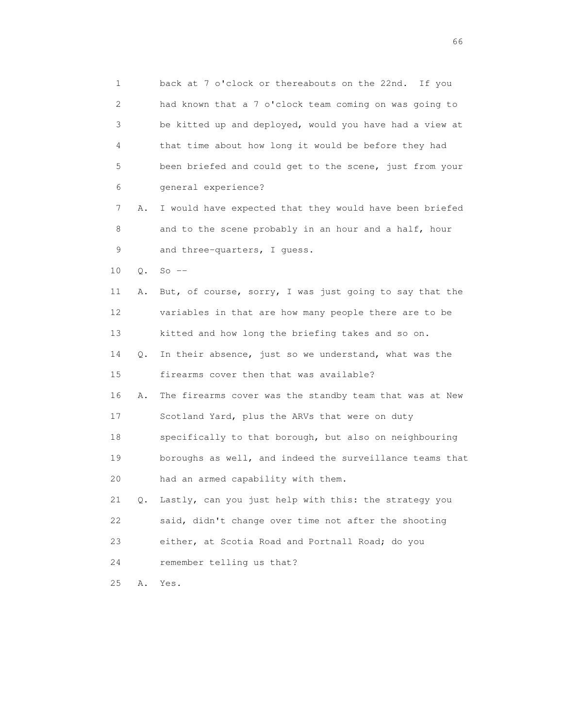1 back at 7 o'clock or thereabouts on the 22nd. If you
2 had known that a 7 o'clock team coming on was going to
3 be kitted up and deployed, would you have had a view at
4 that time about how long it would be before they had
5 been briefed and could get to the scene, just from your
6 general experience?

7 A. I would have expected that they would have been briefed
8 and to the scene probably in an hour and a half, hour
9 and three-quarters, I guess.

10 Q. So --

11 A. But, of course, sorry, I was just going to say that the
12 variables in that are how many people there are to be
13 kitted and how long the briefing takes and so on.

14 Q. In their absence, just so we understand, what was the
15 firearms cover then that was available?

16 A. The firearms cover was the standby team that was at New
17 Scotland Yard, plus the ARVs that were on duty
18 specifically to that borough, but also on neighbouring
19 boroughs as well, and indeed the surveillance teams that
20 had an armed capability with them.

21 Q. Lastly, can you just help with this: the strategy you
22 said, didn't change over time not after the shooting
23 either, at Scotia Road and Portnall Road; do you
24 remember telling us that?

25 A. Yes.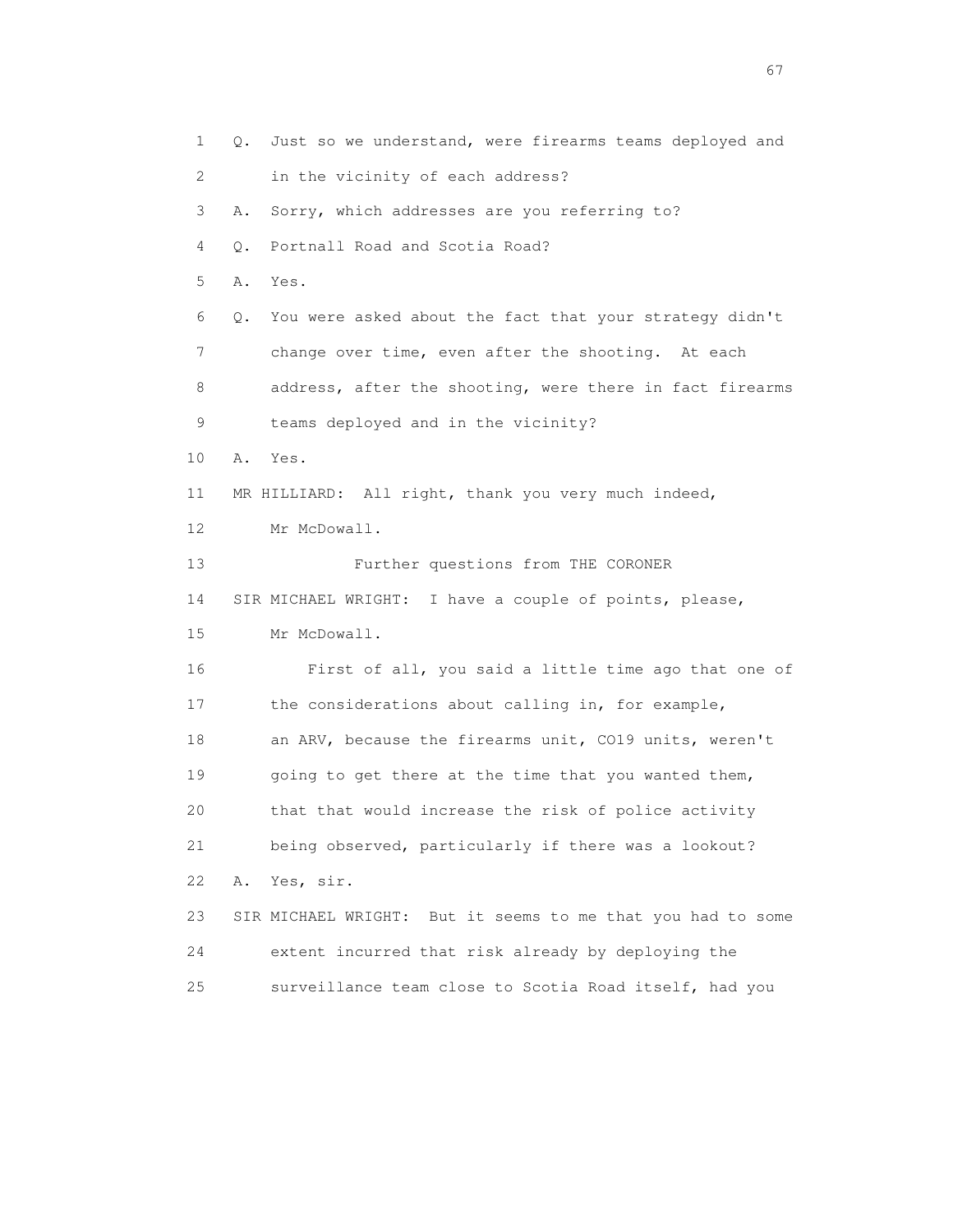1 Q. Just so we understand, were firearms teams deployed and
2 in the vicinity of each address?
3 A. Sorry, which addresses are you referring to?
4 Q. Portnall Road and Scotia Road?
5 A. Yes.
6 Q. You were asked about the fact that your strategy didn't
7 change over time, even after the shooting. At each
8 address, after the shooting, were there in fact firearms
9 teams deployed and in the vicinity?
10 A. Yes.
11 MR HILLIARD: All right, thank you very much indeed,
12 Mr McDowall.
13 Further questions from THE CORONER
14 SIR MICHAEL WRIGHT: I have a couple of points, please,
15 Mr McDowall.
16 First of all, you said a little time ago that one of
17 the considerations about calling in, for example,
18 an ARV, because the firearms unit, CO19 units, weren't
19 going to get there at the time that you wanted them,
20 that that would increase the risk of police activity
21 being observed, particularly if there was a lookout?
22 A. Yes, sir.
23 SIR MICHAEL WRIGHT: But it seems to me that you had to some
24 extent incurred that risk already by deploying the
25 surveillance team close to Scotia Road itself, had you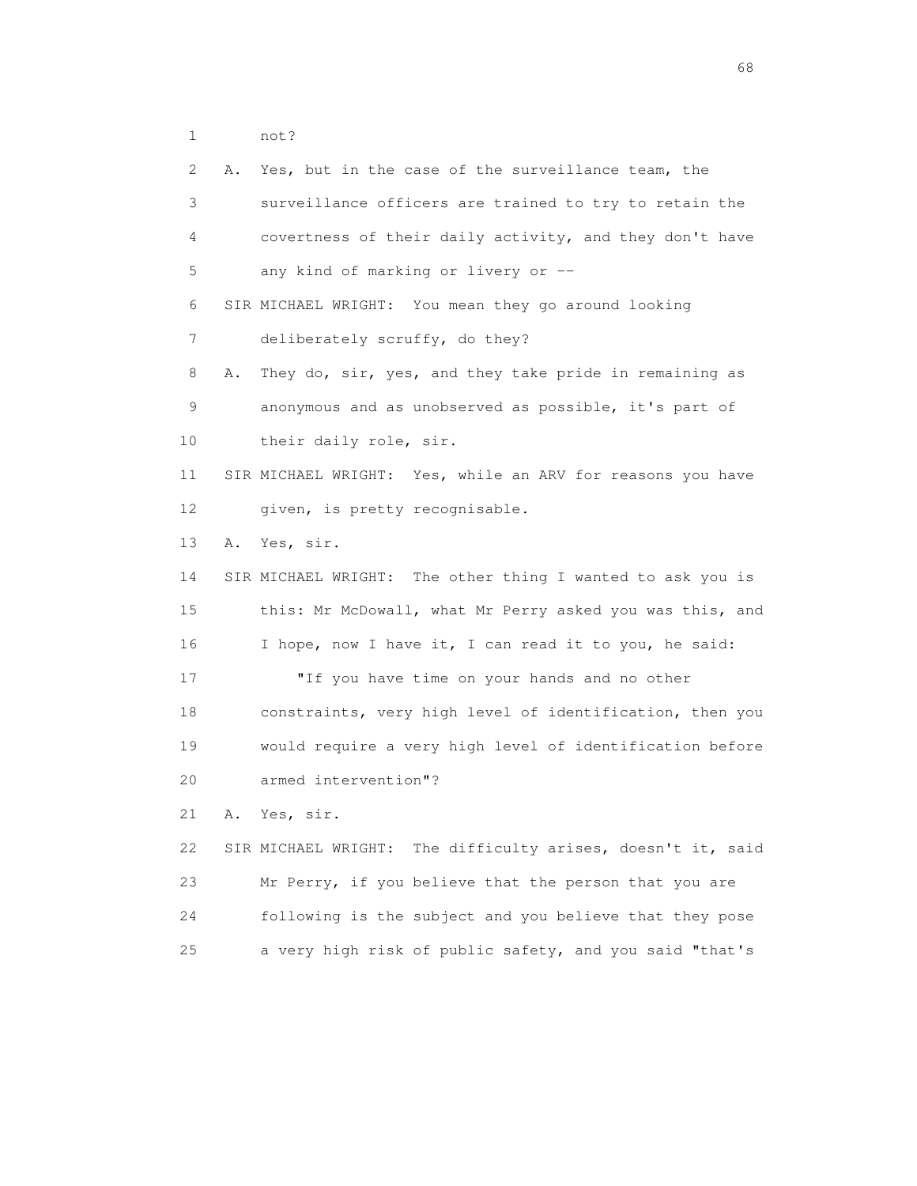1 not?

2 A. Yes, but in the case of the surveillance team, the

3 surveillance officers are trained to try to retain the

4 covertness of their daily activity, and they don't have

5 any kind of marking or livery or --

6 SIR MICHAEL WRIGHT: You mean they go around looking

7 deliberately scruffy, do they?

8 A. They do, sir, yes, and they take pride in remaining as

9 anonymous and as unobserved as possible, it's part of

10 their daily role, sir.

11 SIR MICHAEL WRIGHT: Yes, while an ARV for reasons you have

12 given, is pretty recognisable.

13 A. Yes, sir.

14 SIR MICHAEL WRIGHT: The other thing I wanted to ask you is

15 this: Mr McDowall, what Mr Perry asked you was this, and

16 I hope, now I have it, I can read it to you, he said:

17 "If you have time on your hands and no other

18 constraints, very high level of identification, then you

19 would require a very high level of identification before

20 armed intervention"?

21 A. Yes, sir.

22 SIR MICHAEL WRIGHT: The difficulty arises, doesn't it, said

23 Mr Perry, if you believe that the person that you are

24 following is the subject and you believe that they pose

25 a very high risk of public safety, and you said "that's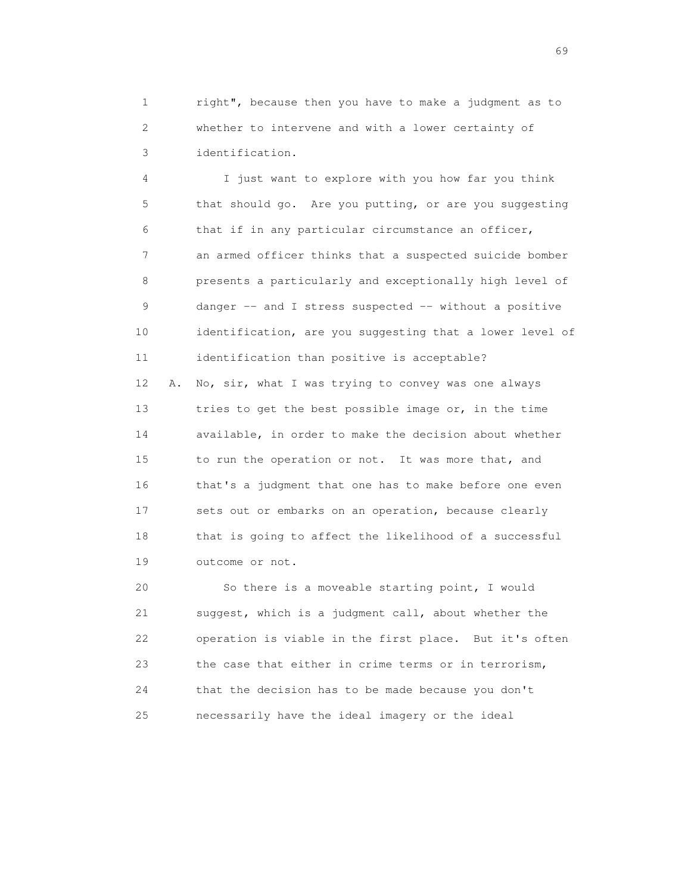right", because then you have to make a judgment as to whether to intervene and with a lower certainty of identification.

I just want to explore with you how far you think that should go. Are you putting, or are you suggesting that if in any particular circumstance an officer, an armed officer thinks that a suspected suicide bomber presents a particularly and exceptionally high level of danger -- and I stress suspected -- without a positive identification, are you suggesting that a lower level of identification than positive is acceptable?

A. No, sir, what I was trying to convey was one always tries to get the best possible image or, in the time available, in order to make the decision about whether to run the operation or not. It was more that, and that's a judgment that one has to make before one even sets out or embarks on an operation, because clearly that is going to affect the likelihood of a successful outcome or not.

So there is a moveable starting point, I would suggest, which is a judgment call, about whether the operation is viable in the first place. But it's often the case that either in crime terms or in terrorism, that the decision has to be made because you don't necessarily have the ideal imagery or the ideal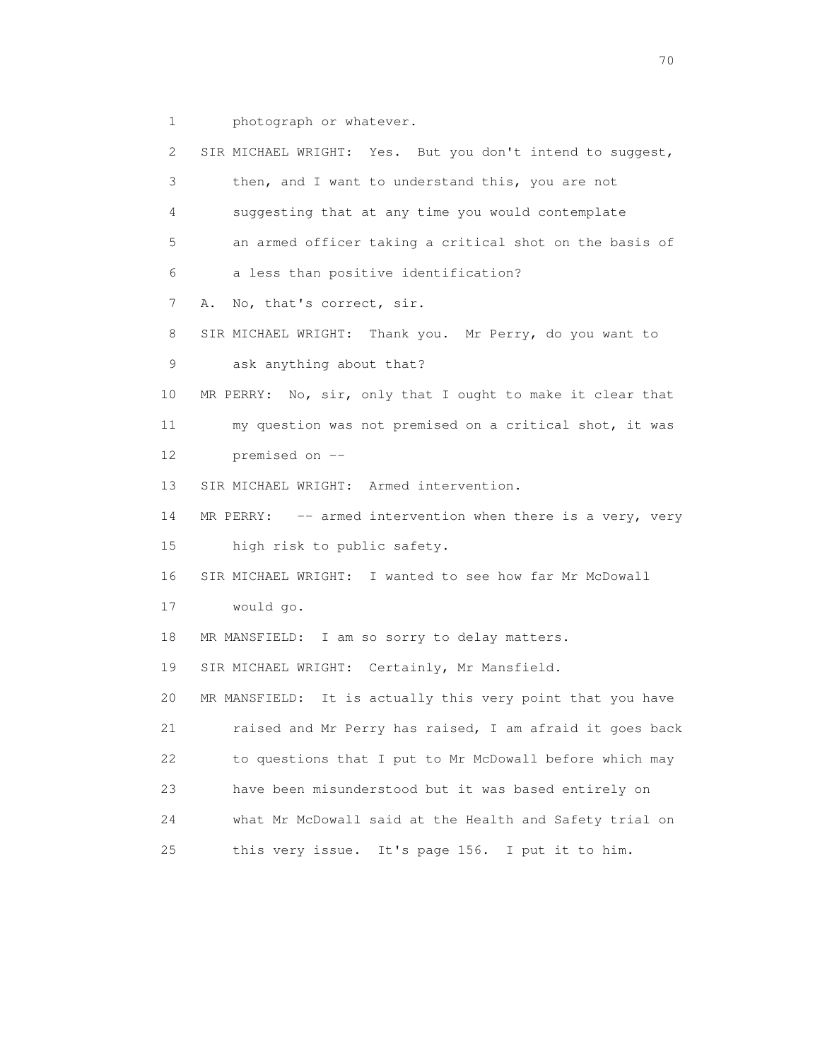1 photograph or whatever.

2 SIR MICHAEL WRIGHT: Yes. But you don't intend to suggest,

3 then, and I want to understand this, you are not

4 suggesting that at any time you would contemplate

5 an armed officer taking a critical shot on the basis of

6 a less than positive identification?

7 A. No, that's correct, sir.

8 SIR MICHAEL WRIGHT: Thank you. Mr Perry, do you want to

9 ask anything about that?

10 MR PERRY: No, sir, only that I ought to make it clear that

11 my question was not premised on a critical shot, it was

12 premised on --

13 SIR MICHAEL WRIGHT: Armed intervention.

14 MR PERRY: -- armed intervention when there is a very, very

15 high risk to public safety.

16 SIR MICHAEL WRIGHT: I wanted to see how far Mr McDowall

17 would go.

18 MR MANSFIELD: I am so sorry to delay matters.

19 SIR MICHAEL WRIGHT: Certainly, Mr Mansfield.

20 MR MANSFIELD: It is actually this very point that you have

21 raised and Mr Perry has raised, I am afraid it goes back

22 to questions that I put to Mr McDowall before which may

23 have been misunderstood but it was based entirely on

24 what Mr McDowall said at the Health and Safety trial on

25 this very issue. It's page 156. I put it to him.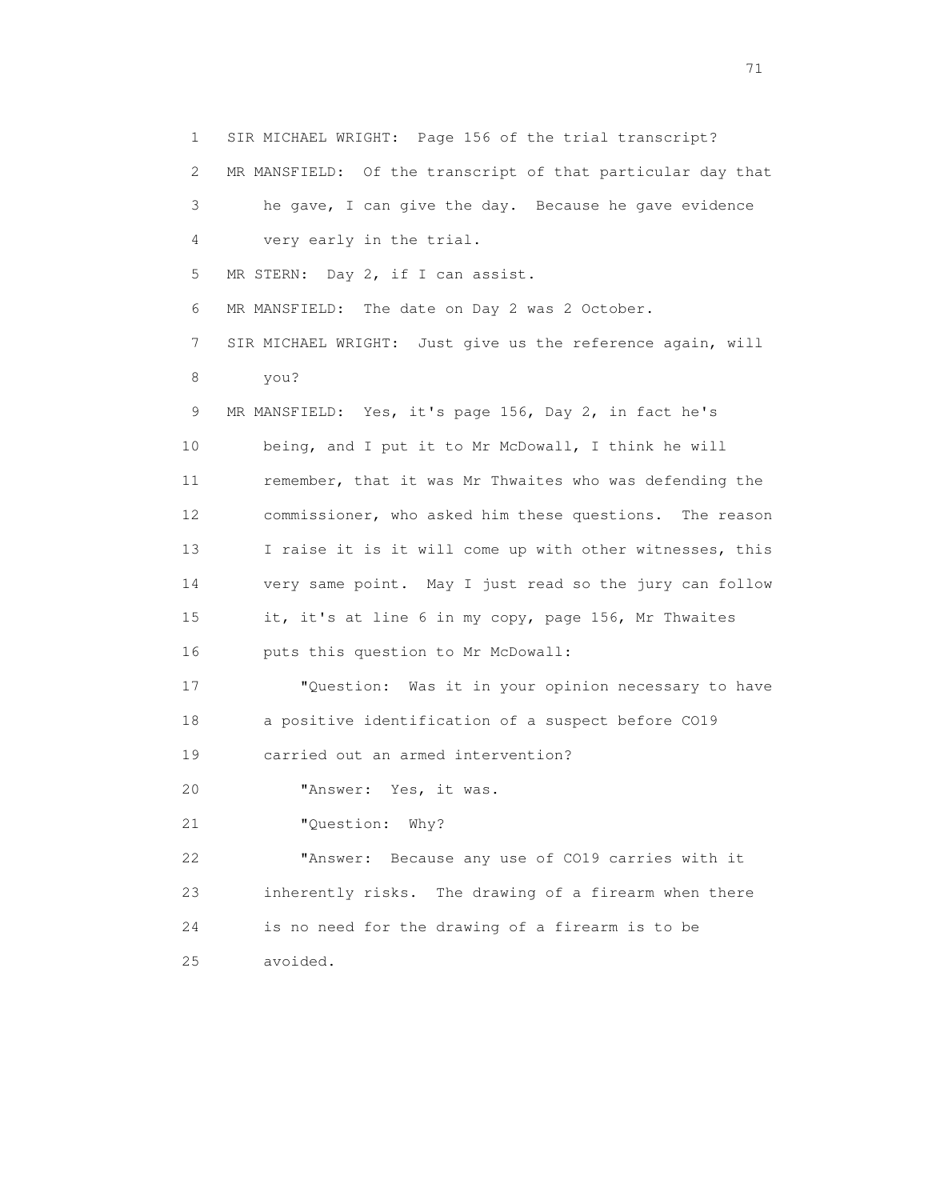SIR MICHAEL WRIGHT: Page 156 of the trial transcript?

MR MANSFIELD: Of the transcript of that particular day that he gave, I can give the day. Because he gave evidence very early in the trial.

MR STERN: Day 2, if I can assist.

MR MANSFIELD: The date on Day 2 was 2 October.

SIR MICHAEL WRIGHT: Just give us the reference again, will you?

MR MANSFIELD: Yes, it's page 156, Day 2, in fact he's being, and I put it to Mr McDowall, I think he will remember, that it was Mr Thwaites who was defending the commissioner, who asked him these questions. The reason I raise it is it will come up with other witnesses, this very same point. May I just read so the jury can follow it, it's at line 6 in my copy, page 156, Mr Thwaites puts this question to Mr McDowall:

"Question: Was it in your opinion necessary to have a positive identification of a suspect before CO19 carried out an armed intervention?

"Answer: Yes, it was.

"Question: Why?

"Answer: Because any use of CO19 carries with it inherently risks. The drawing of a firearm when there is no need for the drawing of a firearm is to be avoided.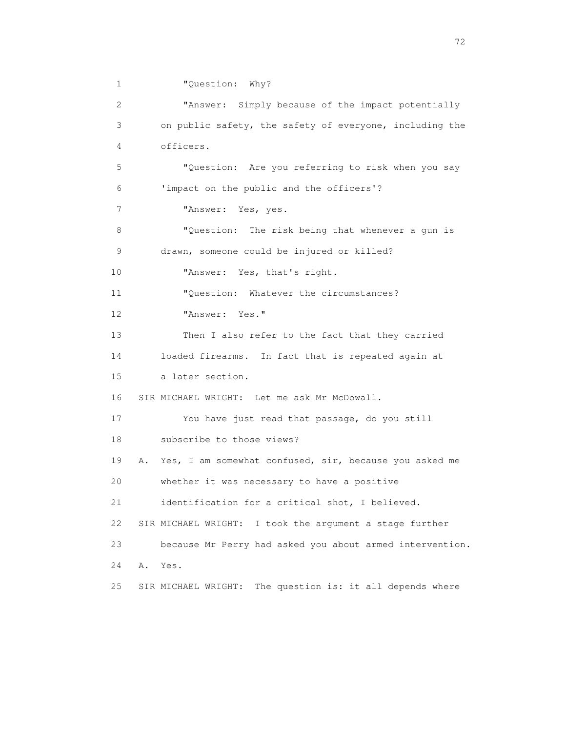"Question: Why?

"Answer: Simply because of the impact potentially on public safety, the safety of everyone, including the officers.

"Question: Are you referring to risk when you say 'impact on the public and the officers'?

"Answer: Yes, yes.

"Question: The risk being that whenever a gun is drawn, someone could be injured or killed?

"Answer: Yes, that's right.

"Question: Whatever the circumstances?

"Answer: Yes."

Then I also refer to the fact that they carried loaded firearms. In fact that is repeated again at a later section.

SIR MICHAEL WRIGHT: Let me ask Mr McDowall.

You have just read that passage, do you still subscribe to those views?

A. Yes, I am somewhat confused, sir, because you asked me whether it was necessary to have a positive identification for a critical shot, I believed.

SIR MICHAEL WRIGHT: I took the argument a stage further because Mr Perry had asked you about armed intervention.

A. Yes.

SIR MICHAEL WRIGHT: The question is: it all depends where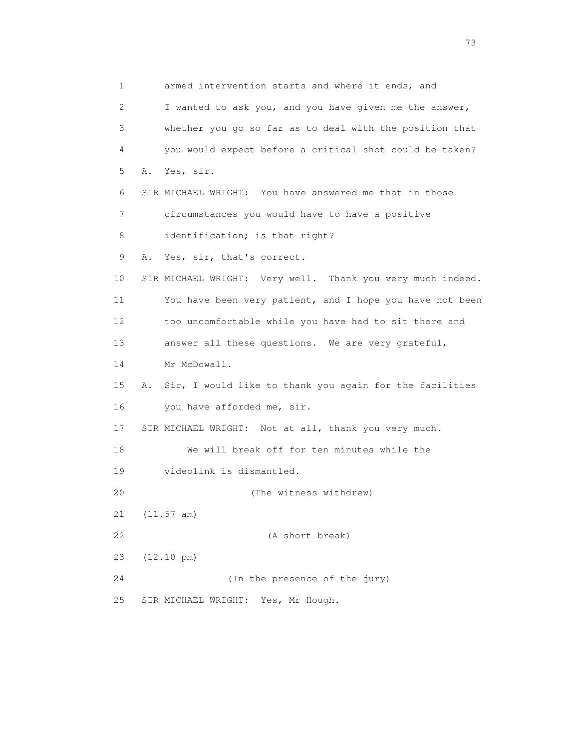1 armed intervention starts and where it ends, and
2 I wanted to ask you, and you have given me the answer,
3 whether you go so far as to deal with the position that
4 you would expect before a critical shot could be taken?
5 A. Yes, sir.
6 SIR MICHAEL WRIGHT: You have answered me that in those
7 circumstances you would have to have a positive
8 identification; is that right?
9 A. Yes, sir, that's correct.
10 SIR MICHAEL WRIGHT: Very well. Thank you very much indeed.
11 You have been very patient, and I hope you have not been
12 too uncomfortable while you have had to sit there and
13 answer all these questions. We are very grateful,
14 Mr McDowall.
15 A. Sir, I would like to thank you again for the facilities
16 you have afforded me, sir.
17 SIR MICHAEL WRIGHT: Not at all, thank you very much.
18 We will break off for ten minutes while the
19 videolink is dismantled.
20 (The witness withdrew)
21 (11.57 am)
22 (A short break)
23 (12.10 pm)
24 (In the presence of the jury)
25 SIR MICHAEL WRIGHT: Yes, Mr Hough.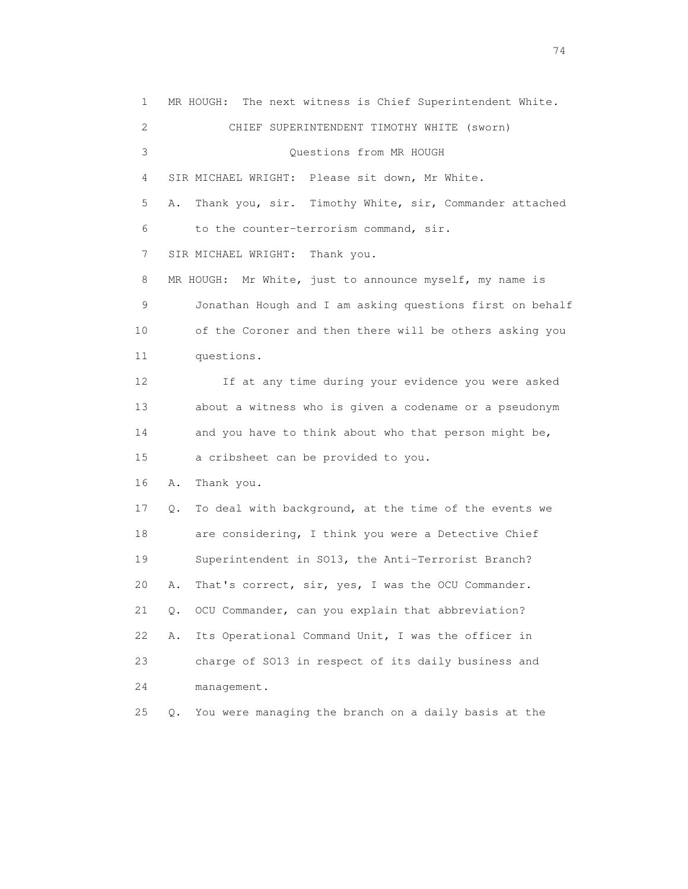1 MR HOUGH: The next witness is Chief Superintendent White.

2 CHIEF SUPERINTENDENT TIMOTHY WHITE (sworn)

3 Questions from MR HOUGH

4 SIR MICHAEL WRIGHT: Please sit down, Mr White.

5 A. Thank you, sir. Timothy White, sir, Commander attached

6 to the counter-terrorism command, sir.

7 SIR MICHAEL WRIGHT: Thank you.

8 MR HOUGH: Mr White, just to announce myself, my name is

9 Jonathan Hough and I am asking questions first on behalf

10 of the Coroner and then there will be others asking you

11 questions.

12 If at any time during your evidence you were asked

13 about a witness who is given a codename or a pseudonym

14 and you have to think about who that person might be,

15 a cribsheet can be provided to you.

16 A. Thank you.

17 Q. To deal with background, at the time of the events we

18 are considering, I think you were a Detective Chief

19 Superintendent in SO13, the Anti-Terrorist Branch?

20 A. That's correct, sir, yes, I was the OCU Commander.

21 Q. OCU Commander, can you explain that abbreviation?

22 A. Its Operational Command Unit, I was the officer in

23 charge of SO13 in respect of its daily business and

24 management.

25 Q. You were managing the branch on a daily basis at the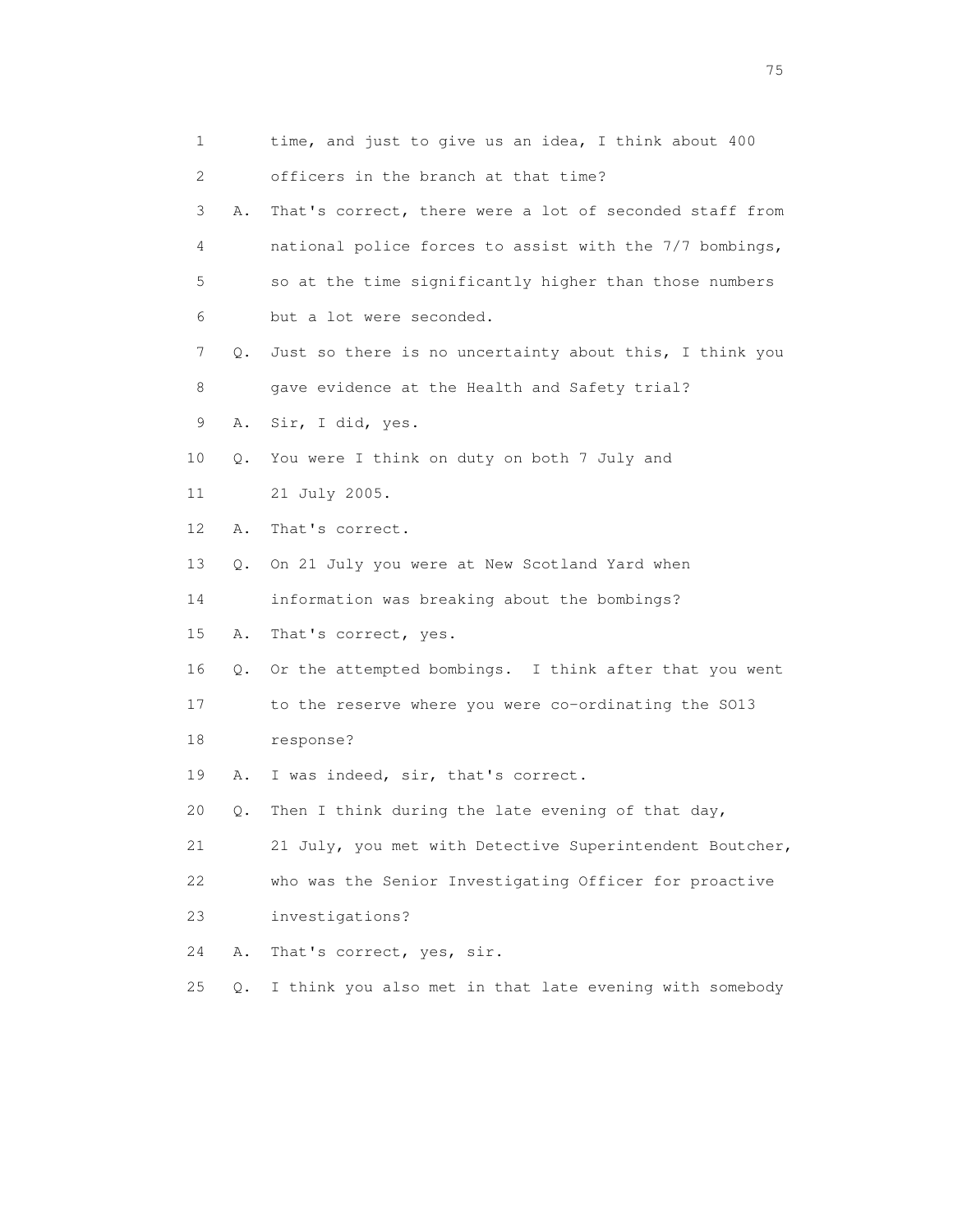1 time, and just to give us an idea, I think about 400
2 officers in the branch at that time?
3 A. That's correct, there were a lot of seconded staff from
4 national police forces to assist with the 7/7 bombings,
5 so at the time significantly higher than those numbers
6 but a lot were seconded.
7 Q. Just so there is no uncertainty about this, I think you
8 gave evidence at the Health and Safety trial?
9 A. Sir, I did, yes.
10 Q. You were I think on duty on both 7 July and
11 21 July 2005.
12 A. That's correct.
13 Q. On 21 July you were at New Scotland Yard when
14 information was breaking about the bombings?
15 A. That's correct, yes.
16 Q. Or the attempted bombings. I think after that you went
17 to the reserve where you were co-ordinating the SO13
18 response?
19 A. I was indeed, sir, that's correct.
20 Q. Then I think during the late evening of that day,
21 21 July, you met with Detective Superintendent Boutcher,
22 who was the Senior Investigating Officer for proactive
23 investigations?
24 A. That's correct, yes, sir.
25 Q. I think you also met in that late evening with somebody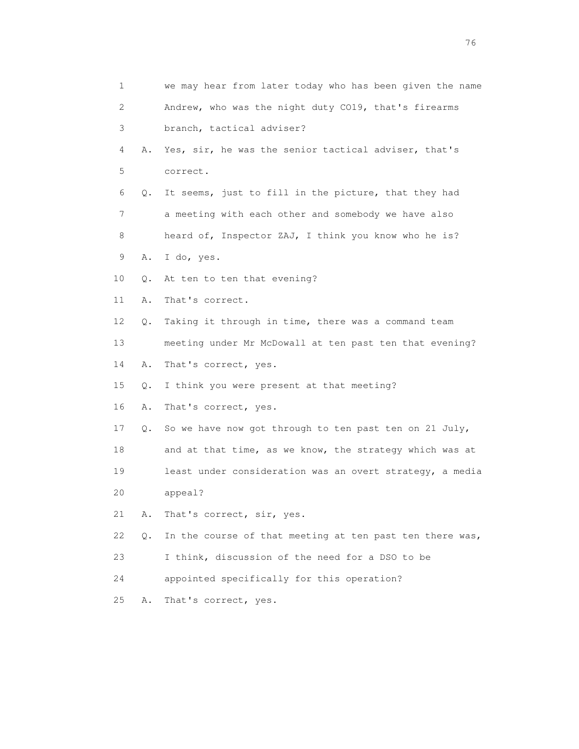1 we may hear from later today who has been given the name
2 Andrew, who was the night duty CO19, that's firearms
3 branch, tactical adviser?
4 A. Yes, sir, he was the senior tactical adviser, that's
5 correct.
6 Q. It seems, just to fill in the picture, that they had
7 a meeting with each other and somebody we have also
8 heard of, Inspector ZAJ, I think you know who he is?
9 A. I do, yes.
10 Q. At ten to ten that evening?
11 A. That's correct.
12 Q. Taking it through in time, there was a command team
13 meeting under Mr McDowall at ten past ten that evening?
14 A. That's correct, yes.
15 Q. I think you were present at that meeting?
16 A. That's correct, yes.
17 Q. So we have now got through to ten past ten on 21 July,
18 and at that time, as we know, the strategy which was at
19 least under consideration was an overt strategy, a media
20 appeal?
21 A. That's correct, sir, yes.
22 Q. In the course of that meeting at ten past ten there was,
23 I think, discussion of the need for a DSO to be
24 appointed specifically for this operation?
25 A. That's correct, yes.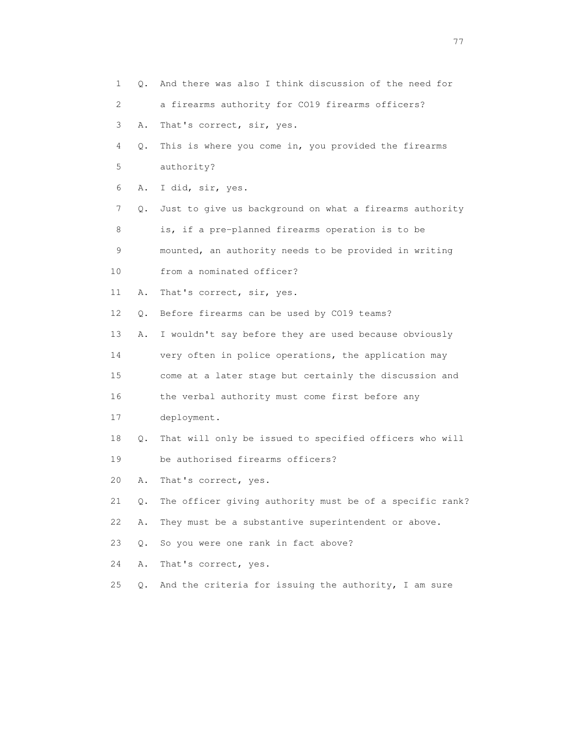1 Q. And there was also I think discussion of the need for
2 a firearms authority for CO19 firearms officers?
3 A. That's correct, sir, yes.
4 Q. This is where you come in, you provided the firearms
5 authority?
6 A. I did, sir, yes.
7 Q. Just to give us background on what a firearms authority
8 is, if a pre-planned firearms operation is to be
9 mounted, an authority needs to be provided in writing
10 from a nominated officer?
11 A. That's correct, sir, yes.
12 Q. Before firearms can be used by CO19 teams?
13 A. I wouldn't say before they are used because obviously
14 very often in police operations, the application may
15 come at a later stage but certainly the discussion and
16 the verbal authority must come first before any
17 deployment.
18 Q. That will only be issued to specified officers who will
19 be authorised firearms officers?
20 A. That's correct, yes.
21 Q. The officer giving authority must be of a specific rank?
22 A. They must be a substantive superintendent or above.
23 Q. So you were one rank in fact above?
24 A. That's correct, yes.
25 Q. And the criteria for issuing the authority, I am sure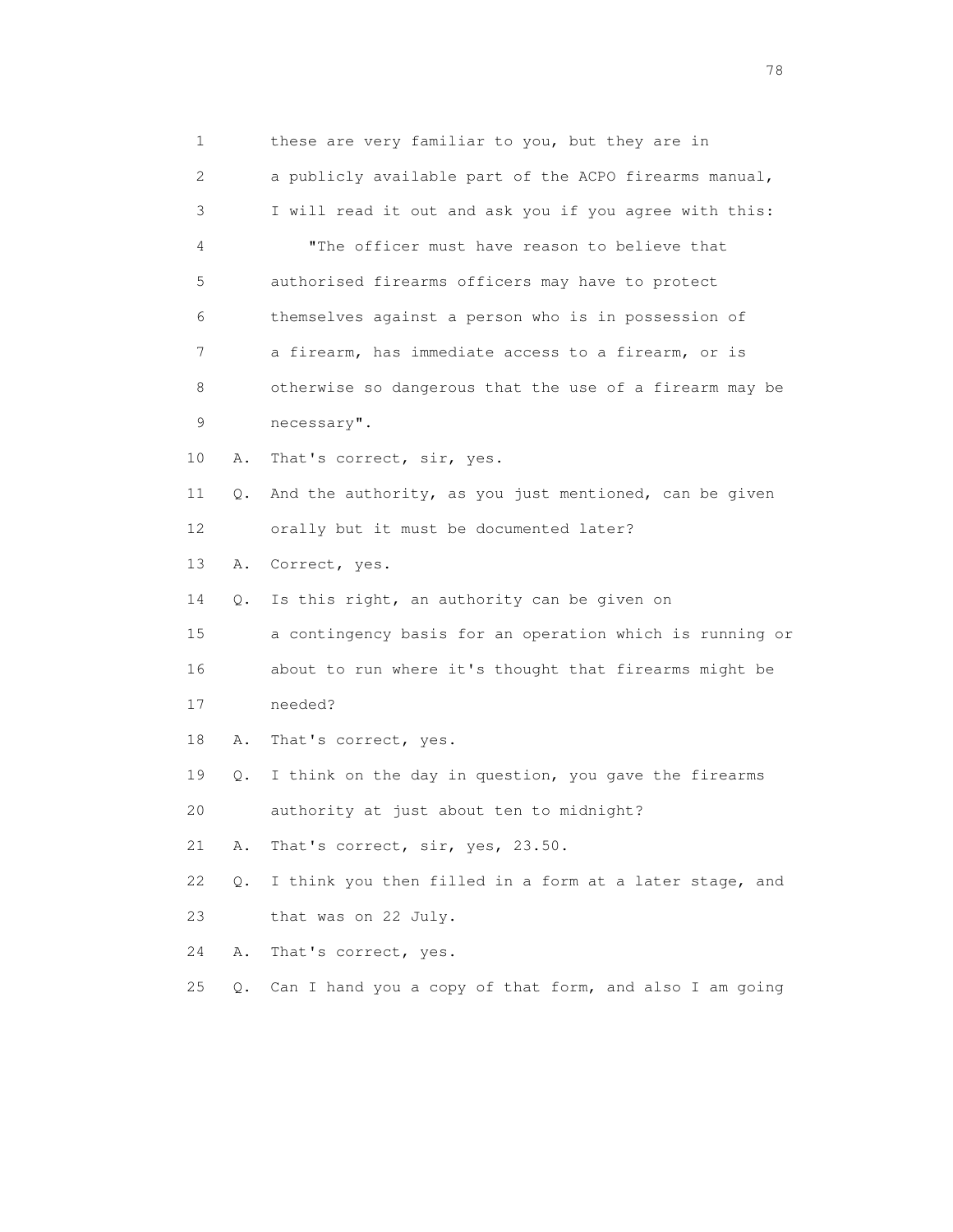1 these are very familiar to you, but they are in
2 a publicly available part of the ACPO firearms manual,
3 I will read it out and ask you if you agree with this:
4 "The officer must have reason to believe that
5 authorised firearms officers may have to protect
6 themselves against a person who is in possession of
7 a firearm, has immediate access to a firearm, or is
8 otherwise so dangerous that the use of a firearm may be
9 necessary".
10 A. That's correct, sir, yes.
11 Q. And the authority, as you just mentioned, can be given
12 orally but it must be documented later?
13 A. Correct, yes.
14 Q. Is this right, an authority can be given on
15 a contingency basis for an operation which is running or
16 about to run where it's thought that firearms might be
17 needed?
18 A. That's correct, yes.
19 Q. I think on the day in question, you gave the firearms
20 authority at just about ten to midnight?
21 A. That's correct, sir, yes, 23.50.
22 Q. I think you then filled in a form at a later stage, and
23 that was on 22 July.
24 A. That's correct, yes.
25 Q. Can I hand you a copy of that form, and also I am going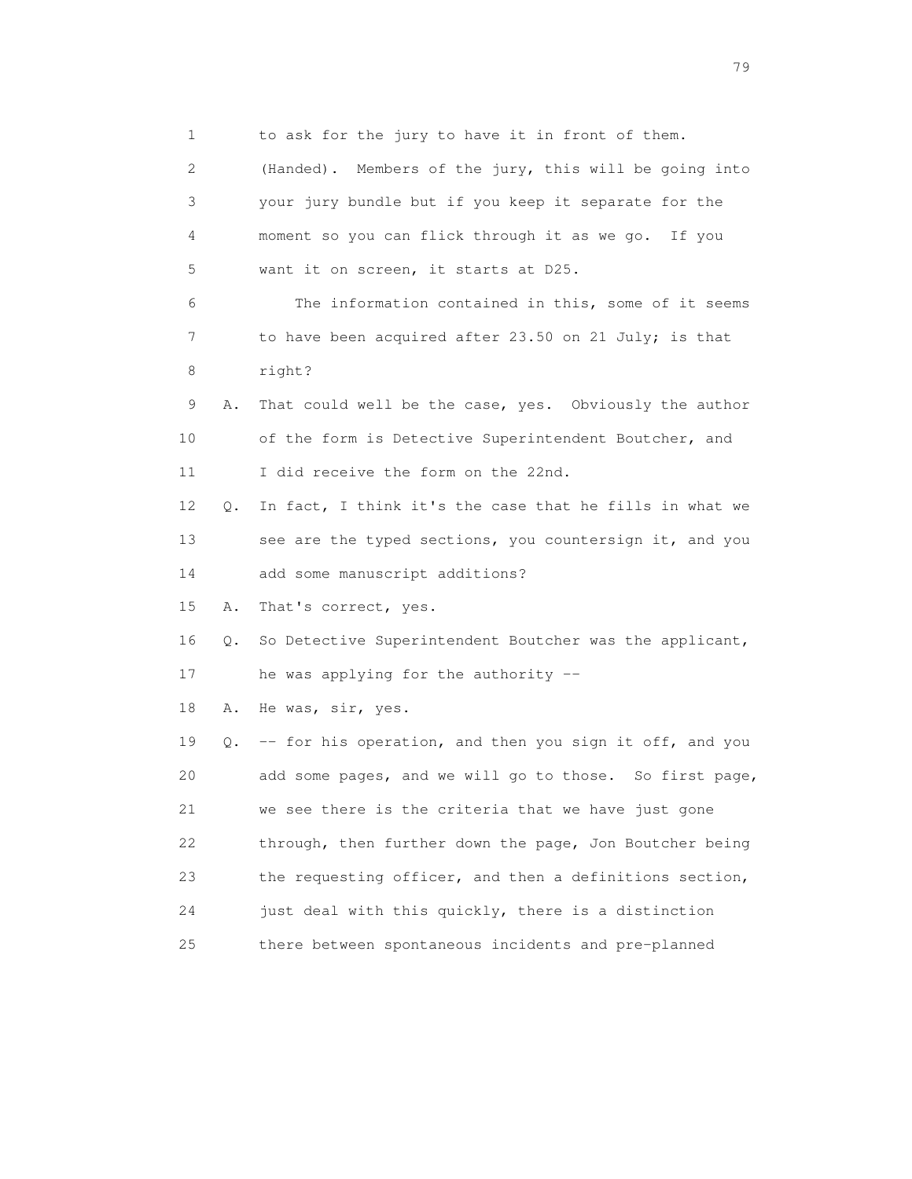1 to ask for the jury to have it in front of them.
2 (Handed). Members of the jury, this will be going into
3 your jury bundle but if you keep it separate for the
4 moment so you can flick through it as we go. If you
5 want it on screen, it starts at D25.
6 The information contained in this, some of it seems
7 to have been acquired after 23.50 on 21 July; is that
8 right?
9 A. That could well be the case, yes. Obviously the author
10 of the form is Detective Superintendent Boutcher, and
11 I did receive the form on the 22nd.
12 Q. In fact, I think it's the case that he fills in what we
13 see are the typed sections, you countersign it, and you
14 add some manuscript additions?
15 A. That's correct, yes.
16 Q. So Detective Superintendent Boutcher was the applicant,
17 he was applying for the authority --
18 A. He was, sir, yes.
19 Q. -- for his operation, and then you sign it off, and you
20 add some pages, and we will go to those. So first page,
21 we see there is the criteria that we have just gone
22 through, then further down the page, Jon Boutcher being
23 the requesting officer, and then a definitions section,
24 just deal with this quickly, there is a distinction
25 there between spontaneous incidents and pre-planned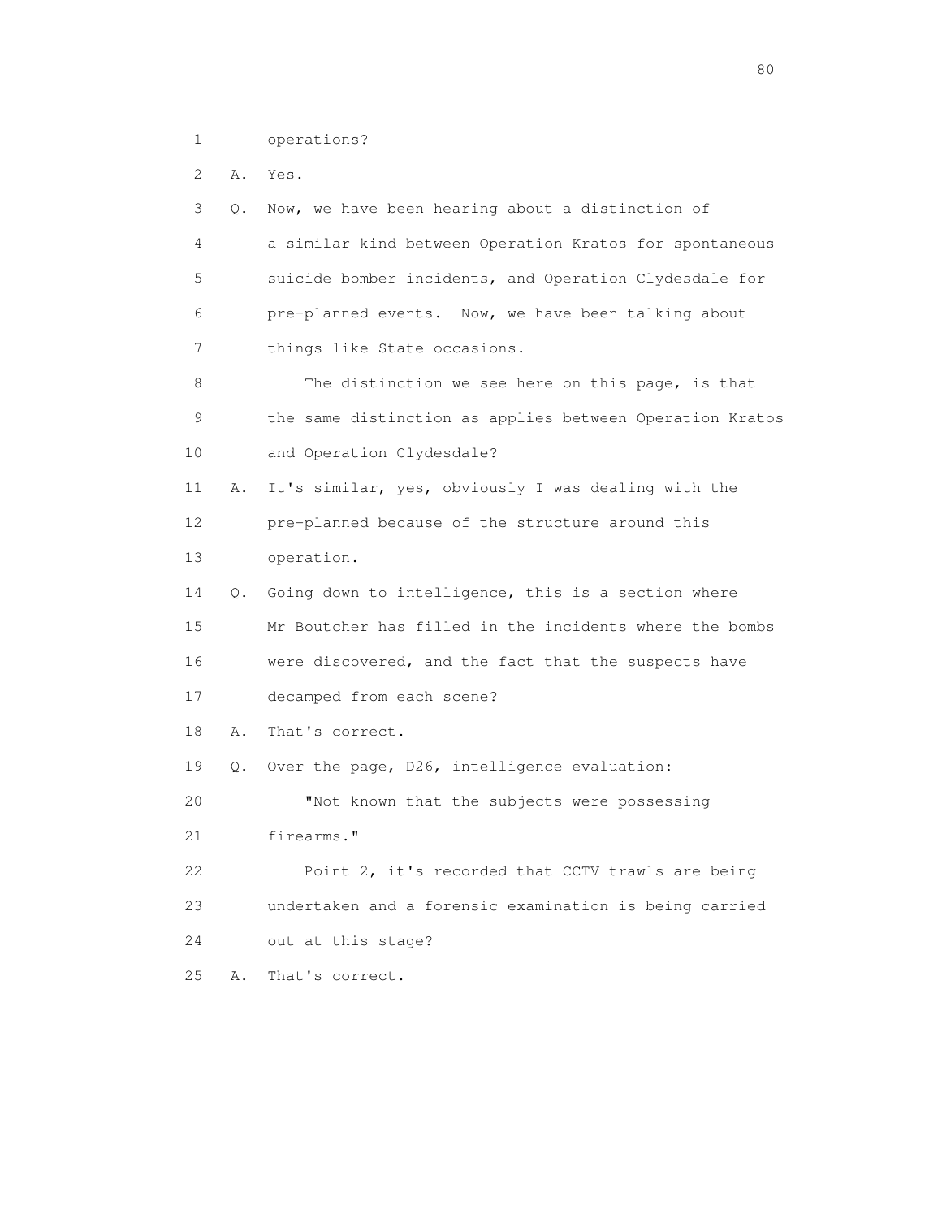1 operations?

2 A. Yes.

3 Q. Now, we have been hearing about a distinction of

4 a similar kind between Operation Kratos for spontaneous

5 suicide bomber incidents, and Operation Clydesdale for

6 pre-planned events. Now, we have been talking about

7 things like State occasions.

8 The distinction we see here on this page, is that

9 the same distinction as applies between Operation Kratos

10 and Operation Clydesdale?

11 A. It's similar, yes, obviously I was dealing with the

12 pre-planned because of the structure around this

13 operation.

14 Q. Going down to intelligence, this is a section where

15 Mr Boutcher has filled in the incidents where the bombs

16 were discovered, and the fact that the suspects have

17 decamped from each scene?

18 A. That's correct.

19 Q. Over the page, D26, intelligence evaluation:

20 "Not known that the subjects were possessing

21 firearms."

22 Point 2, it's recorded that CCTV trawls are being

23 undertaken and a forensic examination is being carried

24 out at this stage?

25 A. That's correct.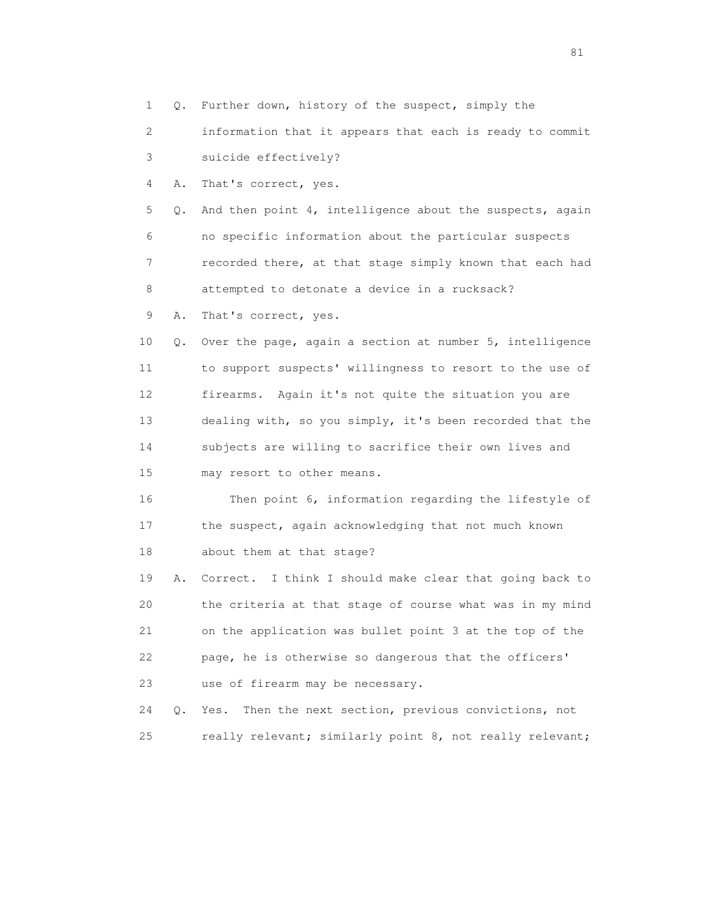1 Q. Further down, history of the suspect, simply the
2 information that it appears that each is ready to commit
3 suicide effectively?
4 A. That's correct, yes.
5 Q. And then point 4, intelligence about the suspects, again
6 no specific information about the particular suspects
7 recorded there, at that stage simply known that each had
8 attempted to detonate a device in a rucksack?
9 A. That's correct, yes.
10 Q. Over the page, again a section at number 5, intelligence
11 to support suspects' willingness to resort to the use of
12 firearms. Again it's not quite the situation you are
13 dealing with, so you simply, it's been recorded that the
14 subjects are willing to sacrifice their own lives and
15 may resort to other means.
16 Then point 6, information regarding the lifestyle of
17 the suspect, again acknowledging that not much known
18 about them at that stage?
19 A. Correct. I think I should make clear that going back to
20 the criteria at that stage of course what was in my mind
21 on the application was bullet point 3 at the top of the
22 page, he is otherwise so dangerous that the officers'
23 use of firearm may be necessary.
24 Q. Yes. Then the next section, previous convictions, not
25 really relevant; similarly point 8, not really relevant;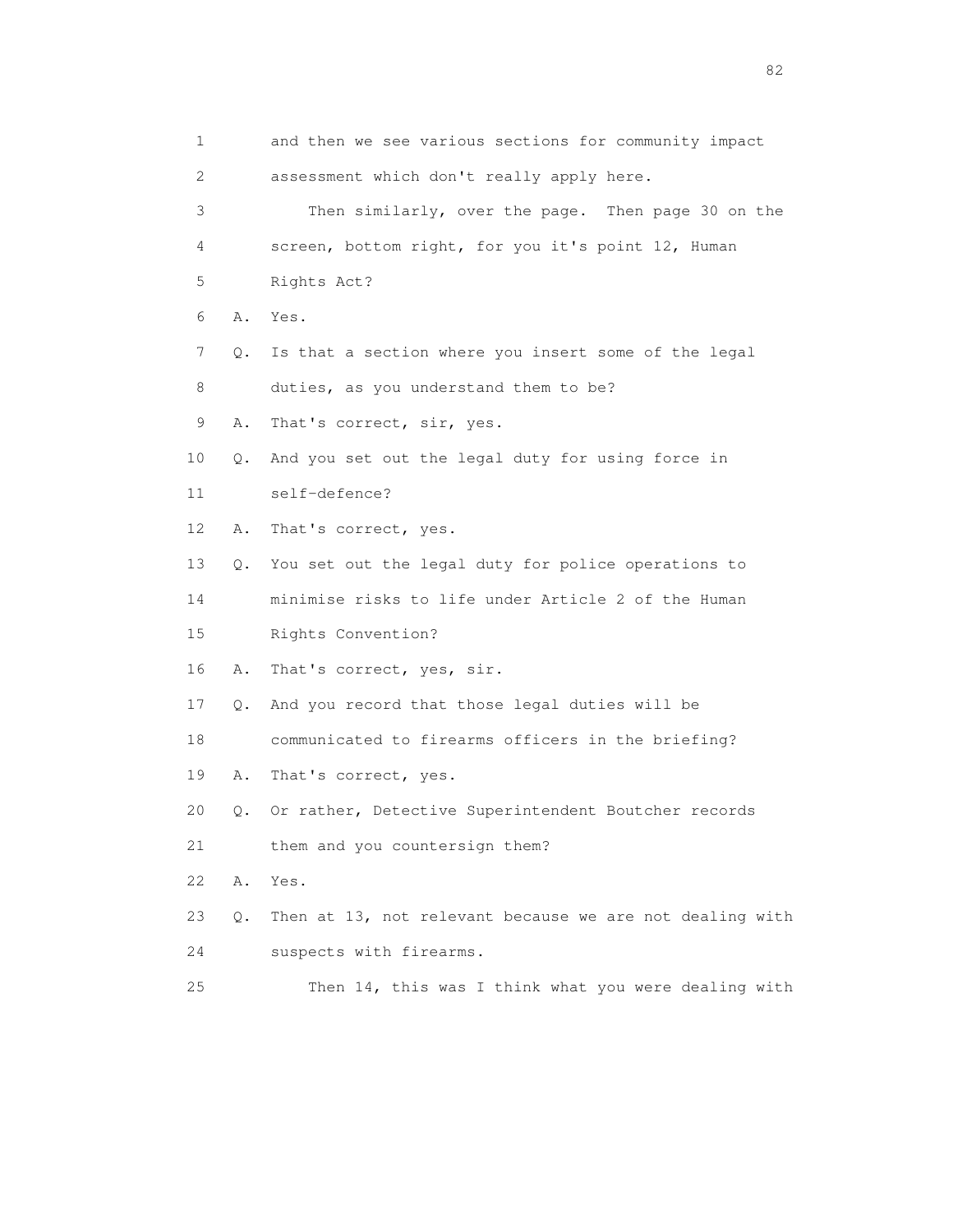1 and then we see various sections for community impact
2 assessment which don't really apply here.
3 Then similarly, over the page. Then page 30 on the
4 screen, bottom right, for you it's point 12, Human
5 Rights Act?
6 A. Yes.
7 Q. Is that a section where you insert some of the legal
8 duties, as you understand them to be?
9 A. That's correct, sir, yes.
10 Q. And you set out the legal duty for using force in
11 self-defence?
12 A. That's correct, yes.
13 Q. You set out the legal duty for police operations to
14 minimise risks to life under Article 2 of the Human
15 Rights Convention?
16 A. That's correct, yes, sir.
17 Q. And you record that those legal duties will be
18 communicated to firearms officers in the briefing?
19 A. That's correct, yes.
20 Q. Or rather, Detective Superintendent Boutcher records
21 them and you countersign them?
22 A. Yes.
23 Q. Then at 13, not relevant because we are not dealing with
24 suspects with firearms.
25 Then 14, this was I think what you were dealing with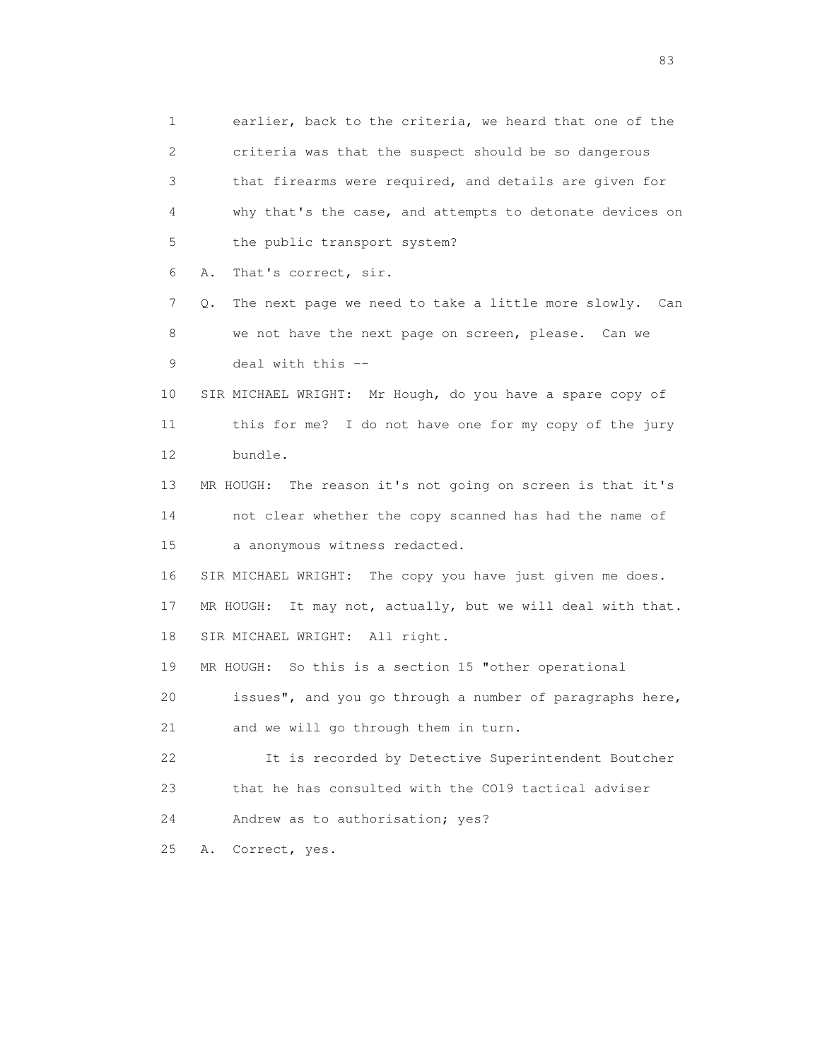1 earlier, back to the criteria, we heard that one of the
2 criteria was that the suspect should be so dangerous
3 that firearms were required, and details are given for
4 why that's the case, and attempts to detonate devices on
5 the public transport system?

6 A. That's correct, sir.

7 Q. The next page we need to take a little more slowly. Can
8 we not have the next page on screen, please. Can we
9 deal with this --

10 SIR MICHAEL WRIGHT: Mr Hough, do you have a spare copy of
11 this for me? I do not have one for my copy of the jury
12 bundle.

13 MR HOUGH: The reason it's not going on screen is that it's
14 not clear whether the copy scanned has had the name of
15 a anonymous witness redacted.

16 SIR MICHAEL WRIGHT: The copy you have just given me does.

17 MR HOUGH: It may not, actually, but we will deal with that.

18 SIR MICHAEL WRIGHT: All right.

19 MR HOUGH: So this is a section 15 "other operational
20 issues", and you go through a number of paragraphs here,
21 and we will go through them in turn.

22 It is recorded by Detective Superintendent Boutcher
23 that he has consulted with the CO19 tactical adviser
24 Andrew as to authorisation; yes?

25 A. Correct, yes.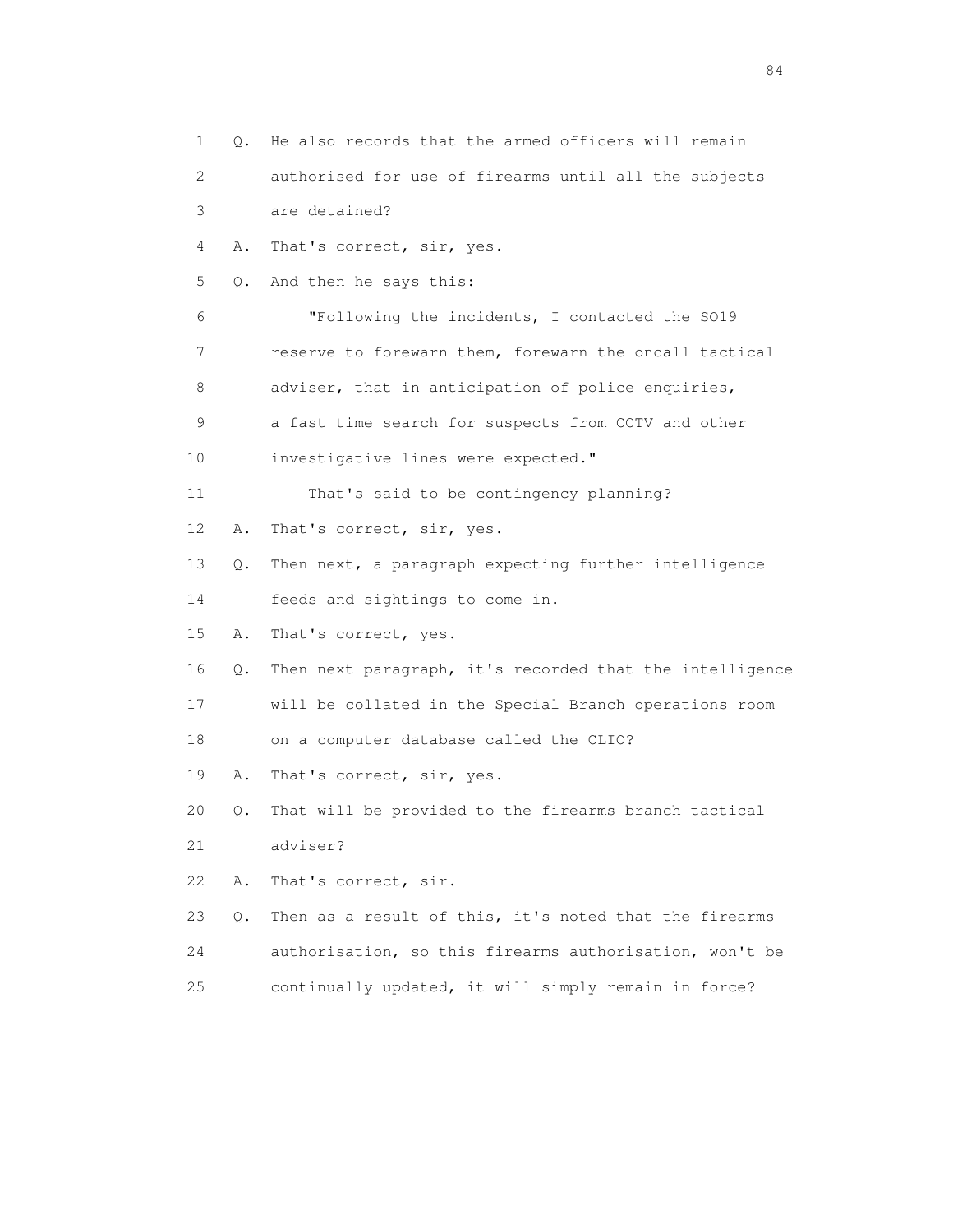1 Q. He also records that the armed officers will remain
2 authorised for use of firearms until all the subjects
3 are detained?
4 A. That's correct, sir, yes.
5 Q. And then he says this:
6 "Following the incidents, I contacted the SO19
7 reserve to forewarn them, forewarn the oncall tactical
8 adviser, that in anticipation of police enquiries,
9 a fast time search for suspects from CCTV and other
10 investigative lines were expected."
11 That's said to be contingency planning?
12 A. That's correct, sir, yes.
13 Q. Then next, a paragraph expecting further intelligence
14 feeds and sightings to come in.
15 A. That's correct, yes.
16 Q. Then next paragraph, it's recorded that the intelligence
17 will be collated in the Special Branch operations room
18 on a computer database called the CLIO?
19 A. That's correct, sir, yes.
20 Q. That will be provided to the firearms branch tactical
21 adviser?
22 A. That's correct, sir.
23 Q. Then as a result of this, it's noted that the firearms
24 authorisation, so this firearms authorisation, won't be
25 continually updated, it will simply remain in force?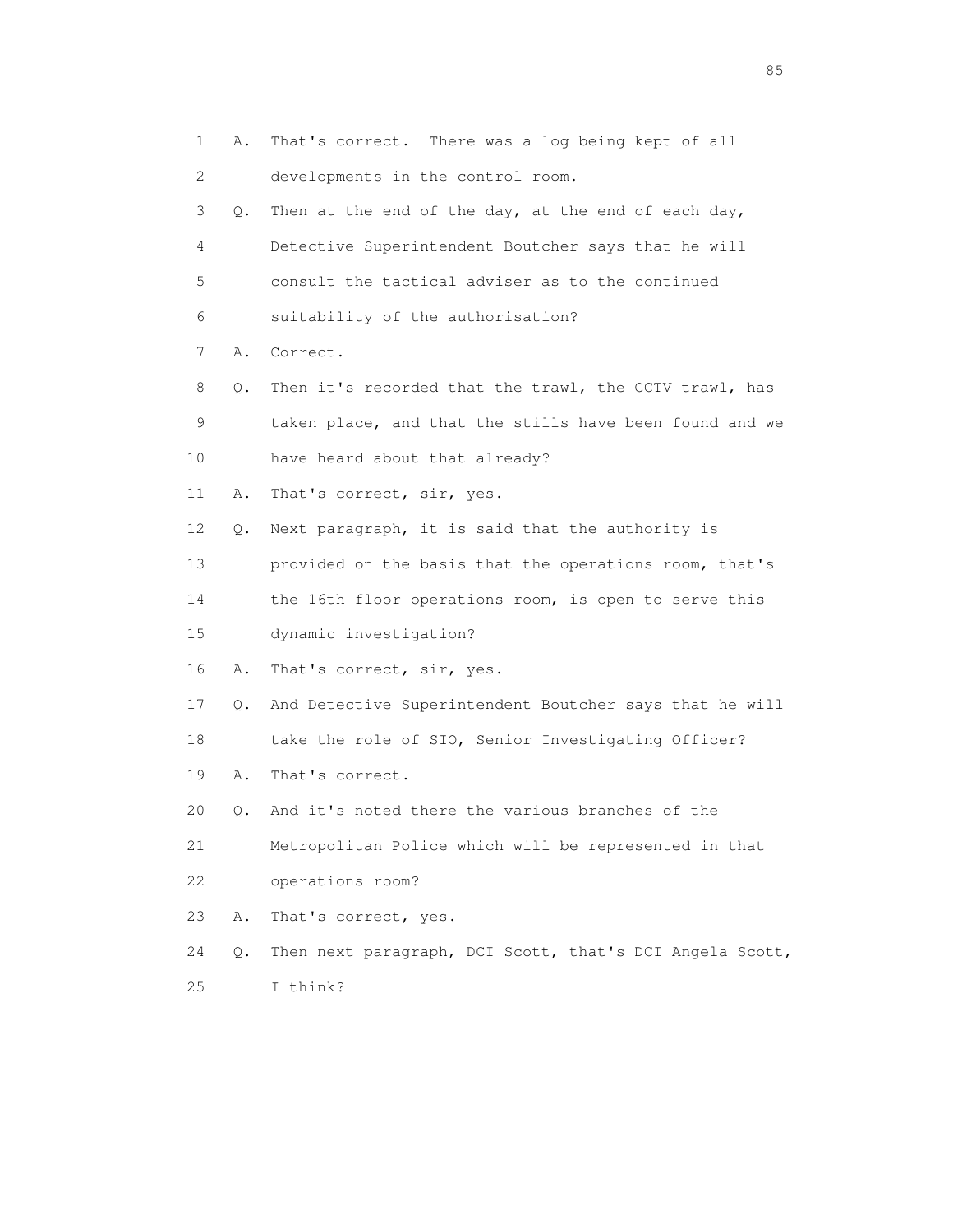1 A. That's correct. There was a log being kept of all
2 developments in the control room.
3 Q. Then at the end of the day, at the end of each day,
4 Detective Superintendent Boutcher says that he will
5 consult the tactical adviser as to the continued
6 suitability of the authorisation?
7 A. Correct.
8 Q. Then it's recorded that the trawl, the CCTV trawl, has
9 taken place, and that the stills have been found and we
10 have heard about that already?
11 A. That's correct, sir, yes.
12 Q. Next paragraph, it is said that the authority is
13 provided on the basis that the operations room, that's
14 the 16th floor operations room, is open to serve this
15 dynamic investigation?
16 A. That's correct, sir, yes.
17 Q. And Detective Superintendent Boutcher says that he will
18 take the role of SIO, Senior Investigating Officer?
19 A. That's correct.
20 Q. And it's noted there the various branches of the
21 Metropolitan Police which will be represented in that
22 operations room?
23 A. That's correct, yes.
24 Q. Then next paragraph, DCI Scott, that's DCI Angela Scott,
25 I think?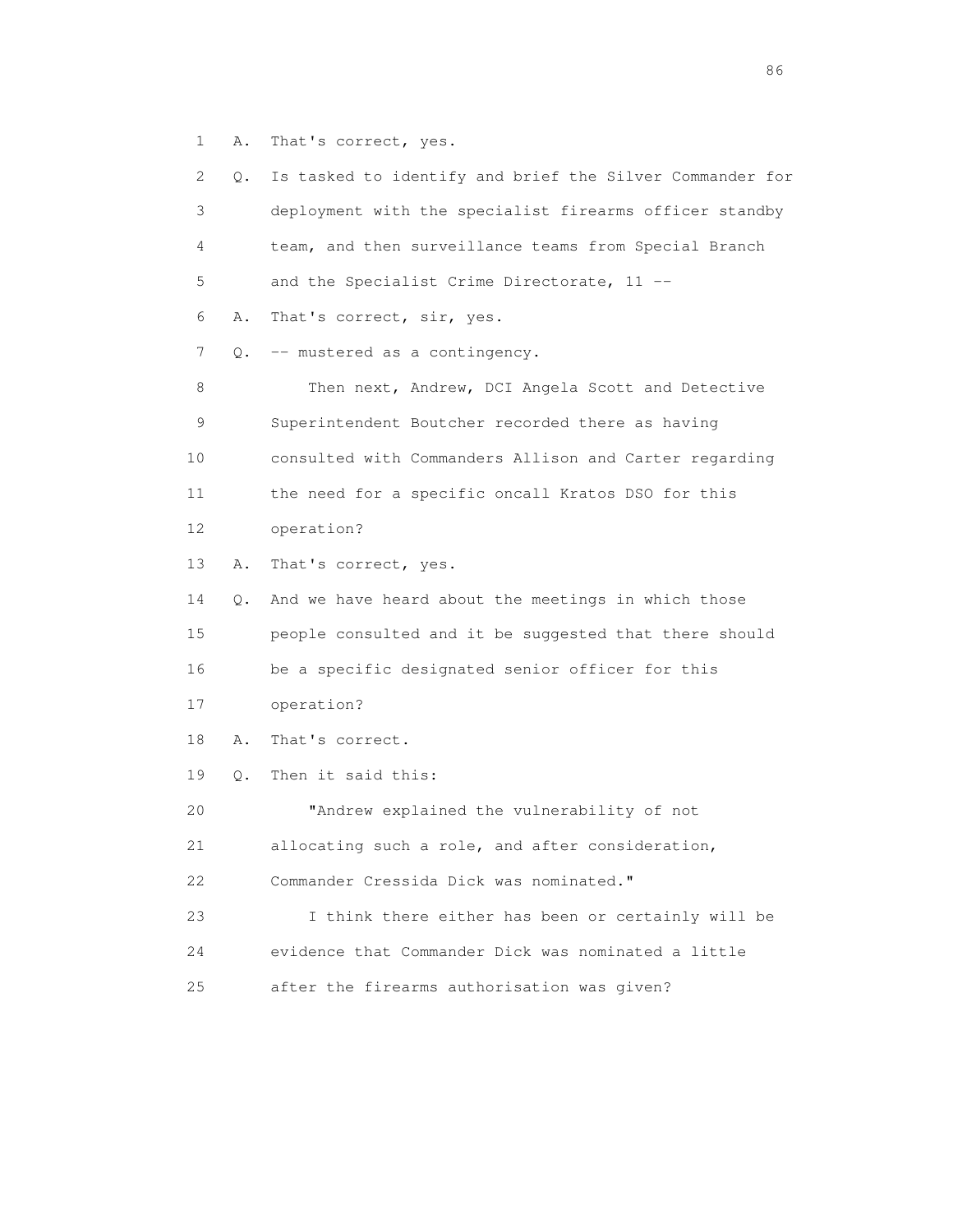1 A. That's correct, yes.

2 Q. Is tasked to identify and brief the Silver Commander for

3 deployment with the specialist firearms officer standby

4 team, and then surveillance teams from Special Branch

5 and the Specialist Crime Directorate, 11 --

6 A. That's correct, sir, yes.

7 Q. -- mustered as a contingency.

8 Then next, Andrew, DCI Angela Scott and Detective

9 Superintendent Boutcher recorded there as having

10 consulted with Commanders Allison and Carter regarding

11 the need for a specific oncall Kratos DSO for this

12 operation?

13 A. That's correct, yes.

14 Q. And we have heard about the meetings in which those

15 people consulted and it be suggested that there should

16 be a specific designated senior officer for this

17 operation?

18 A. That's correct.

19 Q. Then it said this:

20 "Andrew explained the vulnerability of not

21 allocating such a role, and after consideration,

22 Commander Cressida Dick was nominated."

23 I think there either has been or certainly will be

24 evidence that Commander Dick was nominated a little

25 after the firearms authorisation was given?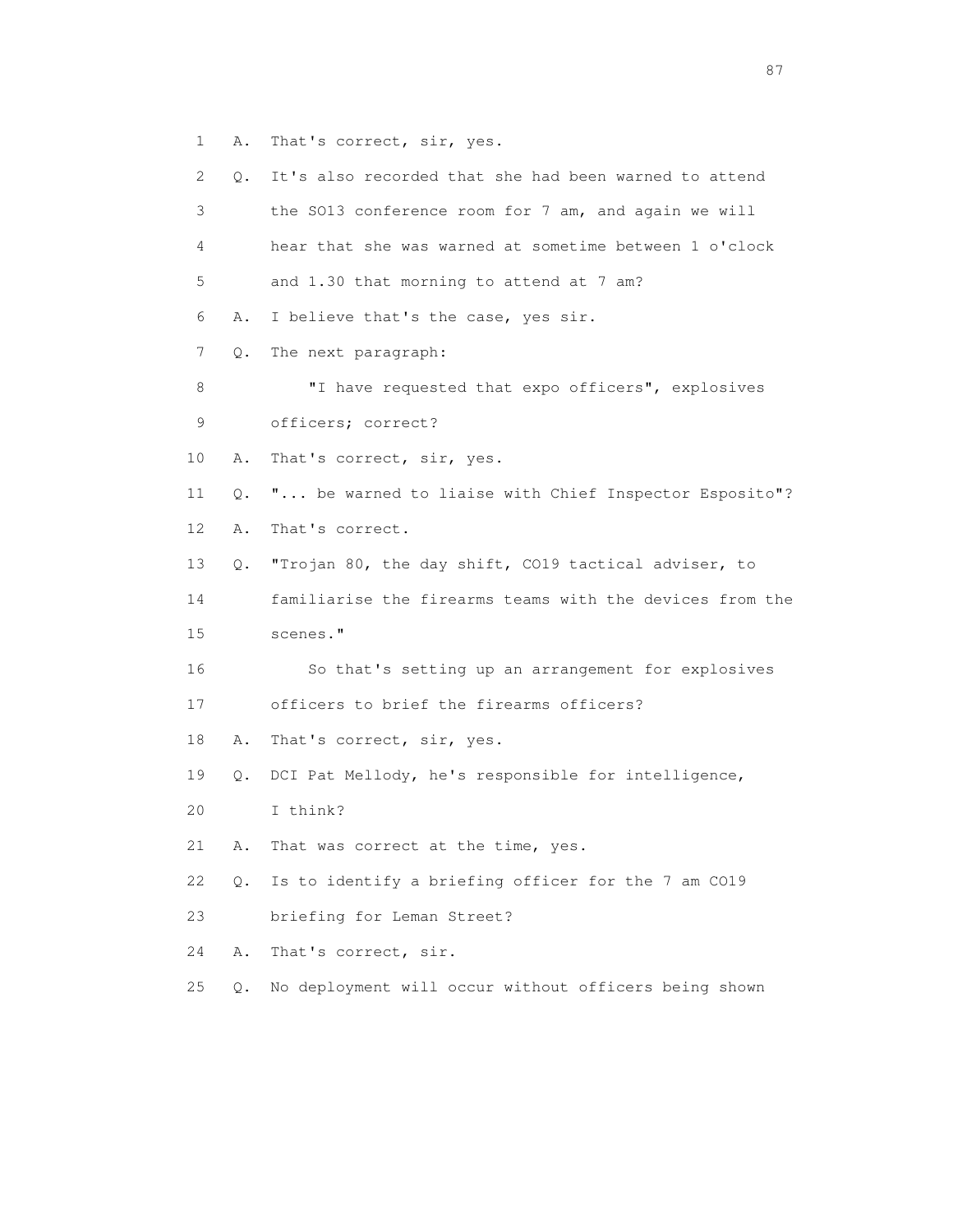1 A. That's correct, sir, yes.

2 Q. It's also recorded that she had been warned to attend

3 the SO13 conference room for 7 am, and again we will

4 hear that she was warned at sometime between 1 o'clock

5 and 1.30 that morning to attend at 7 am?

6 A. I believe that's the case, yes sir.

7 Q. The next paragraph:

8 "I have requested that expo officers", explosives

9 officers; correct?

10 A. That's correct, sir, yes.

11 Q. "... be warned to liaise with Chief Inspector Esposito"?

12 A. That's correct.

13 Q. "Trojan 80, the day shift, CO19 tactical adviser, to

14 familiarise the firearms teams with the devices from the

15 scenes."

16 So that's setting up an arrangement for explosives

17 officers to brief the firearms officers?

18 A. That's correct, sir, yes.

19 Q. DCI Pat Mellody, he's responsible for intelligence,

20 I think?

21 A. That was correct at the time, yes.

22 Q. Is to identify a briefing officer for the 7 am CO19

23 briefing for Leman Street?

24 A. That's correct, sir.

25 Q. No deployment will occur without officers being shown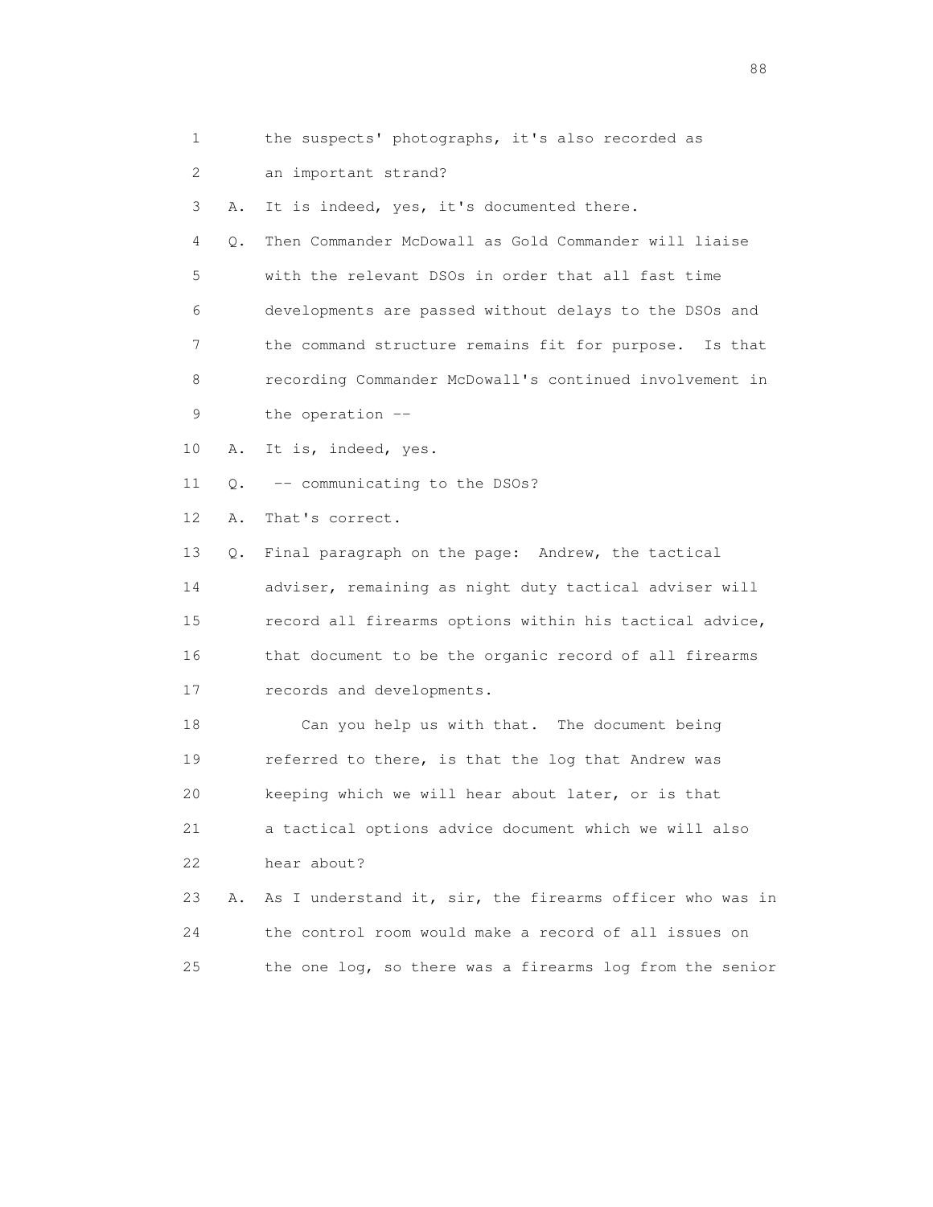1 the suspects' photographs, it's also recorded as
2 an important strand?
3 A. It is indeed, yes, it's documented there.
4 Q. Then Commander McDowall as Gold Commander will liaise
5 with the relevant DSOs in order that all fast time
6 developments are passed without delays to the DSOs and
7 the command structure remains fit for purpose. Is that
8 recording Commander McDowall's continued involvement in
9 the operation --
10 A. It is, indeed, yes.
11 Q. -- communicating to the DSOs?
12 A. That's correct.
13 Q. Final paragraph on the page: Andrew, the tactical
14 adviser, remaining as night duty tactical adviser will
15 record all firearms options within his tactical advice,
16 that document to be the organic record of all firearms
17 records and developments.
18 Can you help us with that. The document being
19 referred to there, is that the log that Andrew was
20 keeping which we will hear about later, or is that
21 a tactical options advice document which we will also
22 hear about?
23 A. As I understand it, sir, the firearms officer who was in
24 the control room would make a record of all issues on
25 the one log, so there was a firearms log from the senior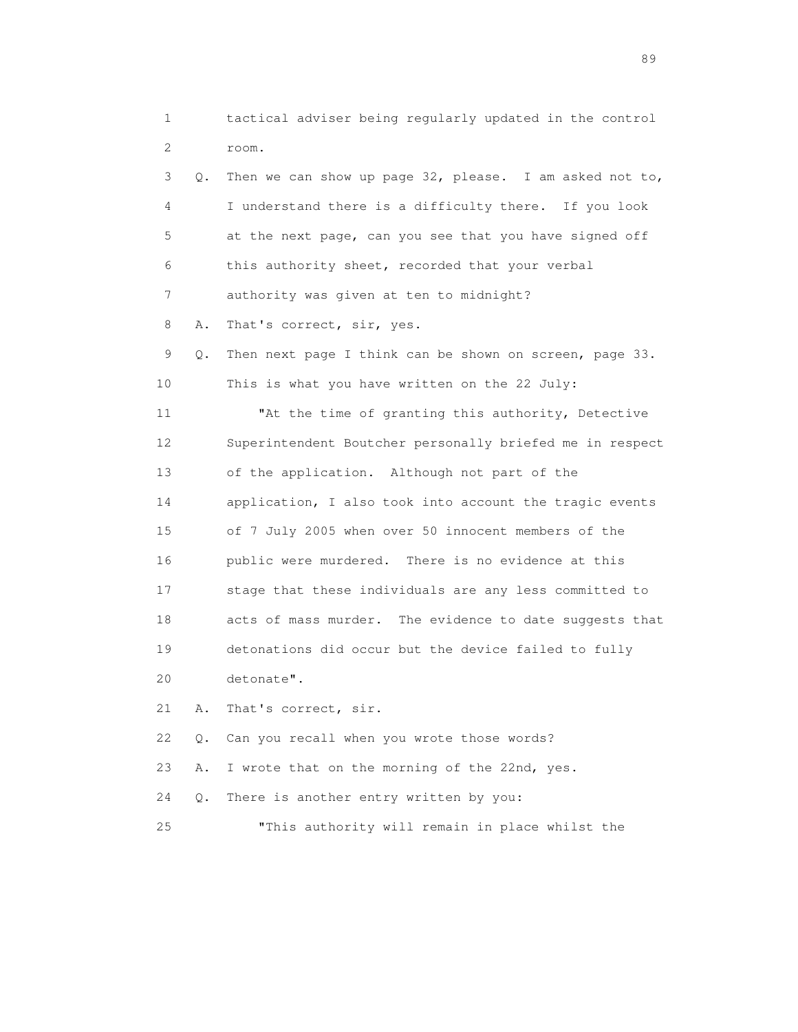1 tactical adviser being regularly updated in the control
2 room.

3 Q. Then we can show up page 32, please. I am asked not to,
4 I understand there is a difficulty there. If you look
5 at the next page, can you see that you have signed off
6 this authority sheet, recorded that your verbal
7 authority was given at ten to midnight?

8 A. That's correct, sir, yes.

9 Q. Then next page I think can be shown on screen, page 33.
10 This is what you have written on the 22 July:

11 "At the time of granting this authority, Detective
12 Superintendent Boutcher personally briefed me in respect
13 of the application. Although not part of the
14 application, I also took into account the tragic events
15 of 7 July 2005 when over 50 innocent members of the
16 public were murdered. There is no evidence at this
17 stage that these individuals are any less committed to
18 acts of mass murder. The evidence to date suggests that
19 detonations did occur but the device failed to fully
20 detonate".

21 A. That's correct, sir.

22 Q. Can you recall when you wrote those words?

23 A. I wrote that on the morning of the 22nd, yes.

24 Q. There is another entry written by you:

25 "This authority will remain in place whilst the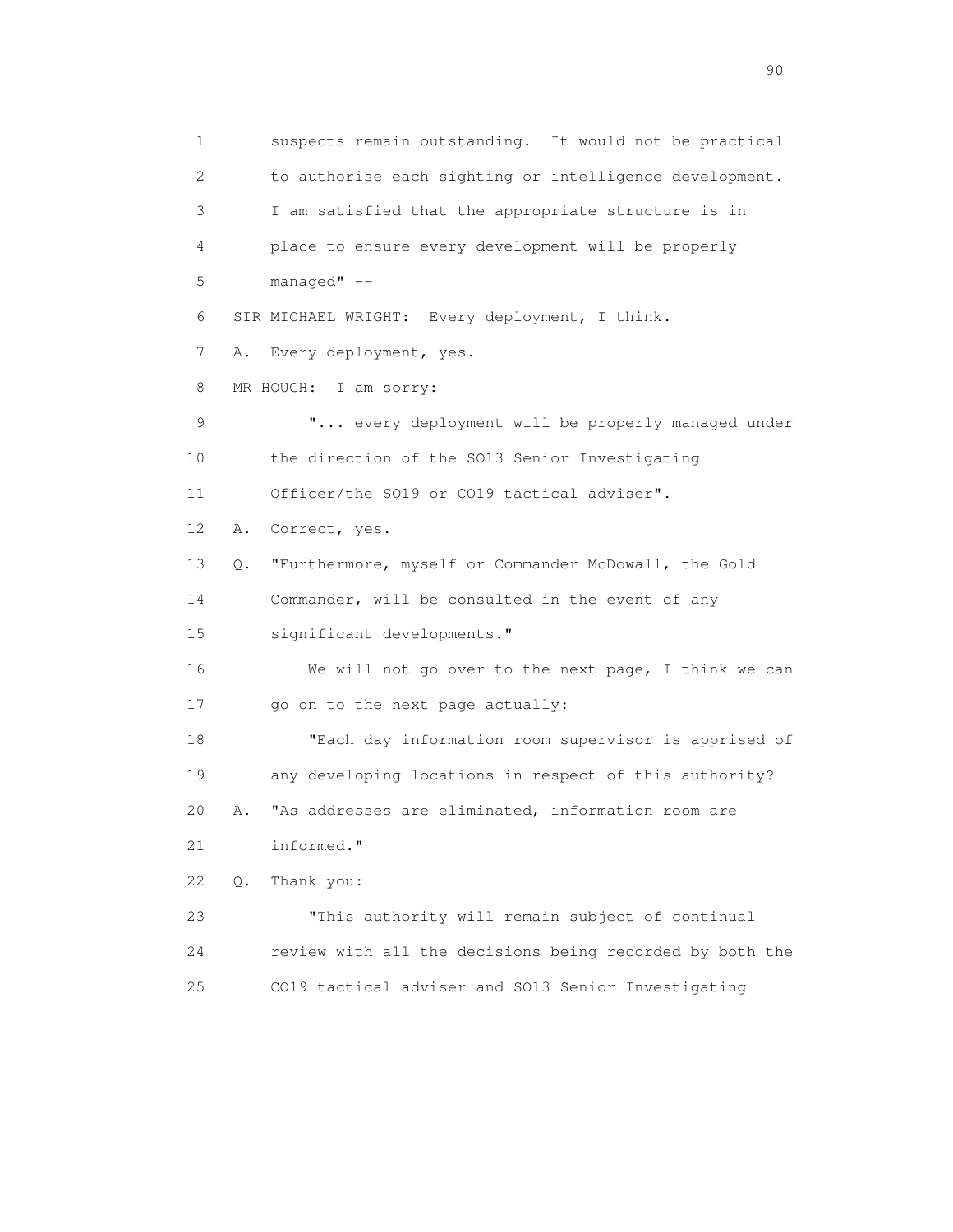1 suspects remain outstanding. It would not be practical
2 to authorise each sighting or intelligence development.
3 I am satisfied that the appropriate structure is in
4 place to ensure every development will be properly
5 managed" --
6 SIR MICHAEL WRIGHT: Every deployment, I think.
7 A. Every deployment, yes.
8 MR HOUGH: I am sorry:
9 "... every deployment will be properly managed under
10 the direction of the SO13 Senior Investigating
11 Officer/the SO19 or CO19 tactical adviser".
12 A. Correct, yes.
13 Q. "Furthermore, myself or Commander McDowall, the Gold
14 Commander, will be consulted in the event of any
15 significant developments."
16 We will not go over to the next page, I think we can
17 go on to the next page actually:
18 "Each day information room supervisor is apprised of
19 any developing locations in respect of this authority?
20 A. "As addresses are eliminated, information room are
21 informed."
22 Q. Thank you:
23 "This authority will remain subject of continual
24 review with all the decisions being recorded by both the
25 CO19 tactical adviser and SO13 Senior Investigating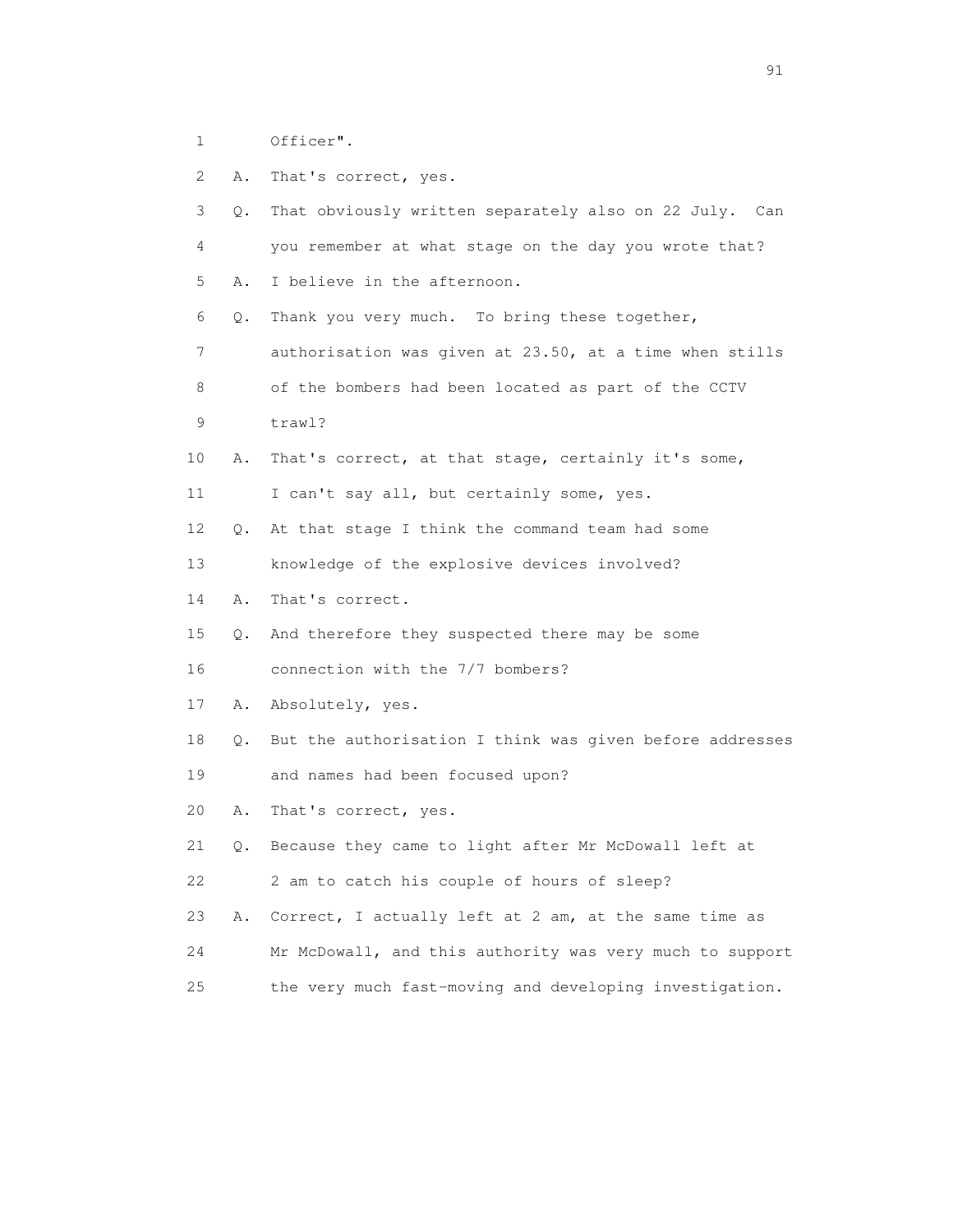1 Officer".

2 A. That's correct, yes.

3 Q. That obviously written separately also on 22 July. Can

4 you remember at what stage on the day you wrote that?

5 A. I believe in the afternoon.

6 Q. Thank you very much. To bring these together,

7 authorisation was given at 23.50, at a time when stills

8 of the bombers had been located as part of the CCTV

9 trawl?

10 A. That's correct, at that stage, certainly it's some,

11 I can't say all, but certainly some, yes.

12 Q. At that stage I think the command team had some

13 knowledge of the explosive devices involved?

14 A. That's correct.

15 Q. And therefore they suspected there may be some

16 connection with the 7/7 bombers?

17 A. Absolutely, yes.

18 Q. But the authorisation I think was given before addresses

19 and names had been focused upon?

20 A. That's correct, yes.

21 Q. Because they came to light after Mr McDowall left at

22 2 am to catch his couple of hours of sleep?

23 A. Correct, I actually left at 2 am, at the same time as

24 Mr McDowall, and this authority was very much to support

25 the very much fast-moving and developing investigation.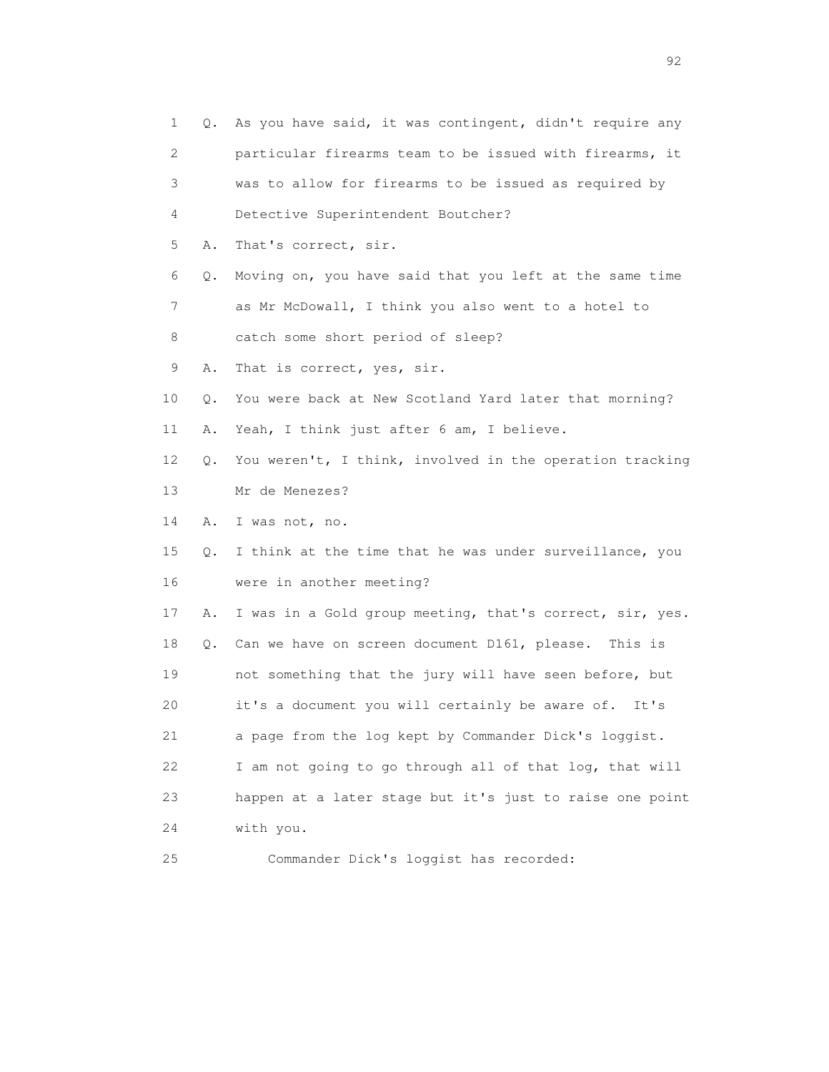1 Q. As you have said, it was contingent, didn't require any
2 particular firearms team to be issued with firearms, it
3 was to allow for firearms to be issued as required by
4 Detective Superintendent Boutcher?
5 A. That's correct, sir.
6 Q. Moving on, you have said that you left at the same time
7 as Mr McDowall, I think you also went to a hotel to
8 catch some short period of sleep?
9 A. That is correct, yes, sir.
10 Q. You were back at New Scotland Yard later that morning?
11 A. Yeah, I think just after 6 am, I believe.
12 Q. You weren't, I think, involved in the operation tracking
13 Mr de Menezes?
14 A. I was not, no.
15 Q. I think at the time that he was under surveillance, you
16 were in another meeting?
17 A. I was in a Gold group meeting, that's correct, sir, yes.
18 Q. Can we have on screen document D161, please. This is
19 not something that the jury will have seen before, but
20 it's a document you will certainly be aware of. It's
21 a page from the log kept by Commander Dick's loggist.
22 I am not going to go through all of that log, that will
23 happen at a later stage but it's just to raise one point
24 with you.
25 Commander Dick's loggist has recorded: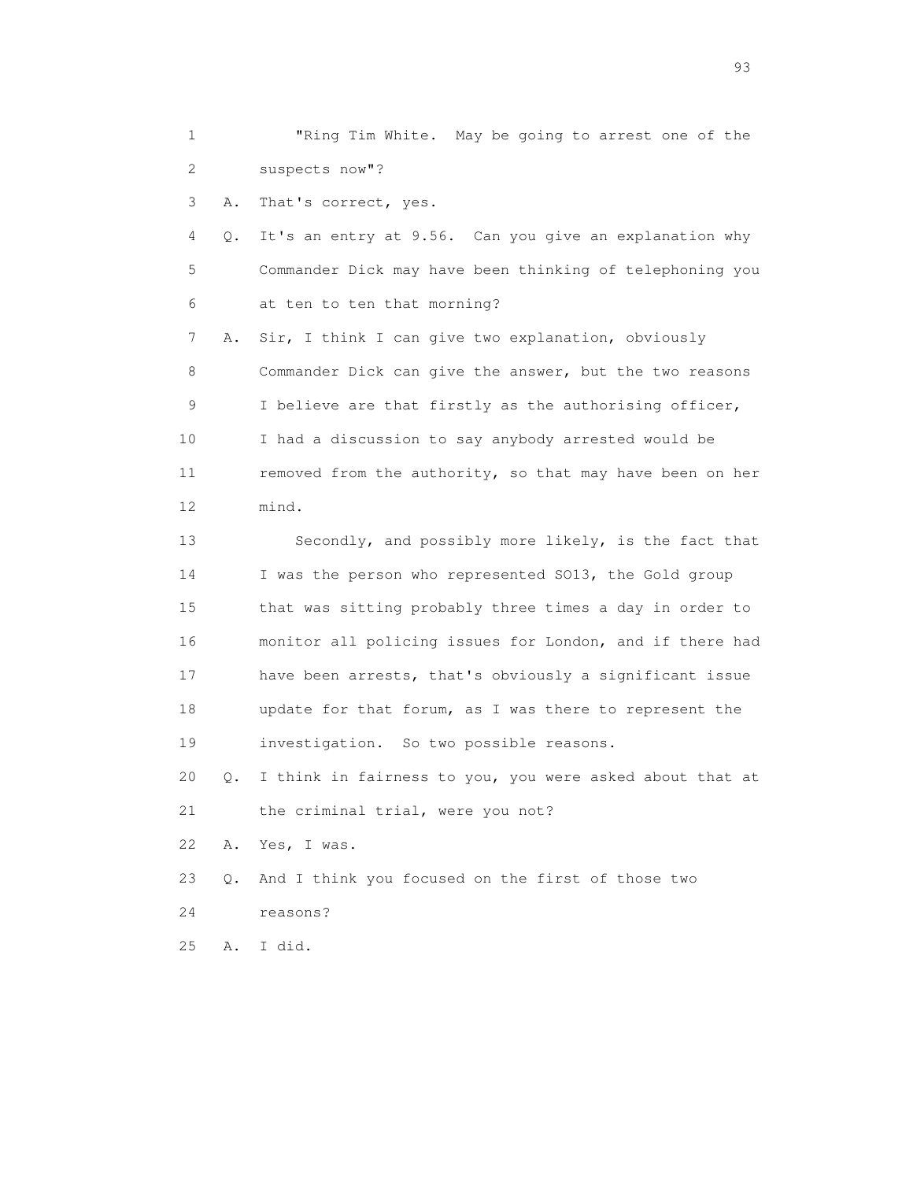1 "Ring Tim White. May be going to arrest one of the
2 suspects now"?

3 A. That's correct, yes.

4 Q. It's an entry at 9.56. Can you give an explanation why
5 Commander Dick may have been thinking of telephoning you
6 at ten to ten that morning?

7 A. Sir, I think I can give two explanation, obviously
8 Commander Dick can give the answer, but the two reasons
9 I believe are that firstly as the authorising officer,
10 I had a discussion to say anybody arrested would be
11 removed from the authority, so that may have been on her
12 mind.

13 Secondly, and possibly more likely, is the fact that
14 I was the person who represented SO13, the Gold group
15 that was sitting probably three times a day in order to
16 monitor all policing issues for London, and if there had
17 have been arrests, that's obviously a significant issue
18 update for that forum, as I was there to represent the
19 investigation. So two possible reasons.

20 Q. I think in fairness to you, you were asked about that at
21 the criminal trial, were you not?

22 A. Yes, I was.

23 Q. And I think you focused on the first of those two
24 reasons?

25 A. I did.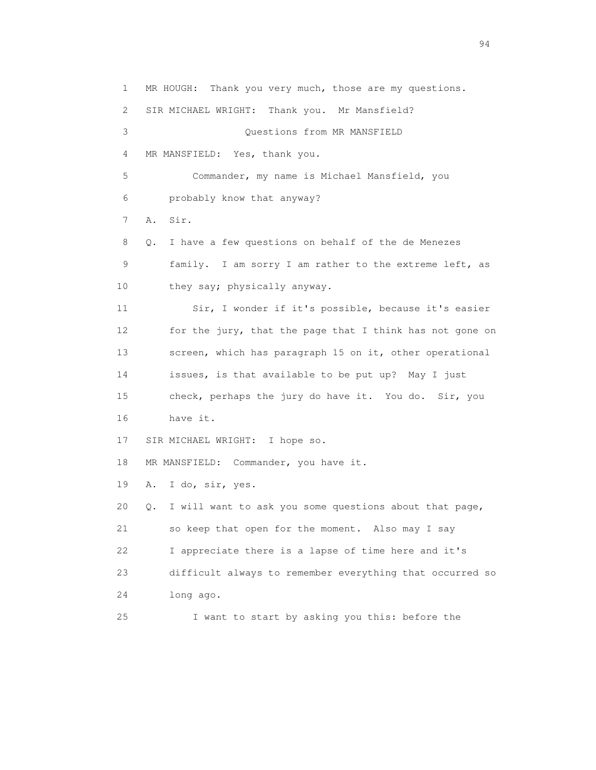1 MR HOUGH: Thank you very much, those are my questions.

2 SIR MICHAEL WRIGHT: Thank you. Mr Mansfield?

3 Questions from MR MANSFIELD

4 MR MANSFIELD: Yes, thank you.

5 Commander, my name is Michael Mansfield, you

6 probably know that anyway?

7 A. Sir.

8 Q. I have a few questions on behalf of the de Menezes

9 family. I am sorry I am rather to the extreme left, as

10 they say; physically anyway.

11 Sir, I wonder if it's possible, because it's easier

12 for the jury, that the page that I think has not gone on

13 screen, which has paragraph 15 on it, other operational

14 issues, is that available to be put up? May I just

15 check, perhaps the jury do have it. You do. Sir, you

16 have it.

17 SIR MICHAEL WRIGHT: I hope so.

18 MR MANSFIELD: Commander, you have it.

19 A. I do, sir, yes.

20 Q. I will want to ask you some questions about that page,

21 so keep that open for the moment. Also may I say

22 I appreciate there is a lapse of time here and it's

23 difficult always to remember everything that occurred so

24 long ago.

25 I want to start by asking you this: before the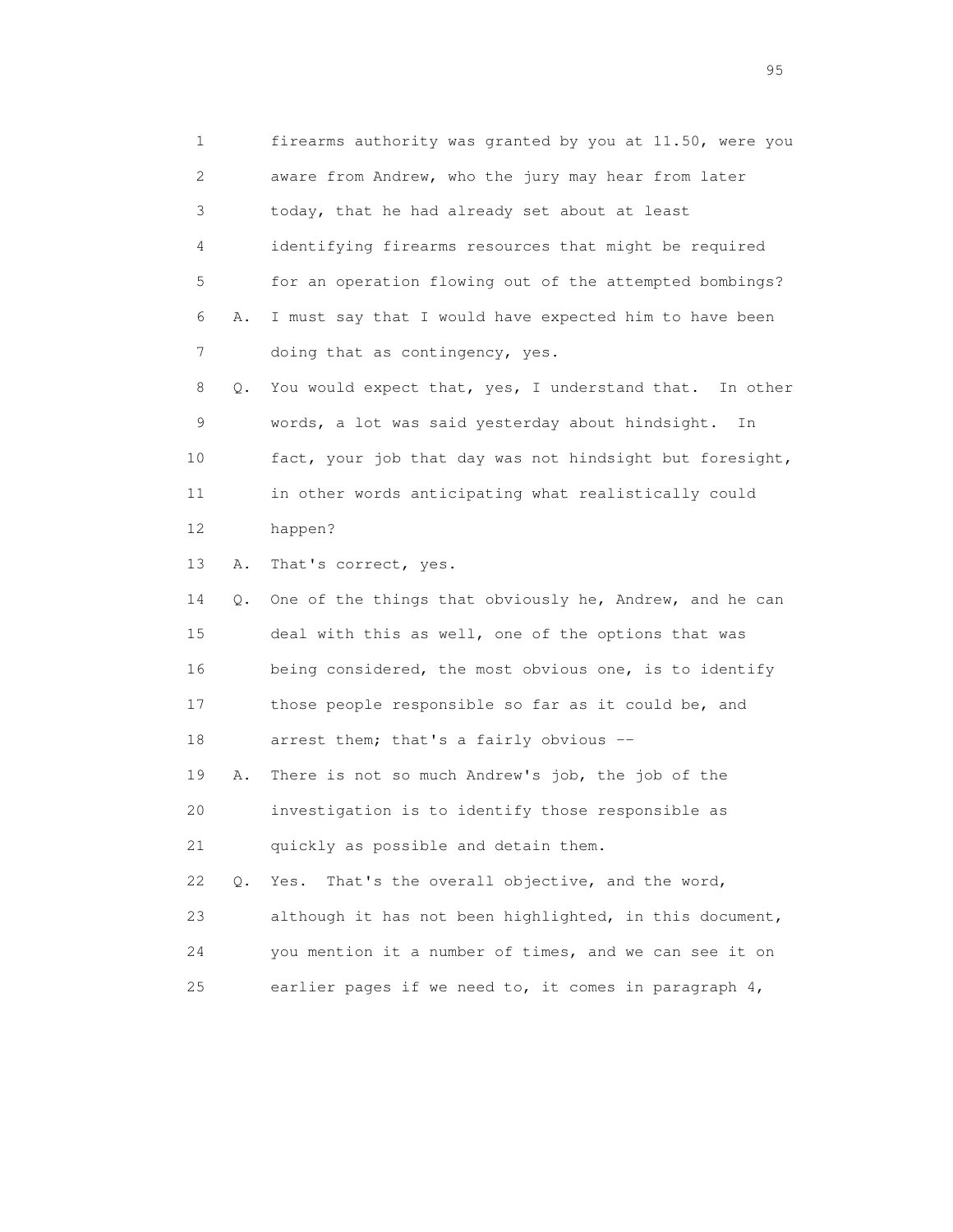1 firearms authority was granted by you at 11.50, were you
2 aware from Andrew, who the jury may hear from later
3 today, that he had already set about at least
4 identifying firearms resources that might be required
5 for an operation flowing out of the attempted bombings?
6 A. I must say that I would have expected him to have been
7 doing that as contingency, yes.
8 Q. You would expect that, yes, I understand that. In other
9 words, a lot was said yesterday about hindsight. In
10 fact, your job that day was not hindsight but foresight,
11 in other words anticipating what realistically could
12 happen?
13 A. That's correct, yes.
14 Q. One of the things that obviously he, Andrew, and he can
15 deal with this as well, one of the options that was
16 being considered, the most obvious one, is to identify
17 those people responsible so far as it could be, and
18 arrest them; that's a fairly obvious --
19 A. There is not so much Andrew's job, the job of the
20 investigation is to identify those responsible as
21 quickly as possible and detain them.
22 Q. Yes. That's the overall objective, and the word,
23 although it has not been highlighted, in this document,
24 you mention it a number of times, and we can see it on
25 earlier pages if we need to, it comes in paragraph 4,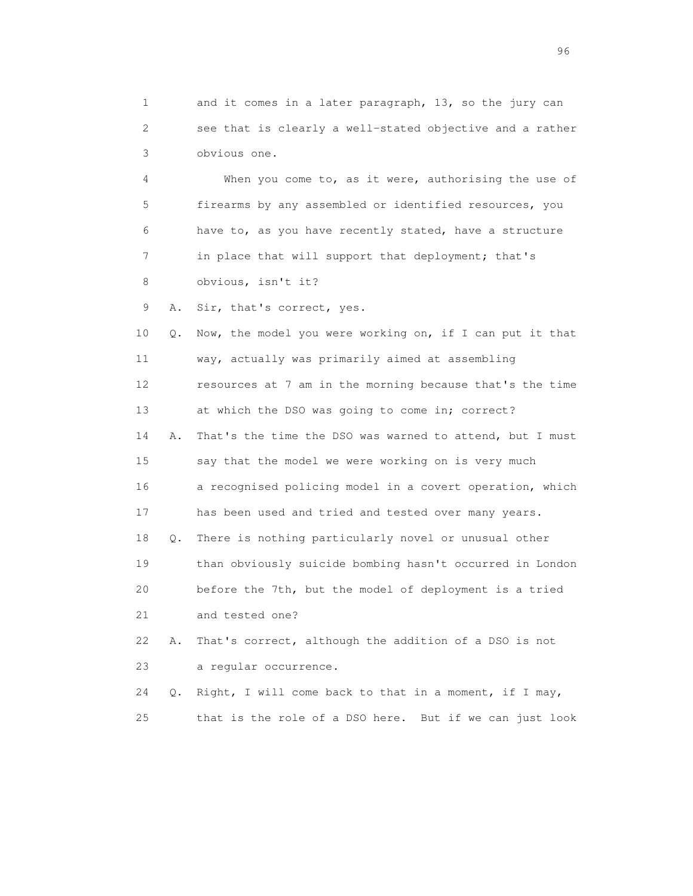1 and it comes in a later paragraph, 13, so the jury can
2 see that is clearly a well-stated objective and a rather
3 obvious one.

4 When you come to, as it were, authorising the use of
5 firearms by any assembled or identified resources, you
6 have to, as you have recently stated, have a structure
7 in place that will support that deployment; that's
8 obvious, isn't it?

9 A. Sir, that's correct, yes.

10 Q. Now, the model you were working on, if I can put it that
11 way, actually was primarily aimed at assembling
12 resources at 7 am in the morning because that's the time
13 at which the DSO was going to come in; correct?

14 A. That's the time the DSO was warned to attend, but I must
15 say that the model we were working on is very much
16 a recognised policing model in a covert operation, which
17 has been used and tried and tested over many years.

18 Q. There is nothing particularly novel or unusual other
19 than obviously suicide bombing hasn't occurred in London
20 before the 7th, but the model of deployment is a tried
21 and tested one?

22 A. That's correct, although the addition of a DSO is not
23 a regular occurrence.

24 Q. Right, I will come back to that in a moment, if I may,
25 that is the role of a DSO here. But if we can just look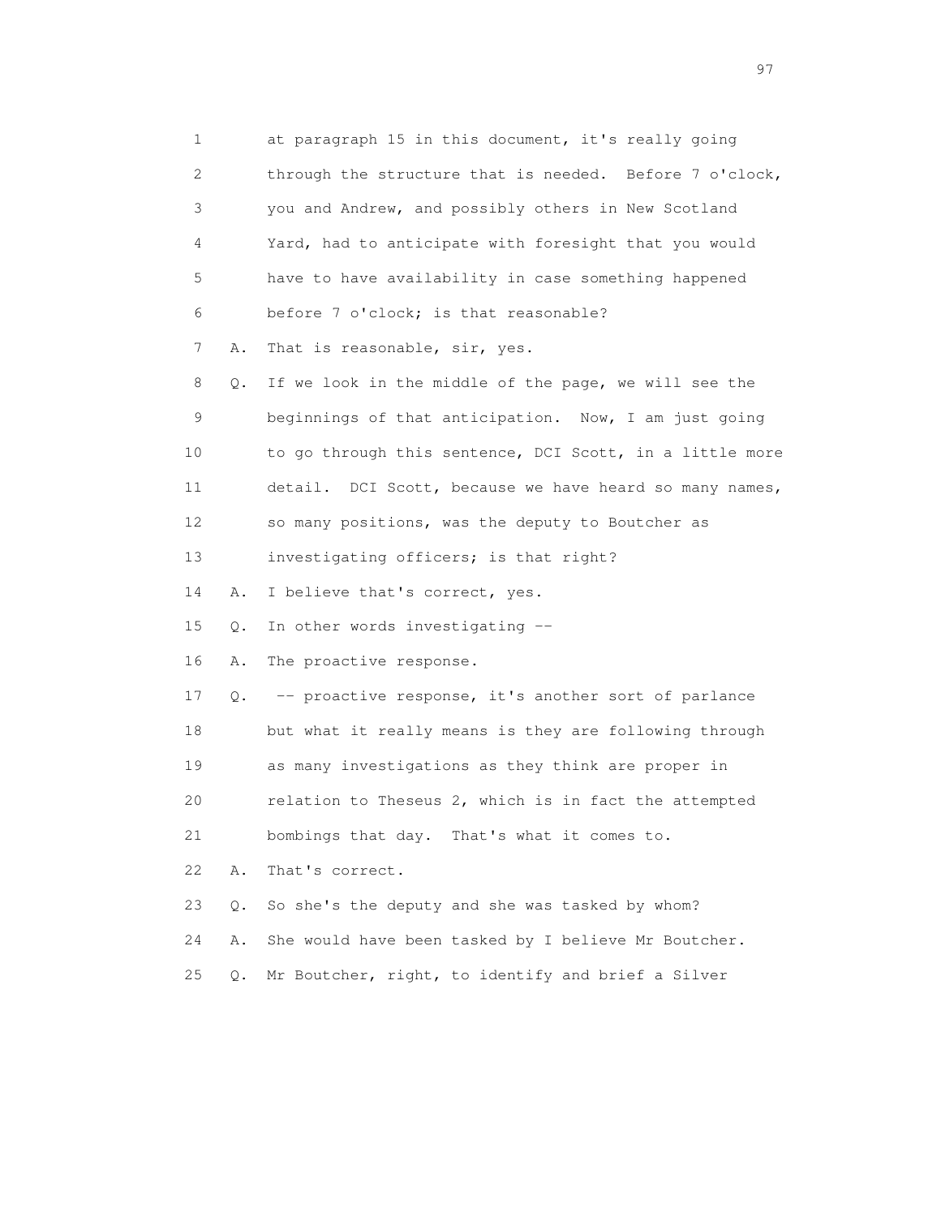1 at paragraph 15 in this document, it's really going
2 through the structure that is needed. Before 7 o'clock,
3 you and Andrew, and possibly others in New Scotland
4 Yard, had to anticipate with foresight that you would
5 have to have availability in case something happened
6 before 7 o'clock; is that reasonable?
7 A. That is reasonable, sir, yes.
8 Q. If we look in the middle of the page, we will see the
9 beginnings of that anticipation. Now, I am just going
10 to go through this sentence, DCI Scott, in a little more
11 detail. DCI Scott, because we have heard so many names,
12 so many positions, was the deputy to Boutcher as
13 investigating officers; is that right?
14 A. I believe that's correct, yes.
15 Q. In other words investigating --
16 A. The proactive response.
17 Q. -- proactive response, it's another sort of parlance
18 but what it really means is they are following through
19 as many investigations as they think are proper in
20 relation to Theseus 2, which is in fact the attempted
21 bombings that day. That's what it comes to.
22 A. That's correct.
23 Q. So she's the deputy and she was tasked by whom?
24 A. She would have been tasked by I believe Mr Boutcher.
25 Q. Mr Boutcher, right, to identify and brief a Silver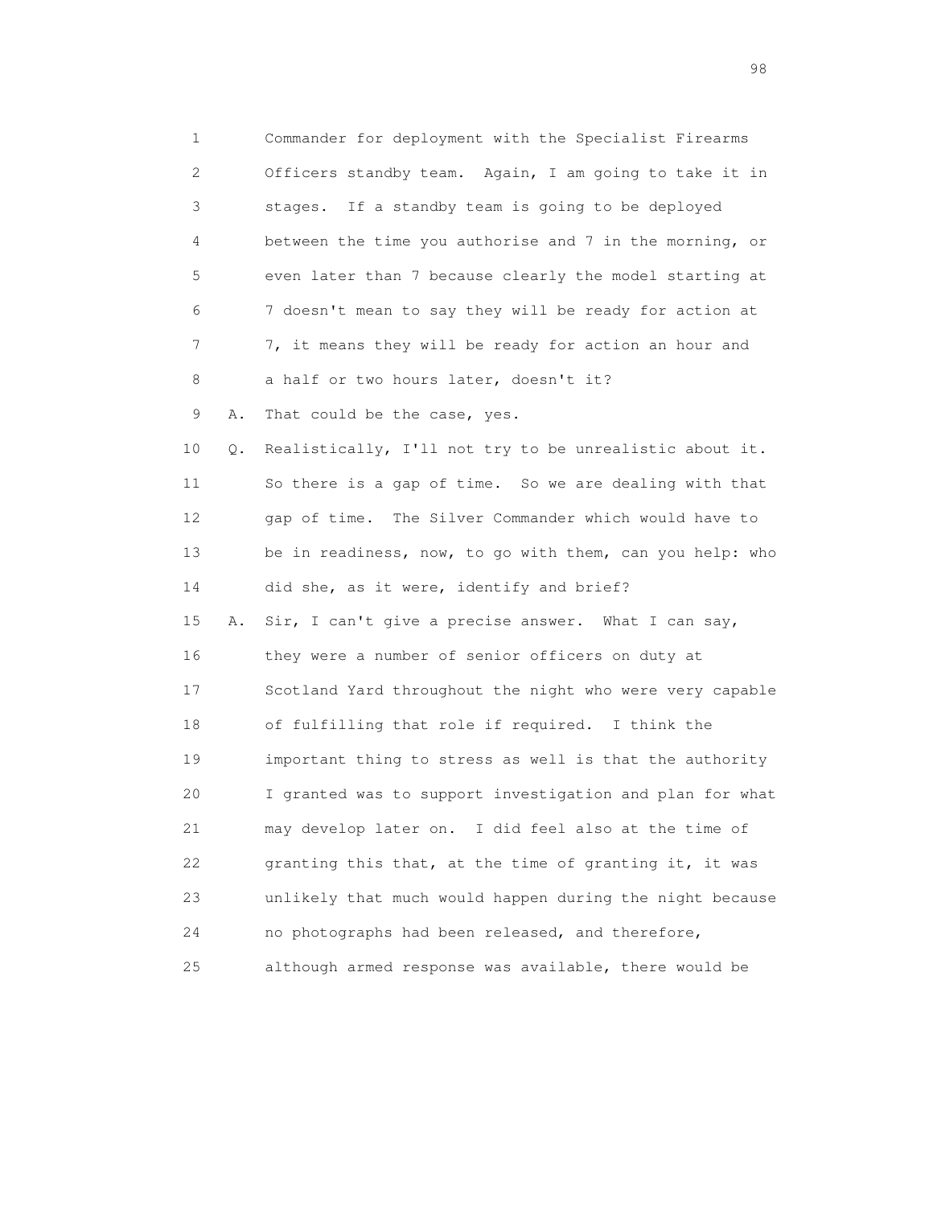1 Commander for deployment with the Specialist Firearms
2 Officers standby team. Again, I am going to take it in
3 stages. If a standby team is going to be deployed
4 between the time you authorise and 7 in the morning, or
5 even later than 7 because clearly the model starting at
6 7 doesn't mean to say they will be ready for action at
7 7, it means they will be ready for action an hour and
8 a half or two hours later, doesn't it?

9 A. That could be the case, yes.

10 Q. Realistically, I'll not try to be unrealistic about it.
11 So there is a gap of time. So we are dealing with that
12 gap of time. The Silver Commander which would have to
13 be in readiness, now, to go with them, can you help: who
14 did she, as it were, identify and brief?

15 A. Sir, I can't give a precise answer. What I can say,
16 they were a number of senior officers on duty at
17 Scotland Yard throughout the night who were very capable
18 of fulfilling that role if required. I think the
19 important thing to stress as well is that the authority
20 I granted was to support investigation and plan for what
21 may develop later on. I did feel also at the time of
22 granting this that, at the time of granting it, it was
23 unlikely that much would happen during the night because
24 no photographs had been released, and therefore,
25 although armed response was available, there would be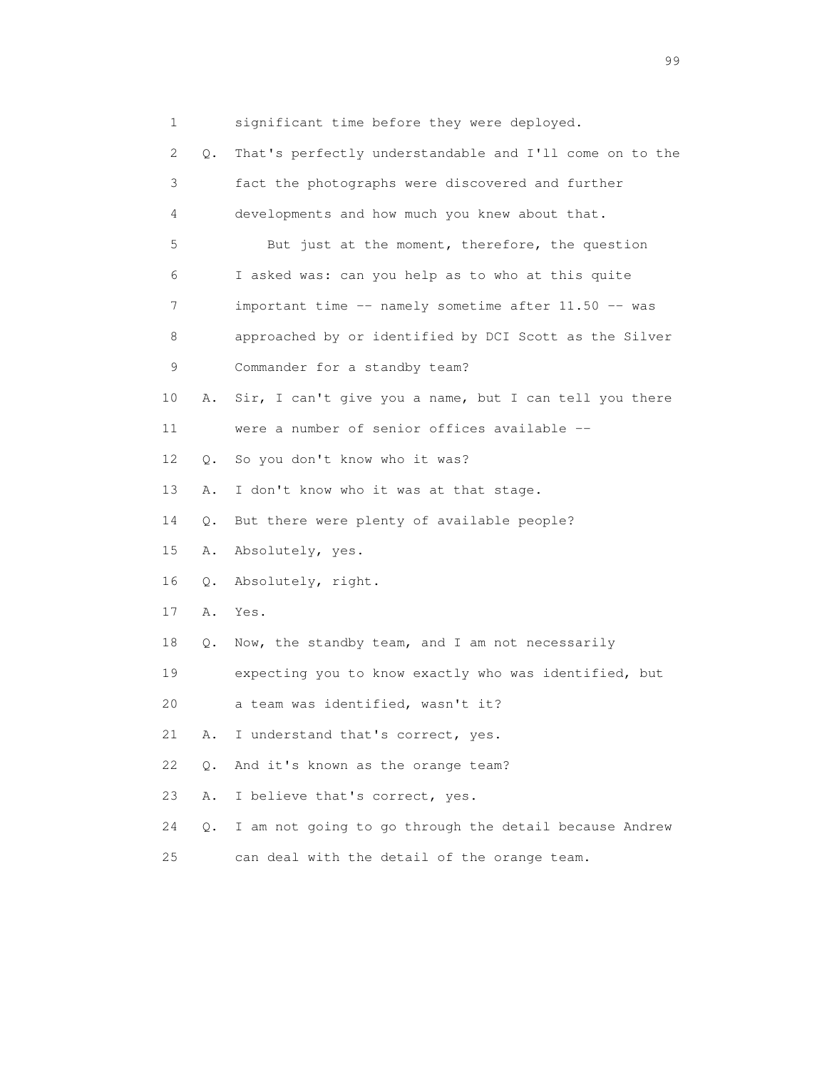1 significant time before they were deployed.

2 Q. That's perfectly understandable and I'll come on to the

3 fact the photographs were discovered and further

4 developments and how much you knew about that.

5 But just at the moment, therefore, the question

6 I asked was: can you help as to who at this quite

7 important time -- namely sometime after 11.50 -- was

8 approached by or identified by DCI Scott as the Silver

9 Commander for a standby team?

10 A. Sir, I can't give you a name, but I can tell you there

11 were a number of senior offices available --

12 Q. So you don't know who it was?

13 A. I don't know who it was at that stage.

14 Q. But there were plenty of available people?

15 A. Absolutely, yes.

16 Q. Absolutely, right.

17 A. Yes.

18 Q. Now, the standby team, and I am not necessarily

19 expecting you to know exactly who was identified, but

20 a team was identified, wasn't it?

21 A. I understand that's correct, yes.

22 Q. And it's known as the orange team?

23 A. I believe that's correct, yes.

24 Q. I am not going to go through the detail because Andrew

25 can deal with the detail of the orange team.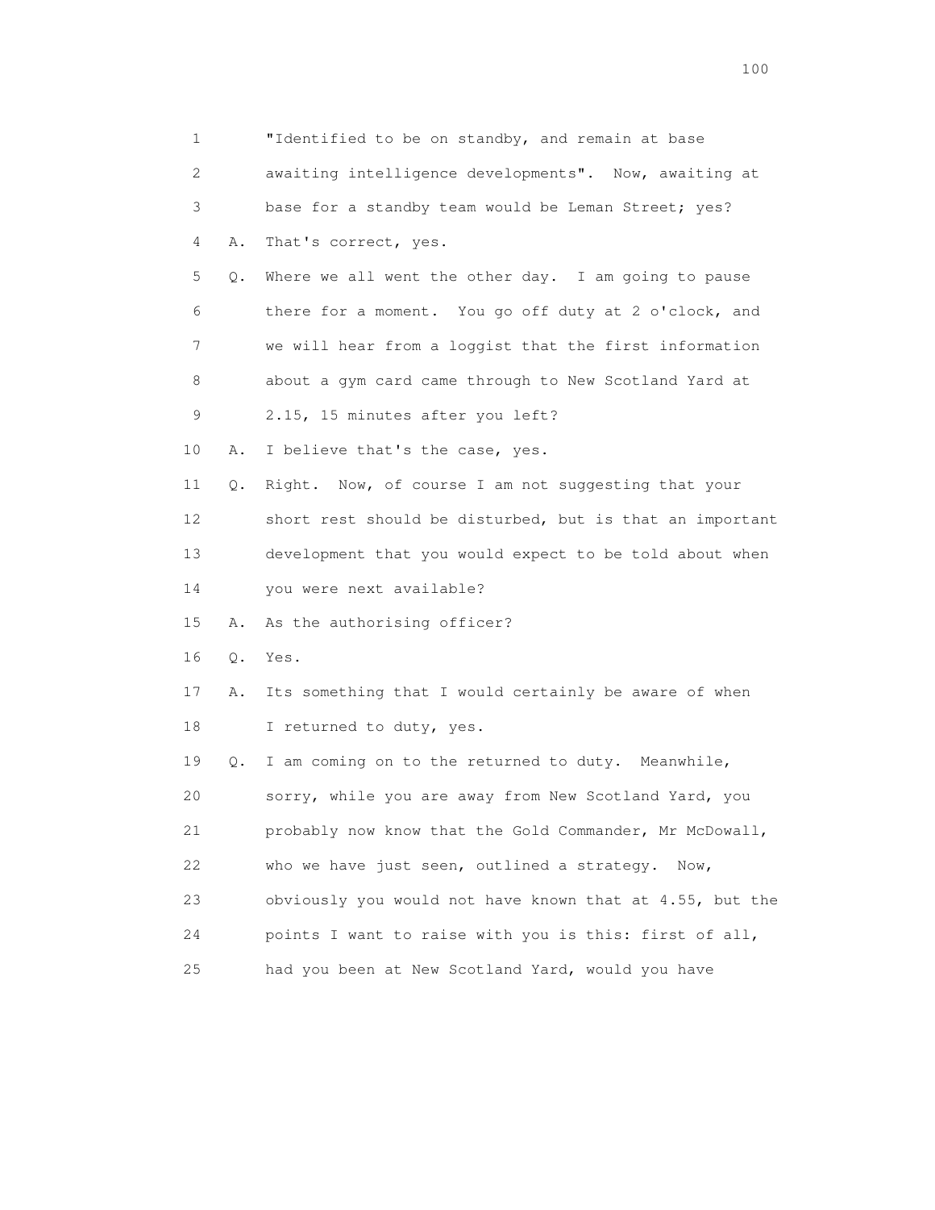1 "Identified to be on standby, and remain at base
2 awaiting intelligence developments". Now, awaiting at
3 base for a standby team would be Leman Street; yes?
4 A. That's correct, yes.
5 Q. Where we all went the other day. I am going to pause
6 there for a moment. You go off duty at 2 o'clock, and
7 we will hear from a loggist that the first information
8 about a gym card came through to New Scotland Yard at
9 2.15, 15 minutes after you left?
10 A. I believe that's the case, yes.
11 Q. Right. Now, of course I am not suggesting that your
12 short rest should be disturbed, but is that an important
13 development that you would expect to be told about when
14 you were next available?
15 A. As the authorising officer?
16 Q. Yes.
17 A. Its something that I would certainly be aware of when
18 I returned to duty, yes.
19 Q. I am coming on to the returned to duty. Meanwhile,
20 sorry, while you are away from New Scotland Yard, you
21 probably now know that the Gold Commander, Mr McDowall,
22 who we have just seen, outlined a strategy. Now,
23 obviously you would not have known that at 4.55, but the
24 points I want to raise with you is this: first of all,
25 had you been at New Scotland Yard, would you have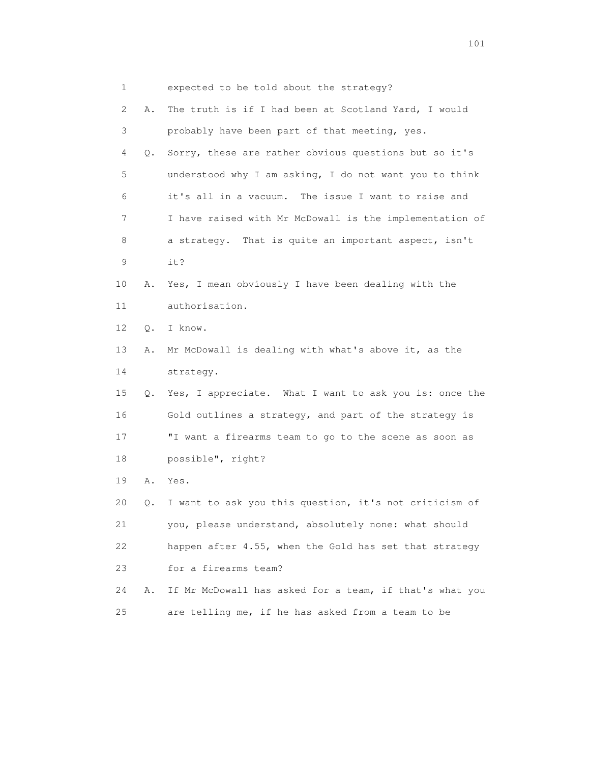1 expected to be told about the strategy?

2 A. The truth is if I had been at Scotland Yard, I would

3 probably have been part of that meeting, yes.

4 Q. Sorry, these are rather obvious questions but so it's

5 understood why I am asking, I do not want you to think

6 it's all in a vacuum. The issue I want to raise and

7 I have raised with Mr McDowall is the implementation of

8 a strategy. That is quite an important aspect, isn't

9 it?

10 A. Yes, I mean obviously I have been dealing with the

11 authorisation.

12 Q. I know.

13 A. Mr McDowall is dealing with what's above it, as the

14 strategy.

15 Q. Yes, I appreciate. What I want to ask you is: once the

16 Gold outlines a strategy, and part of the strategy is

17 "I want a firearms team to go to the scene as soon as

18 possible", right?

19 A. Yes.

20 Q. I want to ask you this question, it's not criticism of

21 you, please understand, absolutely none: what should

22 happen after 4.55, when the Gold has set that strategy

23 for a firearms team?

24 A. If Mr McDowall has asked for a team, if that's what you

25 are telling me, if he has asked from a team to be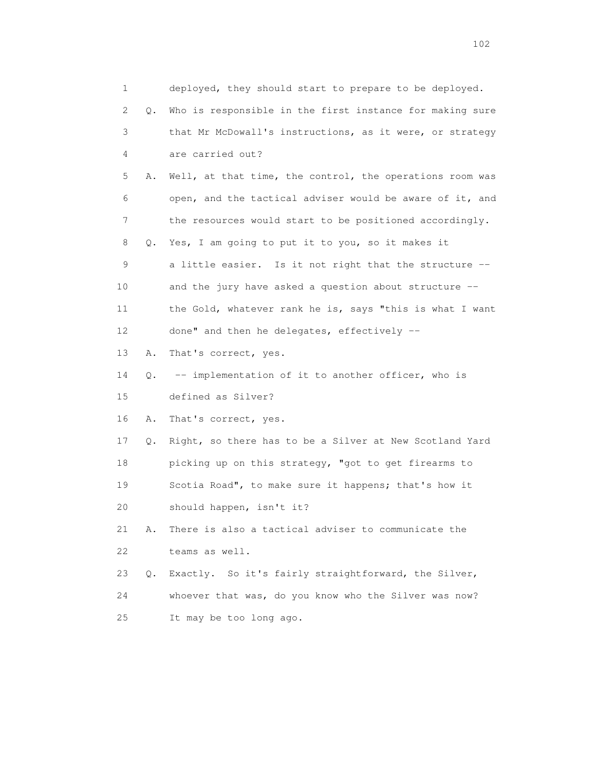1 deployed, they should start to prepare to be deployed.
2 Q. Who is responsible in the first instance for making sure
3 that Mr McDowall's instructions, as it were, or strategy
4 are carried out?
5 A. Well, at that time, the control, the operations room was
6 open, and the tactical adviser would be aware of it, and
7 the resources would start to be positioned accordingly.
8 Q. Yes, I am going to put it to you, so it makes it
9 a little easier. Is it not right that the structure --
10 and the jury have asked a question about structure --
11 the Gold, whatever rank he is, says "this is what I want
12 done" and then he delegates, effectively --
13 A. That's correct, yes.
14 Q. -- implementation of it to another officer, who is
15 defined as Silver?
16 A. That's correct, yes.
17 Q. Right, so there has to be a Silver at New Scotland Yard
18 picking up on this strategy, "got to get firearms to
19 Scotia Road", to make sure it happens; that's how it
20 should happen, isn't it?
21 A. There is also a tactical adviser to communicate the
22 teams as well.
23 Q. Exactly. So it's fairly straightforward, the Silver,
24 whoever that was, do you know who the Silver was now?
25 It may be too long ago.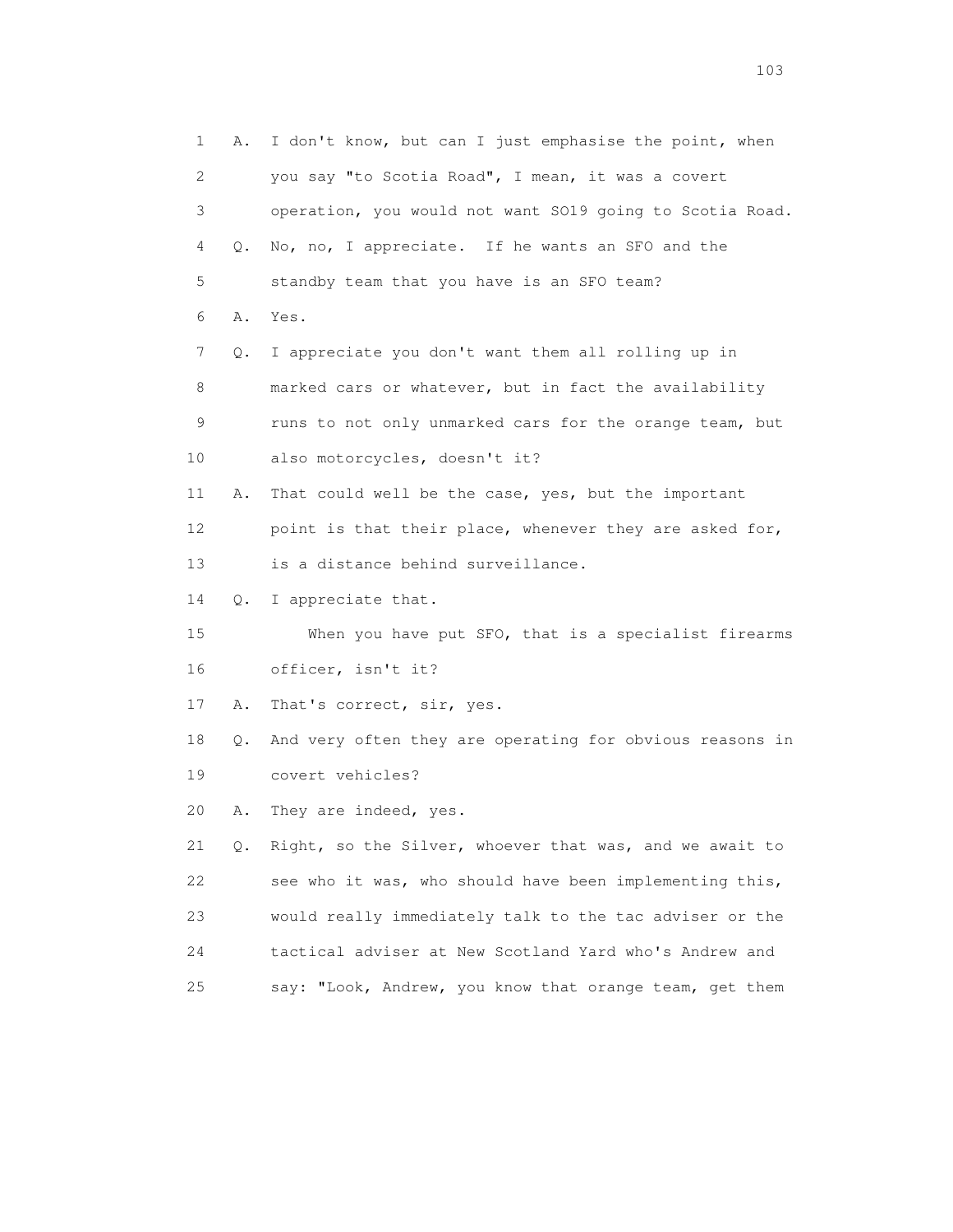1 A. I don't know, but can I just emphasise the point, when
2 you say "to Scotia Road", I mean, it was a covert
3 operation, you would not want SO19 going to Scotia Road.
4 Q. No, no, I appreciate. If he wants an SFO and the
5 standby team that you have is an SFO team?
6 A. Yes.
7 Q. I appreciate you don't want them all rolling up in
8 marked cars or whatever, but in fact the availability
9 runs to not only unmarked cars for the orange team, but
10 also motorcycles, doesn't it?
11 A. That could well be the case, yes, but the important
12 point is that their place, whenever they are asked for,
13 is a distance behind surveillance.
14 Q. I appreciate that.
15 When you have put SFO, that is a specialist firearms
16 officer, isn't it?
17 A. That's correct, sir, yes.
18 Q. And very often they are operating for obvious reasons in
19 covert vehicles?
20 A. They are indeed, yes.
21 Q. Right, so the Silver, whoever that was, and we await to
22 see who it was, who should have been implementing this,
23 would really immediately talk to the tac adviser or the
24 tactical adviser at New Scotland Yard who's Andrew and
25 say: "Look, Andrew, you know that orange team, get them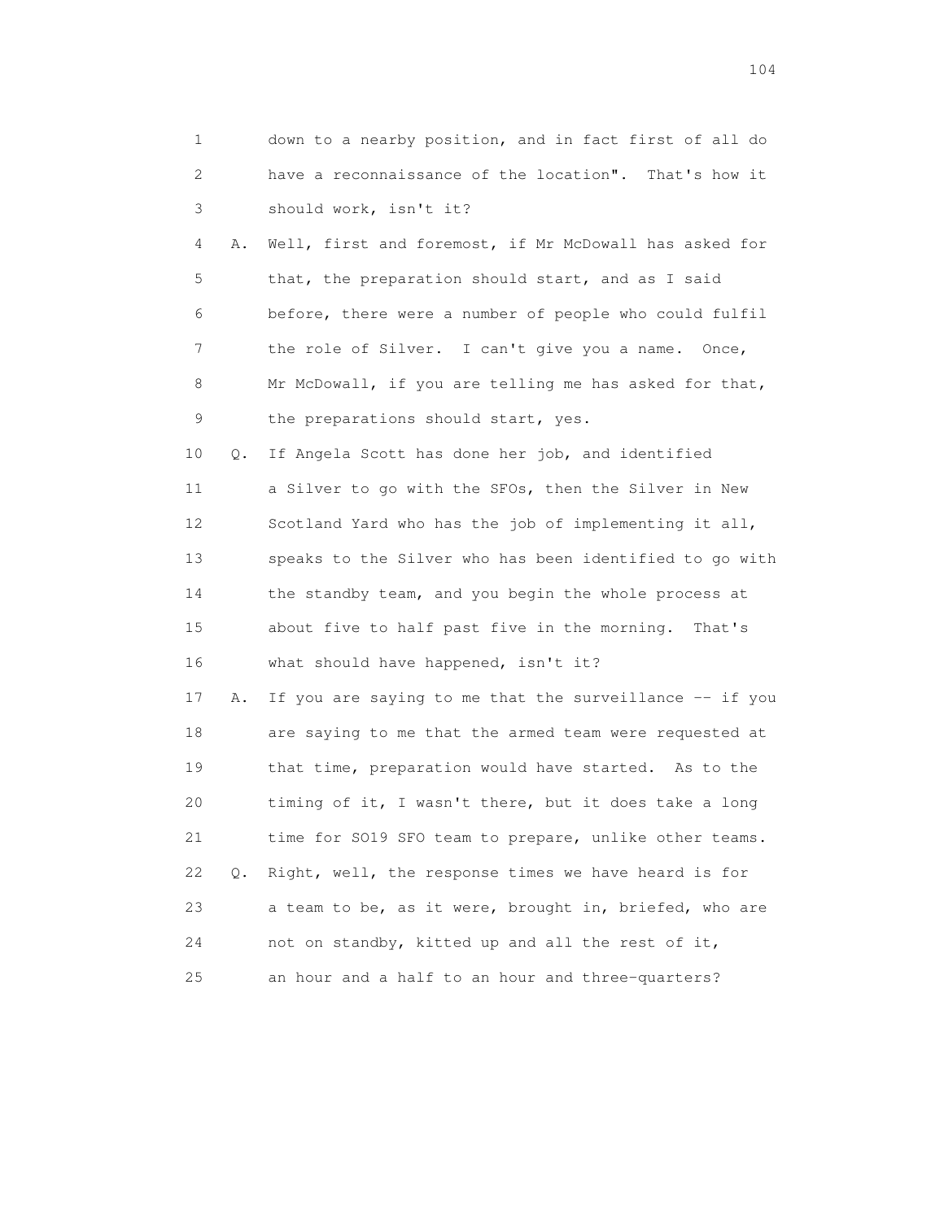1 down to a nearby position, and in fact first of all do
2 have a reconnaissance of the location". That's how it
3 should work, isn't it?

4 A. Well, first and foremost, if Mr McDowall has asked for
5 that, the preparation should start, and as I said
6 before, there were a number of people who could fulfil
7 the role of Silver. I can't give you a name. Once,
8 Mr McDowall, if you are telling me has asked for that,
9 the preparations should start, yes.

10 Q. If Angela Scott has done her job, and identified
11 a Silver to go with the SFOs, then the Silver in New
12 Scotland Yard who has the job of implementing it all,
13 speaks to the Silver who has been identified to go with
14 the standby team, and you begin the whole process at
15 about five to half past five in the morning. That's
16 what should have happened, isn't it?

17 A. If you are saying to me that the surveillance -- if you
18 are saying to me that the armed team were requested at
19 that time, preparation would have started. As to the
20 timing of it, I wasn't there, but it does take a long
21 time for SO19 SFO team to prepare, unlike other teams.

22 Q. Right, well, the response times we have heard is for
23 a team to be, as it were, brought in, briefed, who are
24 not on standby, kitted up and all the rest of it,
25 an hour and a half to an hour and three-quarters?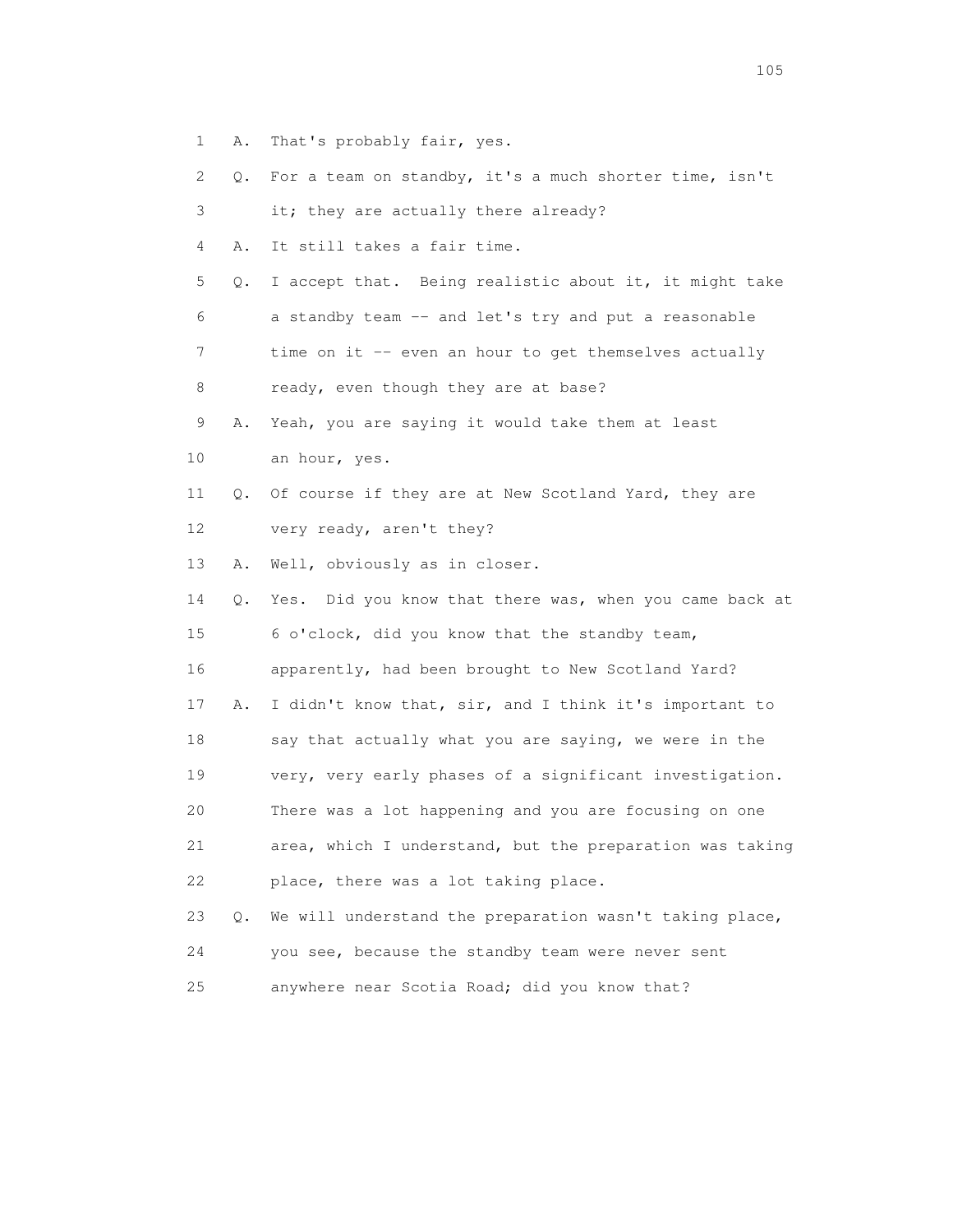1 A. That's probably fair, yes.

2 Q. For a team on standby, it's a much shorter time, isn't

3 it; they are actually there already?

4 A. It still takes a fair time.

5 Q. I accept that. Being realistic about it, it might take

6 a standby team -- and let's try and put a reasonable

7 time on it -- even an hour to get themselves actually

8 ready, even though they are at base?

9 A. Yeah, you are saying it would take them at least

10 an hour, yes.

11 Q. Of course if they are at New Scotland Yard, they are

12 very ready, aren't they?

13 A. Well, obviously as in closer.

14 Q. Yes. Did you know that there was, when you came back at

15 6 o'clock, did you know that the standby team,

16 apparently, had been brought to New Scotland Yard?

17 A. I didn't know that, sir, and I think it's important to

18 say that actually what you are saying, we were in the

19 very, very early phases of a significant investigation.

20 There was a lot happening and you are focusing on one

21 area, which I understand, but the preparation was taking

22 place, there was a lot taking place.

23 Q. We will understand the preparation wasn't taking place,

24 you see, because the standby team were never sent

25 anywhere near Scotia Road; did you know that?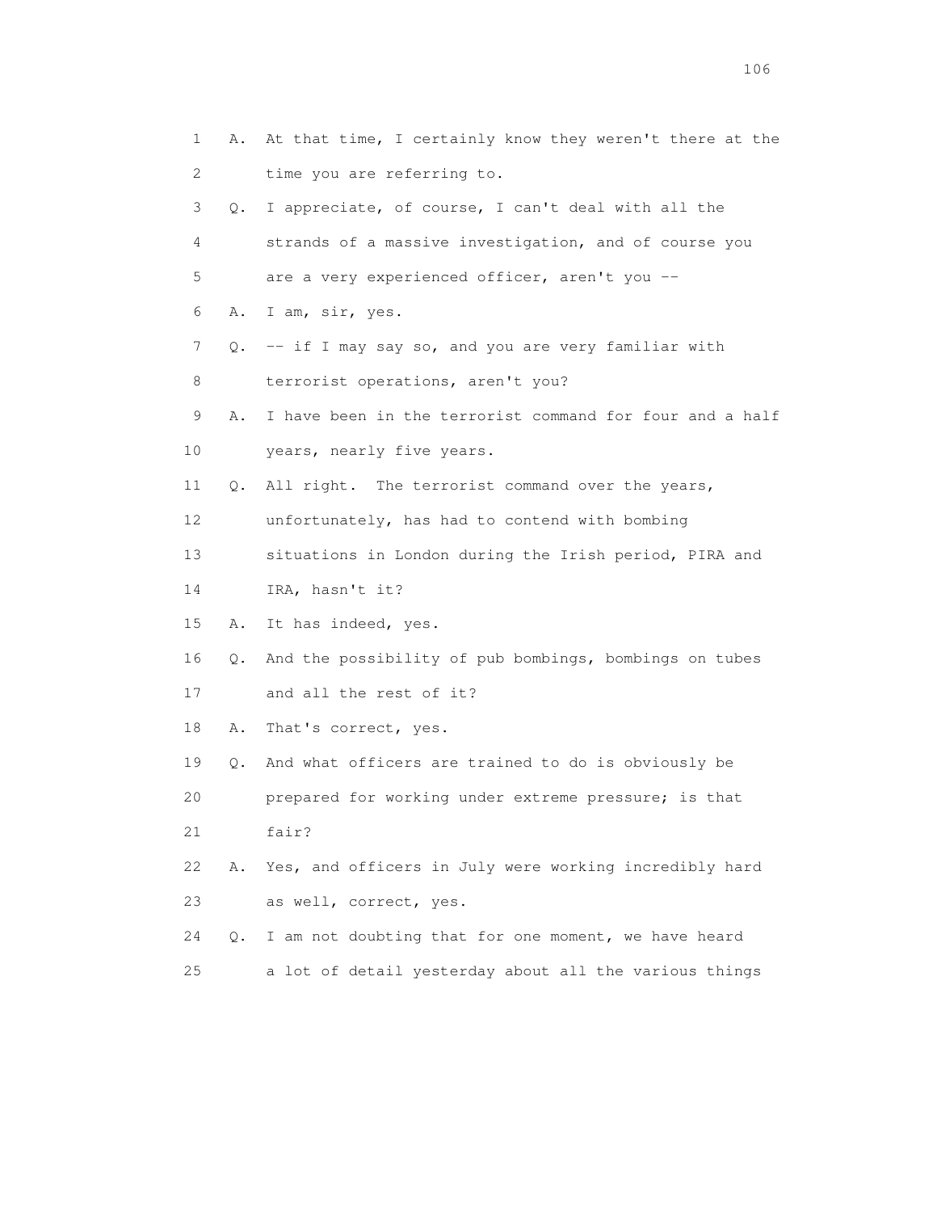1 A. At that time, I certainly know they weren't there at the
2 time you are referring to.
3 Q. I appreciate, of course, I can't deal with all the
4 strands of a massive investigation, and of course you
5 are a very experienced officer, aren't you --
6 A. I am, sir, yes.
7 Q. -- if I may say so, and you are very familiar with
8 terrorist operations, aren't you?
9 A. I have been in the terrorist command for four and a half
10 years, nearly five years.
11 Q. All right. The terrorist command over the years,
12 unfortunately, has had to contend with bombing
13 situations in London during the Irish period, PIRA and
14 IRA, hasn't it?
15 A. It has indeed, yes.
16 Q. And the possibility of pub bombings, bombings on tubes
17 and all the rest of it?
18 A. That's correct, yes.
19 Q. And what officers are trained to do is obviously be
20 prepared for working under extreme pressure; is that
21 fair?
22 A. Yes, and officers in July were working incredibly hard
23 as well, correct, yes.
24 Q. I am not doubting that for one moment, we have heard
25 a lot of detail yesterday about all the various things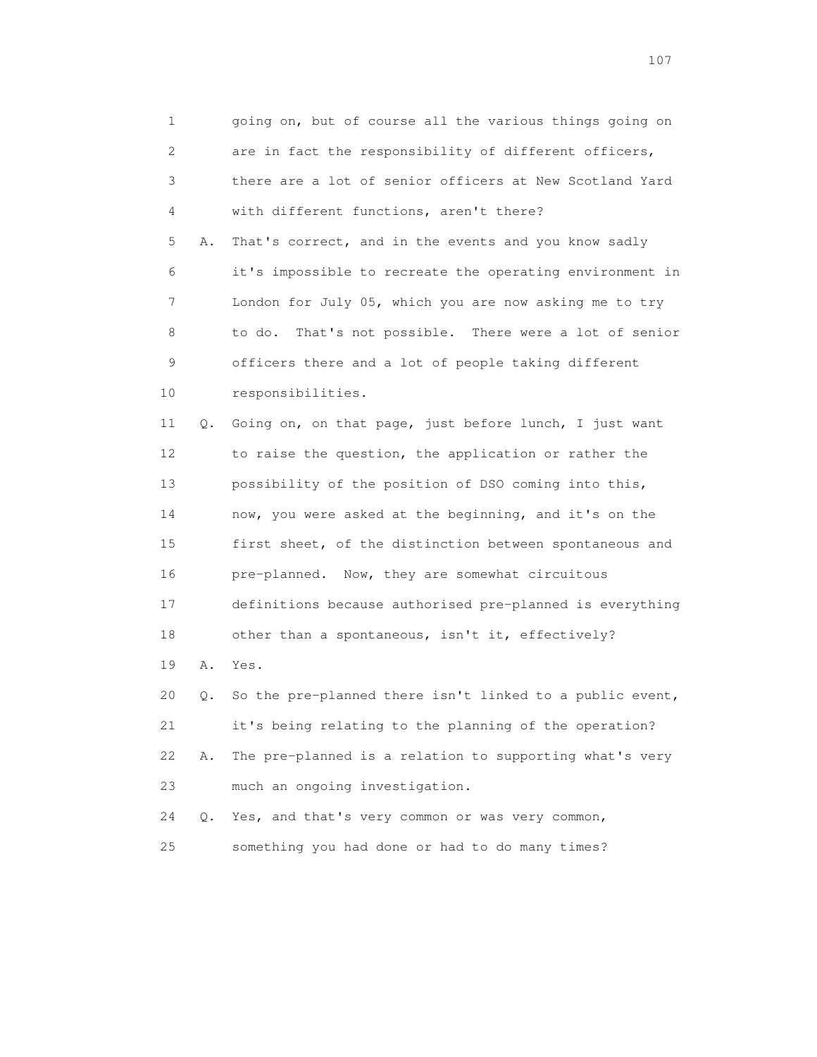1 going on, but of course all the various things going on
2 are in fact the responsibility of different officers,
3 there are a lot of senior officers at New Scotland Yard
4 with different functions, aren't there?

5 A. That's correct, and in the events and you know sadly
6 it's impossible to recreate the operating environment in
7 London for July 05, which you are now asking me to try
8 to do. That's not possible. There were a lot of senior
9 officers there and a lot of people taking different
10 responsibilities.

11 Q. Going on, on that page, just before lunch, I just want
12 to raise the question, the application or rather the
13 possibility of the position of DSO coming into this,
14 now, you were asked at the beginning, and it's on the
15 first sheet, of the distinction between spontaneous and
16 pre-planned. Now, they are somewhat circuitous
17 definitions because authorised pre-planned is everything
18 other than a spontaneous, isn't it, effectively?

19 A. Yes.

20 Q. So the pre-planned there isn't linked to a public event,
21 it's being relating to the planning of the operation?

22 A. The pre-planned is a relation to supporting what's very
23 much an ongoing investigation.

24 Q. Yes, and that's very common or was very common,
25 something you had done or had to do many times?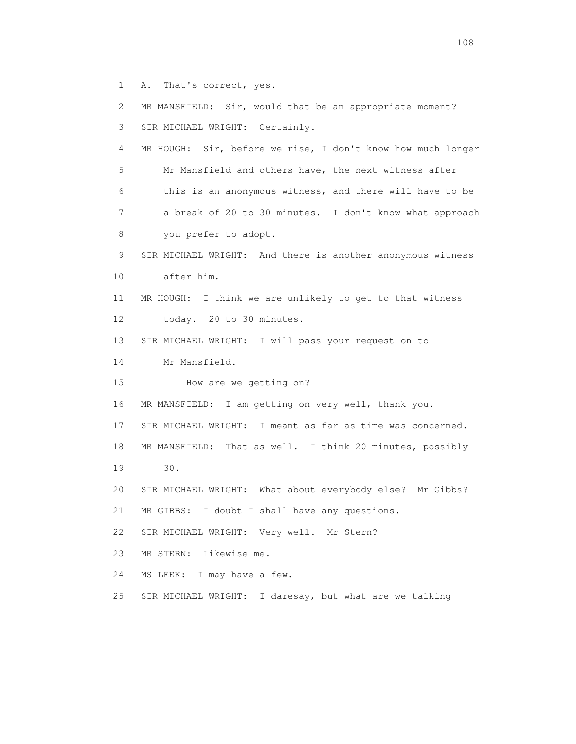1 A. That's correct, yes.

2 MR MANSFIELD: Sir, would that be an appropriate moment?

3 SIR MICHAEL WRIGHT: Certainly.

4 MR HOUGH: Sir, before we rise, I don't know how much longer
5 Mr Mansfield and others have, the next witness after
6 this is an anonymous witness, and there will have to be
7 a break of 20 to 30 minutes. I don't know what approach
8 you prefer to adopt.

9 SIR MICHAEL WRIGHT: And there is another anonymous witness
10 after him.

11 MR HOUGH: I think we are unlikely to get to that witness
12 today. 20 to 30 minutes.

13 SIR MICHAEL WRIGHT: I will pass your request on to
14 Mr Mansfield.

15 How are we getting on?

16 MR MANSFIELD: I am getting on very well, thank you.

17 SIR MICHAEL WRIGHT: I meant as far as time was concerned.

18 MR MANSFIELD: That as well. I think 20 minutes, possibly
19 30.

20 SIR MICHAEL WRIGHT: What about everybody else? Mr Gibbs?

21 MR GIBBS: I doubt I shall have any questions.

22 SIR MICHAEL WRIGHT: Very well. Mr Stern?

23 MR STERN: Likewise me.

24 MS LEEK: I may have a few.

25 SIR MICHAEL WRIGHT: I daresay, but what are we talking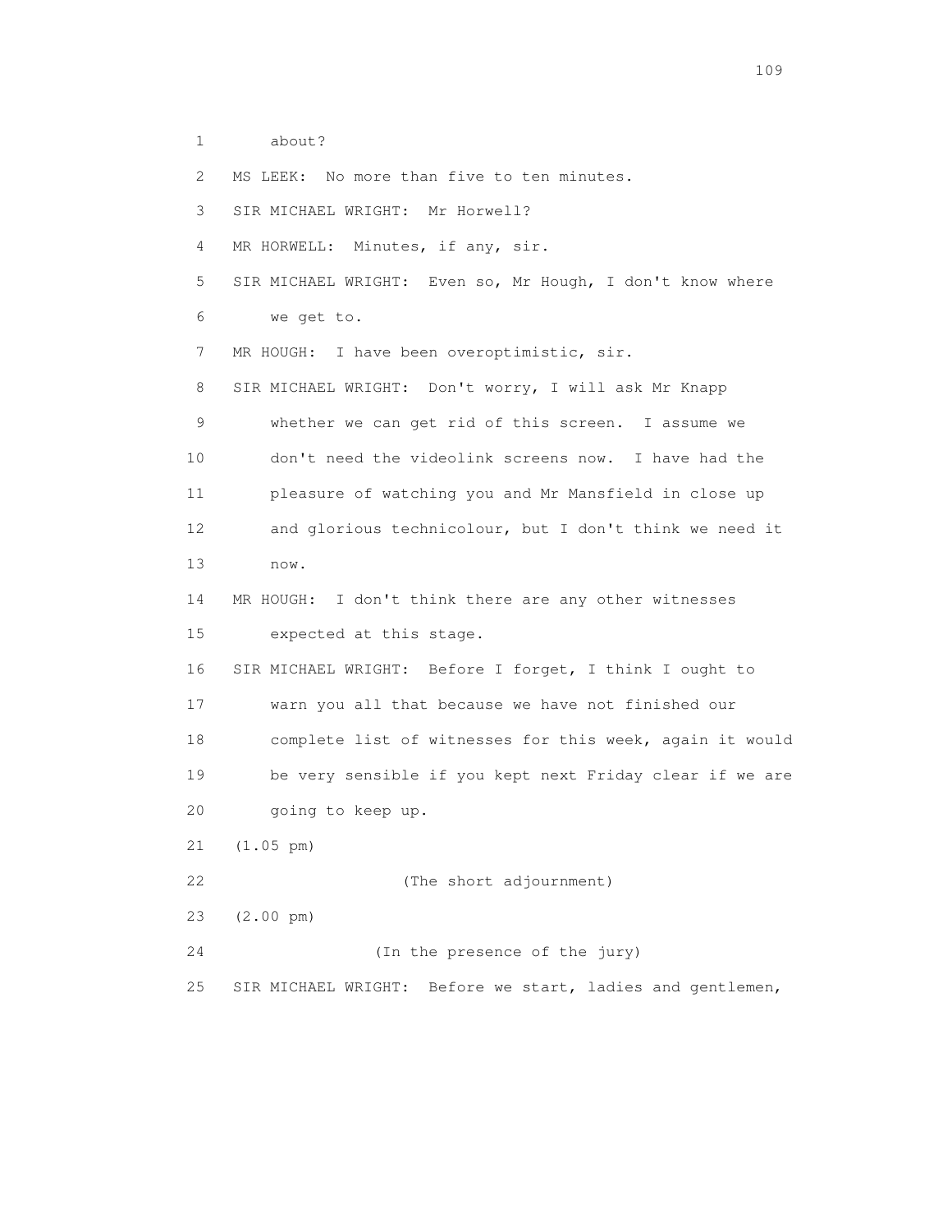1 about?

2 MS LEEK: No more than five to ten minutes.

3 SIR MICHAEL WRIGHT: Mr Horwell?

4 MR HORWELL: Minutes, if any, sir.

5 SIR MICHAEL WRIGHT: Even so, Mr Hough, I don't know where

6 we get to.

7 MR HOUGH: I have been overoptimistic, sir.

8 SIR MICHAEL WRIGHT: Don't worry, I will ask Mr Knapp

9 whether we can get rid of this screen. I assume we

10 don't need the videolink screens now. I have had the

11 pleasure of watching you and Mr Mansfield in close up

12 and glorious technicolour, but I don't think we need it

13 now.

14 MR HOUGH: I don't think there are any other witnesses

15 expected at this stage.

16 SIR MICHAEL WRIGHT: Before I forget, I think I ought to

17 warn you all that because we have not finished our

18 complete list of witnesses for this week, again it would

19 be very sensible if you kept next Friday clear if we are

20 going to keep up.

21 (1.05 pm)

22 (The short adjournment)

23 (2.00 pm)

24 (In the presence of the jury)

25 SIR MICHAEL WRIGHT: Before we start, ladies and gentlemen,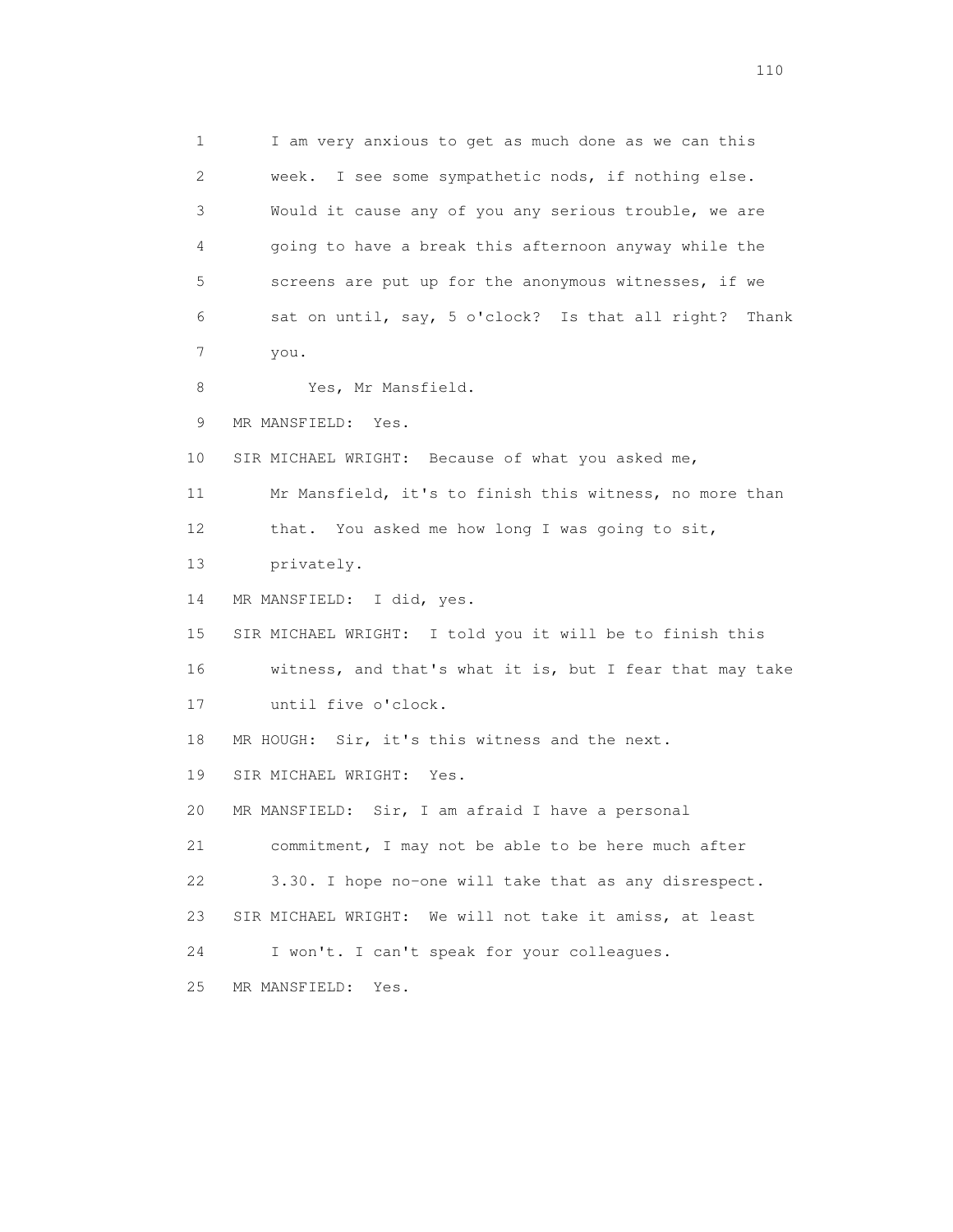I am very anxious to get as much done as we can this week. I see some sympathetic nods, if nothing else. Would it cause any of you any serious trouble, we are going to have a break this afternoon anyway while the screens are put up for the anonymous witnesses, if we sat on until, say, 5 o'clock? Is that all right? Thank you.

Yes, Mr Mansfield.

MR MANSFIELD: Yes.

SIR MICHAEL WRIGHT: Because of what you asked me, Mr Mansfield, it's to finish this witness, no more than that. You asked me how long I was going to sit, privately.

MR MANSFIELD: I did, yes.

SIR MICHAEL WRIGHT: I told you it will be to finish this witness, and that's what it is, but I fear that may take until five o'clock.

MR HOUGH: Sir, it's this witness and the next.

SIR MICHAEL WRIGHT: Yes.

MR MANSFIELD: Sir, I am afraid I have a personal commitment, I may not be able to be here much after 3.30. I hope no-one will take that as any disrespect.

SIR MICHAEL WRIGHT: We will not take it amiss, at least I won't. I can't speak for your colleagues.

MR MANSFIELD: Yes.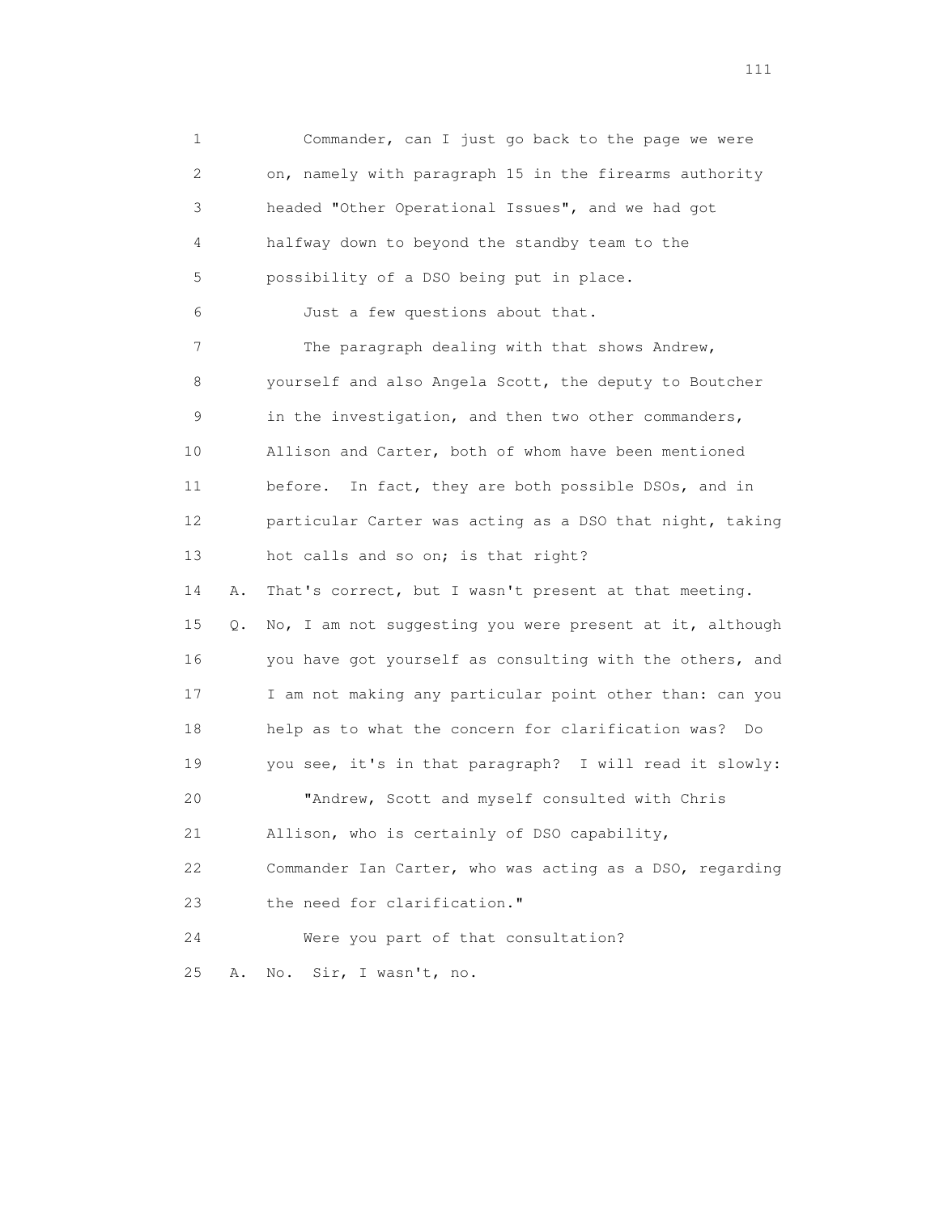1 Commander, can I just go back to the page we were
2 on, namely with paragraph 15 in the firearms authority
3 headed "Other Operational Issues", and we had got
4 halfway down to beyond the standby team to the
5 possibility of a DSO being put in place.
6 Just a few questions about that.
7 The paragraph dealing with that shows Andrew,
8 yourself and also Angela Scott, the deputy to Boutcher
9 in the investigation, and then two other commanders,
10 Allison and Carter, both of whom have been mentioned
11 before. In fact, they are both possible DSOs, and in
12 particular Carter was acting as a DSO that night, taking
13 hot calls and so on; is that right?
14 A. That's correct, but I wasn't present at that meeting.
15 Q. No, I am not suggesting you were present at it, although
16 you have got yourself as consulting with the others, and
17 I am not making any particular point other than: can you
18 help as to what the concern for clarification was? Do
19 you see, it's in that paragraph? I will read it slowly:
20 "Andrew, Scott and myself consulted with Chris
21 Allison, who is certainly of DSO capability,
22 Commander Ian Carter, who was acting as a DSO, regarding
23 the need for clarification."
24 Were you part of that consultation?
25 A. No. Sir, I wasn't, no.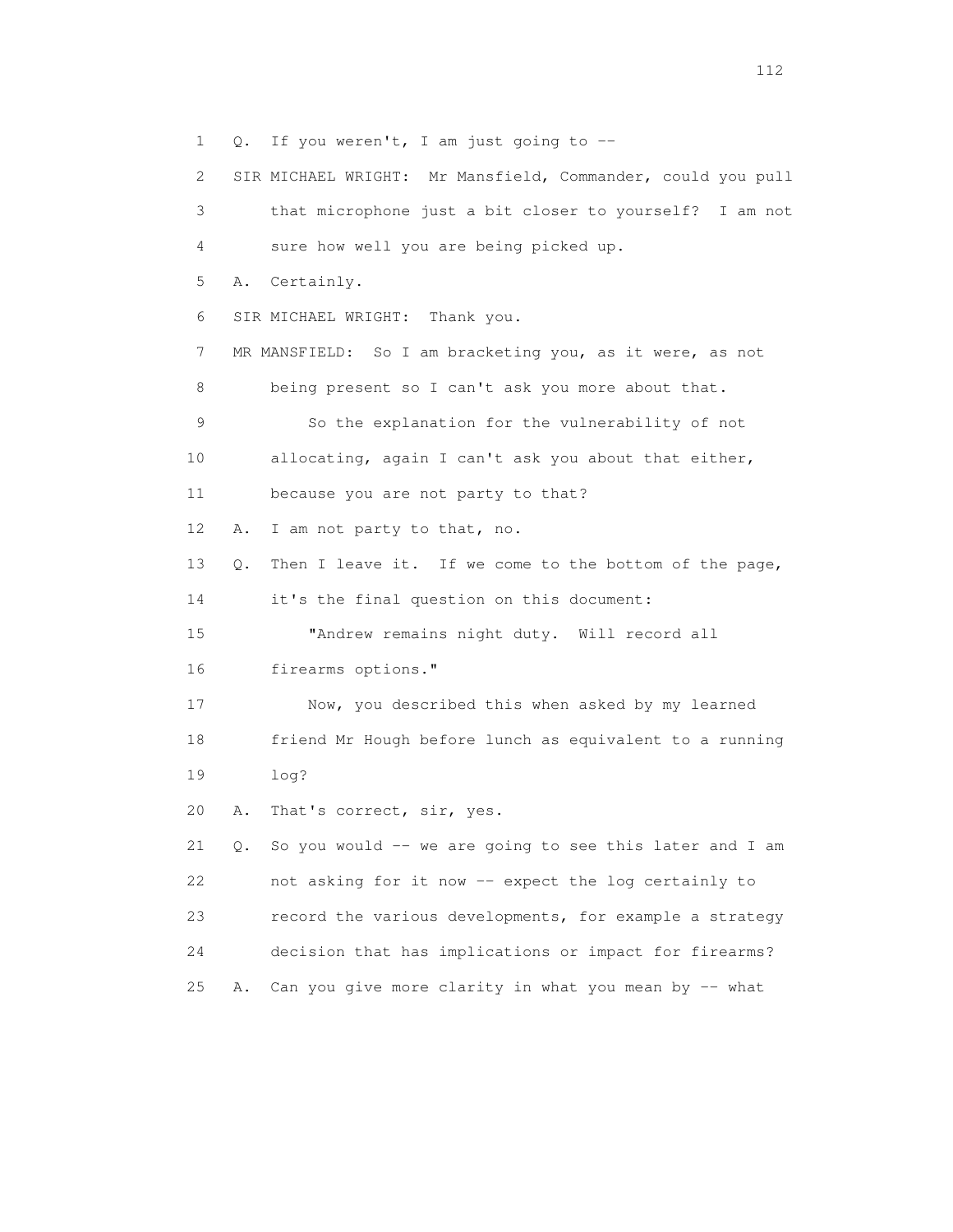1 Q. If you weren't, I am just going to --

2 SIR MICHAEL WRIGHT: Mr Mansfield, Commander, could you pull

3 that microphone just a bit closer to yourself? I am not

4 sure how well you are being picked up.

5 A. Certainly.

6 SIR MICHAEL WRIGHT: Thank you.

7 MR MANSFIELD: So I am bracketing you, as it were, as not

8 being present so I can't ask you more about that.

9 So the explanation for the vulnerability of not

10 allocating, again I can't ask you about that either,

11 because you are not party to that?

12 A. I am not party to that, no.

13 Q. Then I leave it. If we come to the bottom of the page,

14 it's the final question on this document:

15 "Andrew remains night duty. Will record all

16 firearms options."

17 Now, you described this when asked by my learned

18 friend Mr Hough before lunch as equivalent to a running

19 log?

20 A. That's correct, sir, yes.

21 Q. So you would -- we are going to see this later and I am

22 not asking for it now -- expect the log certainly to

23 record the various developments, for example a strategy

24 decision that has implications or impact for firearms?

25 A. Can you give more clarity in what you mean by -- what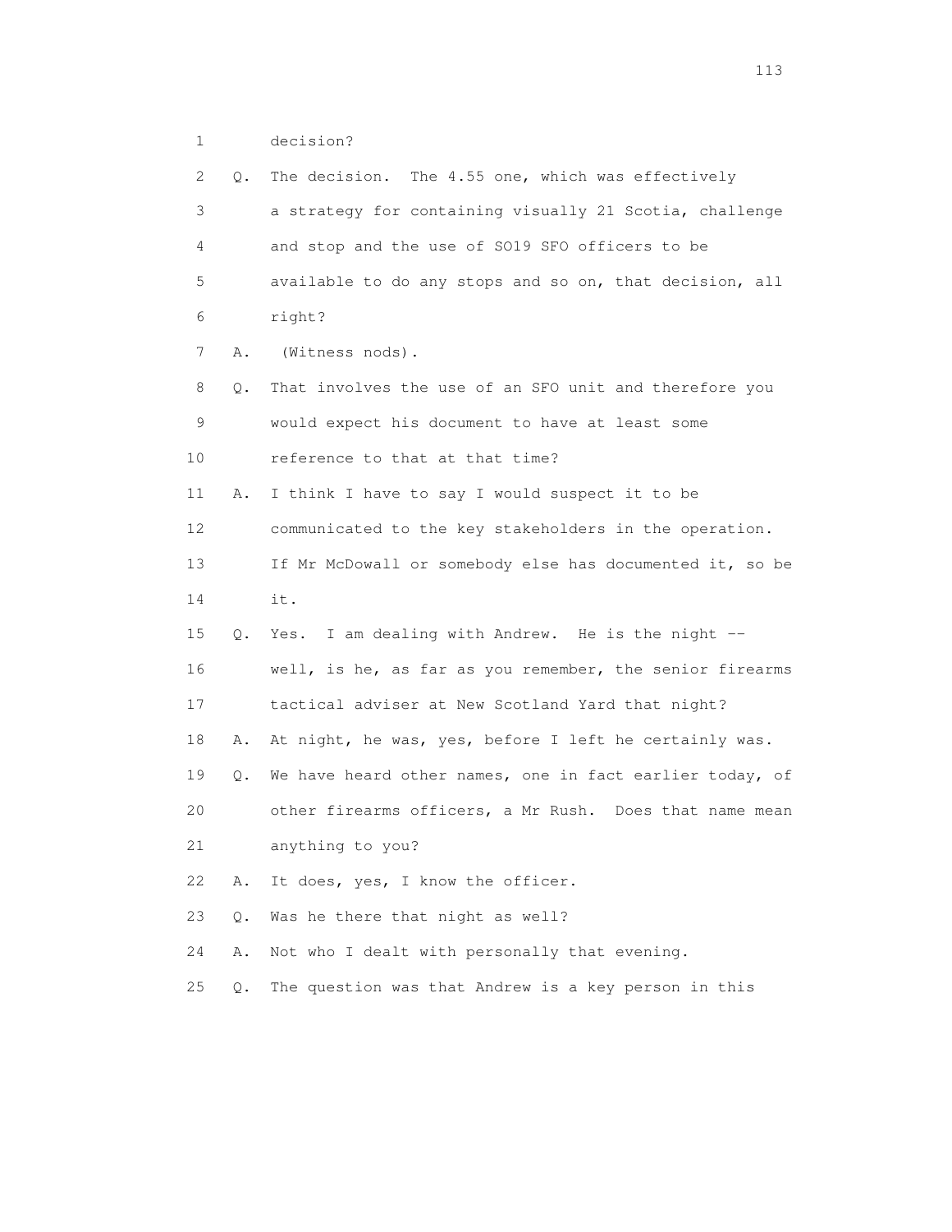1 decision?

2 Q. The decision. The 4.55 one, which was effectively

3 a strategy for containing visually 21 Scotia, challenge

4 and stop and the use of SO19 SFO officers to be

5 available to do any stops and so on, that decision, all

6 right?

7 A. (Witness nods).

8 Q. That involves the use of an SFO unit and therefore you

9 would expect his document to have at least some

10 reference to that at that time?

11 A. I think I have to say I would suspect it to be

12 communicated to the key stakeholders in the operation.

13 If Mr McDowall or somebody else has documented it, so be

14 it.

15 Q. Yes. I am dealing with Andrew. He is the night --

16 well, is he, as far as you remember, the senior firearms

17 tactical adviser at New Scotland Yard that night?

18 A. At night, he was, yes, before I left he certainly was.

19 Q. We have heard other names, one in fact earlier today, of

20 other firearms officers, a Mr Rush. Does that name mean

21 anything to you?

22 A. It does, yes, I know the officer.

23 Q. Was he there that night as well?

24 A. Not who I dealt with personally that evening.

25 Q. The question was that Andrew is a key person in this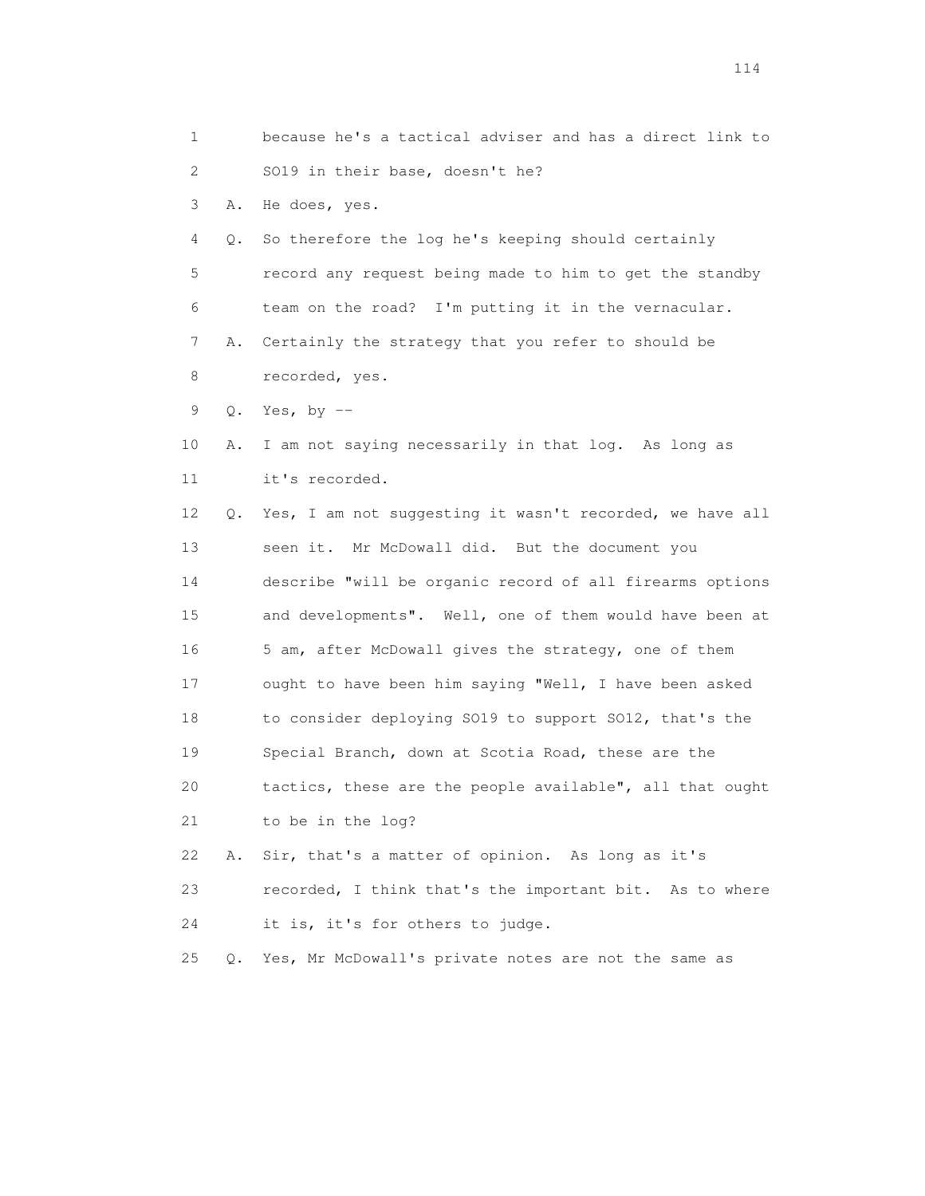1 because he's a tactical adviser and has a direct link to
2 SO19 in their base, doesn't he?
3 A. He does, yes.
4 Q. So therefore the log he's keeping should certainly
5 record any request being made to him to get the standby
6 team on the road? I'm putting it in the vernacular.
7 A. Certainly the strategy that you refer to should be
8 recorded, yes.
9 Q. Yes, by --
10 A. I am not saying necessarily in that log. As long as
11 it's recorded.
12 Q. Yes, I am not suggesting it wasn't recorded, we have all
13 seen it. Mr McDowall did. But the document you
14 describe "will be organic record of all firearms options
15 and developments". Well, one of them would have been at
16 5 am, after McDowall gives the strategy, one of them
17 ought to have been him saying "Well, I have been asked
18 to consider deploying SO19 to support SO12, that's the
19 Special Branch, down at Scotia Road, these are the
20 tactics, these are the people available", all that ought
21 to be in the log?
22 A. Sir, that's a matter of opinion. As long as it's
23 recorded, I think that's the important bit. As to where
24 it is, it's for others to judge.
25 Q. Yes, Mr McDowall's private notes are not the same as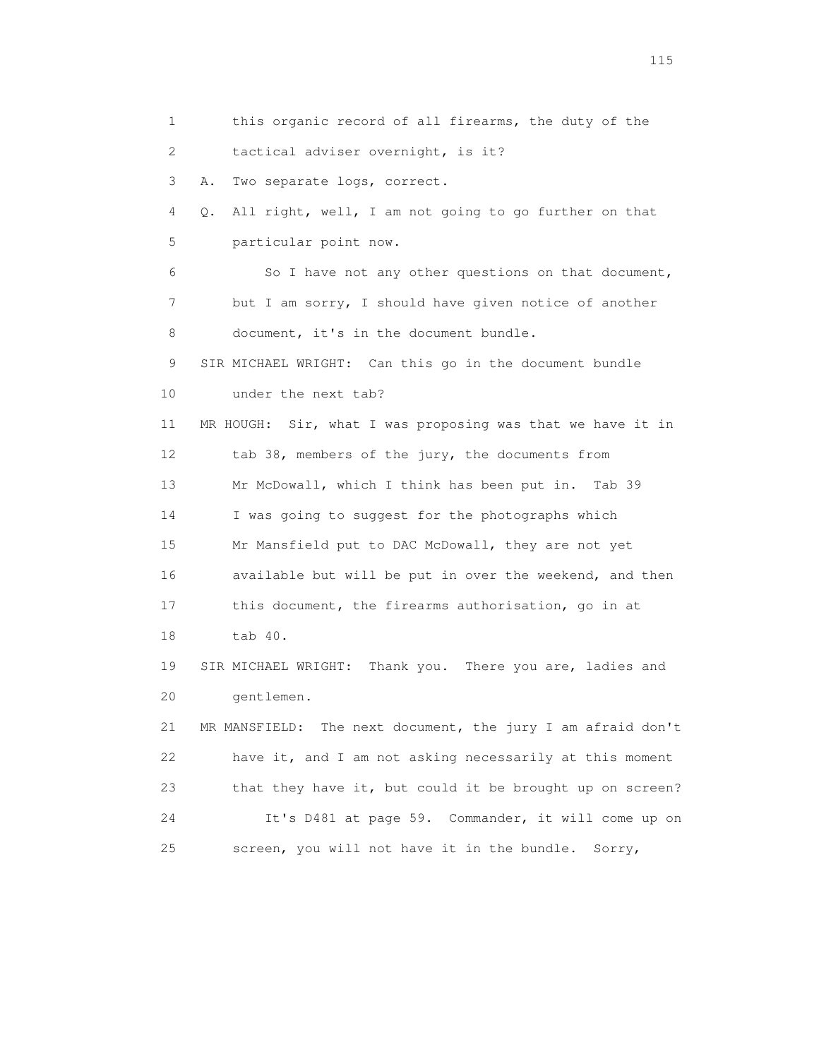1 this organic record of all firearms, the duty of the
2 tactical adviser overnight, is it?
3 A. Two separate logs, correct.
4 Q. All right, well, I am not going to go further on that
5 particular point now.
6 So I have not any other questions on that document,
7 but I am sorry, I should have given notice of another
8 document, it's in the document bundle.
9 SIR MICHAEL WRIGHT: Can this go in the document bundle
10 under the next tab?
11 MR HOUGH: Sir, what I was proposing was that we have it in
12 tab 38, members of the jury, the documents from
13 Mr McDowall, which I think has been put in. Tab 39
14 I was going to suggest for the photographs which
15 Mr Mansfield put to DAC McDowall, they are not yet
16 available but will be put in over the weekend, and then
17 this document, the firearms authorisation, go in at
18 tab 40.
19 SIR MICHAEL WRIGHT: Thank you. There you are, ladies and
20 gentlemen.
21 MR MANSFIELD: The next document, the jury I am afraid don't
22 have it, and I am not asking necessarily at this moment
23 that they have it, but could it be brought up on screen?
24 It's D481 at page 59. Commander, it will come up on
25 screen, you will not have it in the bundle. Sorry,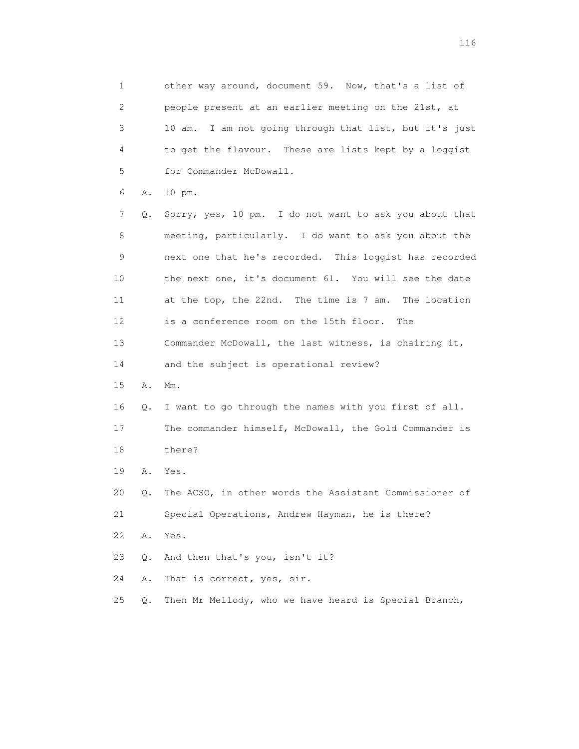1 other way around, document 59. Now, that's a list of
2 people present at an earlier meeting on the 21st, at
3 10 am. I am not going through that list, but it's just
4 to get the flavour. These are lists kept by a loggist
5 for Commander McDowall.

6 A. 10 pm.

7 Q. Sorry, yes, 10 pm. I do not want to ask you about that
8 meeting, particularly. I do want to ask you about the
9 next one that he's recorded. This loggist has recorded
10 the next one, it's document 61. You will see the date
11 at the top, the 22nd. The time is 7 am. The location
12 is a conference room on the 15th floor. The
13 Commander McDowall, the last witness, is chairing it,
14 and the subject is operational review?

15 A. Mm.

16 Q. I want to go through the names with you first of all.
17 The commander himself, McDowall, the Gold Commander is
18 there?

19 A. Yes.

20 Q. The ACSO, in other words the Assistant Commissioner of
21 Special Operations, Andrew Hayman, he is there?

22 A. Yes.

23 Q. And then that's you, isn't it?

24 A. That is correct, yes, sir.

25 Q. Then Mr Mellody, who we have heard is Special Branch,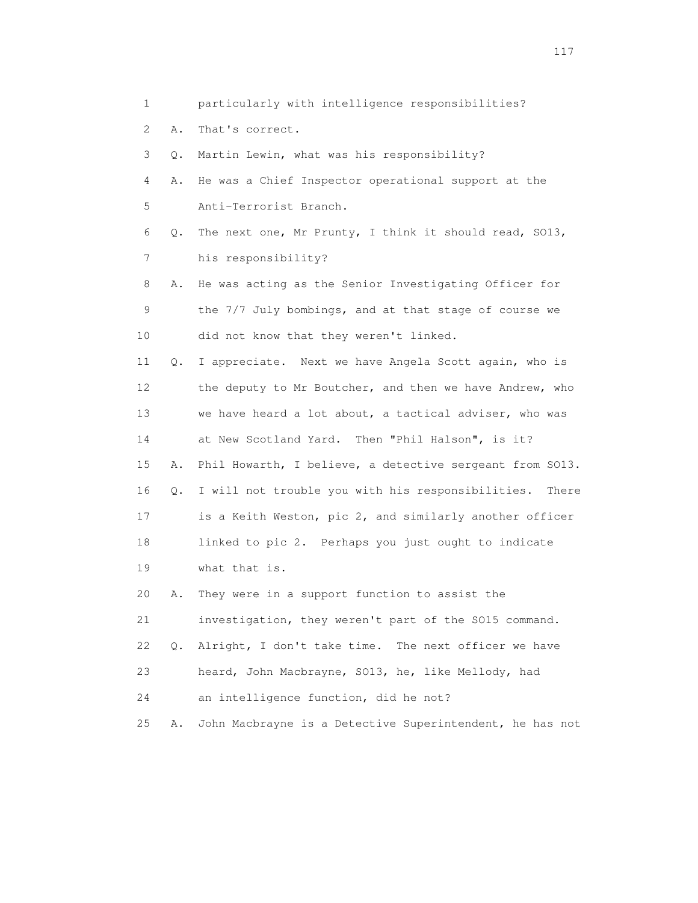1 particularly with intelligence responsibilities?

2 A. That's correct.

3 Q. Martin Lewin, what was his responsibility?

4 A. He was a Chief Inspector operational support at the

5 Anti-Terrorist Branch.

6 Q. The next one, Mr Prunty, I think it should read, SO13,

7 his responsibility?

8 A. He was acting as the Senior Investigating Officer for

9 the 7/7 July bombings, and at that stage of course we

10 did not know that they weren't linked.

11 Q. I appreciate. Next we have Angela Scott again, who is

12 the deputy to Mr Boutcher, and then we have Andrew, who

13 we have heard a lot about, a tactical adviser, who was

14 at New Scotland Yard. Then "Phil Halson", is it?

15 A. Phil Howarth, I believe, a detective sergeant from SO13.

16 Q. I will not trouble you with his responsibilities. There

17 is a Keith Weston, pic 2, and similarly another officer

18 linked to pic 2. Perhaps you just ought to indicate

19 what that is.

20 A. They were in a support function to assist the

21 investigation, they weren't part of the SO15 command.

22 Q. Alright, I don't take time. The next officer we have

23 heard, John Macbrayne, SO13, he, like Mellody, had

24 an intelligence function, did he not?

25 A. John Macbrayne is a Detective Superintendent, he has not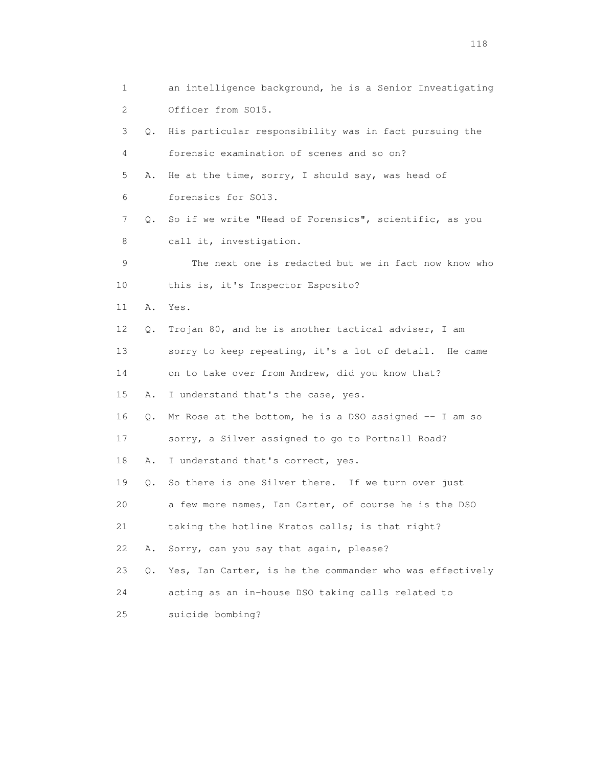1 an intelligence background, he is a Senior Investigating
2 Officer from SO15.

3 Q. His particular responsibility was in fact pursuing the
4 forensic examination of scenes and so on?

5 A. He at the time, sorry, I should say, was head of
6 forensics for SO13.

7 Q. So if we write "Head of Forensics", scientific, as you
8 call it, investigation.

9 The next one is redacted but we in fact now know who
10 this is, it's Inspector Esposito?

11 A. Yes.

12 Q. Trojan 80, and he is another tactical adviser, I am
13 sorry to keep repeating, it's a lot of detail. He came
14 on to take over from Andrew, did you know that?

15 A. I understand that's the case, yes.

16 Q. Mr Rose at the bottom, he is a DSO assigned -- I am so
17 sorry, a Silver assigned to go to Portnall Road?

18 A. I understand that's correct, yes.

19 Q. So there is one Silver there. If we turn over just
20 a few more names, Ian Carter, of course he is the DSO
21 taking the hotline Kratos calls; is that right?

22 A. Sorry, can you say that again, please?

23 Q. Yes, Ian Carter, is he the commander who was effectively
24 acting as an in-house DSO taking calls related to
25 suicide bombing?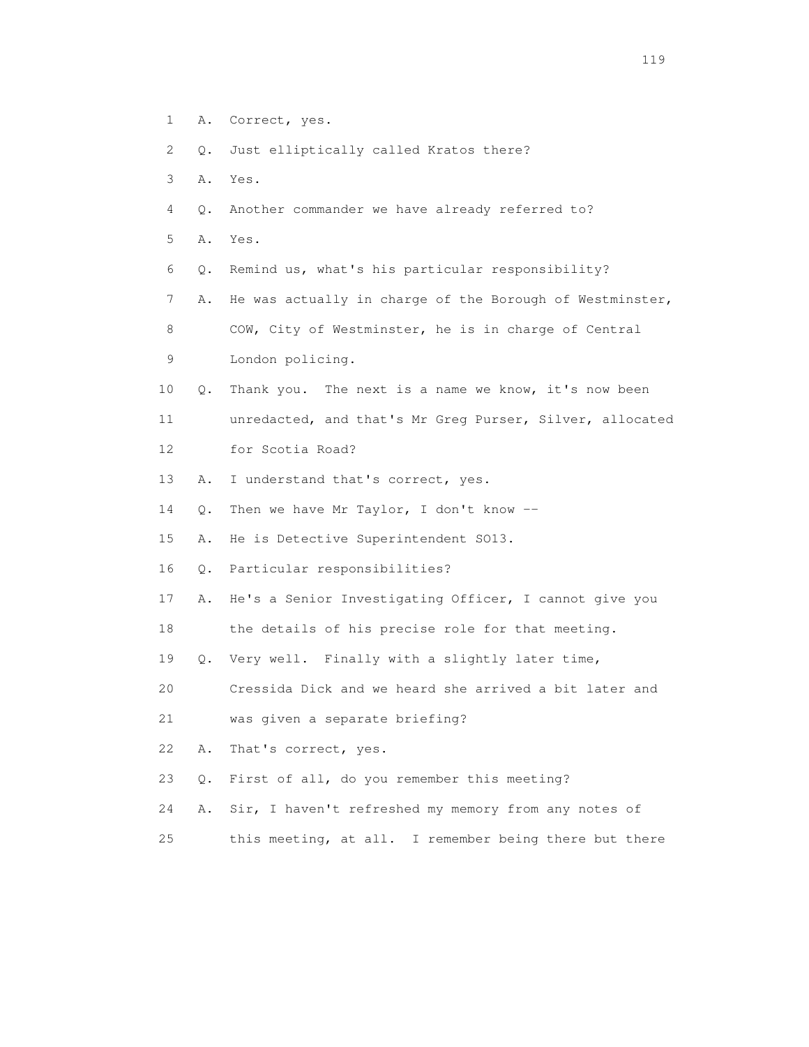1 A. Correct, yes.

2 Q. Just elliptically called Kratos there?

3 A. Yes.

4 Q. Another commander we have already referred to?

5 A. Yes.

6 Q. Remind us, what's his particular responsibility?

7 A. He was actually in charge of the Borough of Westminster,

8 COW, City of Westminster, he is in charge of Central

9 London policing.

10 Q. Thank you. The next is a name we know, it's now been

11 unredacted, and that's Mr Greg Purser, Silver, allocated

12 for Scotia Road?

13 A. I understand that's correct, yes.

14 Q. Then we have Mr Taylor, I don't know --

15 A. He is Detective Superintendent SO13.

16 Q. Particular responsibilities?

17 A. He's a Senior Investigating Officer, I cannot give you

18 the details of his precise role for that meeting.

19 Q. Very well. Finally with a slightly later time,

20 Cressida Dick and we heard she arrived a bit later and

21 was given a separate briefing?

22 A. That's correct, yes.

23 Q. First of all, do you remember this meeting?

24 A. Sir, I haven't refreshed my memory from any notes of

25 this meeting, at all. I remember being there but there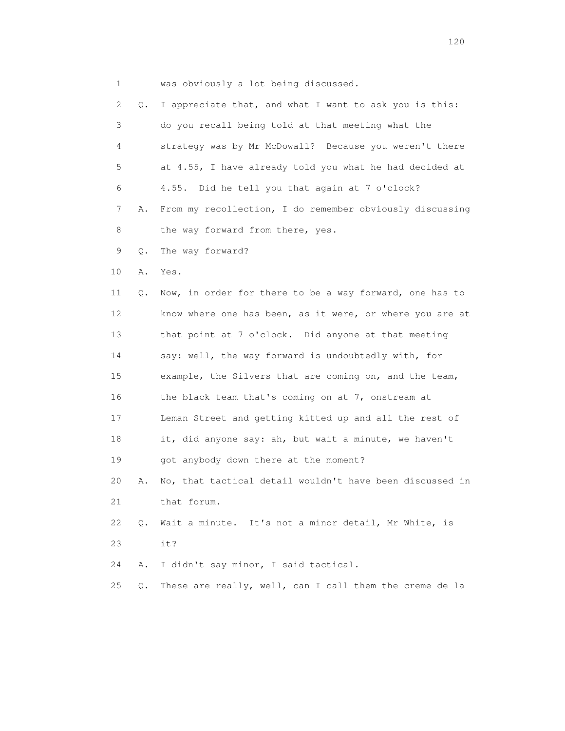1 was obviously a lot being discussed.

2 Q. I appreciate that, and what I want to ask you is this:

3 do you recall being told at that meeting what the

4 strategy was by Mr McDowall? Because you weren't there

5 at 4.55, I have already told you what he had decided at

6 4.55. Did he tell you that again at 7 o'clock?

7 A. From my recollection, I do remember obviously discussing

8 the way forward from there, yes.

9 Q. The way forward?

10 A. Yes.

11 Q. Now, in order for there to be a way forward, one has to

12 know where one has been, as it were, or where you are at

13 that point at 7 o'clock. Did anyone at that meeting

14 say: well, the way forward is undoubtedly with, for

15 example, the Silvers that are coming on, and the team,

16 the black team that's coming on at 7, onstream at

17 Leman Street and getting kitted up and all the rest of

18 it, did anyone say: ah, but wait a minute, we haven't

19 got anybody down there at the moment?

20 A. No, that tactical detail wouldn't have been discussed in

21 that forum.

22 Q. Wait a minute. It's not a minor detail, Mr White, is

23 it?

24 A. I didn't say minor, I said tactical.

25 Q. These are really, well, can I call them the creme de la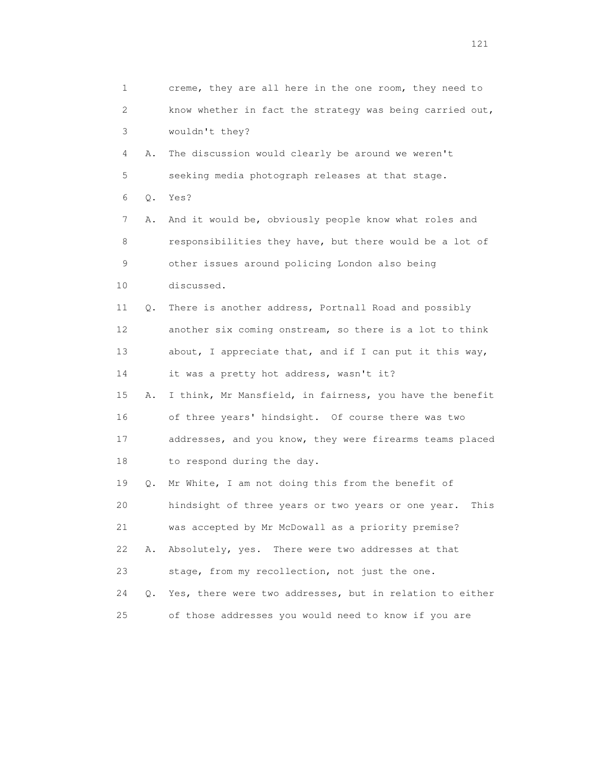1 creme, they are all here in the one room, they need to
2 know whether in fact the strategy was being carried out,
3 wouldn't they?

4 A. The discussion would clearly be around we weren't
5 seeking media photograph releases at that stage.

6 Q. Yes?

7 A. And it would be, obviously people know what roles and
8 responsibilities they have, but there would be a lot of
9 other issues around policing London also being
10 discussed.

11 Q. There is another address, Portnall Road and possibly
12 another six coming onstream, so there is a lot to think
13 about, I appreciate that, and if I can put it this way,
14 it was a pretty hot address, wasn't it?

15 A. I think, Mr Mansfield, in fairness, you have the benefit
16 of three years' hindsight. Of course there was two
17 addresses, and you know, they were firearms teams placed
18 to respond during the day.

19 Q. Mr White, I am not doing this from the benefit of
20 hindsight of three years or two years or one year. This
21 was accepted by Mr McDowall as a priority premise?

22 A. Absolutely, yes. There were two addresses at that
23 stage, from my recollection, not just the one.

24 Q. Yes, there were two addresses, but in relation to either
25 of those addresses you would need to know if you are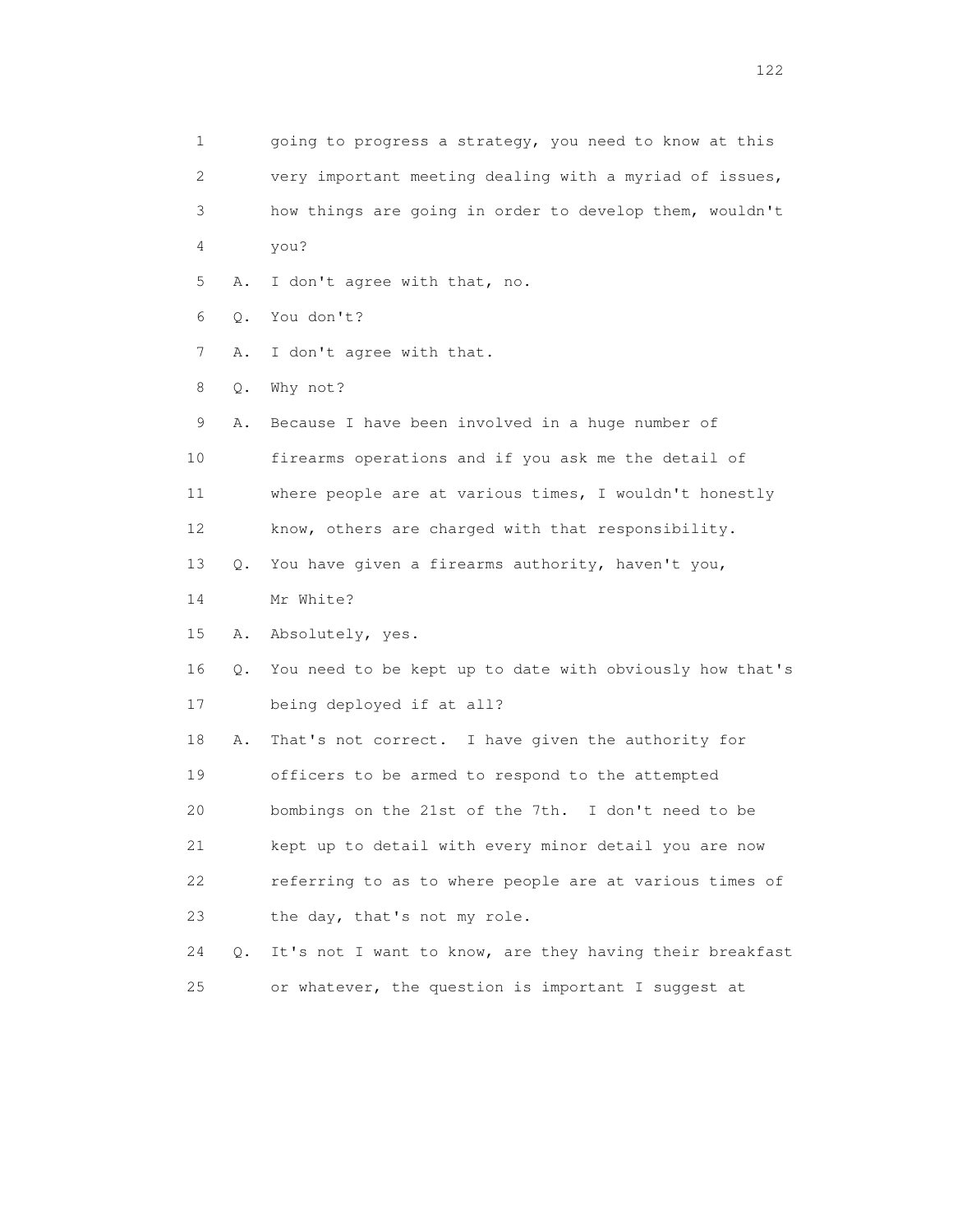1 going to progress a strategy, you need to know at this
2 very important meeting dealing with a myriad of issues,
3 how things are going in order to develop them, wouldn't
4 you?

5 A. I don't agree with that, no.

6 Q. You don't?

7 A. I don't agree with that.

8 Q. Why not?

9 A. Because I have been involved in a huge number of
10 firearms operations and if you ask me the detail of
11 where people are at various times, I wouldn't honestly
12 know, others are charged with that responsibility.

13 Q. You have given a firearms authority, haven't you,
14 Mr White?

15 A. Absolutely, yes.

16 Q. You need to be kept up to date with obviously how that's
17 being deployed if at all?

18 A. That's not correct. I have given the authority for
19 officers to be armed to respond to the attempted
20 bombings on the 21st of the 7th. I don't need to be
21 kept up to detail with every minor detail you are now
22 referring to as to where people are at various times of
23 the day, that's not my role.

24 Q. It's not I want to know, are they having their breakfast
25 or whatever, the question is important I suggest at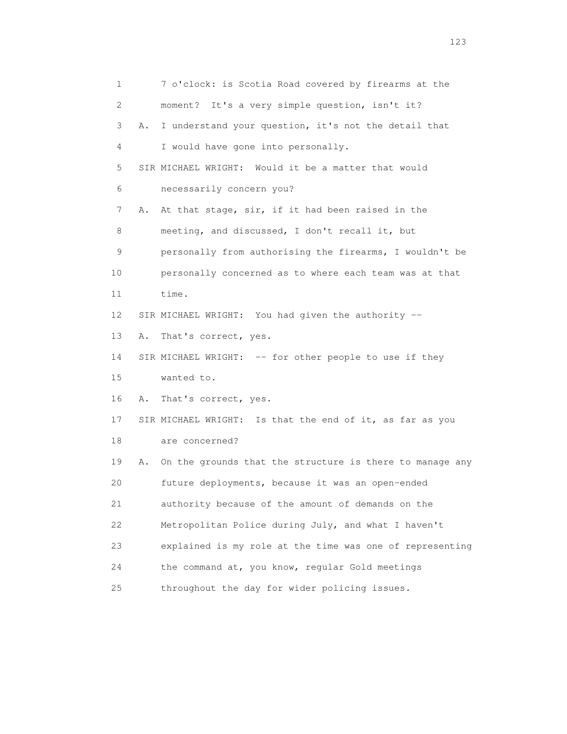7 o'clock: is Scotia Road covered by firearms at the moment? It's a very simple question, isn't it?

A. I understand your question, it's not the detail that I would have gone into personally.

SIR MICHAEL WRIGHT: Would it be a matter that would necessarily concern you?

A. At that stage, sir, if it had been raised in the meeting, and discussed, I don't recall it, but personally from authorising the firearms, I wouldn't be personally concerned as to where each team was at that time.

SIR MICHAEL WRIGHT: You had given the authority --

A. That's correct, yes.

SIR MICHAEL WRIGHT: -- for other people to use if they wanted to.

A. That's correct, yes.

SIR MICHAEL WRIGHT: Is that the end of it, as far as you are concerned?

A. On the grounds that the structure is there to manage any future deployments, because it was an open-ended authority because of the amount of demands on the Metropolitan Police during July, and what I haven't explained is my role at the time was one of representing the command at, you know, regular Gold meetings throughout the day for wider policing issues.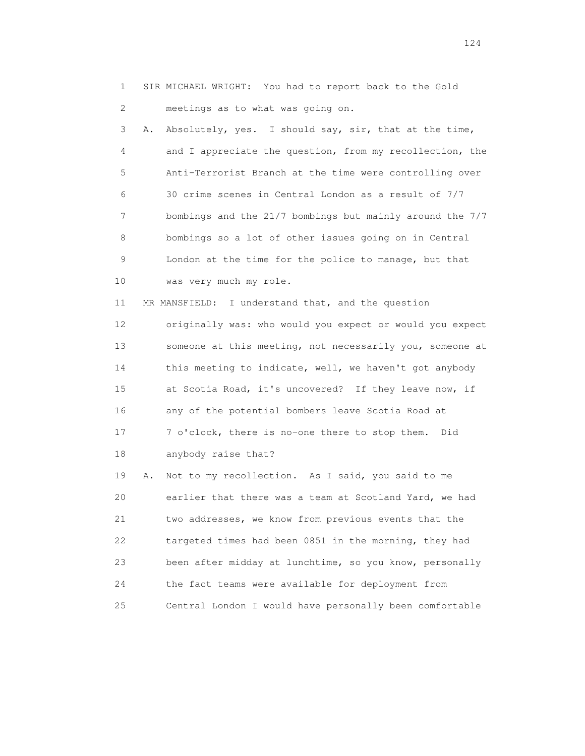1 SIR MICHAEL WRIGHT: You had to report back to the Gold
2 meetings as to what was going on.

3 A. Absolutely, yes. I should say, sir, that at the time,
4 and I appreciate the question, from my recollection, the
5 Anti-Terrorist Branch at the time were controlling over
6 30 crime scenes in Central London as a result of 7/7
7 bombings and the 21/7 bombings but mainly around the 7/7
8 bombings so a lot of other issues going on in Central
9 London at the time for the police to manage, but that
10 was very much my role.

11 MR MANSFIELD: I understand that, and the question
12 originally was: who would you expect or would you expect
13 someone at this meeting, not necessarily you, someone at
14 this meeting to indicate, well, we haven't got anybody
15 at Scotia Road, it's uncovered? If they leave now, if
16 any of the potential bombers leave Scotia Road at
17 7 o'clock, there is no-one there to stop them. Did
18 anybody raise that?

19 A. Not to my recollection. As I said, you said to me
20 earlier that there was a team at Scotland Yard, we had
21 two addresses, we know from previous events that the
22 targeted times had been 0851 in the morning, they had
23 been after midday at lunchtime, so you know, personally
24 the fact teams were available for deployment from
25 Central London I would have personally been comfortable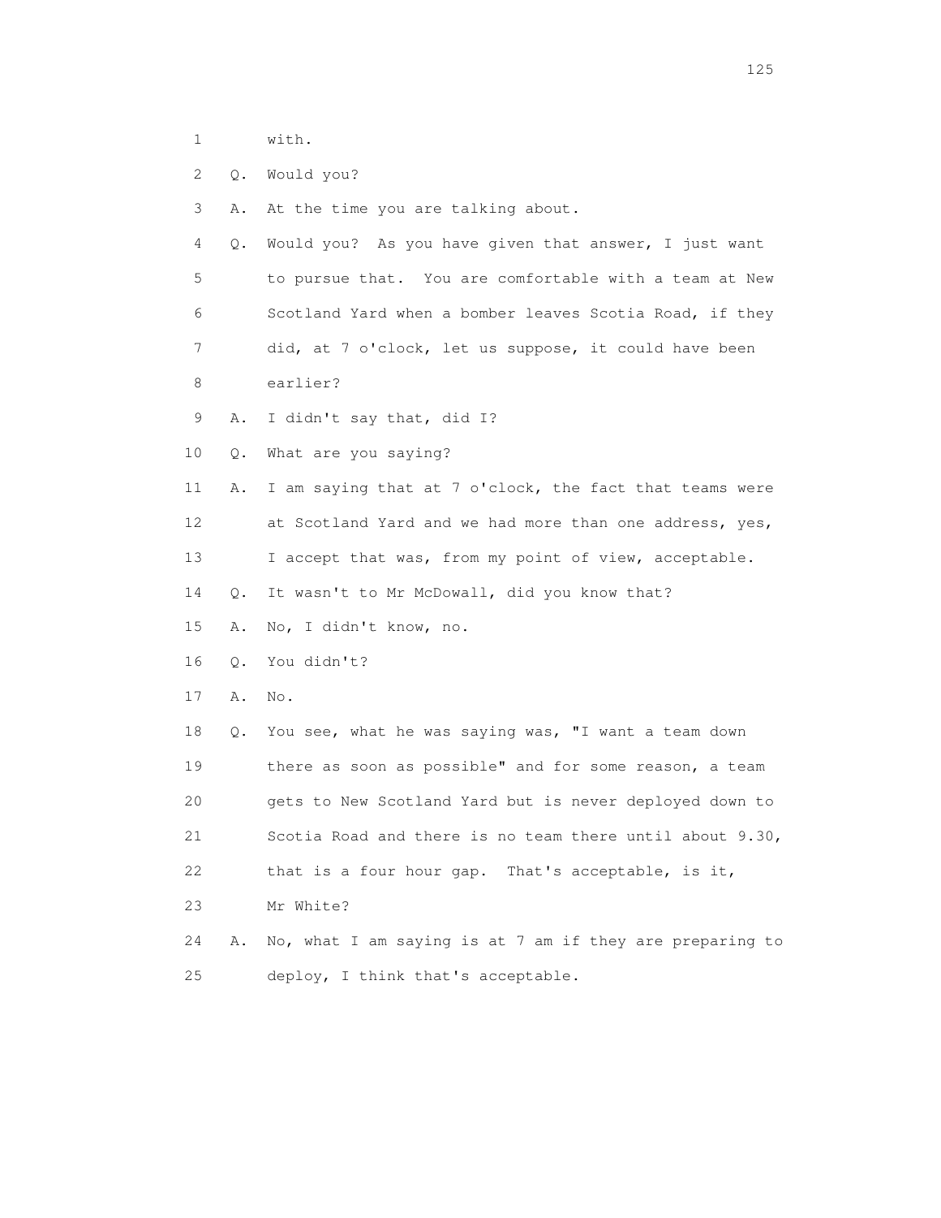1 with.

2 Q. Would you?

3 A. At the time you are talking about.

4 Q. Would you? As you have given that answer, I just want

5 to pursue that. You are comfortable with a team at New

6 Scotland Yard when a bomber leaves Scotia Road, if they

7 did, at 7 o'clock, let us suppose, it could have been

8 earlier?

9 A. I didn't say that, did I?

10 Q. What are you saying?

11 A. I am saying that at 7 o'clock, the fact that teams were

12 at Scotland Yard and we had more than one address, yes,

13 I accept that was, from my point of view, acceptable.

14 Q. It wasn't to Mr McDowall, did you know that?

15 A. No, I didn't know, no.

16 Q. You didn't?

17 A. No.

18 Q. You see, what he was saying was, "I want a team down

19 there as soon as possible" and for some reason, a team

20 gets to New Scotland Yard but is never deployed down to

21 Scotia Road and there is no team there until about 9.30,

22 that is a four hour gap. That's acceptable, is it,

23 Mr White?

24 A. No, what I am saying is at 7 am if they are preparing to

25 deploy, I think that's acceptable.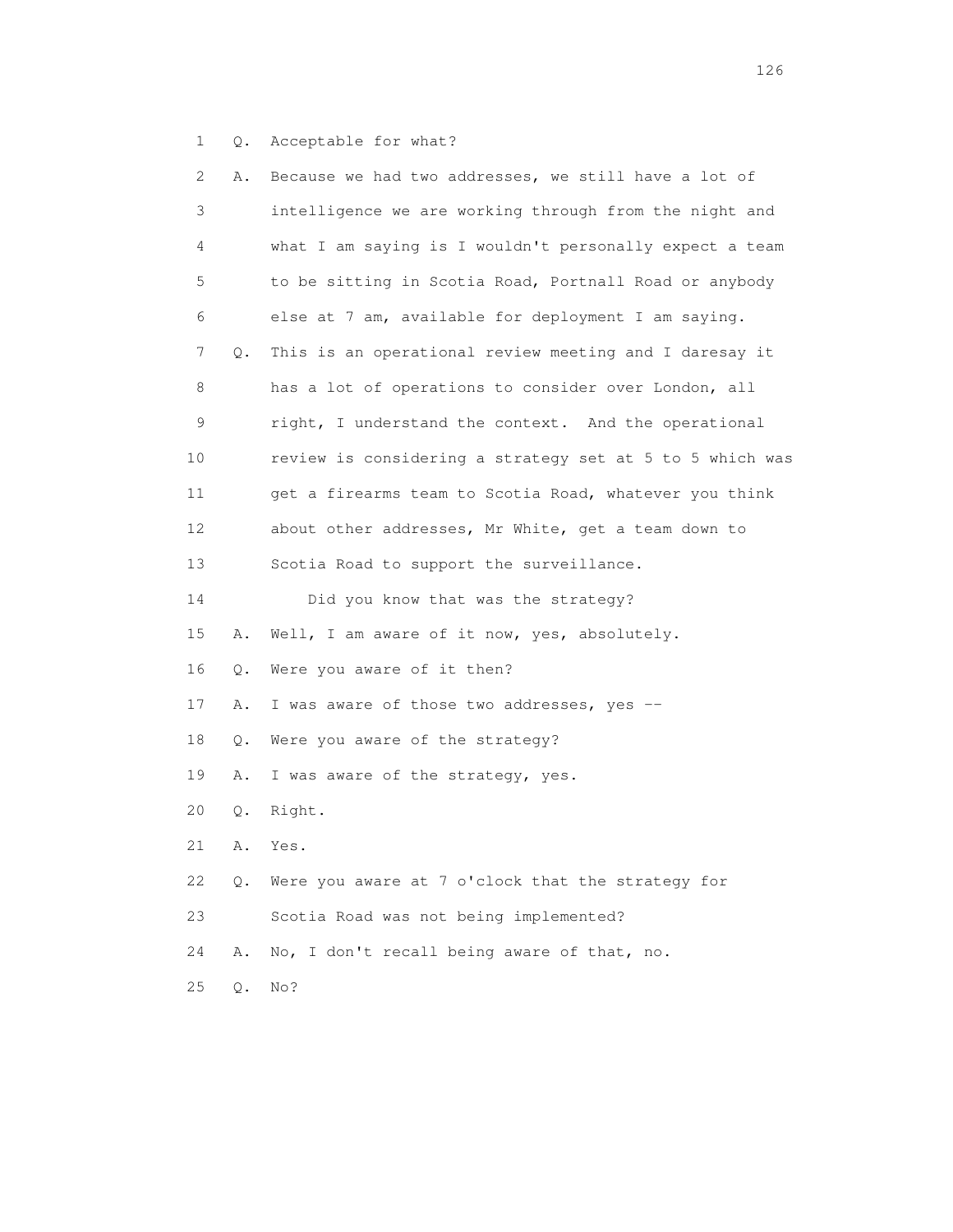1 Q. Acceptable for what?

2 A. Because we had two addresses, we still have a lot of

3 intelligence we are working through from the night and

4 what I am saying is I wouldn't personally expect a team

5 to be sitting in Scotia Road, Portnall Road or anybody

6 else at 7 am, available for deployment I am saying.

7 Q. This is an operational review meeting and I daresay it

8 has a lot of operations to consider over London, all

9 right, I understand the context. And the operational

10 review is considering a strategy set at 5 to 5 which was

11 get a firearms team to Scotia Road, whatever you think

12 about other addresses, Mr White, get a team down to

13 Scotia Road to support the surveillance.

14 Did you know that was the strategy?

15 A. Well, I am aware of it now, yes, absolutely.

16 Q. Were you aware of it then?

17 A. I was aware of those two addresses, yes --

18 Q. Were you aware of the strategy?

19 A. I was aware of the strategy, yes.

20 Q. Right.

21 A. Yes.

22 Q. Were you aware at 7 o'clock that the strategy for

23 Scotia Road was not being implemented?

24 A. No, I don't recall being aware of that, no.

25 Q. No?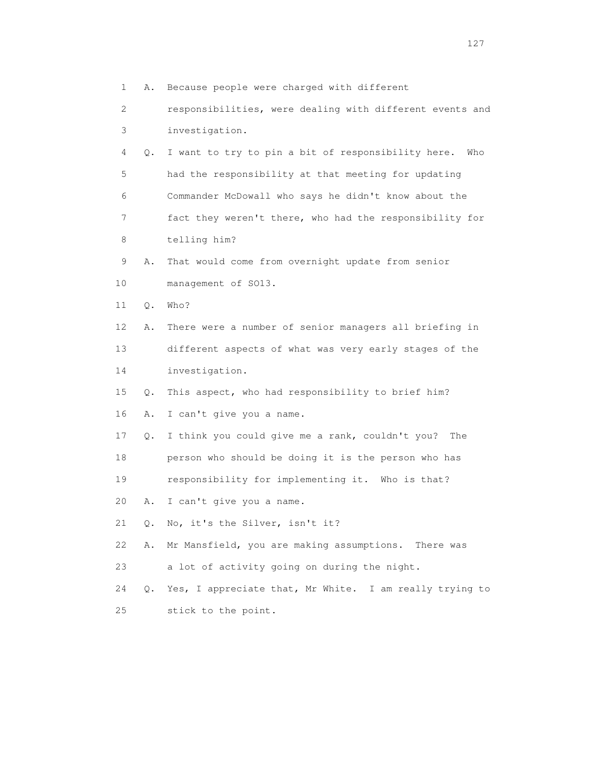1 A. Because people were charged with different
2 responsibilities, were dealing with different events and
3 investigation.
4 Q. I want to try to pin a bit of responsibility here. Who
5 had the responsibility at that meeting for updating
6 Commander McDowall who says he didn't know about the
7 fact they weren't there, who had the responsibility for
8 telling him?
9 A. That would come from overnight update from senior
10 management of SO13.
11 Q. Who?
12 A. There were a number of senior managers all briefing in
13 different aspects of what was very early stages of the
14 investigation.
15 Q. This aspect, who had responsibility to brief him?
16 A. I can't give you a name.
17 Q. I think you could give me a rank, couldn't you? The
18 person who should be doing it is the person who has
19 responsibility for implementing it. Who is that?
20 A. I can't give you a name.
21 Q. No, it's the Silver, isn't it?
22 A. Mr Mansfield, you are making assumptions. There was
23 a lot of activity going on during the night.
24 Q. Yes, I appreciate that, Mr White. I am really trying to
25 stick to the point.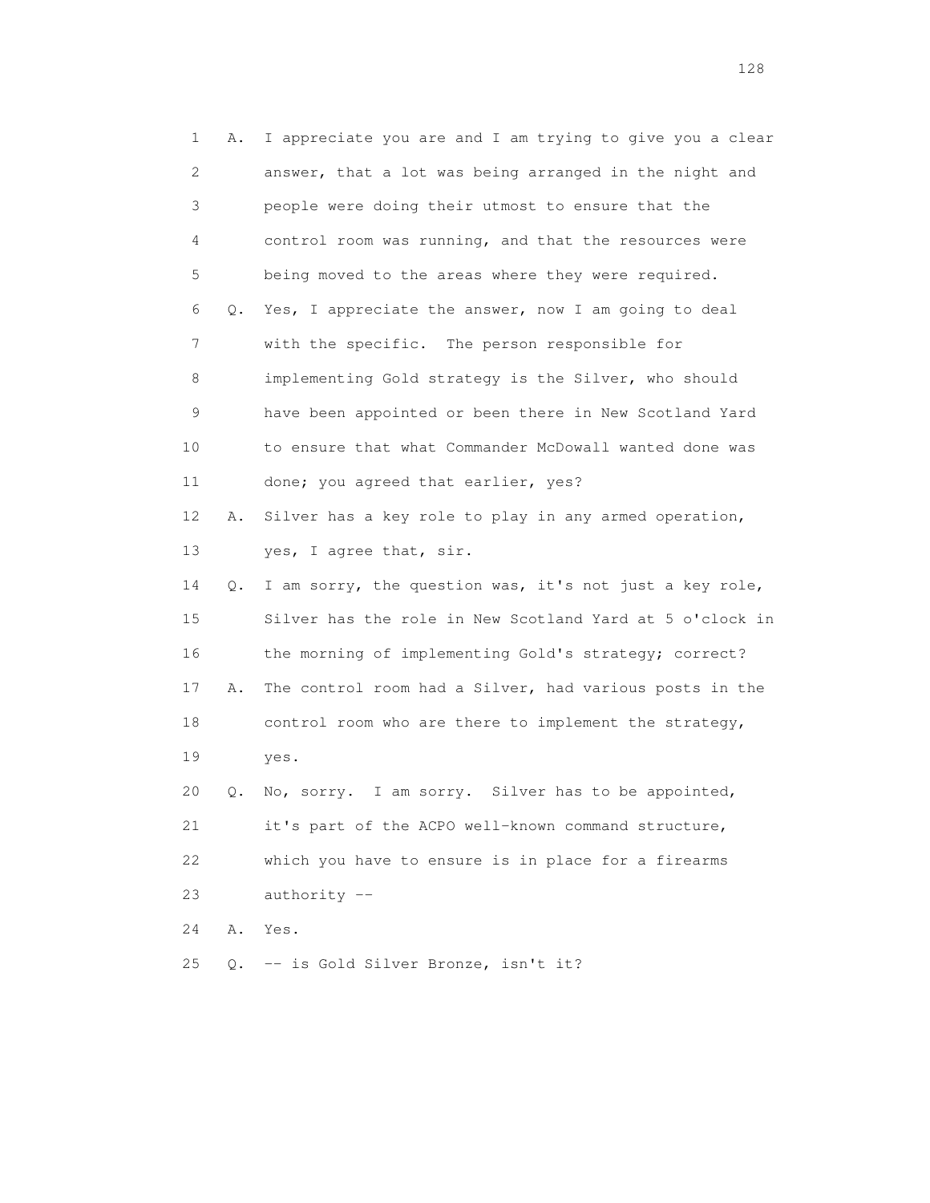1 A. I appreciate you are and I am trying to give you a clear
2 answer, that a lot was being arranged in the night and
3 people were doing their utmost to ensure that the
4 control room was running, and that the resources were
5 being moved to the areas where they were required.
6 Q. Yes, I appreciate the answer, now I am going to deal
7 with the specific. The person responsible for
8 implementing Gold strategy is the Silver, who should
9 have been appointed or been there in New Scotland Yard
10 to ensure that what Commander McDowall wanted done was
11 done; you agreed that earlier, yes?
12 A. Silver has a key role to play in any armed operation,
13 yes, I agree that, sir.
14 Q. I am sorry, the question was, it's not just a key role,
15 Silver has the role in New Scotland Yard at 5 o'clock in
16 the morning of implementing Gold's strategy; correct?
17 A. The control room had a Silver, had various posts in the
18 control room who are there to implement the strategy,
19 yes.
20 Q. No, sorry. I am sorry. Silver has to be appointed,
21 it's part of the ACPO well-known command structure,
22 which you have to ensure is in place for a firearms
23 authority --
24 A. Yes.
25 Q. -- is Gold Silver Bronze, isn't it?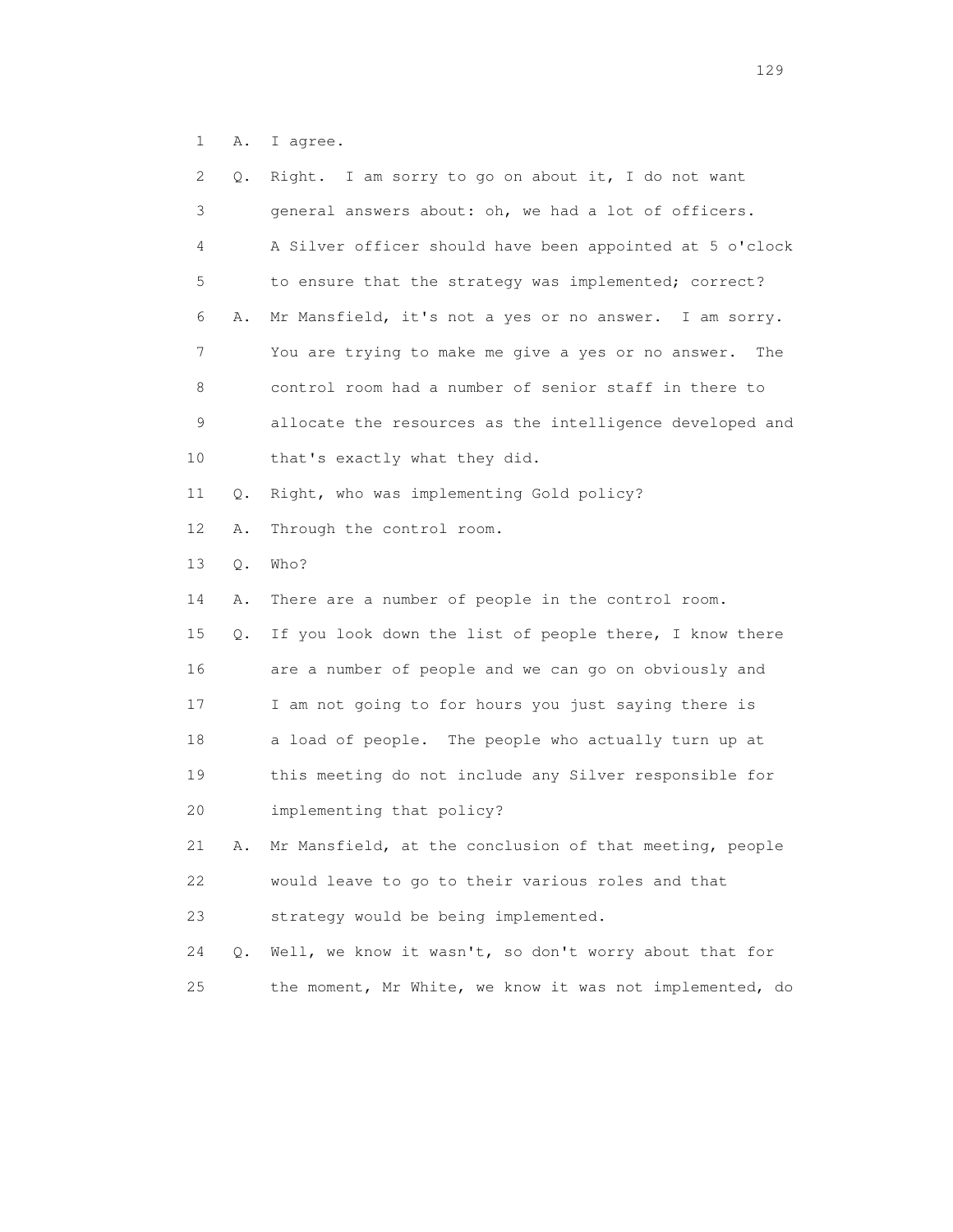1 A. I agree.

2 Q. Right. I am sorry to go on about it, I do not want

3 general answers about: oh, we had a lot of officers.

4 A Silver officer should have been appointed at 5 o'clock

5 to ensure that the strategy was implemented; correct?

6 A. Mr Mansfield, it's not a yes or no answer. I am sorry.

7 You are trying to make me give a yes or no answer. The

8 control room had a number of senior staff in there to

9 allocate the resources as the intelligence developed and

10 that's exactly what they did.

11 Q. Right, who was implementing Gold policy?

12 A. Through the control room.

13 Q. Who?

14 A. There are a number of people in the control room.

15 Q. If you look down the list of people there, I know there

16 are a number of people and we can go on obviously and

17 I am not going to for hours you just saying there is

18 a load of people. The people who actually turn up at

19 this meeting do not include any Silver responsible for

20 implementing that policy?

21 A. Mr Mansfield, at the conclusion of that meeting, people

22 would leave to go to their various roles and that

23 strategy would be being implemented.

24 Q. Well, we know it wasn't, so don't worry about that for

25 the moment, Mr White, we know it was not implemented, do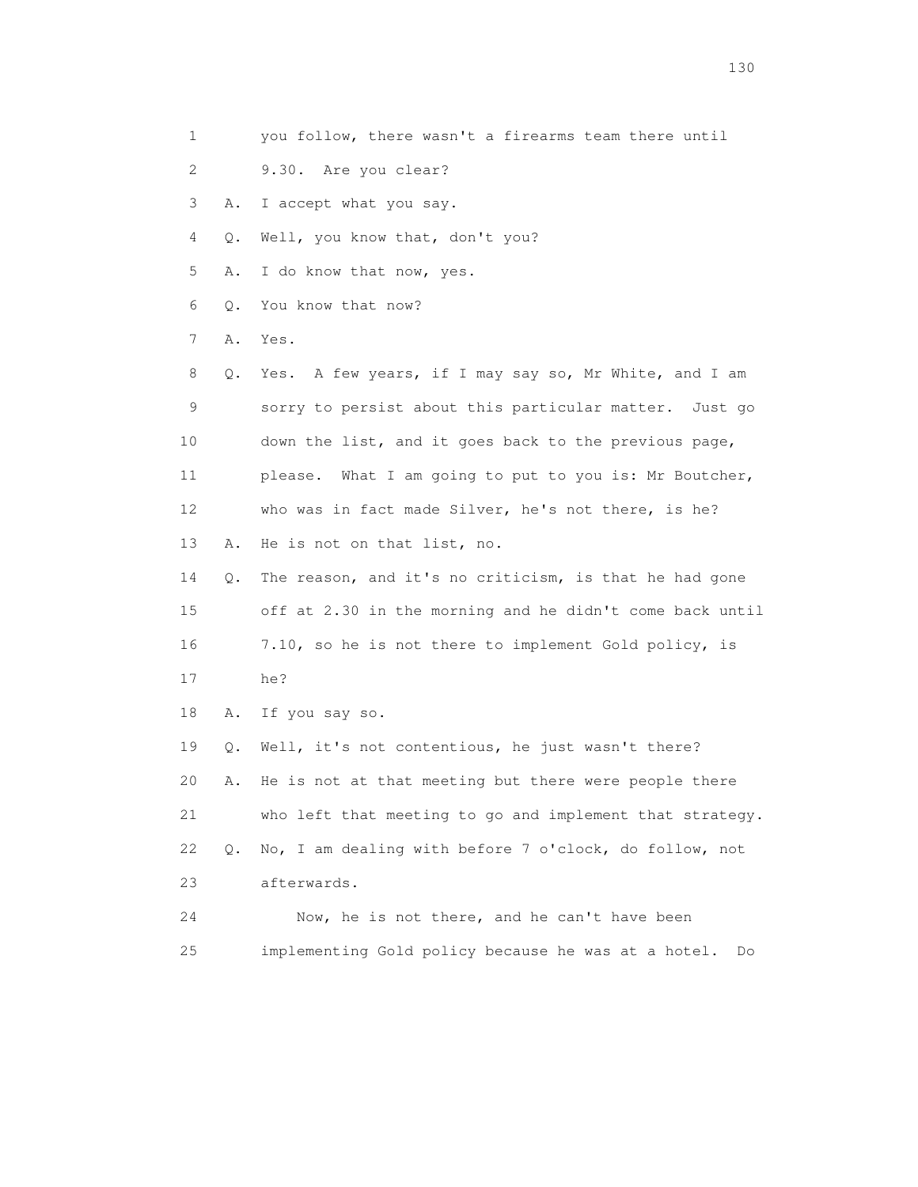1 you follow, there wasn't a firearms team there until

2 9.30. Are you clear?

3 A. I accept what you say.

4 Q. Well, you know that, don't you?

5 A. I do know that now, yes.

6 Q. You know that now?

7 A. Yes.

8 Q. Yes. A few years, if I may say so, Mr White, and I am

9 sorry to persist about this particular matter. Just go

10 down the list, and it goes back to the previous page,

11 please. What I am going to put to you is: Mr Boutcher,

12 who was in fact made Silver, he's not there, is he?

13 A. He is not on that list, no.

14 Q. The reason, and it's no criticism, is that he had gone

15 off at 2.30 in the morning and he didn't come back until

16 7.10, so he is not there to implement Gold policy, is

17 he?

18 A. If you say so.

19 Q. Well, it's not contentious, he just wasn't there?

20 A. He is not at that meeting but there were people there

21 who left that meeting to go and implement that strategy.

22 Q. No, I am dealing with before 7 o'clock, do follow, not

23 afterwards.

24 Now, he is not there, and he can't have been

25 implementing Gold policy because he was at a hotel. Do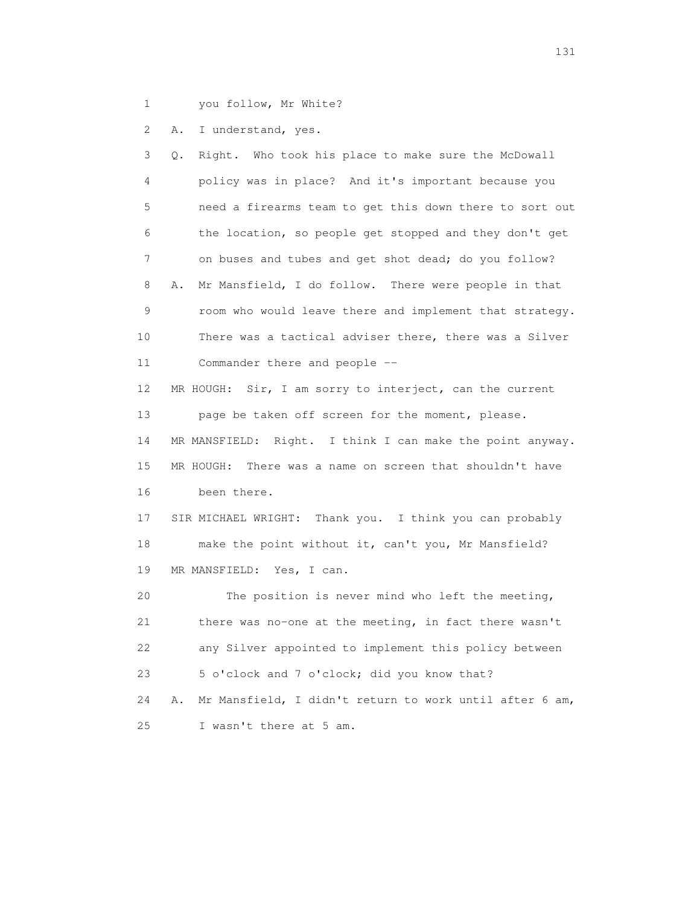1 you follow, Mr White?

2 A. I understand, yes.

3 Q. Right. Who took his place to make sure the McDowall
4 policy was in place? And it's important because you
5 need a firearms team to get this down there to sort out
6 the location, so people get stopped and they don't get
7 on buses and tubes and get shot dead; do you follow?

8 A. Mr Mansfield, I do follow. There were people in that
9 room who would leave there and implement that strategy.
10 There was a tactical adviser there, there was a Silver
11 Commander there and people --

12 MR HOUGH: Sir, I am sorry to interject, can the current
13 page be taken off screen for the moment, please.

14 MR MANSFIELD: Right. I think I can make the point anyway.

15 MR HOUGH: There was a name on screen that shouldn't have
16 been there.

17 SIR MICHAEL WRIGHT: Thank you. I think you can probably
18 make the point without it, can't you, Mr Mansfield?

19 MR MANSFIELD: Yes, I can.

20 The position is never mind who left the meeting,
21 there was no-one at the meeting, in fact there wasn't
22 any Silver appointed to implement this policy between
23 5 o'clock and 7 o'clock; did you know that?

24 A. Mr Mansfield, I didn't return to work until after 6 am,
25 I wasn't there at 5 am.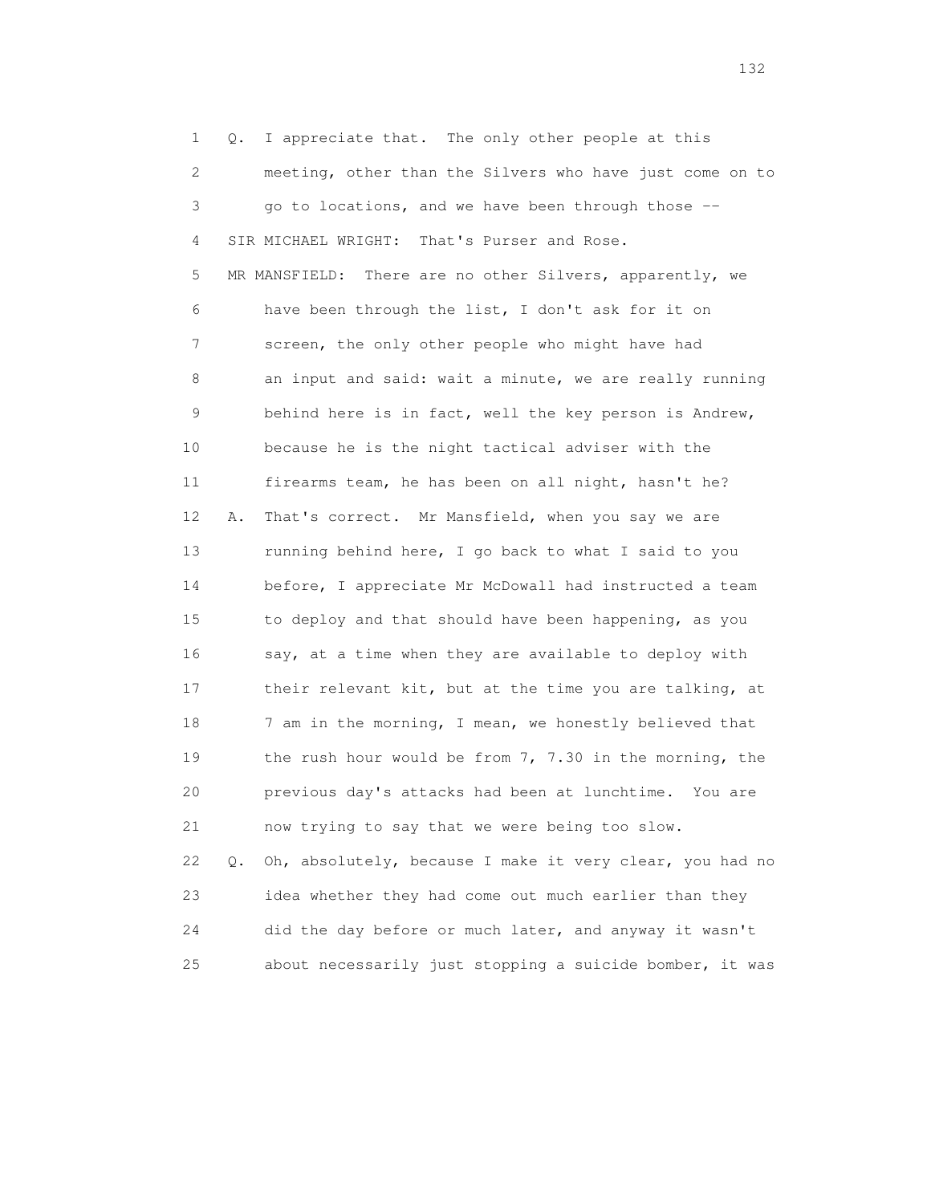1 Q. I appreciate that. The only other people at this
2 meeting, other than the Silvers who have just come on to
3 go to locations, and we have been through those --
4 SIR MICHAEL WRIGHT: That's Purser and Rose.
5 MR MANSFIELD: There are no other Silvers, apparently, we
6 have been through the list, I don't ask for it on
7 screen, the only other people who might have had
8 an input and said: wait a minute, we are really running
9 behind here is in fact, well the key person is Andrew,
10 because he is the night tactical adviser with the
11 firearms team, he has been on all night, hasn't he?
12 A. That's correct. Mr Mansfield, when you say we are
13 running behind here, I go back to what I said to you
14 before, I appreciate Mr McDowall had instructed a team
15 to deploy and that should have been happening, as you
16 say, at a time when they are available to deploy with
17 their relevant kit, but at the time you are talking, at
18 7 am in the morning, I mean, we honestly believed that
19 the rush hour would be from 7, 7.30 in the morning, the
20 previous day's attacks had been at lunchtime. You are
21 now trying to say that we were being too slow.
22 Q. Oh, absolutely, because I make it very clear, you had no
23 idea whether they had come out much earlier than they
24 did the day before or much later, and anyway it wasn't
25 about necessarily just stopping a suicide bomber, it was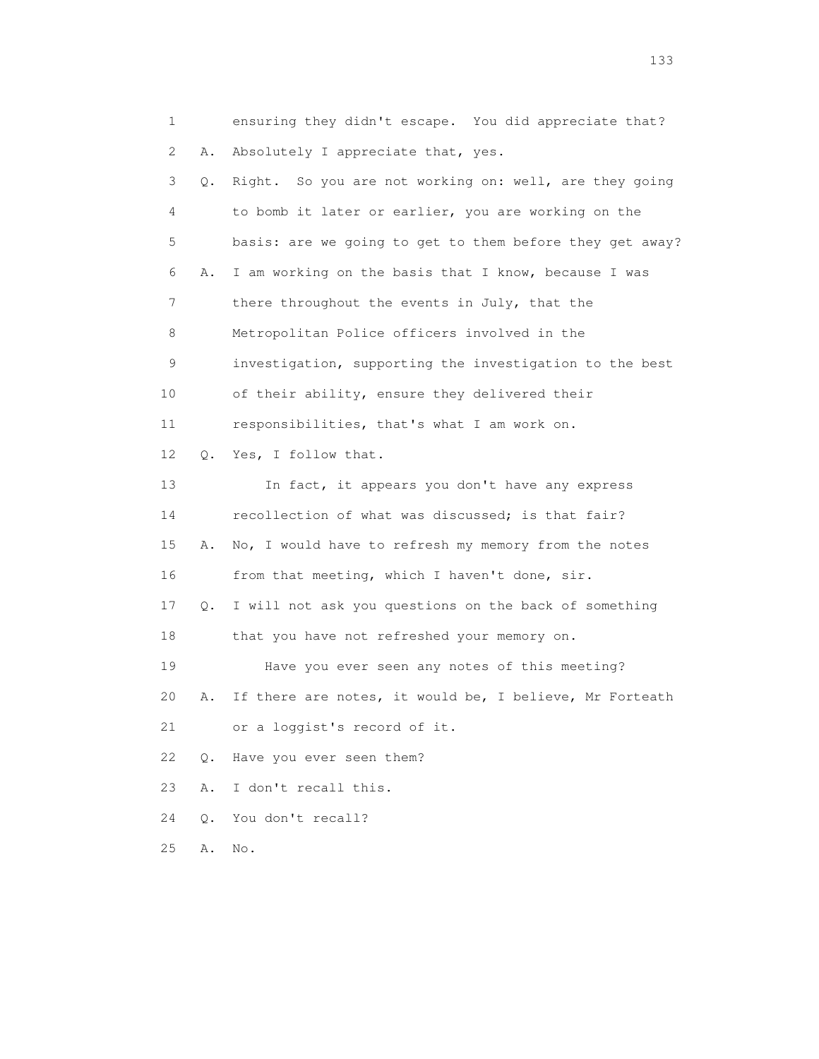1 ensuring they didn't escape. You did appreciate that?

2 A. Absolutely I appreciate that, yes.

3 Q. Right. So you are not working on: well, are they going

4 to bomb it later or earlier, you are working on the

5 basis: are we going to get to them before they get away?

6 A. I am working on the basis that I know, because I was

7 there throughout the events in July, that the

8 Metropolitan Police officers involved in the

9 investigation, supporting the investigation to the best

10 of their ability, ensure they delivered their

11 responsibilities, that's what I am work on.

12 Q. Yes, I follow that.

13 In fact, it appears you don't have any express

14 recollection of what was discussed; is that fair?

15 A. No, I would have to refresh my memory from the notes

16 from that meeting, which I haven't done, sir.

17 Q. I will not ask you questions on the back of something

18 that you have not refreshed your memory on.

19 Have you ever seen any notes of this meeting?

20 A. If there are notes, it would be, I believe, Mr Forteath

21 or a loggist's record of it.

22 Q. Have you ever seen them?

23 A. I don't recall this.

24 Q. You don't recall?

25 A. No.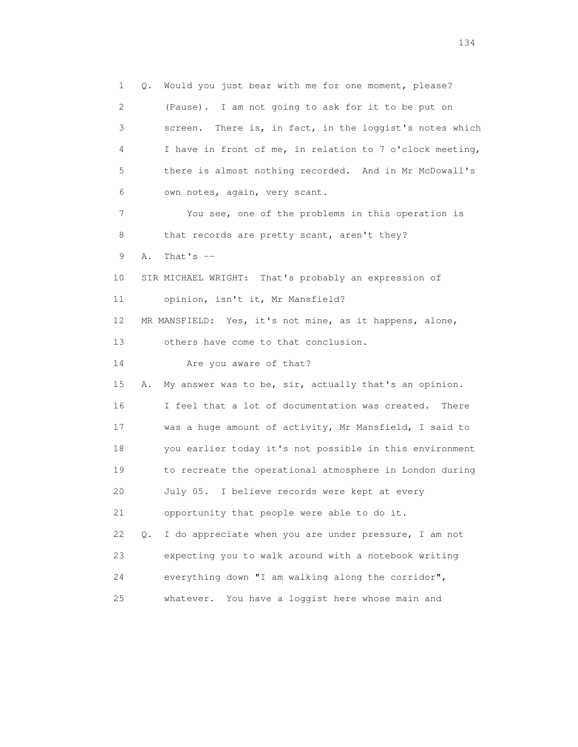1 Q. Would you just bear with me for one moment, please?
2 (Pause). I am not going to ask for it to be put on
3 screen. There is, in fact, in the loggist's notes which
4 I have in front of me, in relation to 7 o'clock meeting,
5 there is almost nothing recorded. And in Mr McDowall's
6 own notes, again, very scant.
7 You see, one of the problems in this operation is
8 that records are pretty scant, aren't they?
9 A. That's --
10 SIR MICHAEL WRIGHT: That's probably an expression of
11 opinion, isn't it, Mr Mansfield?
12 MR MANSFIELD: Yes, it's not mine, as it happens, alone,
13 others have come to that conclusion.
14 Are you aware of that?
15 A. My answer was to be, sir, actually that's an opinion.
16 I feel that a lot of documentation was created. There
17 was a huge amount of activity, Mr Mansfield, I said to
18 you earlier today it's not possible in this environment
19 to recreate the operational atmosphere in London during
20 July 05. I believe records were kept at every
21 opportunity that people were able to do it.
22 Q. I do appreciate when you are under pressure, I am not
23 expecting you to walk around with a notebook writing
24 everything down "I am walking along the corridor",
25 whatever. You have a loggist here whose main and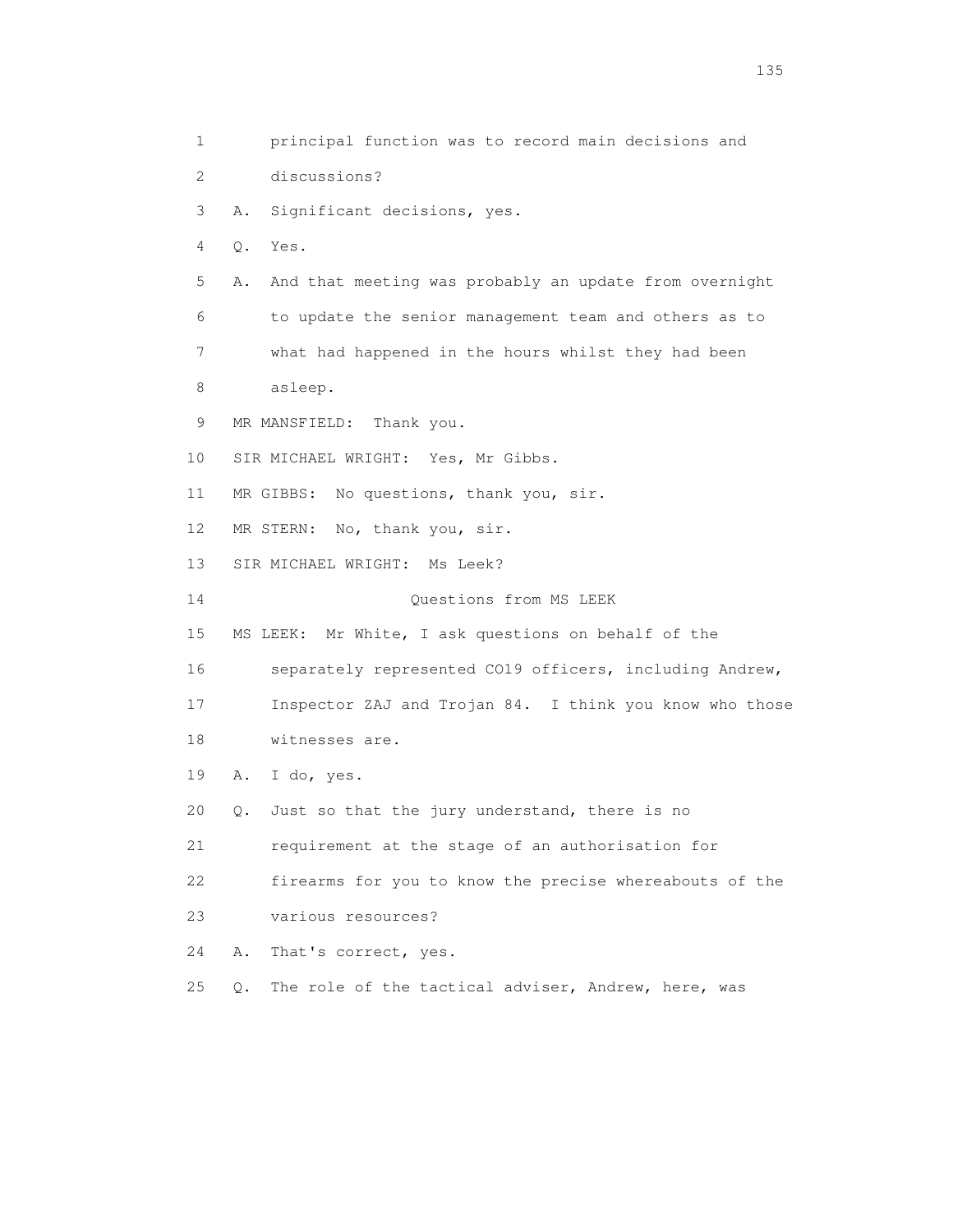1 principal function was to record main decisions and
2 discussions?
3 A. Significant decisions, yes.
4 Q. Yes.
5 A. And that meeting was probably an update from overnight
6 to update the senior management team and others as to
7 what had happened in the hours whilst they had been
8 asleep.
9 MR MANSFIELD: Thank you.
10 SIR MICHAEL WRIGHT: Yes, Mr Gibbs.
11 MR GIBBS: No questions, thank you, sir.
12 MR STERN: No, thank you, sir.
13 SIR MICHAEL WRIGHT: Ms Leek?
14 Questions from MS LEEK
15 MS LEEK: Mr White, I ask questions on behalf of the
16 separately represented CO19 officers, including Andrew,
17 Inspector ZAJ and Trojan 84. I think you know who those
18 witnesses are.
19 A. I do, yes.
20 Q. Just so that the jury understand, there is no
21 requirement at the stage of an authorisation for
22 firearms for you to know the precise whereabouts of the
23 various resources?
24 A. That's correct, yes.
25 Q. The role of the tactical adviser, Andrew, here, was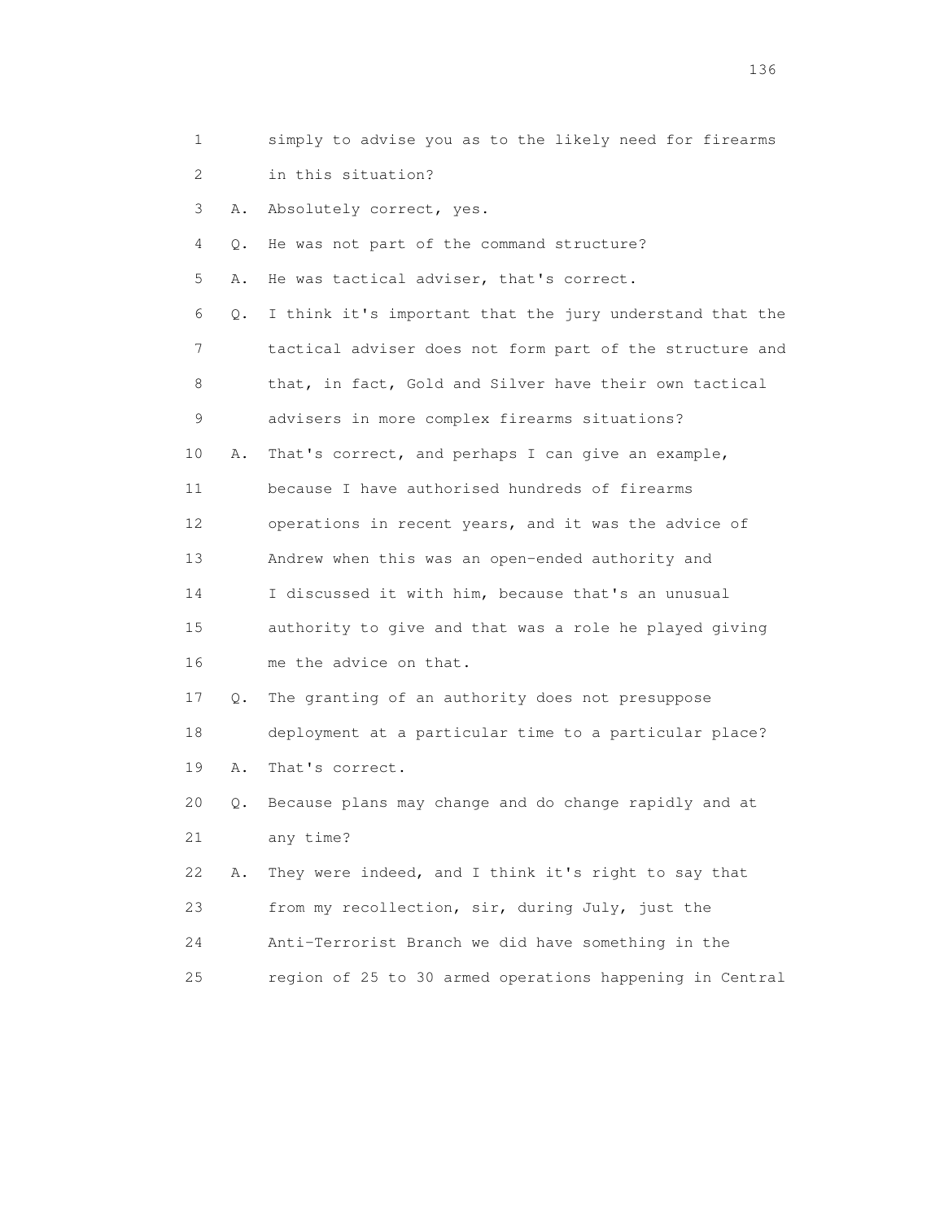1 simply to advise you as to the likely need for firearms
2 in this situation?
3 A. Absolutely correct, yes.
4 Q. He was not part of the command structure?
5 A. He was tactical adviser, that's correct.
6 Q. I think it's important that the jury understand that the
7 tactical adviser does not form part of the structure and
8 that, in fact, Gold and Silver have their own tactical
9 advisers in more complex firearms situations?
10 A. That's correct, and perhaps I can give an example,
11 because I have authorised hundreds of firearms
12 operations in recent years, and it was the advice of
13 Andrew when this was an open-ended authority and
14 I discussed it with him, because that's an unusual
15 authority to give and that was a role he played giving
16 me the advice on that.
17 Q. The granting of an authority does not presuppose
18 deployment at a particular time to a particular place?
19 A. That's correct.
20 Q. Because plans may change and do change rapidly and at
21 any time?
22 A. They were indeed, and I think it's right to say that
23 from my recollection, sir, during July, just the
24 Anti-Terrorist Branch we did have something in the
25 region of 25 to 30 armed operations happening in Central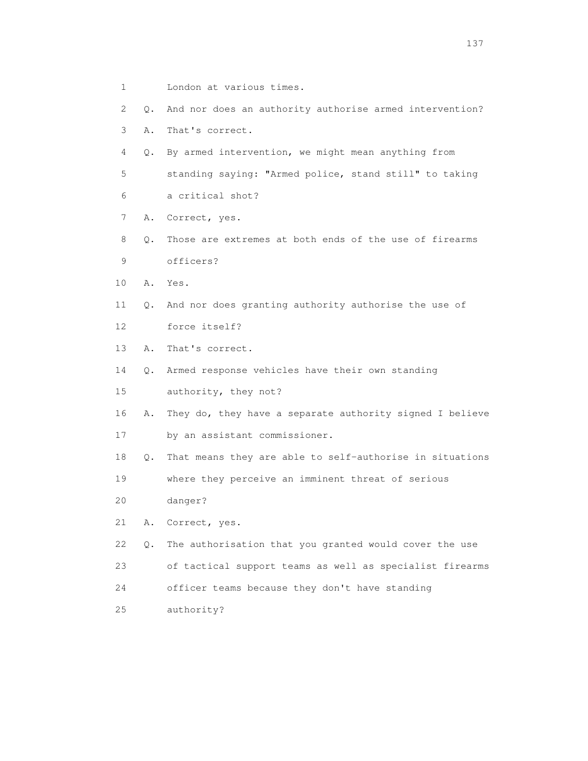1 London at various times.

2 Q. And nor does an authority authorise armed intervention?

3 A. That's correct.

4 Q. By armed intervention, we might mean anything from

5 standing saying: "Armed police, stand still" to taking

6 a critical shot?

7 A. Correct, yes.

8 Q. Those are extremes at both ends of the use of firearms

9 officers?

10 A. Yes.

11 Q. And nor does granting authority authorise the use of

12 force itself?

13 A. That's correct.

14 Q. Armed response vehicles have their own standing

15 authority, they not?

16 A. They do, they have a separate authority signed I believe

17 by an assistant commissioner.

18 Q. That means they are able to self-authorise in situations

19 where they perceive an imminent threat of serious

20 danger?

21 A. Correct, yes.

22 Q. The authorisation that you granted would cover the use

23 of tactical support teams as well as specialist firearms

24 officer teams because they don't have standing

25 authority?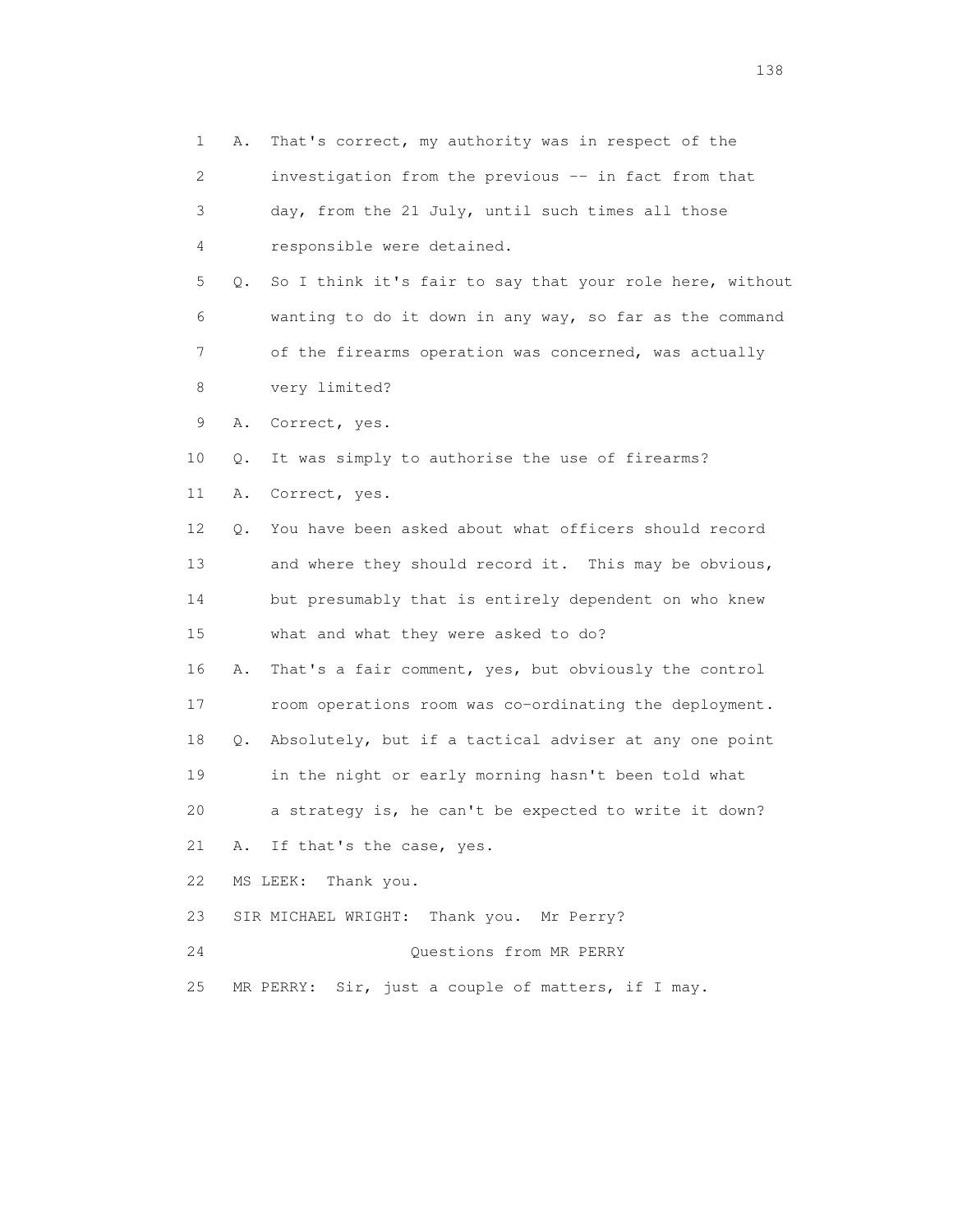1 A. That's correct, my authority was in respect of the
2 investigation from the previous -- in fact from that
3 day, from the 21 July, until such times all those
4 responsible were detained.
5 Q. So I think it's fair to say that your role here, without
6 wanting to do it down in any way, so far as the command
7 of the firearms operation was concerned, was actually
8 very limited?
9 A. Correct, yes.
10 Q. It was simply to authorise the use of firearms?
11 A. Correct, yes.
12 Q. You have been asked about what officers should record
13 and where they should record it. This may be obvious,
14 but presumably that is entirely dependent on who knew
15 what and what they were asked to do?
16 A. That's a fair comment, yes, but obviously the control
17 room operations room was co-ordinating the deployment.
18 Q. Absolutely, but if a tactical adviser at any one point
19 in the night or early morning hasn't been told what
20 a strategy is, he can't be expected to write it down?
21 A. If that's the case, yes.
22 MS LEEK: Thank you.
23 SIR MICHAEL WRIGHT: Thank you. Mr Perry?
24 Questions from MR PERRY
25 MR PERRY: Sir, just a couple of matters, if I may.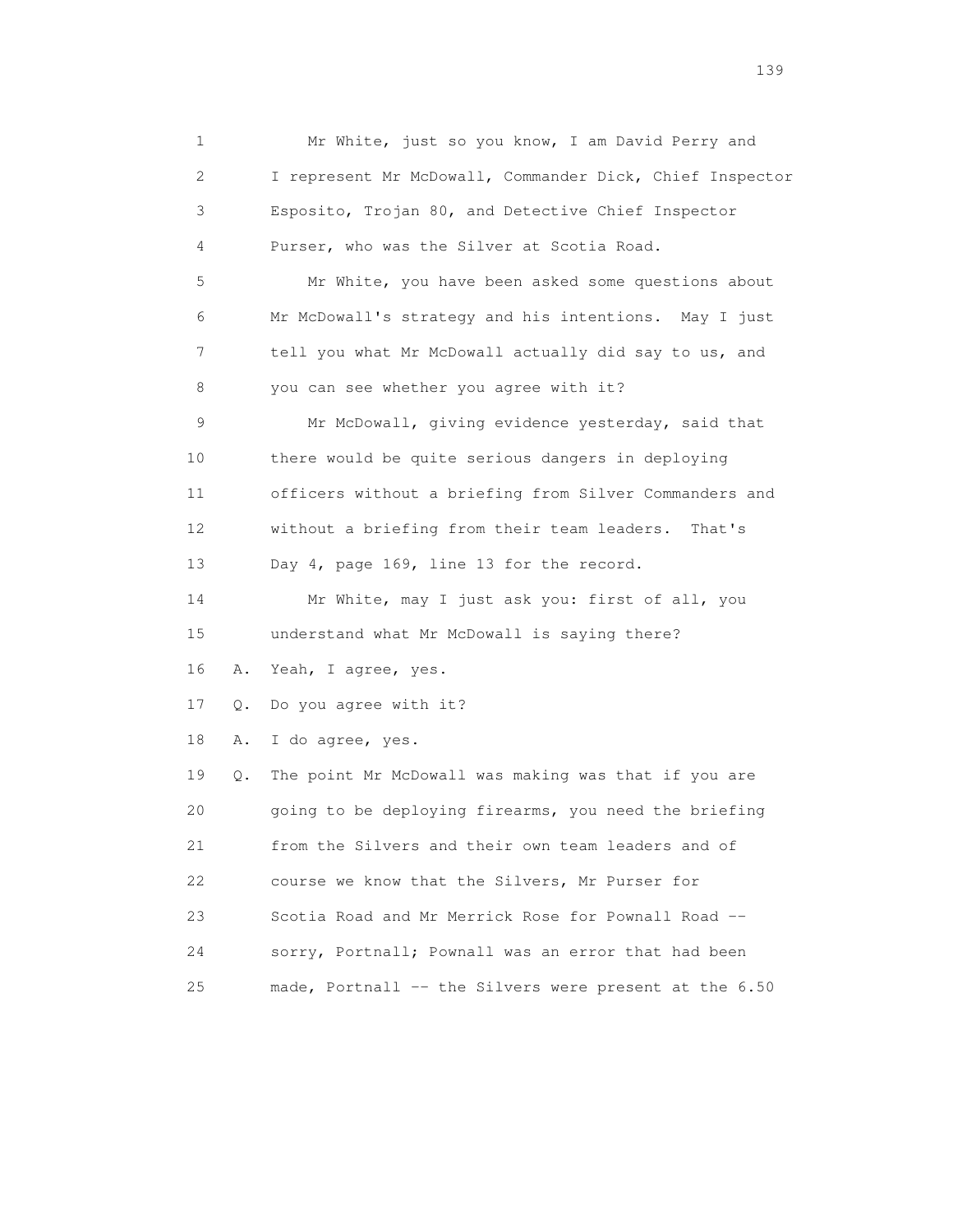1 Mr White, just so you know, I am David Perry and
2 I represent Mr McDowall, Commander Dick, Chief Inspector
3 Esposito, Trojan 80, and Detective Chief Inspector
4 Purser, who was the Silver at Scotia Road.
5 Mr White, you have been asked some questions about
6 Mr McDowall's strategy and his intentions. May I just
7 tell you what Mr McDowall actually did say to us, and
8 you can see whether you agree with it?
9 Mr McDowall, giving evidence yesterday, said that
10 there would be quite serious dangers in deploying
11 officers without a briefing from Silver Commanders and
12 without a briefing from their team leaders. That's
13 Day 4, page 169, line 13 for the record.
14 Mr White, may I just ask you: first of all, you
15 understand what Mr McDowall is saying there?
16 A. Yeah, I agree, yes.
17 Q. Do you agree with it?
18 A. I do agree, yes.
19 Q. The point Mr McDowall was making was that if you are
20 going to be deploying firearms, you need the briefing
21 from the Silvers and their own team leaders and of
22 course we know that the Silvers, Mr Purser for
23 Scotia Road and Mr Merrick Rose for Pownall Road --
24 sorry, Portnall; Pownall was an error that had been
25 made, Portnall -- the Silvers were present at the 6.50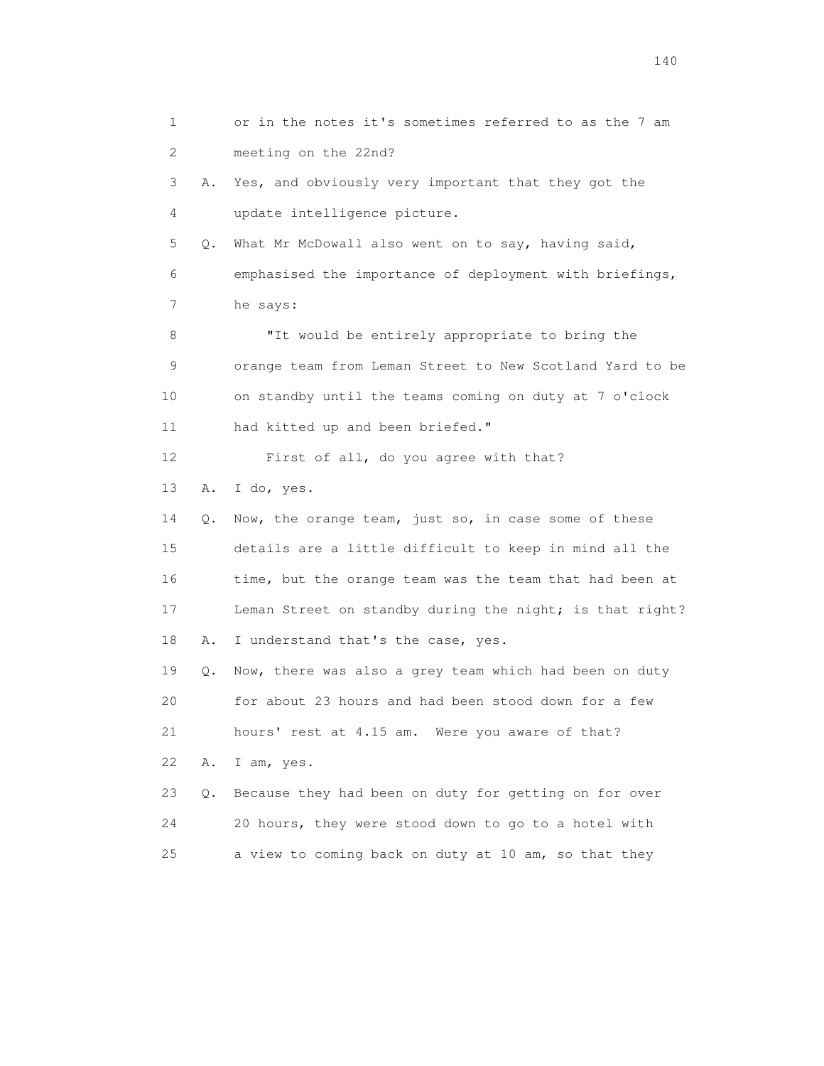1 or in the notes it's sometimes referred to as the 7 am
2 meeting on the 22nd?

3 A. Yes, and obviously very important that they got the
4 update intelligence picture.

5 Q. What Mr McDowall also went on to say, having said,
6 emphasised the importance of deployment with briefings,
7 he says:

8 "It would be entirely appropriate to bring the
9 orange team from Leman Street to New Scotland Yard to be
10 on standby until the teams coming on duty at 7 o'clock
11 had kitted up and been briefed."

12 First of all, do you agree with that?

13 A. I do, yes.

14 Q. Now, the orange team, just so, in case some of these
15 details are a little difficult to keep in mind all the
16 time, but the orange team was the team that had been at
17 Leman Street on standby during the night; is that right?

18 A. I understand that's the case, yes.

19 Q. Now, there was also a grey team which had been on duty
20 for about 23 hours and had been stood down for a few
21 hours' rest at 4.15 am. Were you aware of that?

22 A. I am, yes.

23 Q. Because they had been on duty for getting on for over
24 20 hours, they were stood down to go to a hotel with
25 a view to coming back on duty at 10 am, so that they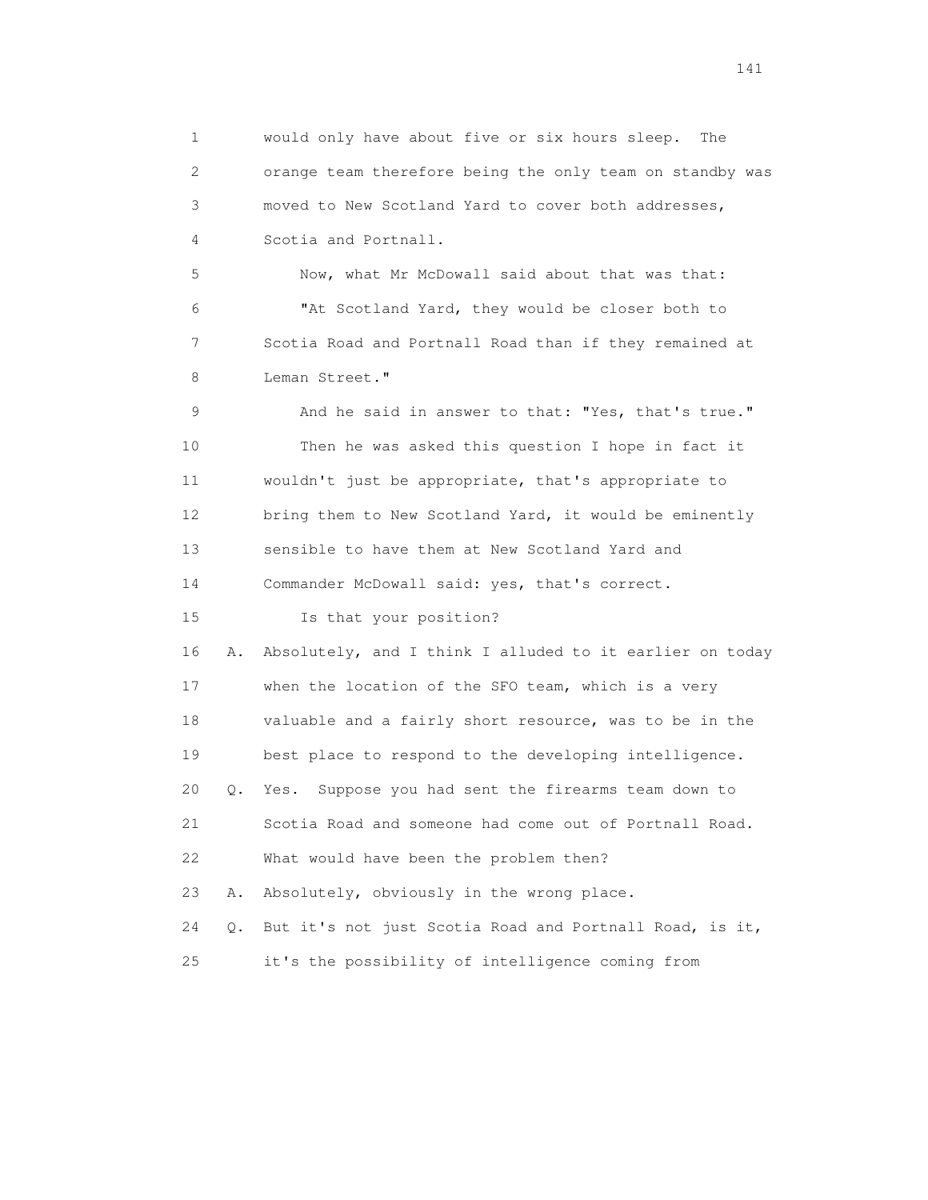1 would only have about five or six hours sleep. The
2 orange team therefore being the only team on standby was
3 moved to New Scotland Yard to cover both addresses,
4 Scotia and Portnall.

5 Now, what Mr McDowall said about that was that:

6 "At Scotland Yard, they would be closer both to
7 Scotia Road and Portnall Road than if they remained at
8 Leman Street."

9 And he said in answer to that: "Yes, that's true."

10 Then he was asked this question I hope in fact it
11 wouldn't just be appropriate, that's appropriate to
12 bring them to New Scotland Yard, it would be eminently
13 sensible to have them at New Scotland Yard and
14 Commander McDowall said: yes, that's correct.

15 Is that your position?

16 A. Absolutely, and I think I alluded to it earlier on today
17 when the location of the SFO team, which is a very
18 valuable and a fairly short resource, was to be in the
19 best place to respond to the developing intelligence.

20 Q. Yes. Suppose you had sent the firearms team down to
21 Scotia Road and someone had come out of Portnall Road.
22 What would have been the problem then?

23 A. Absolutely, obviously in the wrong place.

24 Q. But it's not just Scotia Road and Portnall Road, is it,
25 it's the possibility of intelligence coming from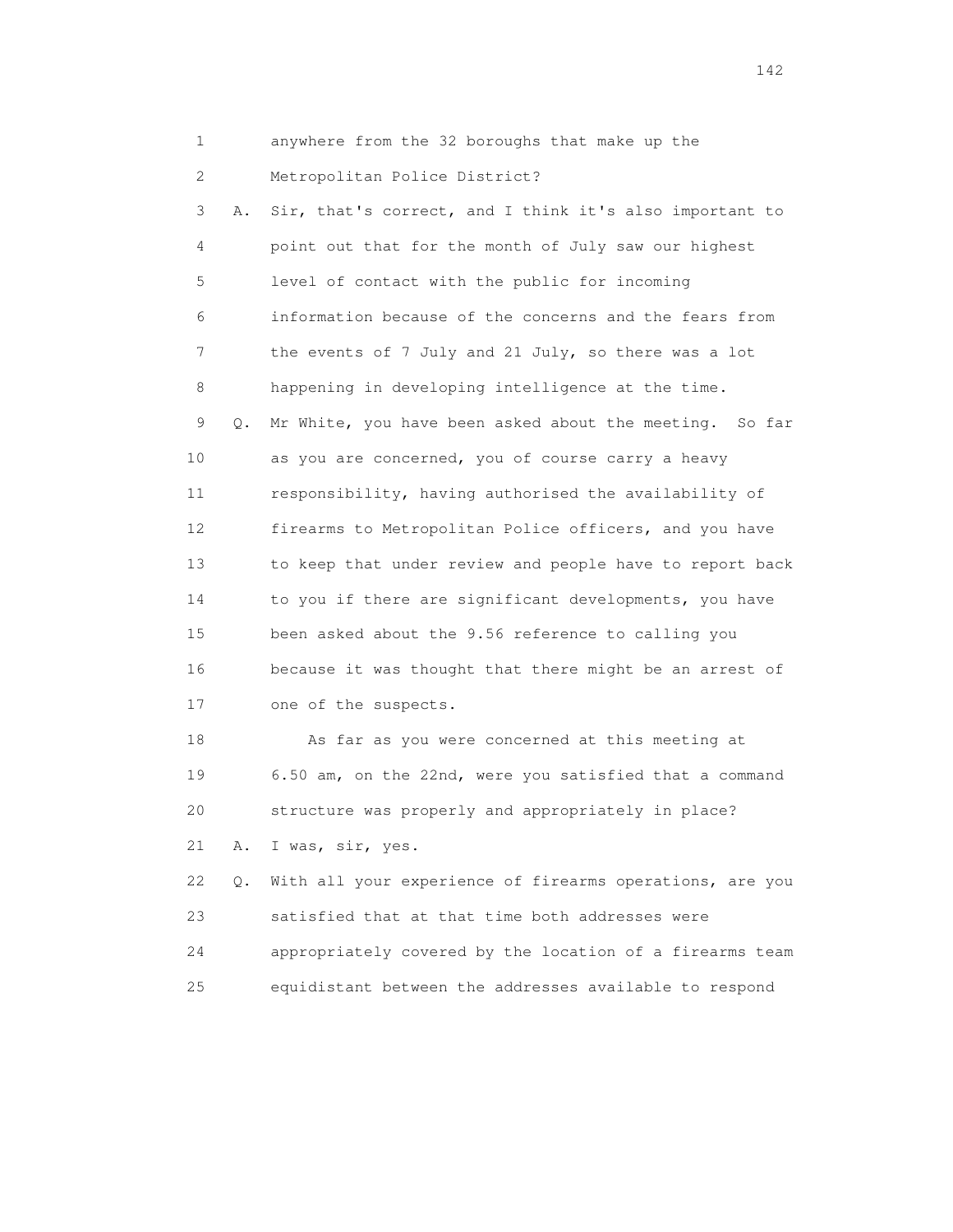1 anywhere from the 32 boroughs that make up the
2 Metropolitan Police District?
3 A. Sir, that's correct, and I think it's also important to
4 point out that for the month of July saw our highest
5 level of contact with the public for incoming
6 information because of the concerns and the fears from
7 the events of 7 July and 21 July, so there was a lot
8 happening in developing intelligence at the time.
9 Q. Mr White, you have been asked about the meeting. So far
10 as you are concerned, you of course carry a heavy
11 responsibility, having authorised the availability of
12 firearms to Metropolitan Police officers, and you have
13 to keep that under review and people have to report back
14 to you if there are significant developments, you have
15 been asked about the 9.56 reference to calling you
16 because it was thought that there might be an arrest of
17 one of the suspects.
18 As far as you were concerned at this meeting at
19 6.50 am, on the 22nd, were you satisfied that a command
20 structure was properly and appropriately in place?
21 A. I was, sir, yes.
22 Q. With all your experience of firearms operations, are you
23 satisfied that at that time both addresses were
24 appropriately covered by the location of a firearms team
25 equidistant between the addresses available to respond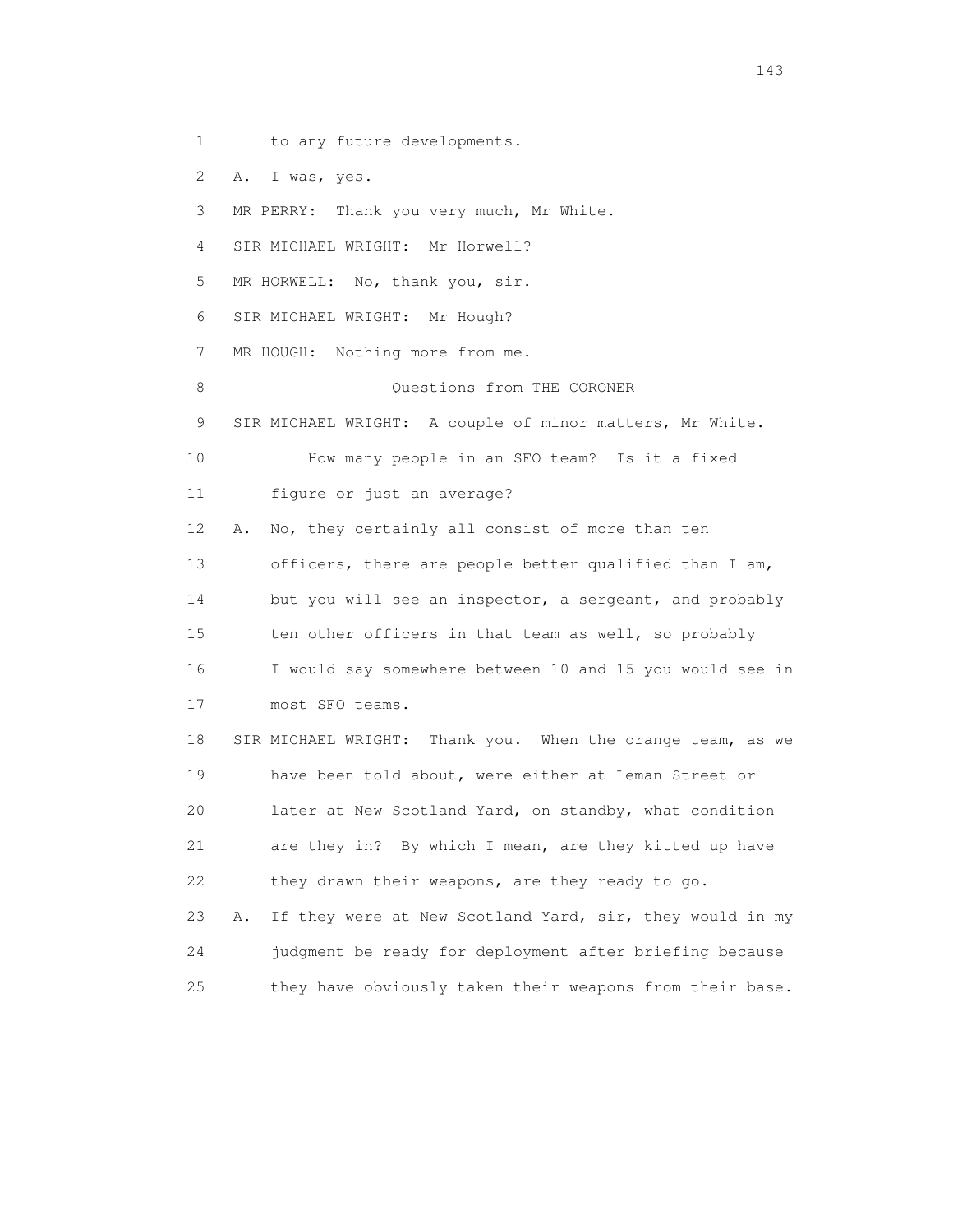1 to any future developments.

2 A. I was, yes.

3 MR PERRY: Thank you very much, Mr White.

4 SIR MICHAEL WRIGHT: Mr Horwell?

5 MR HORWELL: No, thank you, sir.

6 SIR MICHAEL WRIGHT: Mr Hough?

7 MR HOUGH: Nothing more from me.

8 Questions from THE CORONER

9 SIR MICHAEL WRIGHT: A couple of minor matters, Mr White.

10 How many people in an SFO team? Is it a fixed

11 figure or just an average?

12 A. No, they certainly all consist of more than ten

13 officers, there are people better qualified than I am,

14 but you will see an inspector, a sergeant, and probably

15 ten other officers in that team as well, so probably

16 I would say somewhere between 10 and 15 you would see in

17 most SFO teams.

18 SIR MICHAEL WRIGHT: Thank you. When the orange team, as we

19 have been told about, were either at Leman Street or

20 later at New Scotland Yard, on standby, what condition

21 are they in? By which I mean, are they kitted up have

22 they drawn their weapons, are they ready to go.

23 A. If they were at New Scotland Yard, sir, they would in my

24 judgment be ready for deployment after briefing because

25 they have obviously taken their weapons from their base.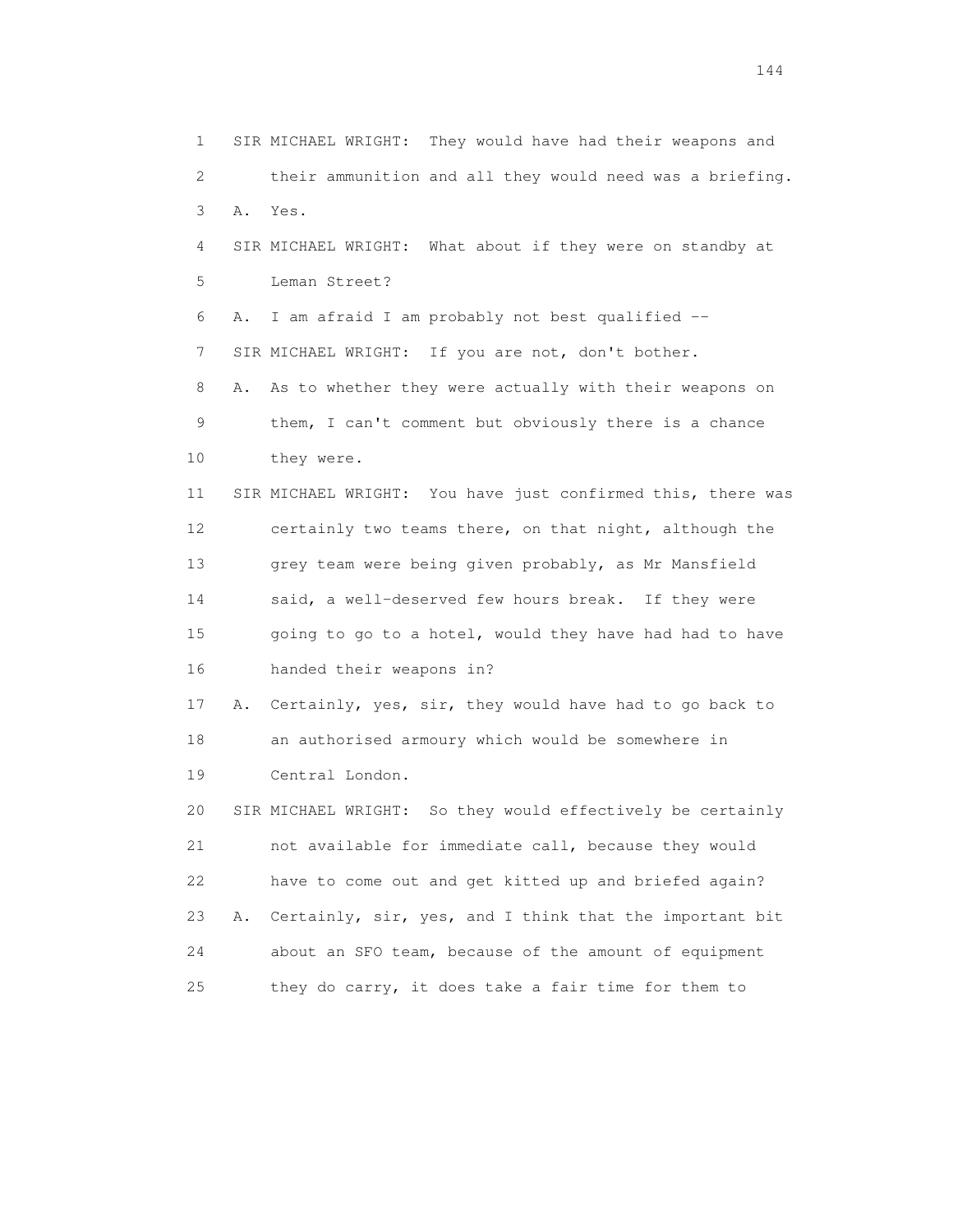1 SIR MICHAEL WRIGHT: They would have had their weapons and
2 their ammunition and all they would need was a briefing.
3 A. Yes.
4 SIR MICHAEL WRIGHT: What about if they were on standby at
5 Leman Street?
6 A. I am afraid I am probably not best qualified --
7 SIR MICHAEL WRIGHT: If you are not, don't bother.
8 A. As to whether they were actually with their weapons on
9 them, I can't comment but obviously there is a chance
10 they were.
11 SIR MICHAEL WRIGHT: You have just confirmed this, there was
12 certainly two teams there, on that night, although the
13 grey team were being given probably, as Mr Mansfield
14 said, a well-deserved few hours break. If they were
15 going to go to a hotel, would they have had had to have
16 handed their weapons in?
17 A. Certainly, yes, sir, they would have had to go back to
18 an authorised armoury which would be somewhere in
19 Central London.
20 SIR MICHAEL WRIGHT: So they would effectively be certainly
21 not available for immediate call, because they would
22 have to come out and get kitted up and briefed again?
23 A. Certainly, sir, yes, and I think that the important bit
24 about an SFO team, because of the amount of equipment
25 they do carry, it does take a fair time for them to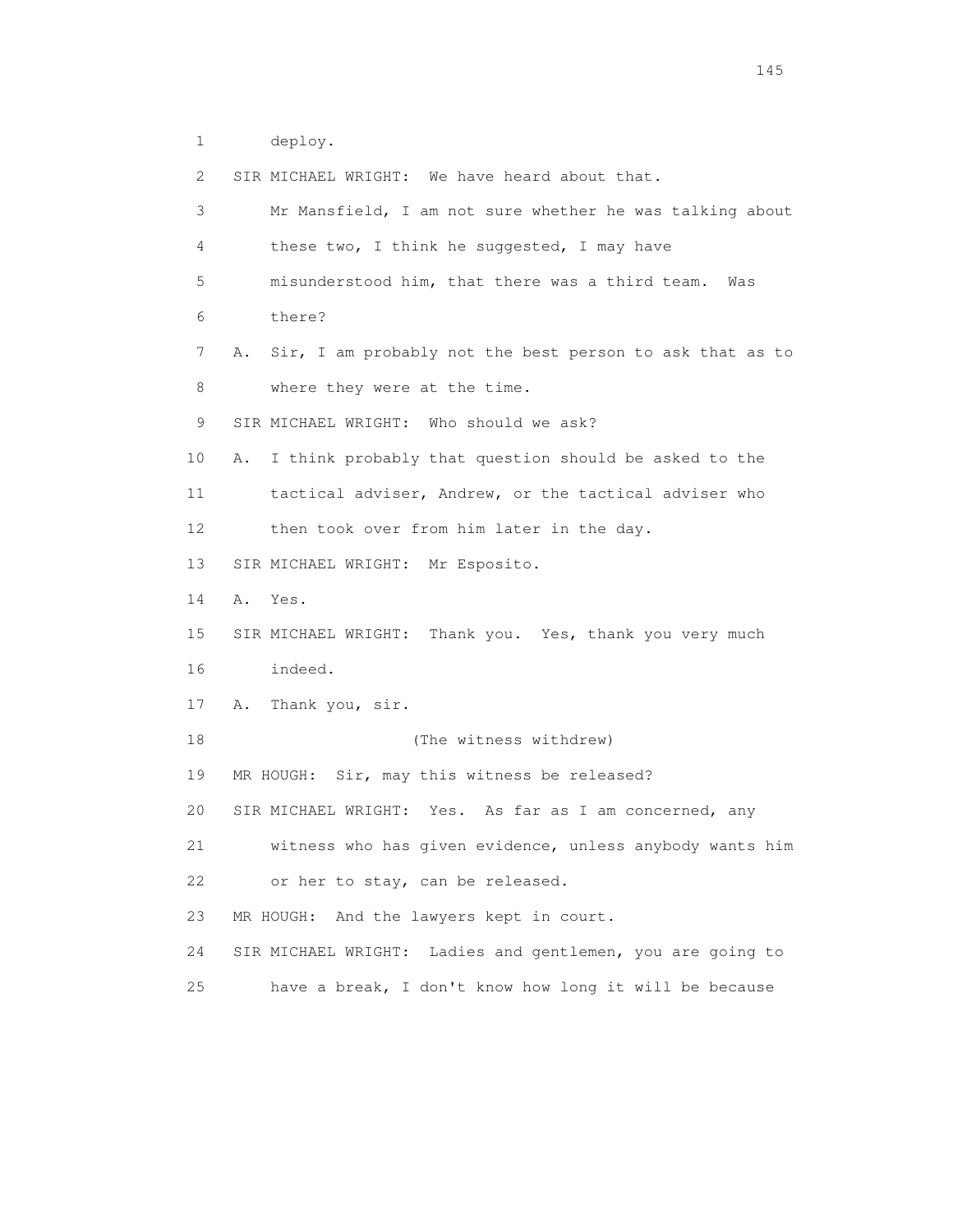1 deploy.

2 SIR MICHAEL WRIGHT: We have heard about that.

3 Mr Mansfield, I am not sure whether he was talking about

4 these two, I think he suggested, I may have

5 misunderstood him, that there was a third team. Was

6 there?

7 A. Sir, I am probably not the best person to ask that as to

8 where they were at the time.

9 SIR MICHAEL WRIGHT: Who should we ask?

10 A. I think probably that question should be asked to the

11 tactical adviser, Andrew, or the tactical adviser who

12 then took over from him later in the day.

13 SIR MICHAEL WRIGHT: Mr Esposito.

14 A. Yes.

15 SIR MICHAEL WRIGHT: Thank you. Yes, thank you very much

16 indeed.

17 A. Thank you, sir.

18 (The witness withdrew)

19 MR HOUGH: Sir, may this witness be released?

20 SIR MICHAEL WRIGHT: Yes. As far as I am concerned, any

21 witness who has given evidence, unless anybody wants him

22 or her to stay, can be released.

23 MR HOUGH: And the lawyers kept in court.

24 SIR MICHAEL WRIGHT: Ladies and gentlemen, you are going to

25 have a break, I don't know how long it will be because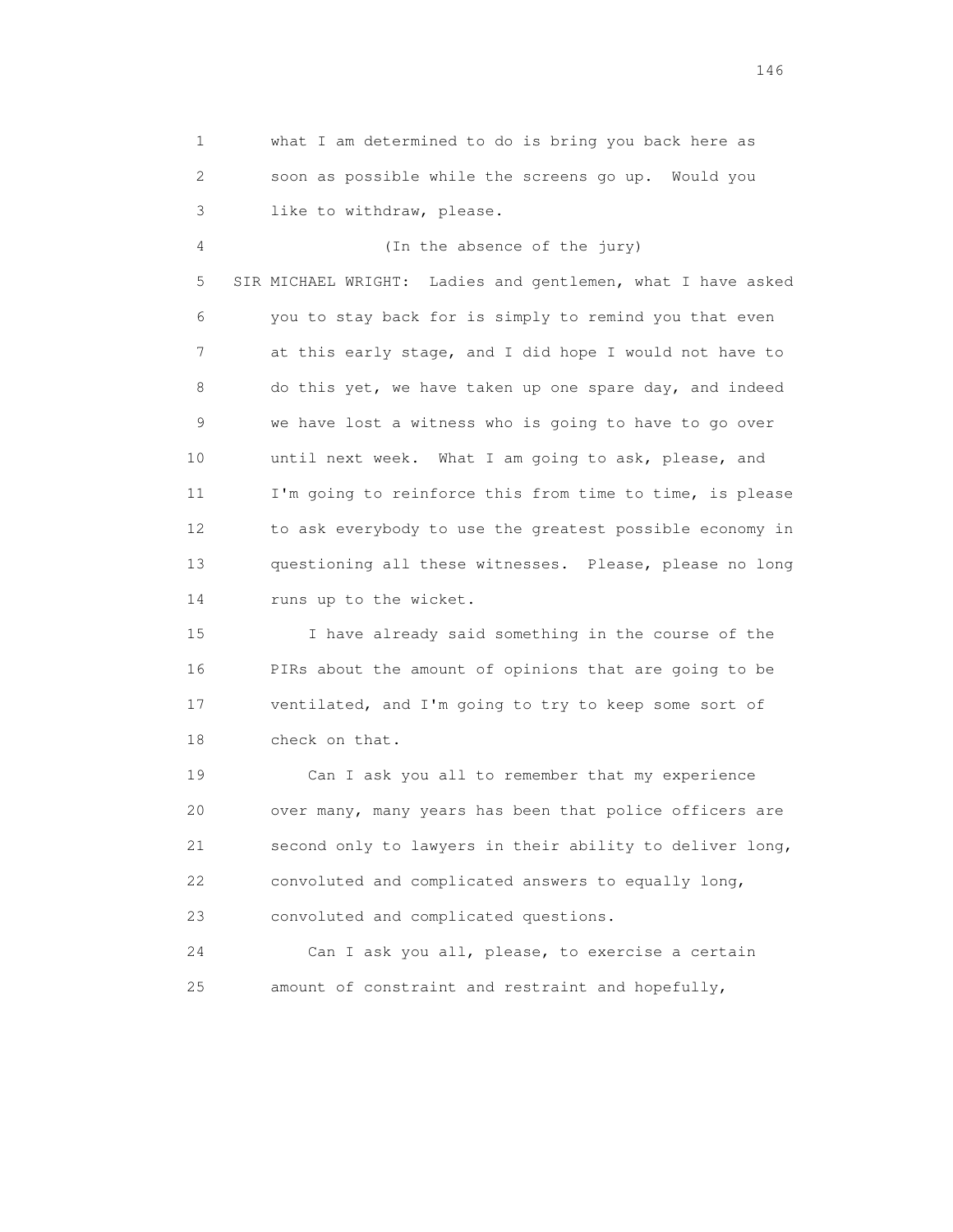1 what I am determined to do is bring you back here as
2 soon as possible while the screens go up. Would you
3 like to withdraw, please.

4 (In the absence of the jury)

5 SIR MICHAEL WRIGHT: Ladies and gentlemen, what I have asked
6 you to stay back for is simply to remind you that even
7 at this early stage, and I did hope I would not have to
8 do this yet, we have taken up one spare day, and indeed
9 we have lost a witness who is going to have to go over
10 until next week. What I am going to ask, please, and
11 I'm going to reinforce this from time to time, is please
12 to ask everybody to use the greatest possible economy in
13 questioning all these witnesses. Please, please no long
14 runs up to the wicket.

15 I have already said something in the course of the
16 PIRs about the amount of opinions that are going to be
17 ventilated, and I'm going to try to keep some sort of
18 check on that.

19 Can I ask you all to remember that my experience
20 over many, many years has been that police officers are
21 second only to lawyers in their ability to deliver long,
22 convoluted and complicated answers to equally long,
23 convoluted and complicated questions.

24 Can I ask you all, please, to exercise a certain
25 amount of constraint and restraint and hopefully,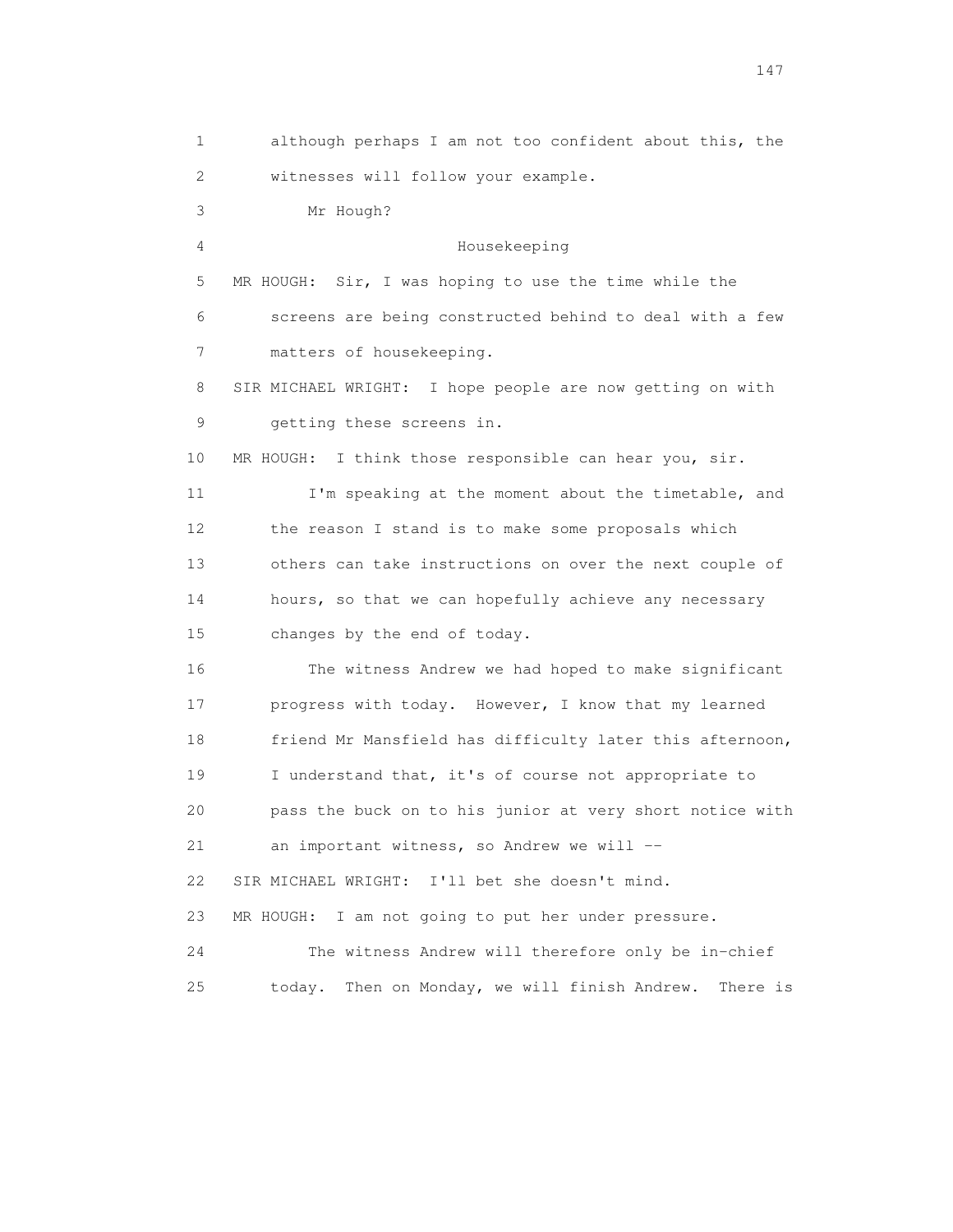although perhaps I am not too confident about this, the witnesses will follow your example.

Mr Hough?

## Housekeeping

MR HOUGH: Sir, I was hoping to use the time while the screens are being constructed behind to deal with a few matters of housekeeping.

SIR MICHAEL WRIGHT: I hope people are now getting on with getting these screens in.

MR HOUGH: I think those responsible can hear you, sir.

I'm speaking at the moment about the timetable, and the reason I stand is to make some proposals which others can take instructions on over the next couple of hours, so that we can hopefully achieve any necessary changes by the end of today.

The witness Andrew we had hoped to make significant progress with today. However, I know that my learned friend Mr Mansfield has difficulty later this afternoon, I understand that, it's of course not appropriate to pass the buck on to his junior at very short notice with an important witness, so Andrew we will --

SIR MICHAEL WRIGHT: I'll bet she doesn't mind.

MR HOUGH: I am not going to put her under pressure.

The witness Andrew will therefore only be in-chief today. Then on Monday, we will finish Andrew. There is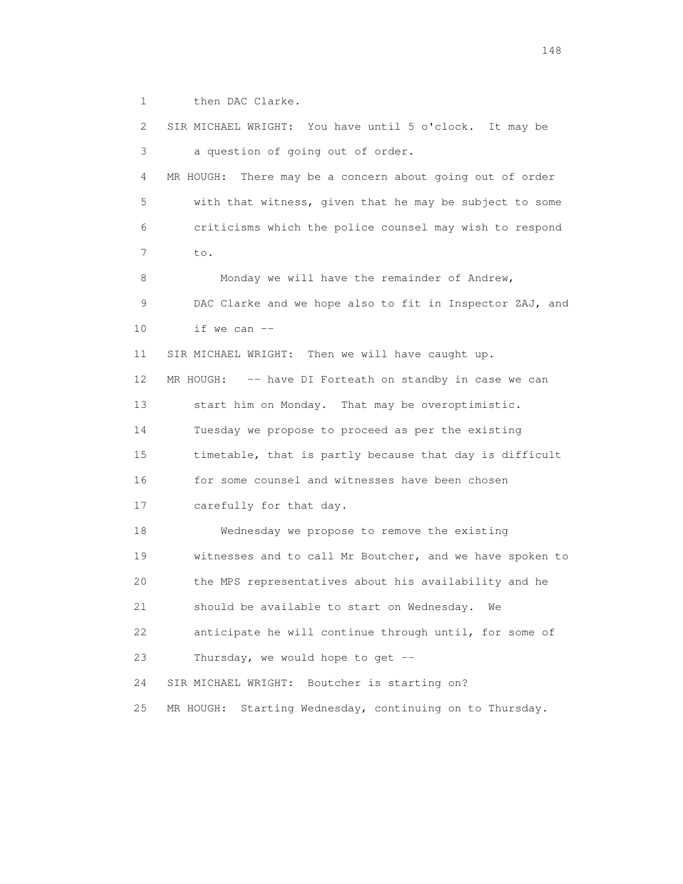1 then DAC Clarke.

2 SIR MICHAEL WRIGHT: You have until 5 o'clock. It may be

3 a question of going out of order.

4 MR HOUGH: There may be a concern about going out of order

5 with that witness, given that he may be subject to some

6 criticisms which the police counsel may wish to respond

7 to.

8 Monday we will have the remainder of Andrew,

9 DAC Clarke and we hope also to fit in Inspector ZAJ, and

10 if we can --

11 SIR MICHAEL WRIGHT: Then we will have caught up.

12 MR HOUGH: -- have DI Forteath on standby in case we can

13 start him on Monday. That may be overoptimistic.

14 Tuesday we propose to proceed as per the existing

15 timetable, that is partly because that day is difficult

16 for some counsel and witnesses have been chosen

17 carefully for that day.

18 Wednesday we propose to remove the existing

19 witnesses and to call Mr Boutcher, and we have spoken to

20 the MPS representatives about his availability and he

21 should be available to start on Wednesday. We

22 anticipate he will continue through until, for some of

23 Thursday, we would hope to get --

24 SIR MICHAEL WRIGHT: Boutcher is starting on?

25 MR HOUGH: Starting Wednesday, continuing on to Thursday.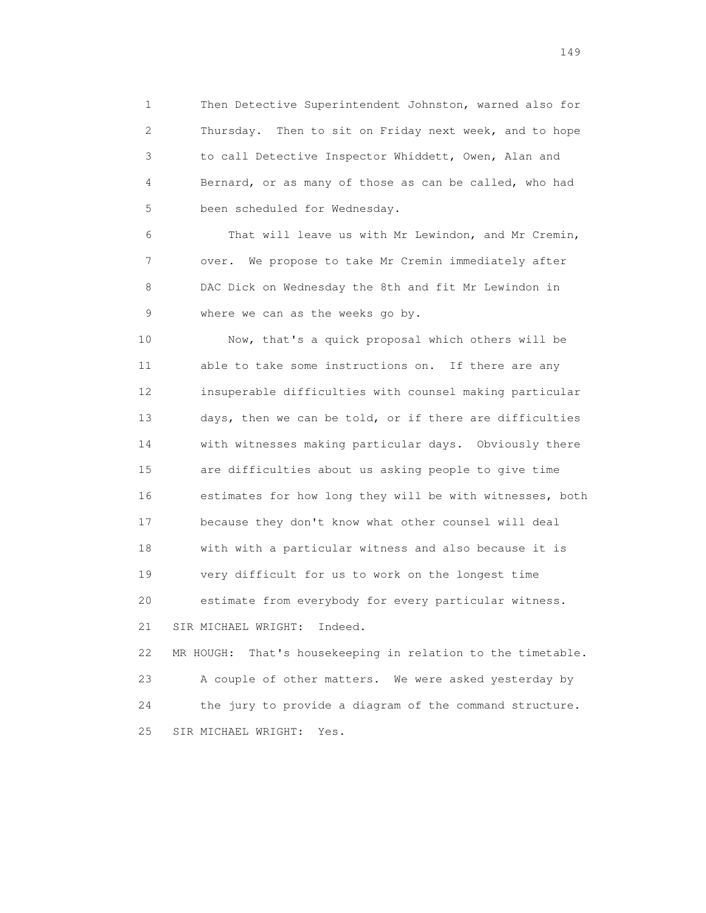1 Then Detective Superintendent Johnston, warned also for
2 Thursday. Then to sit on Friday next week, and to hope
3 to call Detective Inspector Whiddett, Owen, Alan and
4 Bernard, or as many of those as can be called, who had
5 been scheduled for Wednesday.

6 That will leave us with Mr Lewindon, and Mr Cremin,
7 over. We propose to take Mr Cremin immediately after
8 DAC Dick on Wednesday the 8th and fit Mr Lewindon in
9 where we can as the weeks go by.

10 Now, that's a quick proposal which others will be
11 able to take some instructions on. If there are any
12 insuperable difficulties with counsel making particular
13 days, then we can be told, or if there are difficulties
14 with witnesses making particular days. Obviously there
15 are difficulties about us asking people to give time
16 estimates for how long they will be with witnesses, both
17 because they don't know what other counsel will deal
18 with with a particular witness and also because it is
19 very difficult for us to work on the longest time
20 estimate from everybody for every particular witness.

21 SIR MICHAEL WRIGHT: Indeed.

22 MR HOUGH: That's housekeeping in relation to the timetable.
23 A couple of other matters. We were asked yesterday by
24 the jury to provide a diagram of the command structure.

25 SIR MICHAEL WRIGHT: Yes.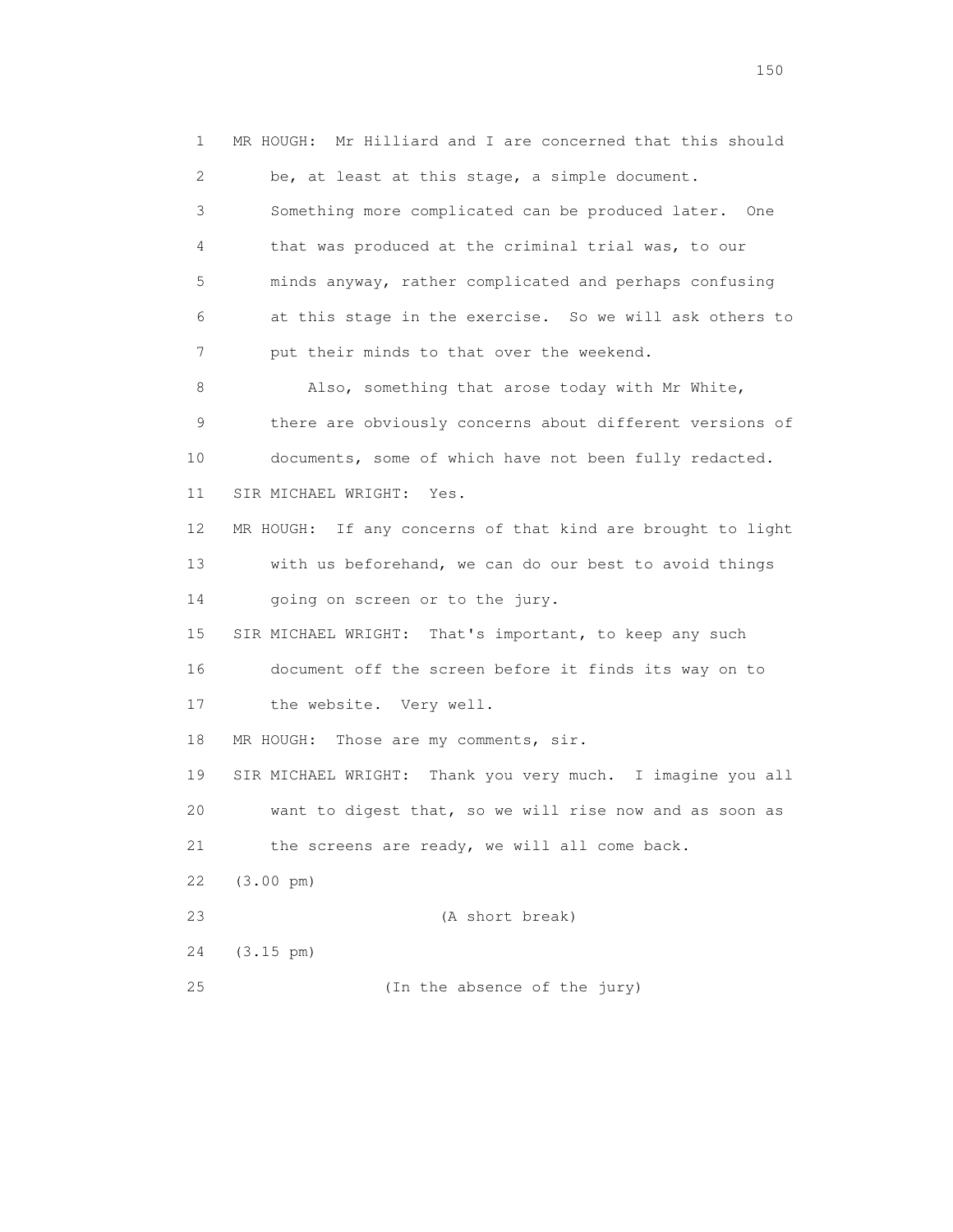MR HOUGH: Mr Hilliard and I are concerned that this should be, at least at this stage, a simple document. Something more complicated can be produced later. One that was produced at the criminal trial was, to our minds anyway, rather complicated and perhaps confusing at this stage in the exercise. So we will ask others to put their minds to that over the weekend.

Also, something that arose today with Mr White, there are obviously concerns about different versions of documents, some of which have not been fully redacted.

SIR MICHAEL WRIGHT: Yes.

MR HOUGH: If any concerns of that kind are brought to light with us beforehand, we can do our best to avoid things going on screen or to the jury.

SIR MICHAEL WRIGHT: That's important, to keep any such document off the screen before it finds its way on to the website. Very well.

MR HOUGH: Those are my comments, sir.

SIR MICHAEL WRIGHT: Thank you very much. I imagine you all want to digest that, so we will rise now and as soon as the screens are ready, we will all come back.

(3.00 pm)

(A short break)

(3.15 pm)

(In the absence of the jury)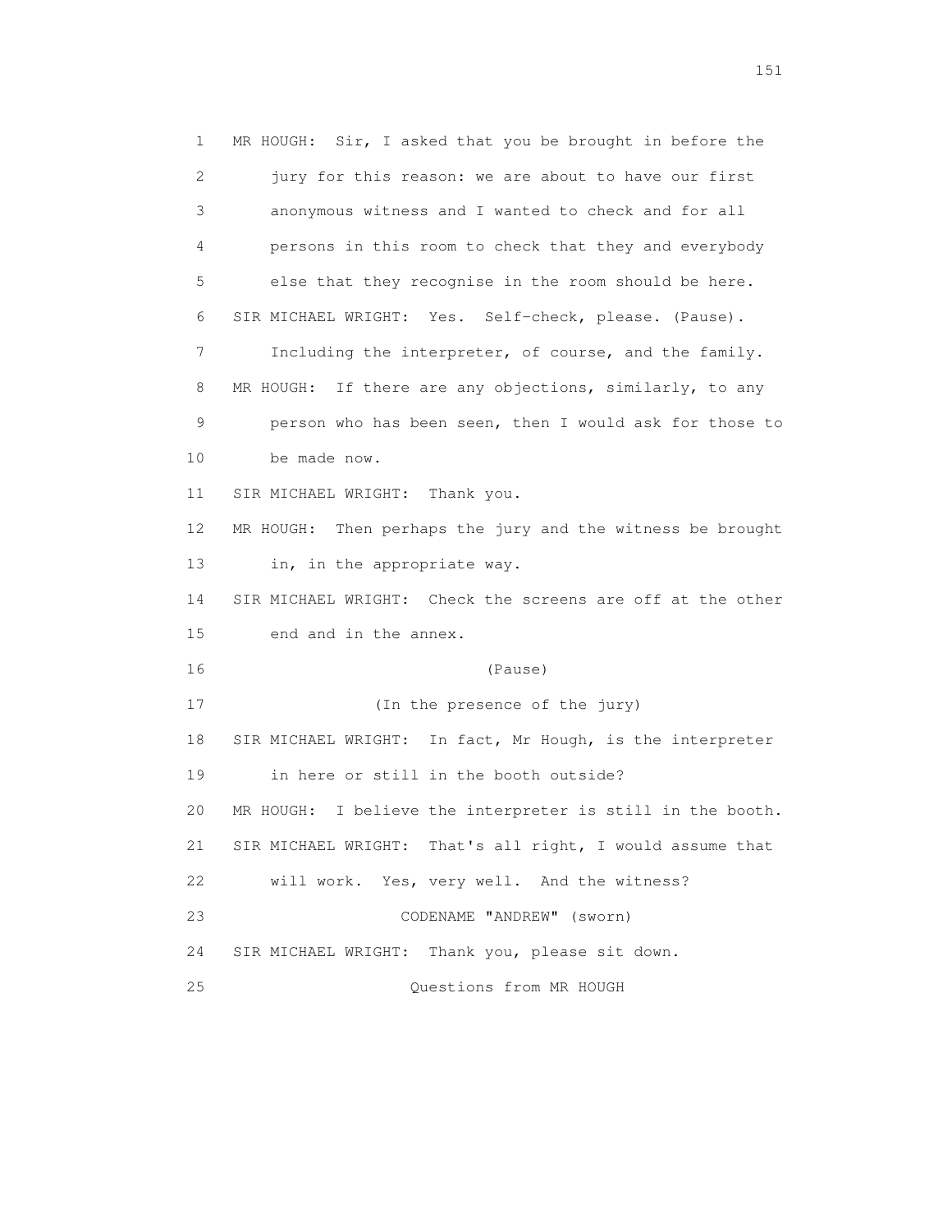1 MR HOUGH: Sir, I asked that you be brought in before the
2 jury for this reason: we are about to have our first
3 anonymous witness and I wanted to check and for all
4 persons in this room to check that they and everybody
5 else that they recognise in the room should be here.
6 SIR MICHAEL WRIGHT: Yes. Self-check, please. (Pause).
7 Including the interpreter, of course, and the family.
8 MR HOUGH: If there are any objections, similarly, to any
9 person who has been seen, then I would ask for those to
10 be made now.
11 SIR MICHAEL WRIGHT: Thank you.
12 MR HOUGH: Then perhaps the jury and the witness be brought
13 in, in the appropriate way.
14 SIR MICHAEL WRIGHT: Check the screens are off at the other
15 end and in the annex.
16 (Pause)
17 (In the presence of the jury)
18 SIR MICHAEL WRIGHT: In fact, Mr Hough, is the interpreter
19 in here or still in the booth outside?
20 MR HOUGH: I believe the interpreter is still in the booth.
21 SIR MICHAEL WRIGHT: That's all right, I would assume that
22 will work. Yes, very well. And the witness?
23 CODENAME "ANDREW" (sworn)
24 SIR MICHAEL WRIGHT: Thank you, please sit down.
25 Questions from MR HOUGH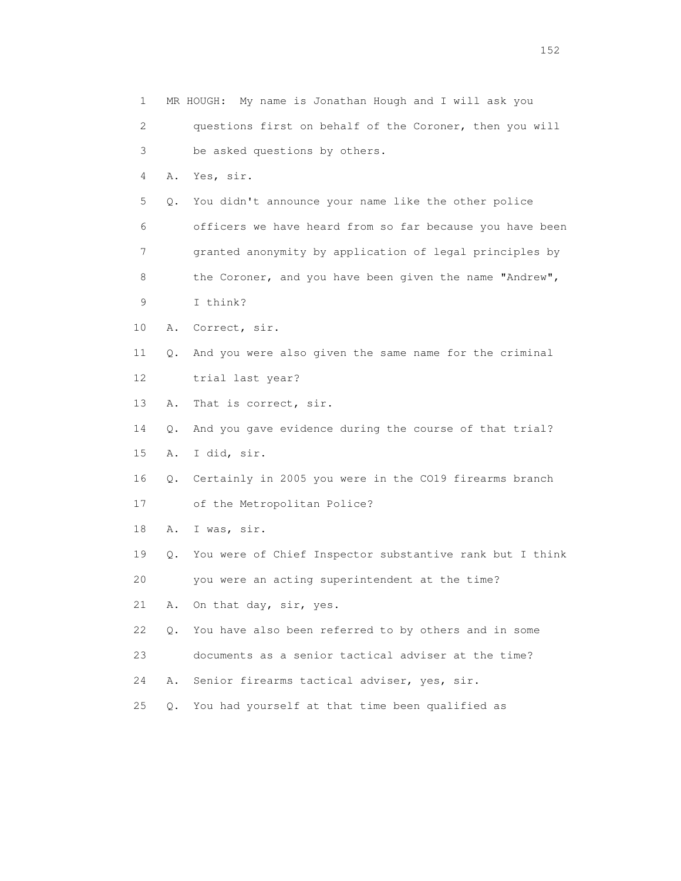1 MR HOUGH: My name is Jonathan Hough and I will ask you
2 questions first on behalf of the Coroner, then you will
3 be asked questions by others.
4 A. Yes, sir.
5 Q. You didn't announce your name like the other police
6 officers we have heard from so far because you have been
7 granted anonymity by application of legal principles by
8 the Coroner, and you have been given the name "Andrew",
9 I think?
10 A. Correct, sir.
11 Q. And you were also given the same name for the criminal
12 trial last year?
13 A. That is correct, sir.
14 Q. And you gave evidence during the course of that trial?
15 A. I did, sir.
16 Q. Certainly in 2005 you were in the CO19 firearms branch
17 of the Metropolitan Police?
18 A. I was, sir.
19 Q. You were of Chief Inspector substantive rank but I think
20 you were an acting superintendent at the time?
21 A. On that day, sir, yes.
22 Q. You have also been referred to by others and in some
23 documents as a senior tactical adviser at the time?
24 A. Senior firearms tactical adviser, yes, sir.
25 Q. You had yourself at that time been qualified as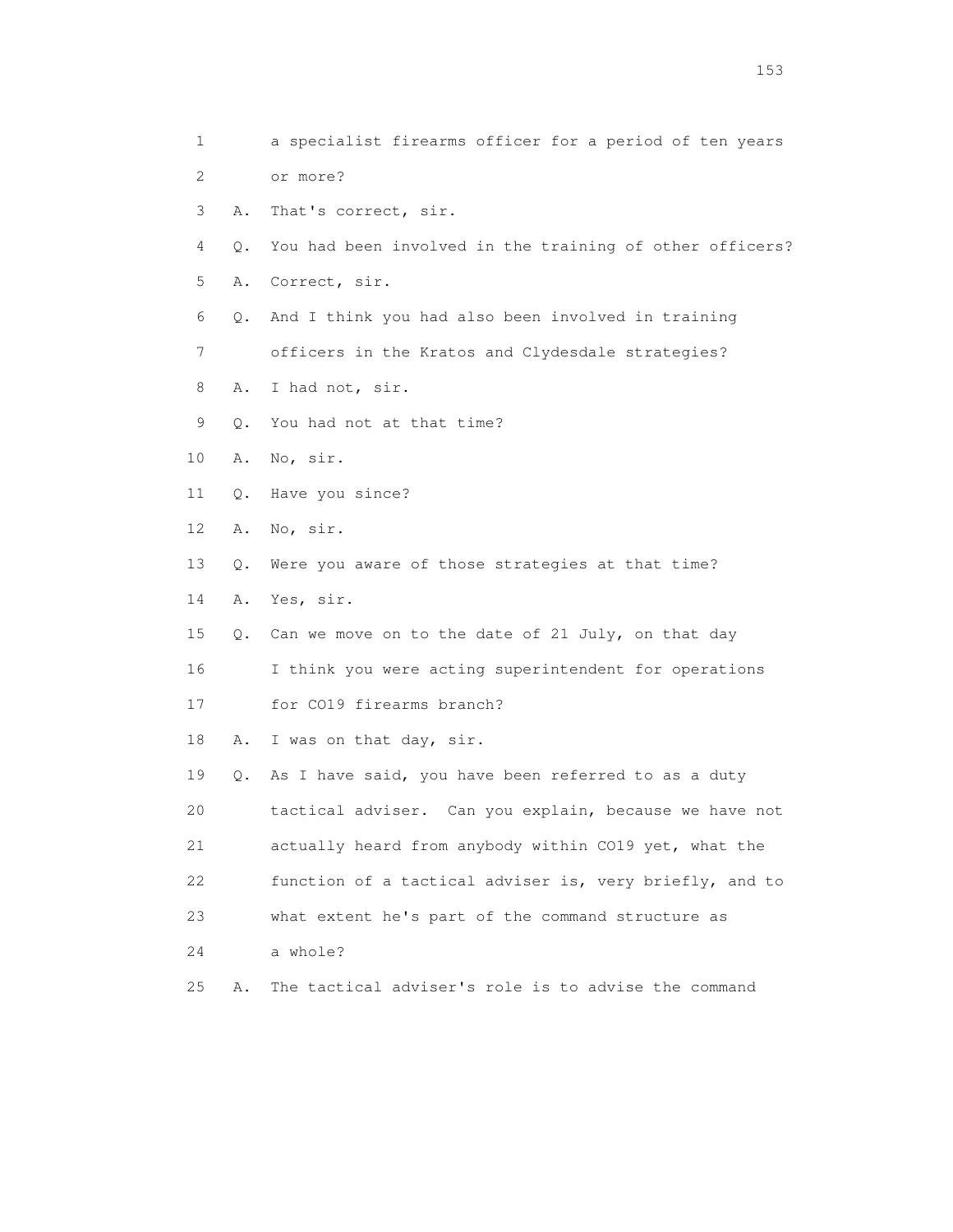1 a specialist firearms officer for a period of ten years
2 or more?
3 A. That's correct, sir.
4 Q. You had been involved in the training of other officers?
5 A. Correct, sir.
6 Q. And I think you had also been involved in training
7 officers in the Kratos and Clydesdale strategies?
8 A. I had not, sir.
9 Q. You had not at that time?
10 A. No, sir.
11 Q. Have you since?
12 A. No, sir.
13 Q. Were you aware of those strategies at that time?
14 A. Yes, sir.
15 Q. Can we move on to the date of 21 July, on that day
16 I think you were acting superintendent for operations
17 for CO19 firearms branch?
18 A. I was on that day, sir.
19 Q. As I have said, you have been referred to as a duty
20 tactical adviser. Can you explain, because we have not
21 actually heard from anybody within CO19 yet, what the
22 function of a tactical adviser is, very briefly, and to
23 what extent he's part of the command structure as
24 a whole?
25 A. The tactical adviser's role is to advise the command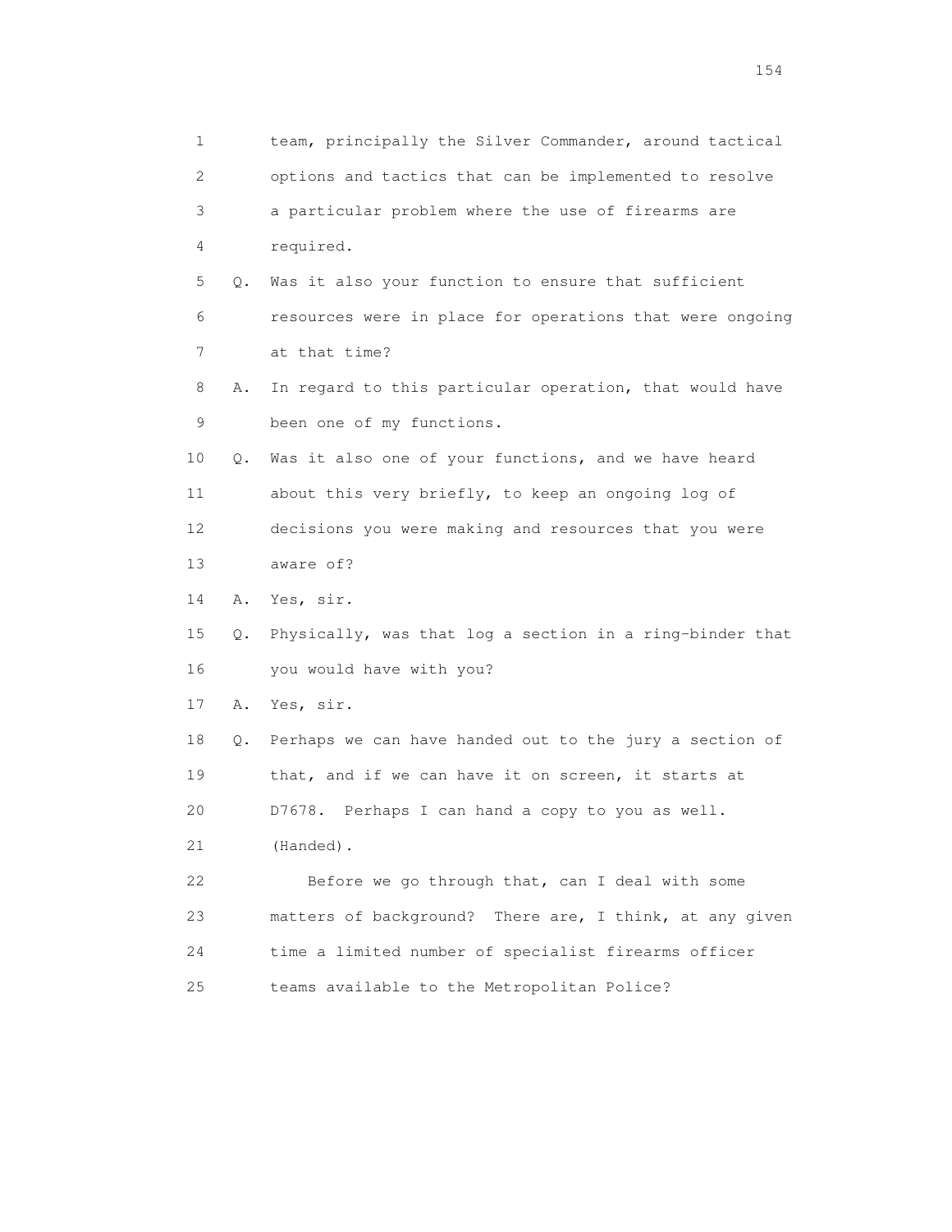1 team, principally the Silver Commander, around tactical
2 options and tactics that can be implemented to resolve
3 a particular problem where the use of firearms are
4 required.

5 Q. Was it also your function to ensure that sufficient
6 resources were in place for operations that were ongoing
7 at that time?

8 A. In regard to this particular operation, that would have
9 been one of my functions.

10 Q. Was it also one of your functions, and we have heard
11 about this very briefly, to keep an ongoing log of
12 decisions you were making and resources that you were
13 aware of?

14 A. Yes, sir.

15 Q. Physically, was that log a section in a ring-binder that
16 you would have with you?

17 A. Yes, sir.

18 Q. Perhaps we can have handed out to the jury a section of
19 that, and if we can have it on screen, it starts at
20 D7678. Perhaps I can hand a copy to you as well.
21 (Handed).

22 Before we go through that, can I deal with some
23 matters of background? There are, I think, at any given
24 time a limited number of specialist firearms officer
25 teams available to the Metropolitan Police?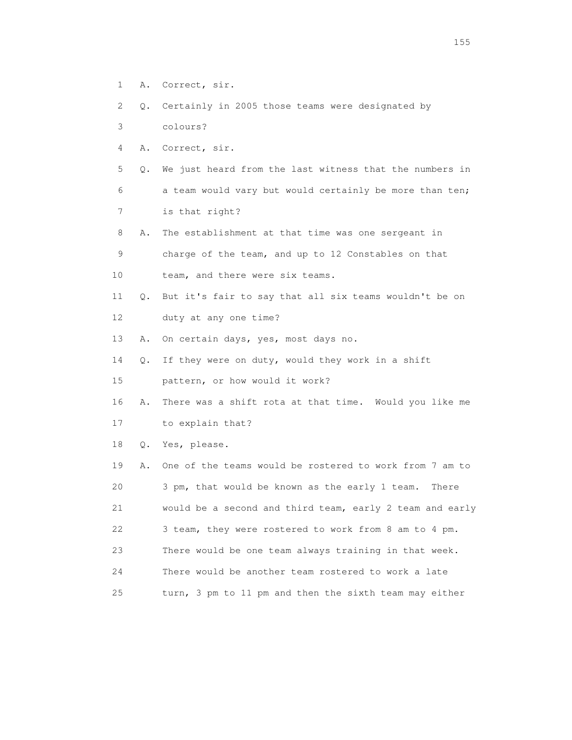1 A. Correct, sir.

2 Q. Certainly in 2005 those teams were designated by

3 colours?

4 A. Correct, sir.

5 Q. We just heard from the last witness that the numbers in

6 a team would vary but would certainly be more than ten;

7 is that right?

8 A. The establishment at that time was one sergeant in

9 charge of the team, and up to 12 Constables on that

10 team, and there were six teams.

11 Q. But it's fair to say that all six teams wouldn't be on

12 duty at any one time?

13 A. On certain days, yes, most days no.

14 Q. If they were on duty, would they work in a shift

15 pattern, or how would it work?

16 A. There was a shift rota at that time. Would you like me

17 to explain that?

18 Q. Yes, please.

19 A. One of the teams would be rostered to work from 7 am to

20 3 pm, that would be known as the early 1 team. There

21 would be a second and third team, early 2 team and early

22 3 team, they were rostered to work from 8 am to 4 pm.

23 There would be one team always training in that week.

24 There would be another team rostered to work a late

25 turn, 3 pm to 11 pm and then the sixth team may either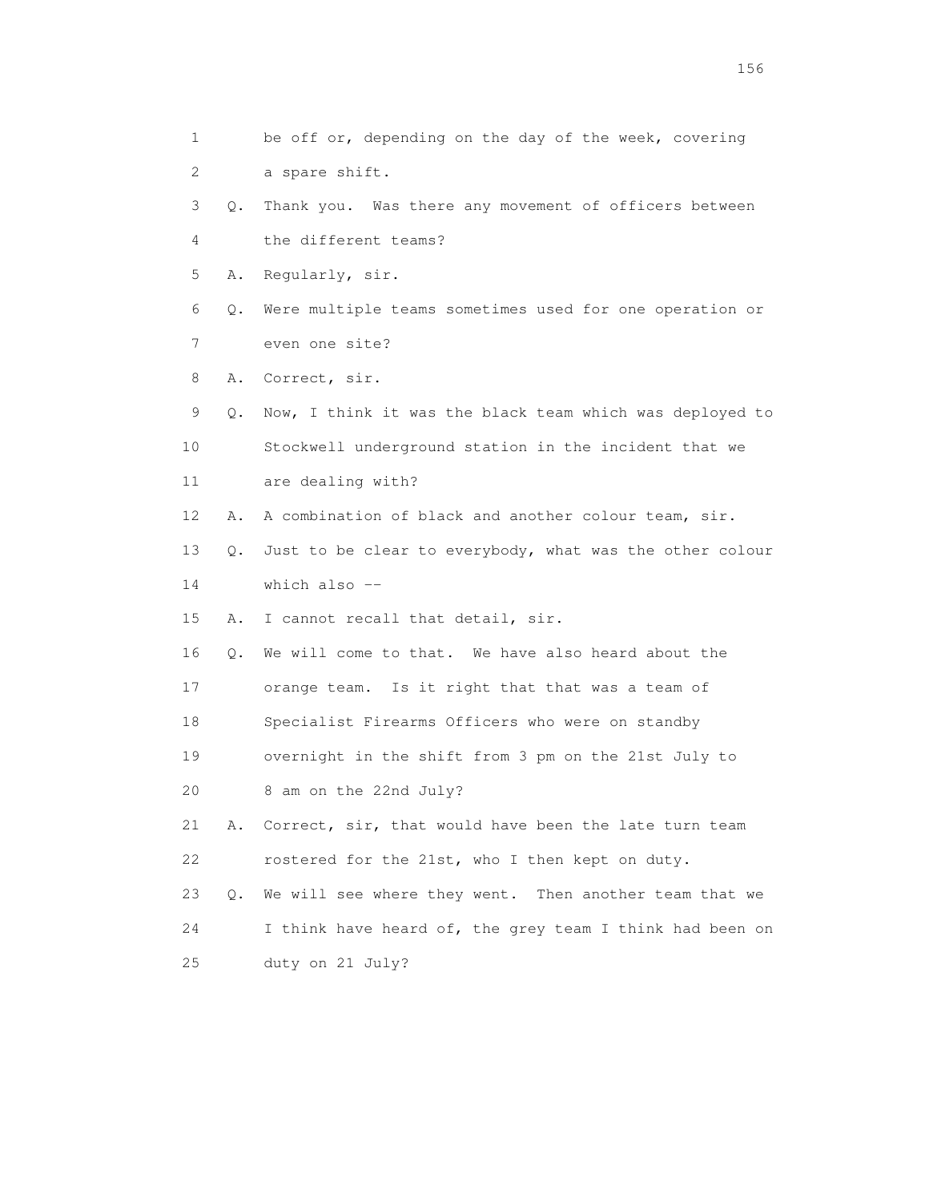1 be off or, depending on the day of the week, covering
2 a spare shift.
3 Q. Thank you. Was there any movement of officers between
4 the different teams?
5 A. Regularly, sir.
6 Q. Were multiple teams sometimes used for one operation or
7 even one site?
8 A. Correct, sir.
9 Q. Now, I think it was the black team which was deployed to
10 Stockwell underground station in the incident that we
11 are dealing with?
12 A. A combination of black and another colour team, sir.
13 Q. Just to be clear to everybody, what was the other colour
14 which also --
15 A. I cannot recall that detail, sir.
16 Q. We will come to that. We have also heard about the
17 orange team. Is it right that that was a team of
18 Specialist Firearms Officers who were on standby
19 overnight in the shift from 3 pm on the 21st July to
20 8 am on the 22nd July?
21 A. Correct, sir, that would have been the late turn team
22 rostered for the 21st, who I then kept on duty.
23 Q. We will see where they went. Then another team that we
24 I think have heard of, the grey team I think had been on
25 duty on 21 July?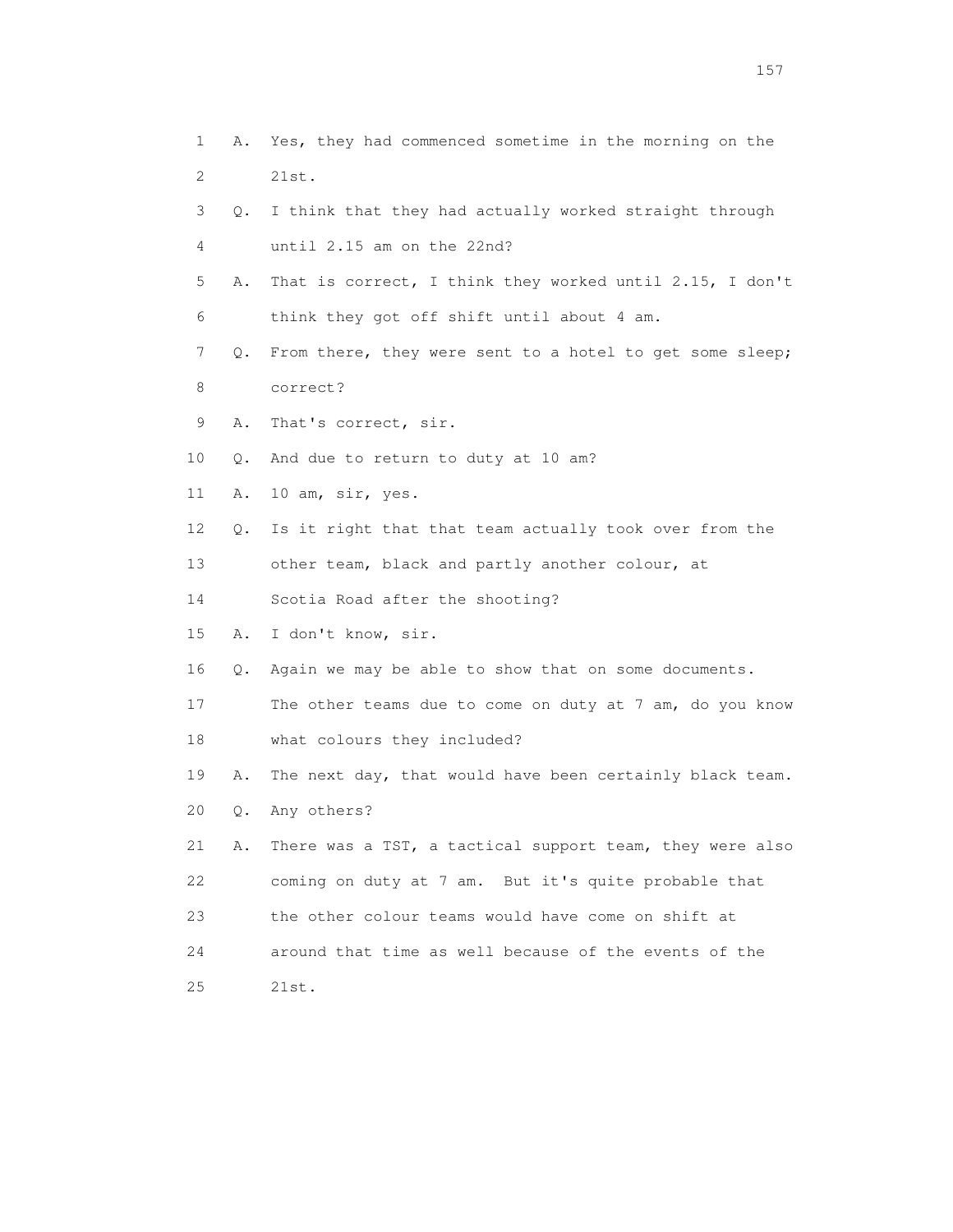1 A. Yes, they had commenced sometime in the morning on the
2 21st.
3 Q. I think that they had actually worked straight through
4 until 2.15 am on the 22nd?
5 A. That is correct, I think they worked until 2.15, I don't
6 think they got off shift until about 4 am.
7 Q. From there, they were sent to a hotel to get some sleep;
8 correct?
9 A. That's correct, sir.
10 Q. And due to return to duty at 10 am?
11 A. 10 am, sir, yes.
12 Q. Is it right that that team actually took over from the
13 other team, black and partly another colour, at
14 Scotia Road after the shooting?
15 A. I don't know, sir.
16 Q. Again we may be able to show that on some documents.
17 The other teams due to come on duty at 7 am, do you know
18 what colours they included?
19 A. The next day, that would have been certainly black team.
20 Q. Any others?
21 A. There was a TST, a tactical support team, they were also
22 coming on duty at 7 am. But it's quite probable that
23 the other colour teams would have come on shift at
24 around that time as well because of the events of the
25 21st.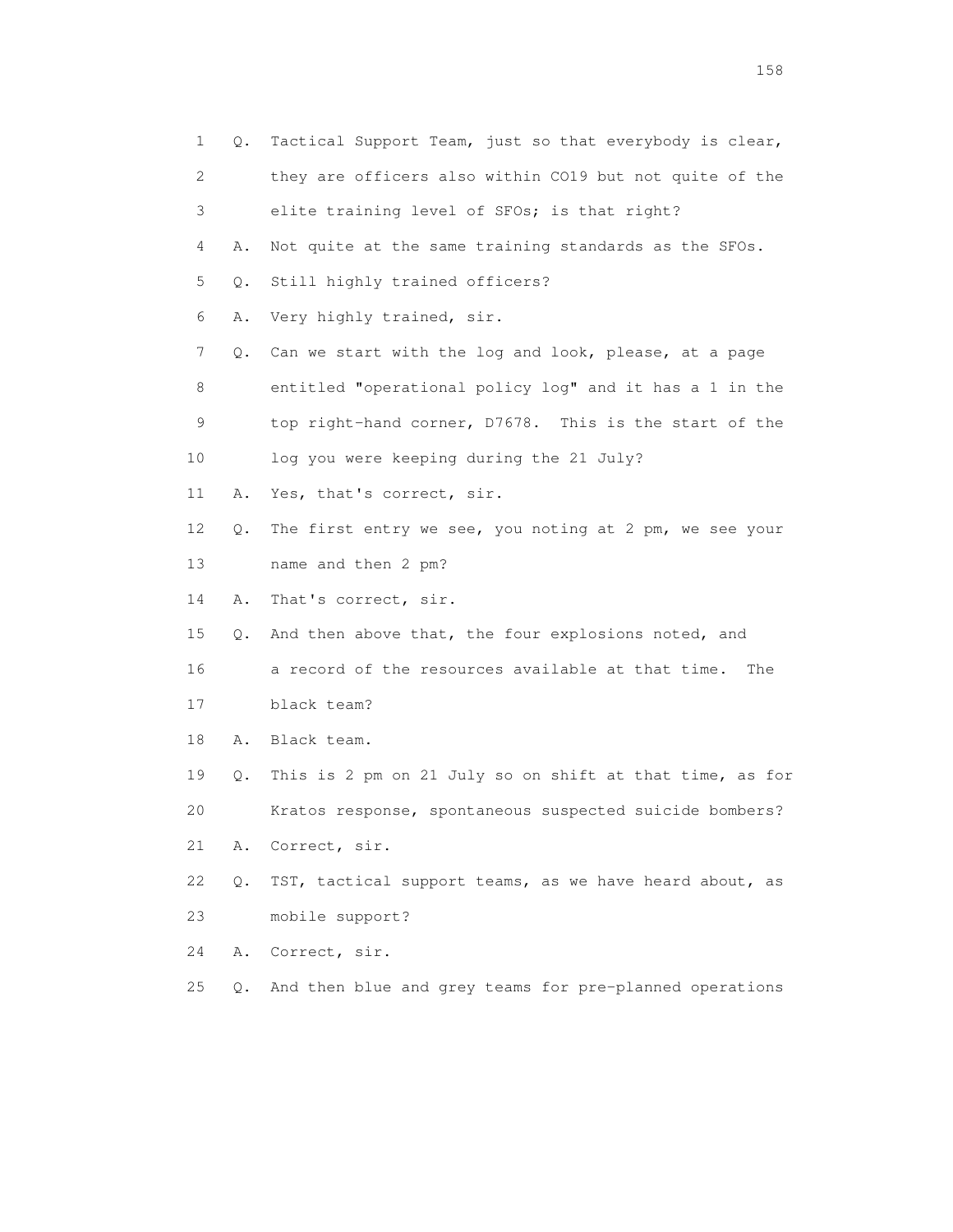1 Q. Tactical Support Team, just so that everybody is clear,
2 they are officers also within CO19 but not quite of the
3 elite training level of SFOs; is that right?
4 A. Not quite at the same training standards as the SFOs.
5 Q. Still highly trained officers?
6 A. Very highly trained, sir.
7 Q. Can we start with the log and look, please, at a page
8 entitled "operational policy log" and it has a 1 in the
9 top right-hand corner, D7678. This is the start of the
10 log you were keeping during the 21 July?
11 A. Yes, that's correct, sir.
12 Q. The first entry we see, you noting at 2 pm, we see your
13 name and then 2 pm?
14 A. That's correct, sir.
15 Q. And then above that, the four explosions noted, and
16 a record of the resources available at that time. The
17 black team?
18 A. Black team.
19 Q. This is 2 pm on 21 July so on shift at that time, as for
20 Kratos response, spontaneous suspected suicide bombers?
21 A. Correct, sir.
22 Q. TST, tactical support teams, as we have heard about, as
23 mobile support?
24 A. Correct, sir.
25 Q. And then blue and grey teams for pre-planned operations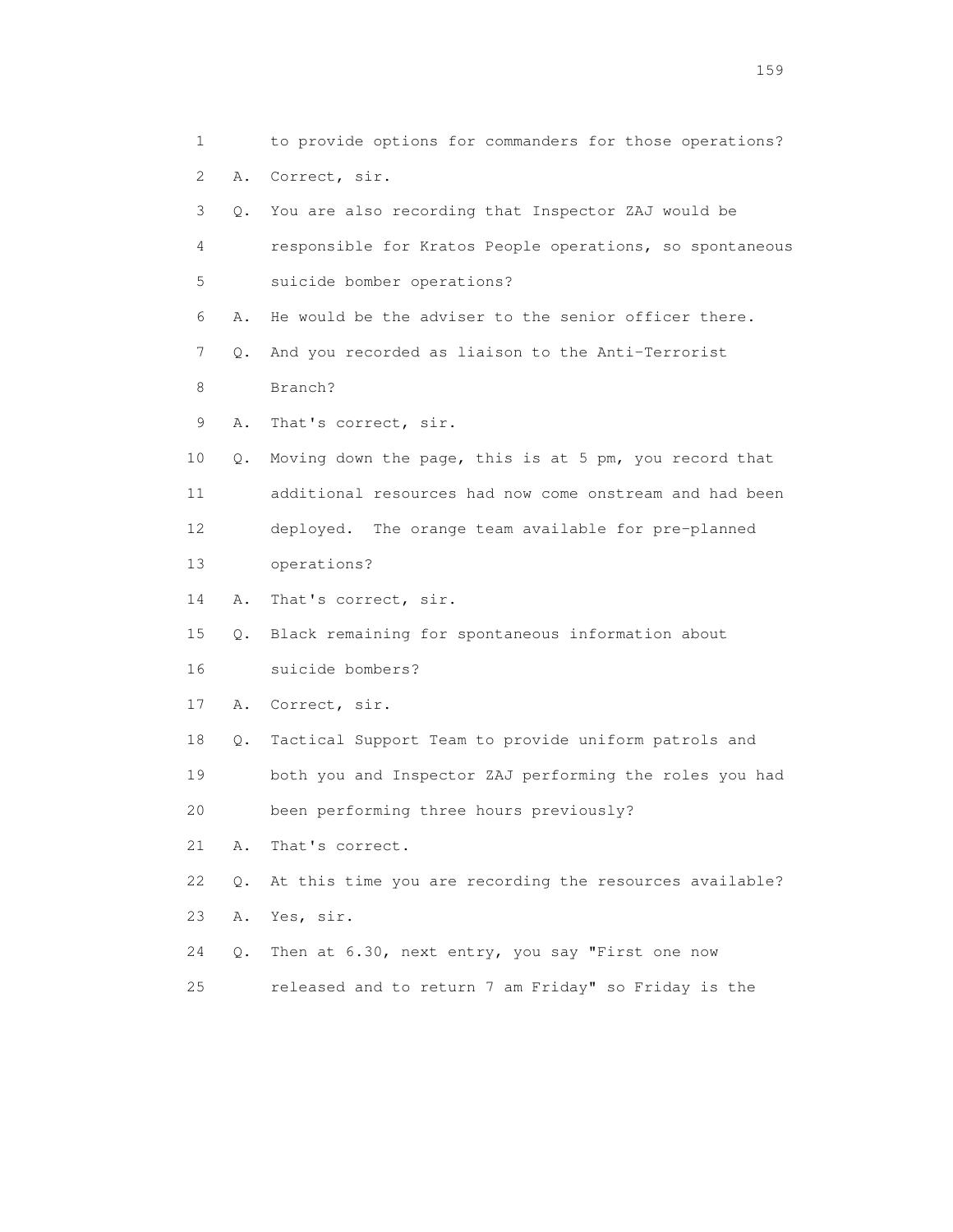1 to provide options for commanders for those operations?

2 A. Correct, sir.

3 Q. You are also recording that Inspector ZAJ would be

4 responsible for Kratos People operations, so spontaneous

5 suicide bomber operations?

6 A. He would be the adviser to the senior officer there.

7 Q. And you recorded as liaison to the Anti-Terrorist

8 Branch?

9 A. That's correct, sir.

10 Q. Moving down the page, this is at 5 pm, you record that

11 additional resources had now come onstream and had been

12 deployed. The orange team available for pre-planned

13 operations?

14 A. That's correct, sir.

15 Q. Black remaining for spontaneous information about

16 suicide bombers?

17 A. Correct, sir.

18 Q. Tactical Support Team to provide uniform patrols and

19 both you and Inspector ZAJ performing the roles you had

20 been performing three hours previously?

21 A. That's correct.

22 Q. At this time you are recording the resources available?

23 A. Yes, sir.

24 Q. Then at 6.30, next entry, you say "First one now

25 released and to return 7 am Friday" so Friday is the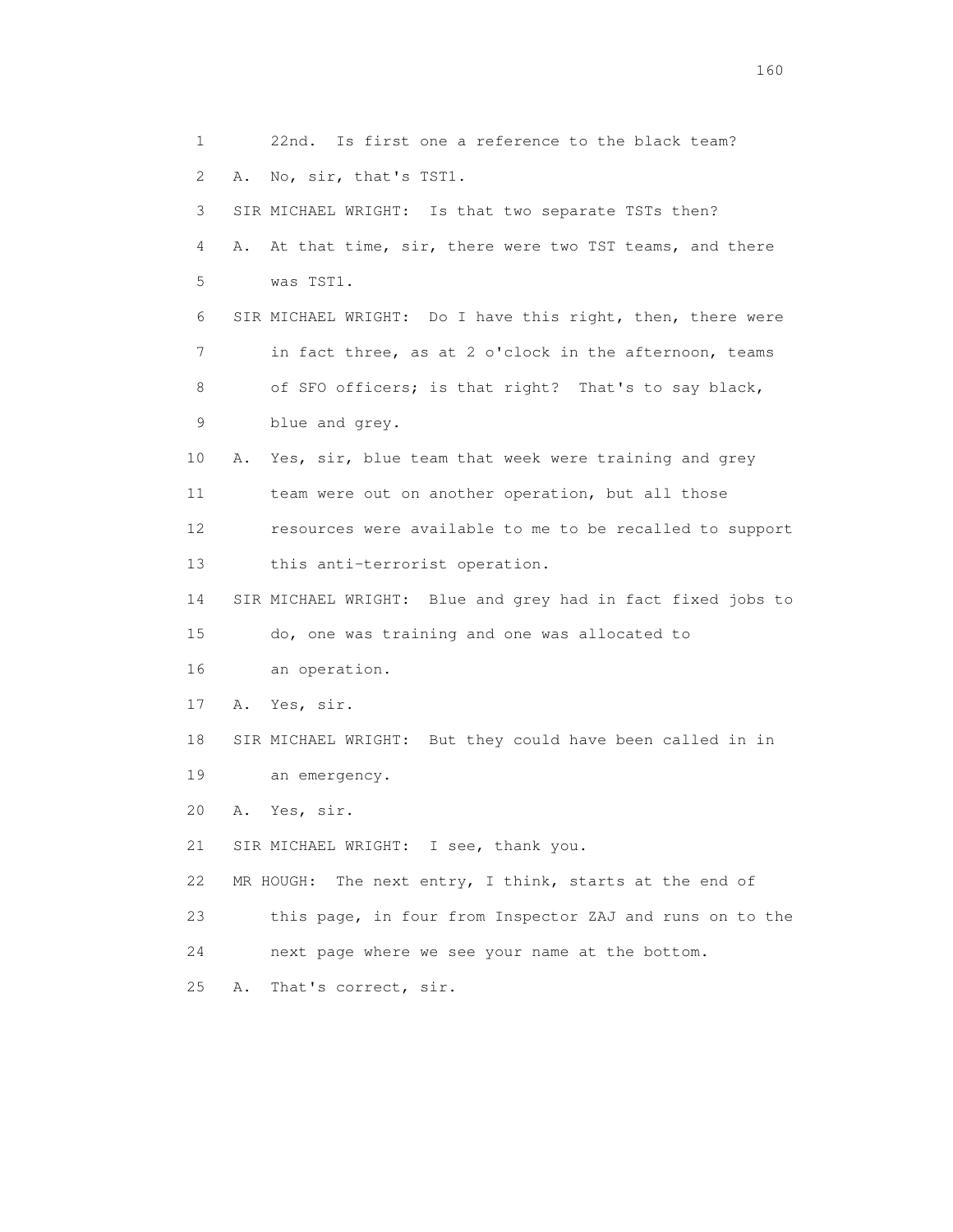1 22nd. Is first one a reference to the black team?

2 A. No, sir, that's TST1.

3 SIR MICHAEL WRIGHT: Is that two separate TSTs then?

4 A. At that time, sir, there were two TST teams, and there

5 was TST1.

6 SIR MICHAEL WRIGHT: Do I have this right, then, there were

7 in fact three, as at 2 o'clock in the afternoon, teams

8 of SFO officers; is that right? That's to say black,

9 blue and grey.

10 A. Yes, sir, blue team that week were training and grey

11 team were out on another operation, but all those

12 resources were available to me to be recalled to support

13 this anti-terrorist operation.

14 SIR MICHAEL WRIGHT: Blue and grey had in fact fixed jobs to

15 do, one was training and one was allocated to

16 an operation.

17 A. Yes, sir.

18 SIR MICHAEL WRIGHT: But they could have been called in in

19 an emergency.

20 A. Yes, sir.

21 SIR MICHAEL WRIGHT: I see, thank you.

22 MR HOUGH: The next entry, I think, starts at the end of

23 this page, in four from Inspector ZAJ and runs on to the

24 next page where we see your name at the bottom.

25 A. That's correct, sir.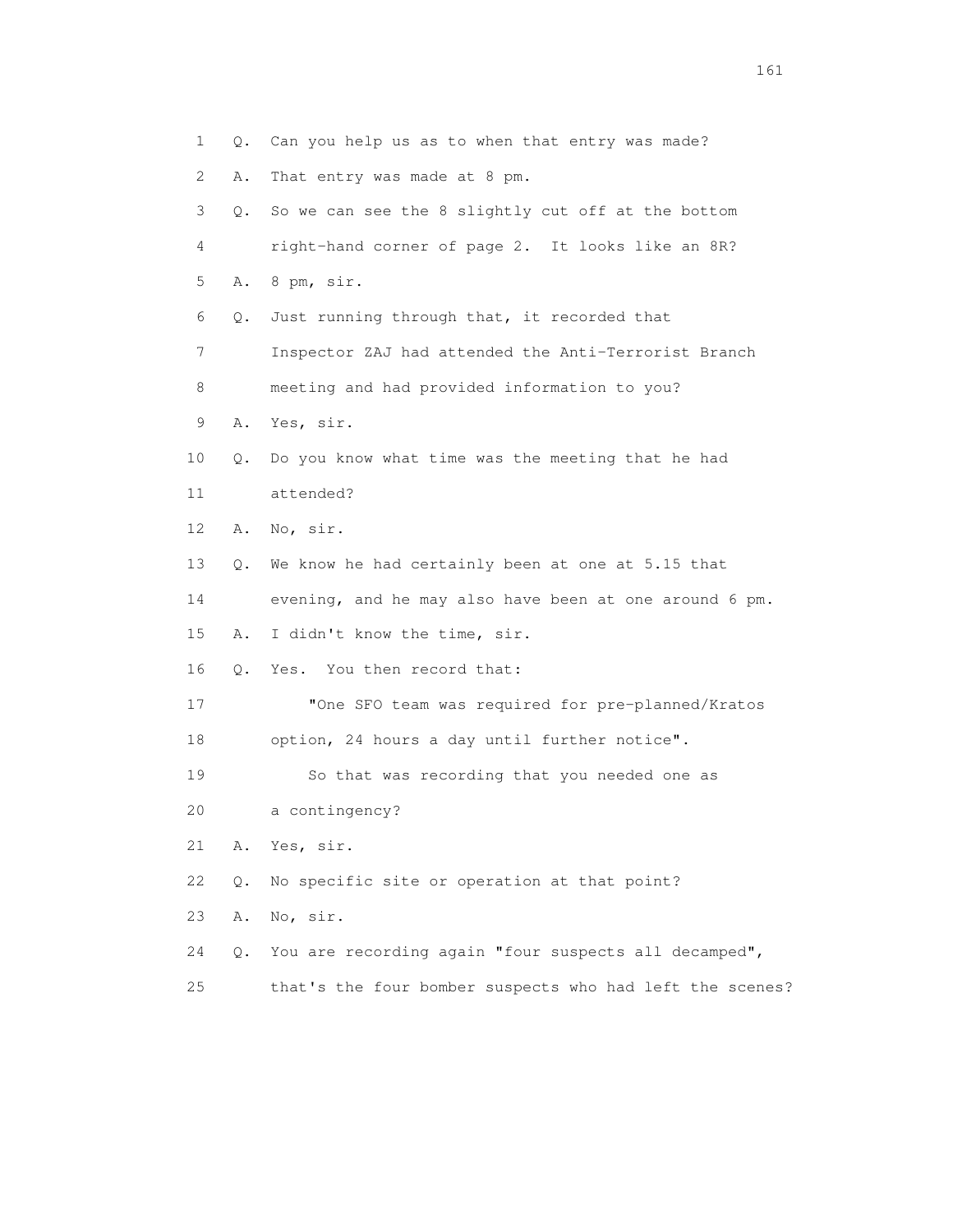1 Q. Can you help us as to when that entry was made?

2 A. That entry was made at 8 pm.

3 Q. So we can see the 8 slightly cut off at the bottom

4 right-hand corner of page 2. It looks like an 8R?

5 A. 8 pm, sir.

6 Q. Just running through that, it recorded that

7 Inspector ZAJ had attended the Anti-Terrorist Branch

8 meeting and had provided information to you?

9 A. Yes, sir.

10 Q. Do you know what time was the meeting that he had

11 attended?

12 A. No, sir.

13 Q. We know he had certainly been at one at 5.15 that

14 evening, and he may also have been at one around 6 pm.

15 A. I didn't know the time, sir.

16 Q. Yes. You then record that:

17 "One SFO team was required for pre-planned/Kratos

18 option, 24 hours a day until further notice".

19 So that was recording that you needed one as

20 a contingency?

21 A. Yes, sir.

22 Q. No specific site or operation at that point?

23 A. No, sir.

24 Q. You are recording again "four suspects all decamped",

25 that's the four bomber suspects who had left the scenes?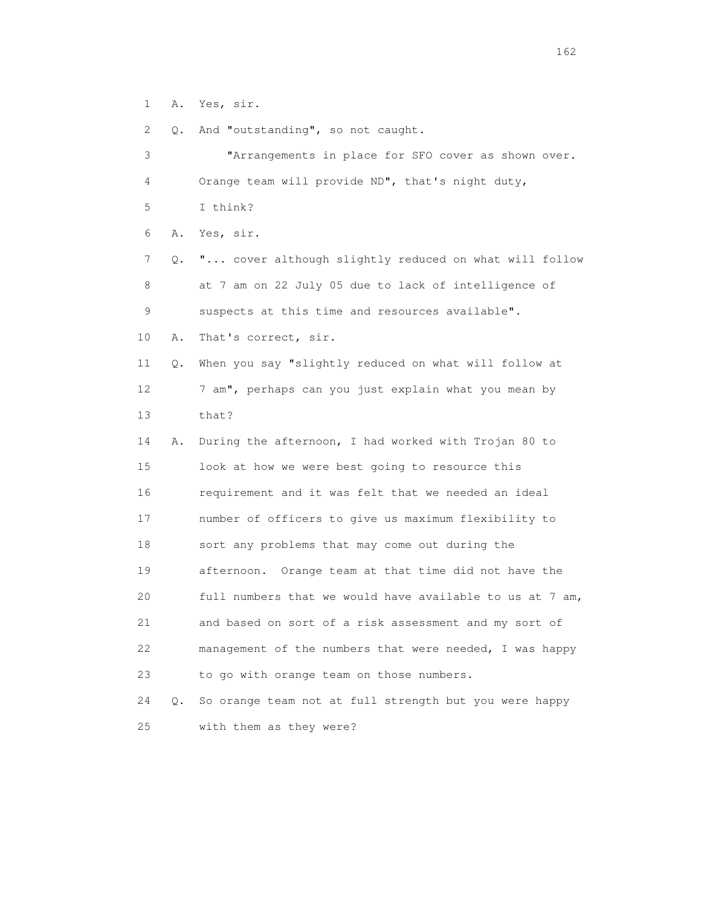1 A. Yes, sir.

2 Q. And "outstanding", so not caught.

3 "Arrangements in place for SFO cover as shown over.

4 Orange team will provide ND", that's night duty,

5 I think?

6 A. Yes, sir.

7 Q. "... cover although slightly reduced on what will follow

8 at 7 am on 22 July 05 due to lack of intelligence of

9 suspects at this time and resources available".

10 A. That's correct, sir.

11 Q. When you say "slightly reduced on what will follow at

12 7 am", perhaps can you just explain what you mean by

13 that?

14 A. During the afternoon, I had worked with Trojan 80 to

15 look at how we were best going to resource this

16 requirement and it was felt that we needed an ideal

17 number of officers to give us maximum flexibility to

18 sort any problems that may come out during the

19 afternoon. Orange team at that time did not have the

20 full numbers that we would have available to us at 7 am,

21 and based on sort of a risk assessment and my sort of

22 management of the numbers that were needed, I was happy

23 to go with orange team on those numbers.

24 Q. So orange team not at full strength but you were happy

25 with them as they were?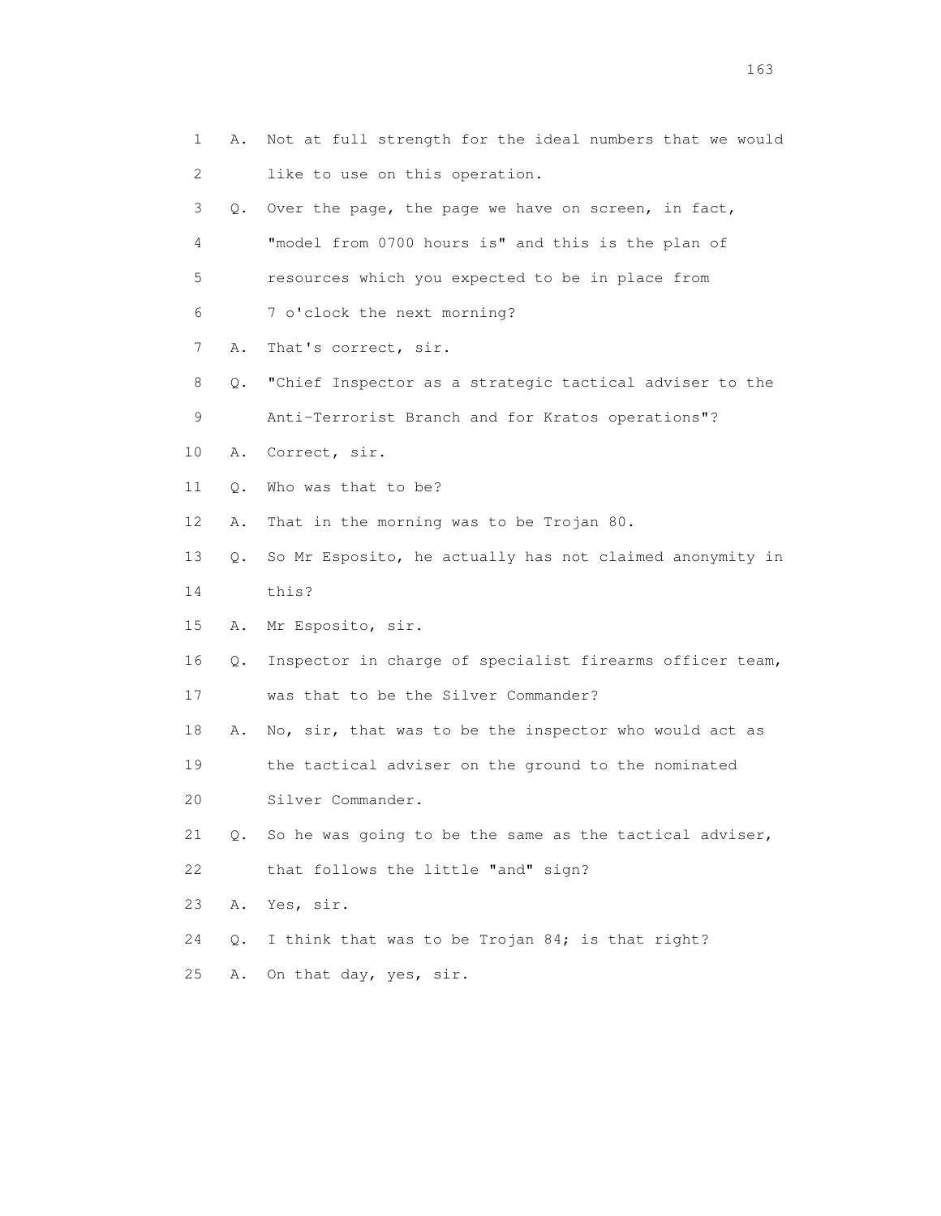1 A. Not at full strength for the ideal numbers that we would
2 like to use on this operation.
3 Q. Over the page, the page we have on screen, in fact,
4 "model from 0700 hours is" and this is the plan of
5 resources which you expected to be in place from
6 7 o'clock the next morning?
7 A. That's correct, sir.
8 Q. "Chief Inspector as a strategic tactical adviser to the
9 Anti-Terrorist Branch and for Kratos operations"?
10 A. Correct, sir.
11 Q. Who was that to be?
12 A. That in the morning was to be Trojan 80.
13 Q. So Mr Esposito, he actually has not claimed anonymity in
14 this?
15 A. Mr Esposito, sir.
16 Q. Inspector in charge of specialist firearms officer team,
17 was that to be the Silver Commander?
18 A. No, sir, that was to be the inspector who would act as
19 the tactical adviser on the ground to the nominated
20 Silver Commander.
21 Q. So he was going to be the same as the tactical adviser,
22 that follows the little "and" sign?
23 A. Yes, sir.
24 Q. I think that was to be Trojan 84; is that right?
25 A. On that day, yes, sir.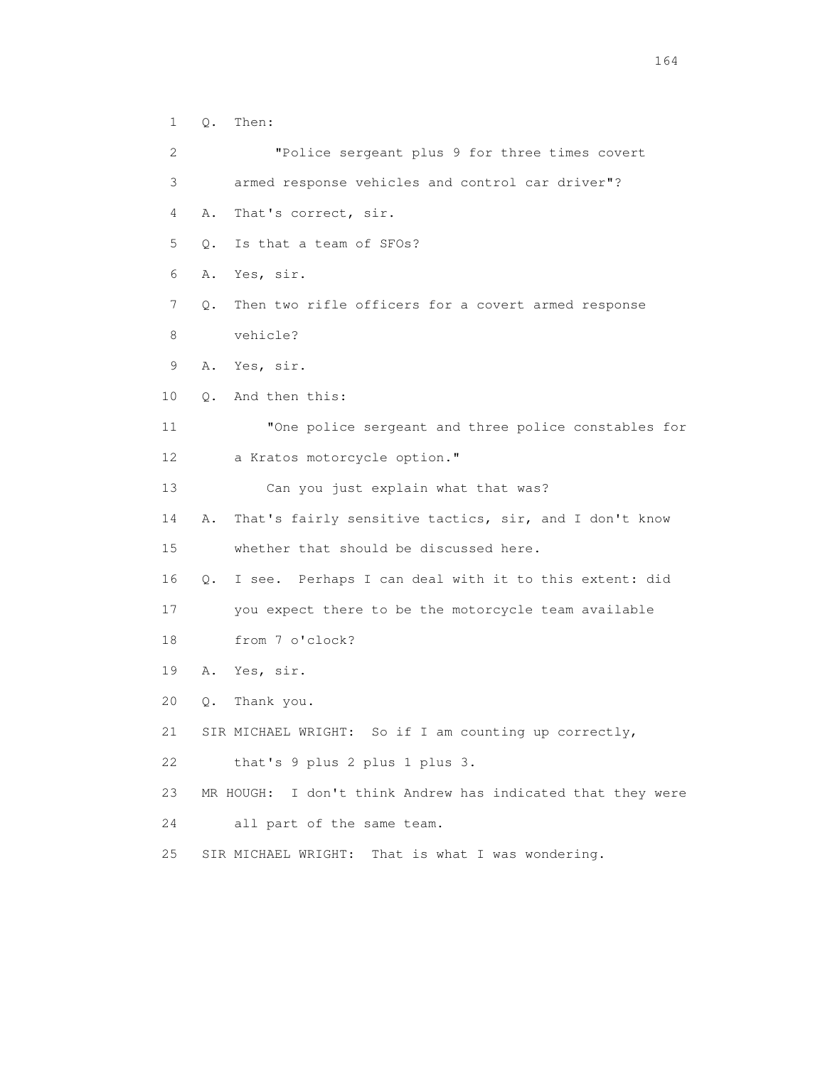1 Q. Then:

2 "Police sergeant plus 9 for three times covert

3 armed response vehicles and control car driver"?

4 A. That's correct, sir.

5 Q. Is that a team of SFOs?

6 A. Yes, sir.

7 Q. Then two rifle officers for a covert armed response

8 vehicle?

9 A. Yes, sir.

10 Q. And then this:

11 "One police sergeant and three police constables for

12 a Kratos motorcycle option."

13 Can you just explain what that was?

14 A. That's fairly sensitive tactics, sir, and I don't know

15 whether that should be discussed here.

16 Q. I see. Perhaps I can deal with it to this extent: did

17 you expect there to be the motorcycle team available

18 from 7 o'clock?

19 A. Yes, sir.

20 Q. Thank you.

21 SIR MICHAEL WRIGHT: So if I am counting up correctly,

22 that's 9 plus 2 plus 1 plus 3.

23 MR HOUGH: I don't think Andrew has indicated that they were

24 all part of the same team.

25 SIR MICHAEL WRIGHT: That is what I was wondering.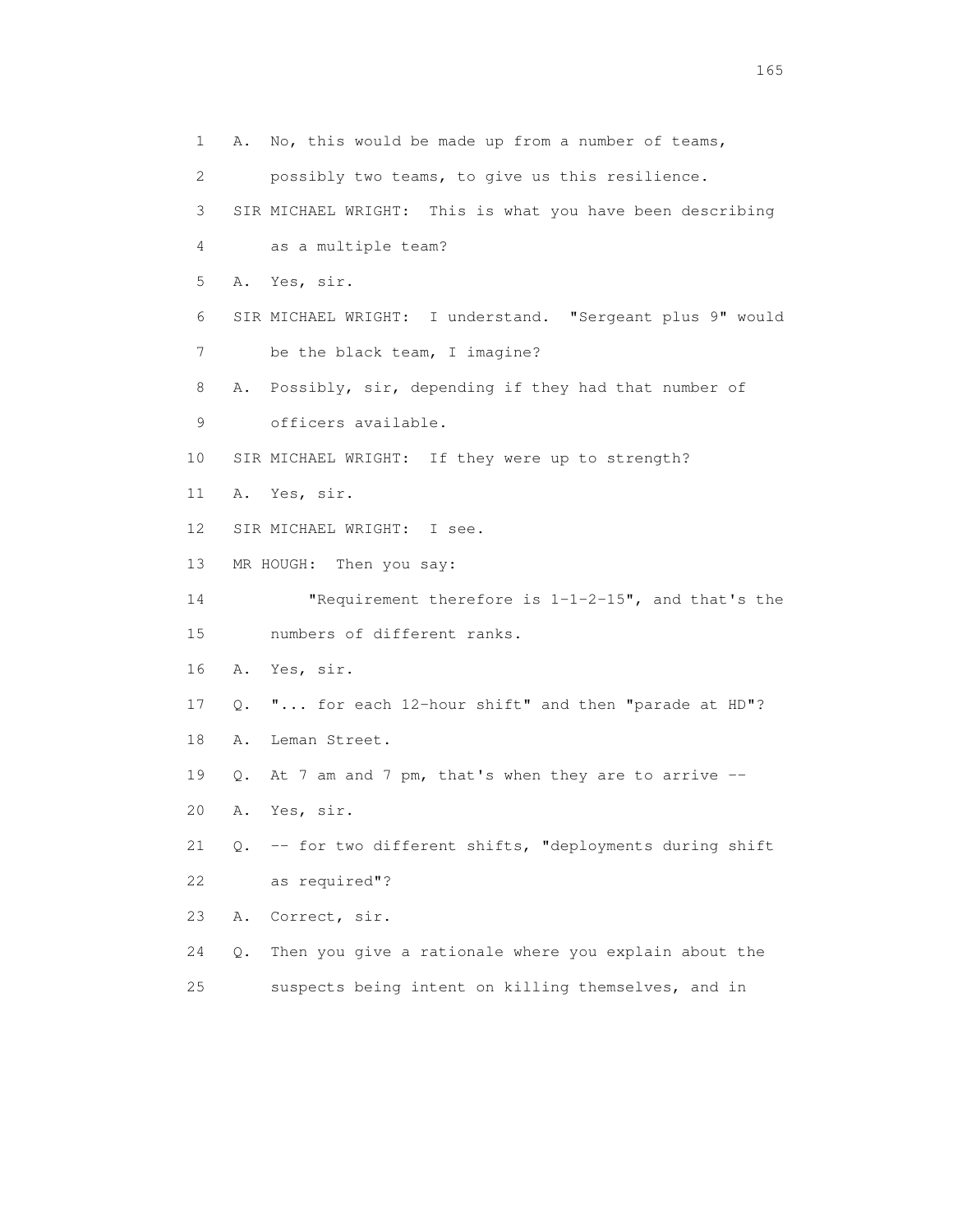1 A. No, this would be made up from a number of teams,
2 possibly two teams, to give us this resilience.
3 SIR MICHAEL WRIGHT: This is what you have been describing
4 as a multiple team?
5 A. Yes, sir.
6 SIR MICHAEL WRIGHT: I understand. "Sergeant plus 9" would
7 be the black team, I imagine?
8 A. Possibly, sir, depending if they had that number of
9 officers available.
10 SIR MICHAEL WRIGHT: If they were up to strength?
11 A. Yes, sir.
12 SIR MICHAEL WRIGHT: I see.
13 MR HOUGH: Then you say:
14 "Requirement therefore is 1-1-2-15", and that's the
15 numbers of different ranks.
16 A. Yes, sir.
17 Q. "... for each 12-hour shift" and then "parade at HD"?
18 A. Leman Street.
19 Q. At 7 am and 7 pm, that's when they are to arrive --
20 A. Yes, sir.
21 Q. -- for two different shifts, "deployments during shift
22 as required"?
23 A. Correct, sir.
24 Q. Then you give a rationale where you explain about the
25 suspects being intent on killing themselves, and in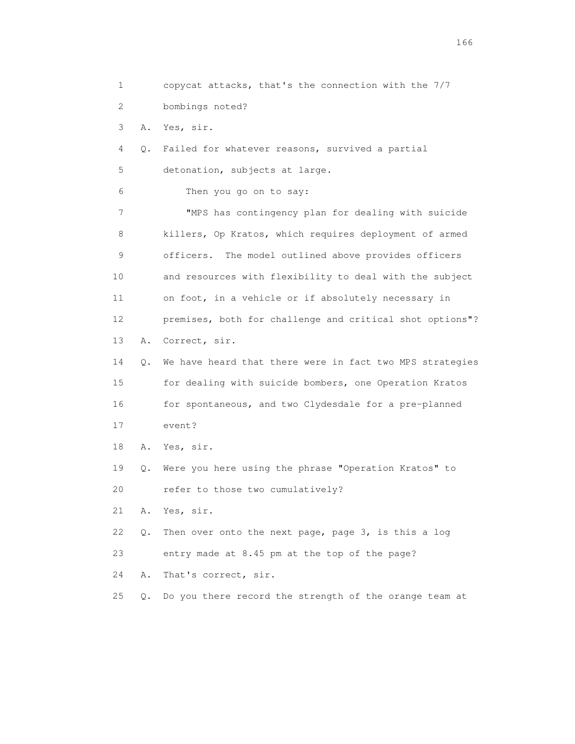1 copycat attacks, that's the connection with the 7/7
2 bombings noted?
3 A. Yes, sir.
4 Q. Failed for whatever reasons, survived a partial
5 detonation, subjects at large.
6 Then you go on to say:
7 "MPS has contingency plan for dealing with suicide
8 killers, Op Kratos, which requires deployment of armed
9 officers. The model outlined above provides officers
10 and resources with flexibility to deal with the subject
11 on foot, in a vehicle or if absolutely necessary in
12 premises, both for challenge and critical shot options"?
13 A. Correct, sir.
14 Q. We have heard that there were in fact two MPS strategies
15 for dealing with suicide bombers, one Operation Kratos
16 for spontaneous, and two Clydesdale for a pre-planned
17 event?
18 A. Yes, sir.
19 Q. Were you here using the phrase "Operation Kratos" to
20 refer to those two cumulatively?
21 A. Yes, sir.
22 Q. Then over onto the next page, page 3, is this a log
23 entry made at 8.45 pm at the top of the page?
24 A. That's correct, sir.
25 Q. Do you there record the strength of the orange team at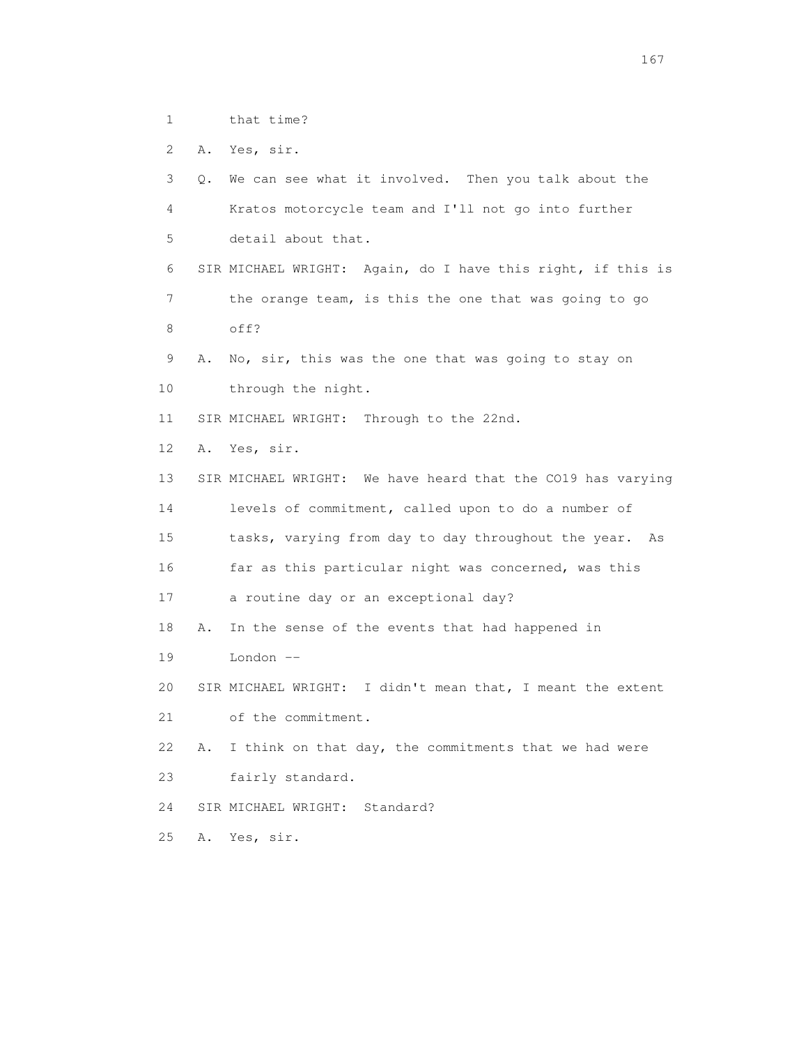1 that time?

2 A. Yes, sir.

3 Q. We can see what it involved. Then you talk about the

4 Kratos motorcycle team and I'll not go into further

5 detail about that.

6 SIR MICHAEL WRIGHT: Again, do I have this right, if this is

7 the orange team, is this the one that was going to go

8 off?

9 A. No, sir, this was the one that was going to stay on

10 through the night.

11 SIR MICHAEL WRIGHT: Through to the 22nd.

12 A. Yes, sir.

13 SIR MICHAEL WRIGHT: We have heard that the CO19 has varying

14 levels of commitment, called upon to do a number of

15 tasks, varying from day to day throughout the year. As

16 far as this particular night was concerned, was this

17 a routine day or an exceptional day?

18 A. In the sense of the events that had happened in

19 London --

20 SIR MICHAEL WRIGHT: I didn't mean that, I meant the extent

21 of the commitment.

22 A. I think on that day, the commitments that we had were

23 fairly standard.

24 SIR MICHAEL WRIGHT: Standard?

25 A. Yes, sir.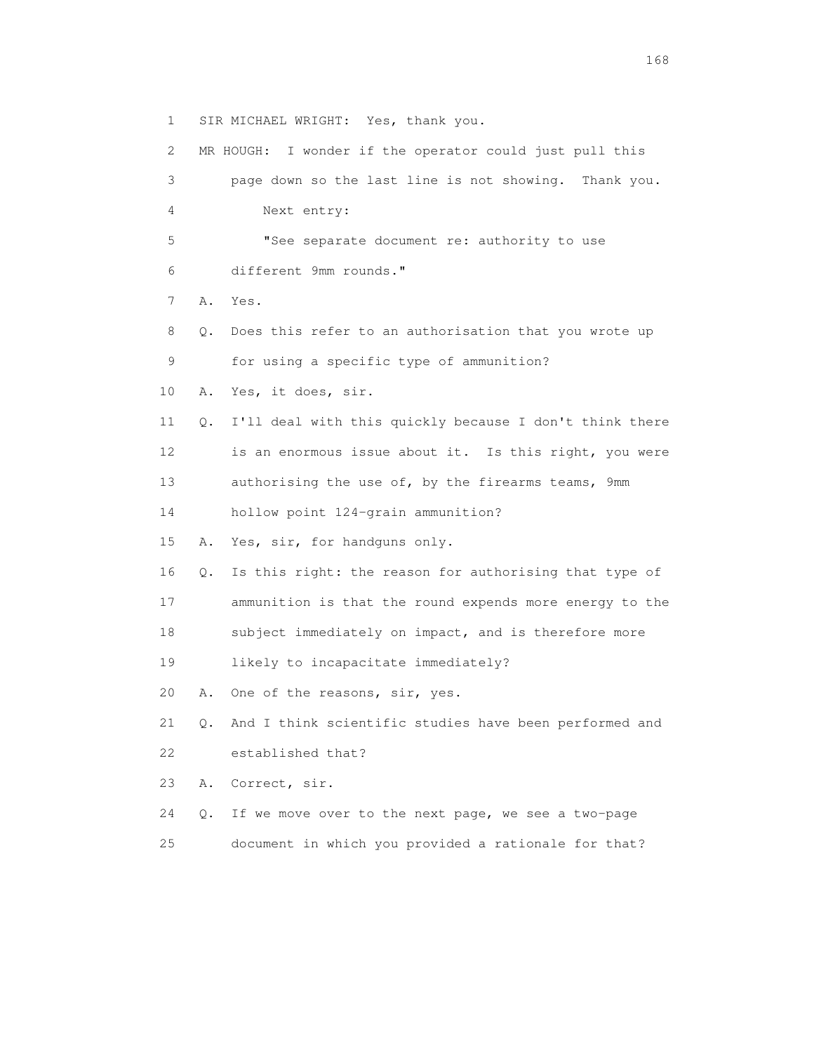1 SIR MICHAEL WRIGHT: Yes, thank you.

2 MR HOUGH: I wonder if the operator could just pull this

3 page down so the last line is not showing. Thank you.

4 Next entry:

5 "See separate document re: authority to use

6 different 9mm rounds."

7 A. Yes.

8 Q. Does this refer to an authorisation that you wrote up

9 for using a specific type of ammunition?

10 A. Yes, it does, sir.

11 Q. I'll deal with this quickly because I don't think there

12 is an enormous issue about it. Is this right, you were

13 authorising the use of, by the firearms teams, 9mm

14 hollow point 124-grain ammunition?

15 A. Yes, sir, for handguns only.

16 Q. Is this right: the reason for authorising that type of

17 ammunition is that the round expends more energy to the

18 subject immediately on impact, and is therefore more

19 likely to incapacitate immediately?

20 A. One of the reasons, sir, yes.

21 Q. And I think scientific studies have been performed and

22 established that?

23 A. Correct, sir.

24 Q. If we move over to the next page, we see a two-page

25 document in which you provided a rationale for that?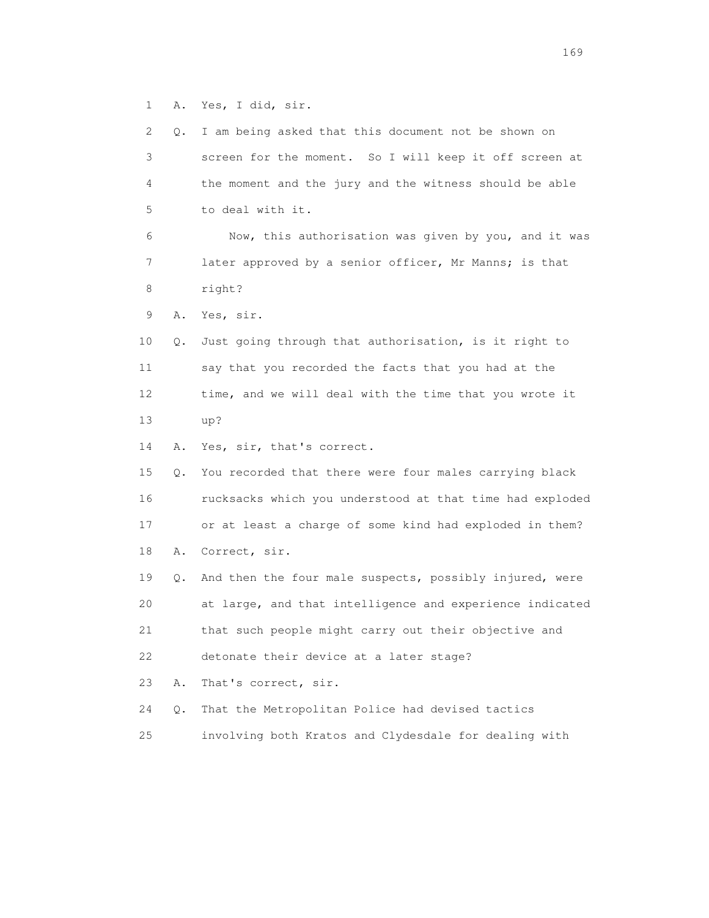1 A. Yes, I did, sir.

2 Q. I am being asked that this document not be shown on
3 screen for the moment. So I will keep it off screen at
4 the moment and the jury and the witness should be able
5 to deal with it.

6 Now, this authorisation was given by you, and it was
7 later approved by a senior officer, Mr Manns; is that
8 right?

9 A. Yes, sir.

10 Q. Just going through that authorisation, is it right to
11 say that you recorded the facts that you had at the
12 time, and we will deal with the time that you wrote it
13 up?

14 A. Yes, sir, that's correct.

15 Q. You recorded that there were four males carrying black
16 rucksacks which you understood at that time had exploded
17 or at least a charge of some kind had exploded in them?

18 A. Correct, sir.

19 Q. And then the four male suspects, possibly injured, were
20 at large, and that intelligence and experience indicated
21 that such people might carry out their objective and
22 detonate their device at a later stage?

23 A. That's correct, sir.

24 Q. That the Metropolitan Police had devised tactics
25 involving both Kratos and Clydesdale for dealing with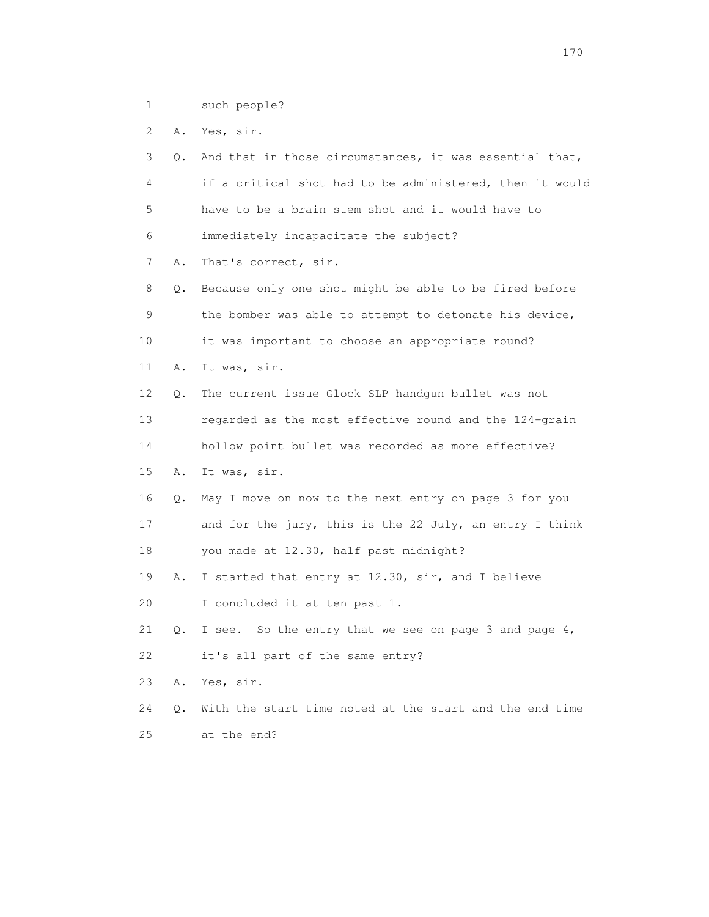1 such people?

2 A. Yes, sir.

3 Q. And that in those circumstances, it was essential that,

4 if a critical shot had to be administered, then it would

5 have to be a brain stem shot and it would have to

6 immediately incapacitate the subject?

7 A. That's correct, sir.

8 Q. Because only one shot might be able to be fired before

9 the bomber was able to attempt to detonate his device,

10 it was important to choose an appropriate round?

11 A. It was, sir.

12 Q. The current issue Glock SLP handgun bullet was not

13 regarded as the most effective round and the 124-grain

14 hollow point bullet was recorded as more effective?

15 A. It was, sir.

16 Q. May I move on now to the next entry on page 3 for you

17 and for the jury, this is the 22 July, an entry I think

18 you made at 12.30, half past midnight?

19 A. I started that entry at 12.30, sir, and I believe

20 I concluded it at ten past 1.

21 Q. I see. So the entry that we see on page 3 and page 4,

22 it's all part of the same entry?

23 A. Yes, sir.

24 Q. With the start time noted at the start and the end time

25 at the end?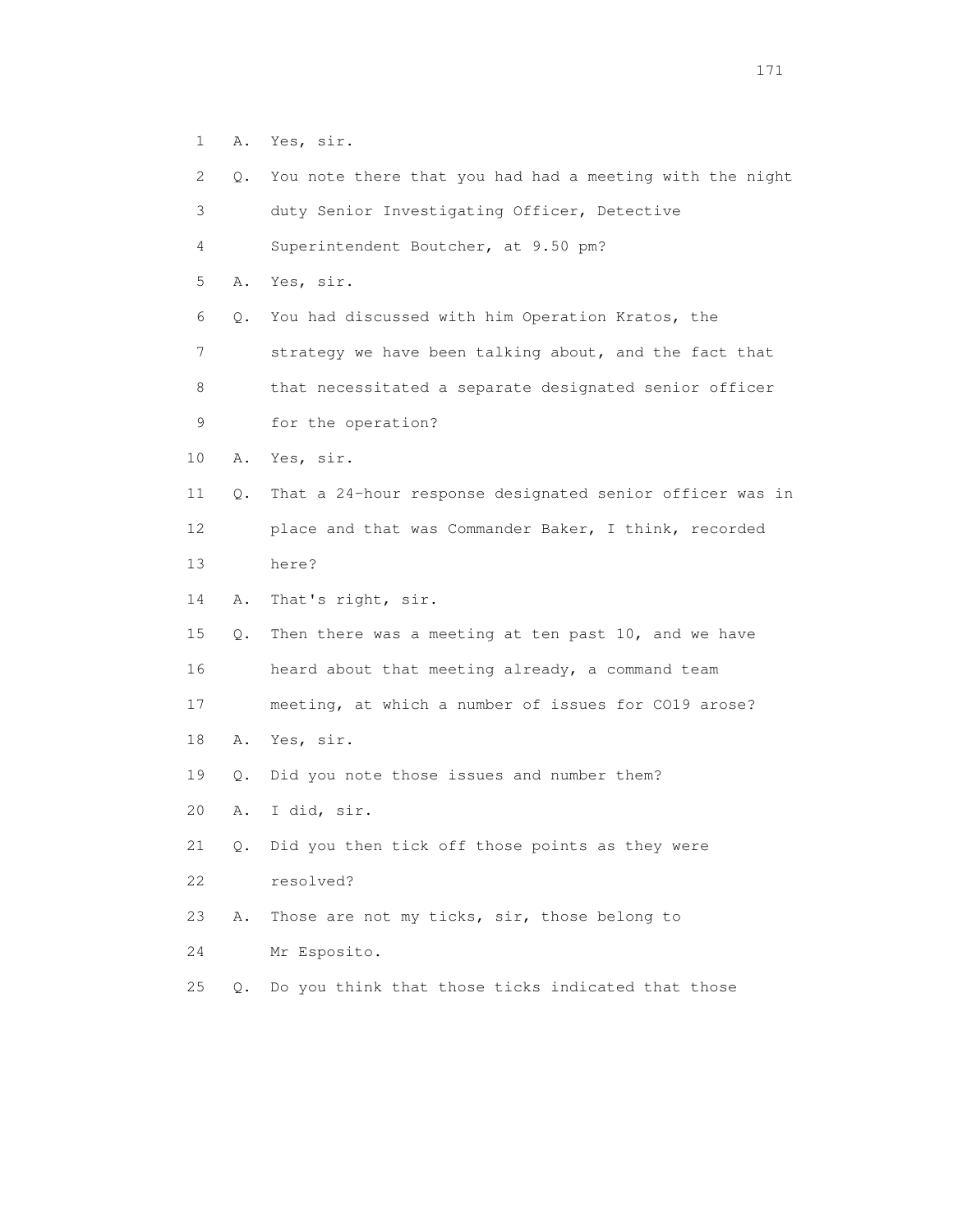1 A. Yes, sir.

2 Q. You note there that you had had a meeting with the night

3 duty Senior Investigating Officer, Detective

4 Superintendent Boutcher, at 9.50 pm?

5 A. Yes, sir.

6 Q. You had discussed with him Operation Kratos, the

7 strategy we have been talking about, and the fact that

8 that necessitated a separate designated senior officer

9 for the operation?

10 A. Yes, sir.

11 Q. That a 24-hour response designated senior officer was in

12 place and that was Commander Baker, I think, recorded

13 here?

14 A. That's right, sir.

15 Q. Then there was a meeting at ten past 10, and we have

16 heard about that meeting already, a command team

17 meeting, at which a number of issues for CO19 arose?

18 A. Yes, sir.

19 Q. Did you note those issues and number them?

20 A. I did, sir.

21 Q. Did you then tick off those points as they were

22 resolved?

23 A. Those are not my ticks, sir, those belong to

24 Mr Esposito.

25 Q. Do you think that those ticks indicated that those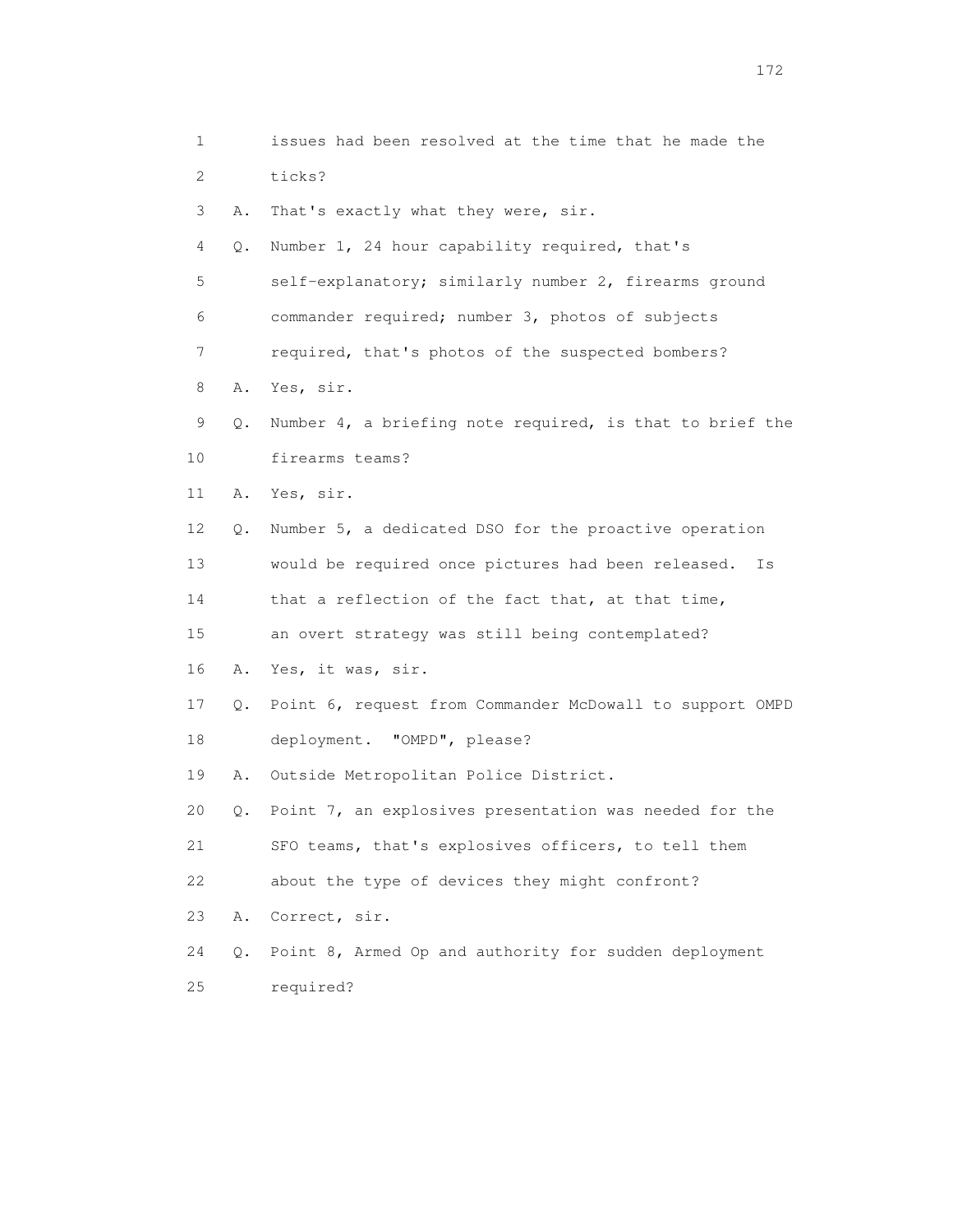1 issues had been resolved at the time that he made the
2 ticks?
3 A. That's exactly what they were, sir.
4 Q. Number 1, 24 hour capability required, that's
5 self-explanatory; similarly number 2, firearms ground
6 commander required; number 3, photos of subjects
7 required, that's photos of the suspected bombers?
8 A. Yes, sir.
9 Q. Number 4, a briefing note required, is that to brief the
10 firearms teams?
11 A. Yes, sir.
12 Q. Number 5, a dedicated DSO for the proactive operation
13 would be required once pictures had been released. Is
14 that a reflection of the fact that, at that time,
15 an overt strategy was still being contemplated?
16 A. Yes, it was, sir.
17 Q. Point 6, request from Commander McDowall to support OMPD
18 deployment. "OMPD", please?
19 A. Outside Metropolitan Police District.
20 Q. Point 7, an explosives presentation was needed for the
21 SFO teams, that's explosives officers, to tell them
22 about the type of devices they might confront?
23 A. Correct, sir.
24 Q. Point 8, Armed Op and authority for sudden deployment
25 required?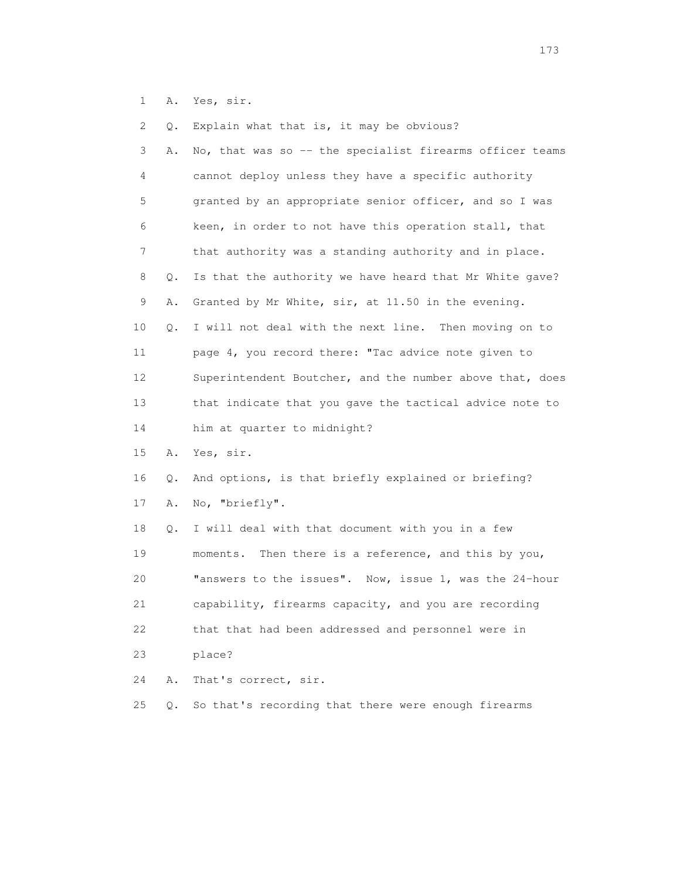1 A. Yes, sir.

2 Q. Explain what that is, it may be obvious?

3 A. No, that was so -- the specialist firearms officer teams

4 cannot deploy unless they have a specific authority

5 granted by an appropriate senior officer, and so I was

6 keen, in order to not have this operation stall, that

7 that authority was a standing authority and in place.

8 Q. Is that the authority we have heard that Mr White gave?

9 A. Granted by Mr White, sir, at 11.50 in the evening.

10 Q. I will not deal with the next line. Then moving on to

11 page 4, you record there: "Tac advice note given to

12 Superintendent Boutcher, and the number above that, does

13 that indicate that you gave the tactical advice note to

14 him at quarter to midnight?

15 A. Yes, sir.

16 Q. And options, is that briefly explained or briefing?

17 A. No, "briefly".

18 Q. I will deal with that document with you in a few

19 moments. Then there is a reference, and this by you,

20 "answers to the issues". Now, issue 1, was the 24-hour

21 capability, firearms capacity, and you are recording

22 that that had been addressed and personnel were in

23 place?

24 A. That's correct, sir.

25 Q. So that's recording that there were enough firearms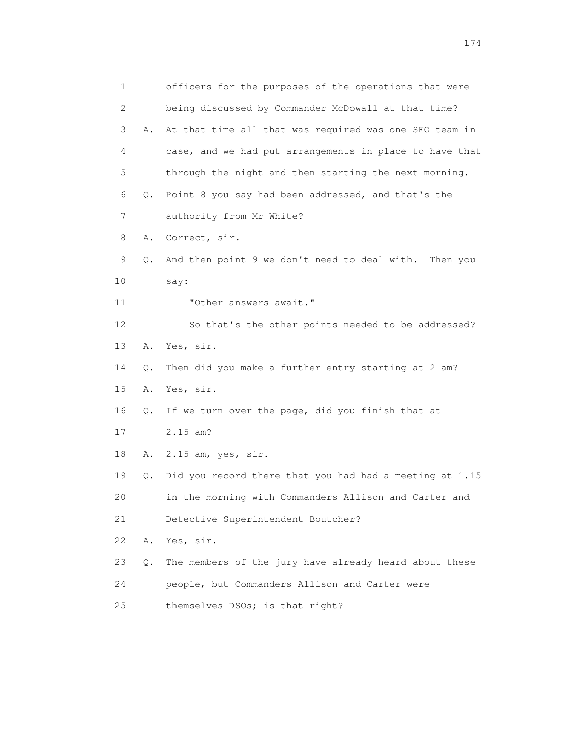1 officers for the purposes of the operations that were
2 being discussed by Commander McDowall at that time?
3 A. At that time all that was required was one SFO team in
4 case, and we had put arrangements in place to have that
5 through the night and then starting the next morning.
6 Q. Point 8 you say had been addressed, and that's the
7 authority from Mr White?
8 A. Correct, sir.
9 Q. And then point 9 we don't need to deal with. Then you
10 say:
11 "Other answers await."
12 So that's the other points needed to be addressed?
13 A. Yes, sir.
14 Q. Then did you make a further entry starting at 2 am?
15 A. Yes, sir.
16 Q. If we turn over the page, did you finish that at
17 2.15 am?
18 A. 2.15 am, yes, sir.
19 Q. Did you record there that you had had a meeting at 1.15
20 in the morning with Commanders Allison and Carter and
21 Detective Superintendent Boutcher?
22 A. Yes, sir.
23 Q. The members of the jury have already heard about these
24 people, but Commanders Allison and Carter were
25 themselves DSOs; is that right?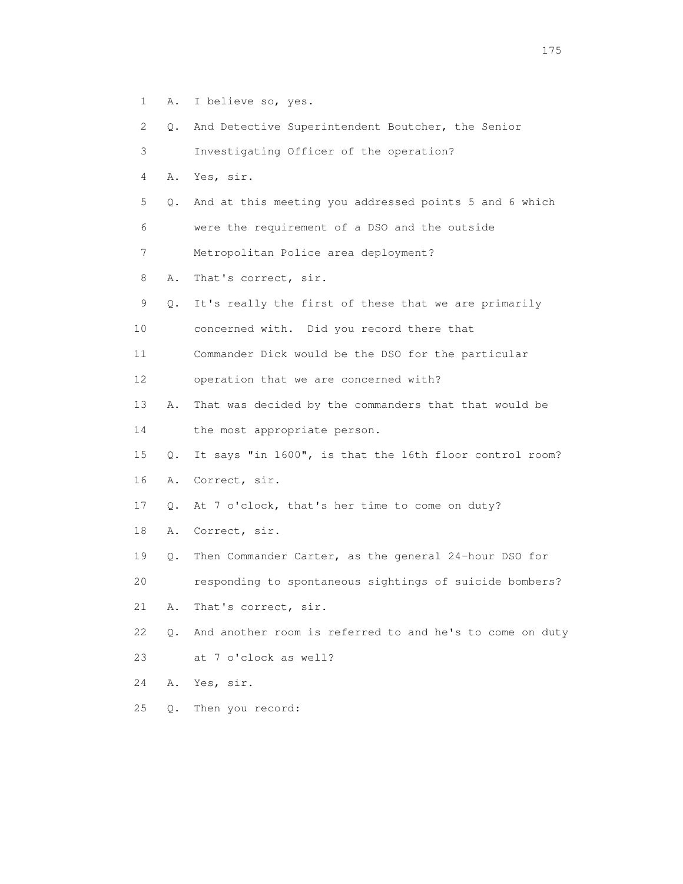1 A. I believe so, yes.

2 Q. And Detective Superintendent Boutcher, the Senior

3 Investigating Officer of the operation?

4 A. Yes, sir.

5 Q. And at this meeting you addressed points 5 and 6 which

6 were the requirement of a DSO and the outside

7 Metropolitan Police area deployment?

8 A. That's correct, sir.

9 Q. It's really the first of these that we are primarily

10 concerned with. Did you record there that

11 Commander Dick would be the DSO for the particular

12 operation that we are concerned with?

13 A. That was decided by the commanders that that would be

14 the most appropriate person.

15 Q. It says "in 1600", is that the 16th floor control room?

16 A. Correct, sir.

17 Q. At 7 o'clock, that's her time to come on duty?

18 A. Correct, sir.

19 Q. Then Commander Carter, as the general 24-hour DSO for

20 responding to spontaneous sightings of suicide bombers?

21 A. That's correct, sir.

22 Q. And another room is referred to and he's to come on duty

23 at 7 o'clock as well?

24 A. Yes, sir.

25 Q. Then you record: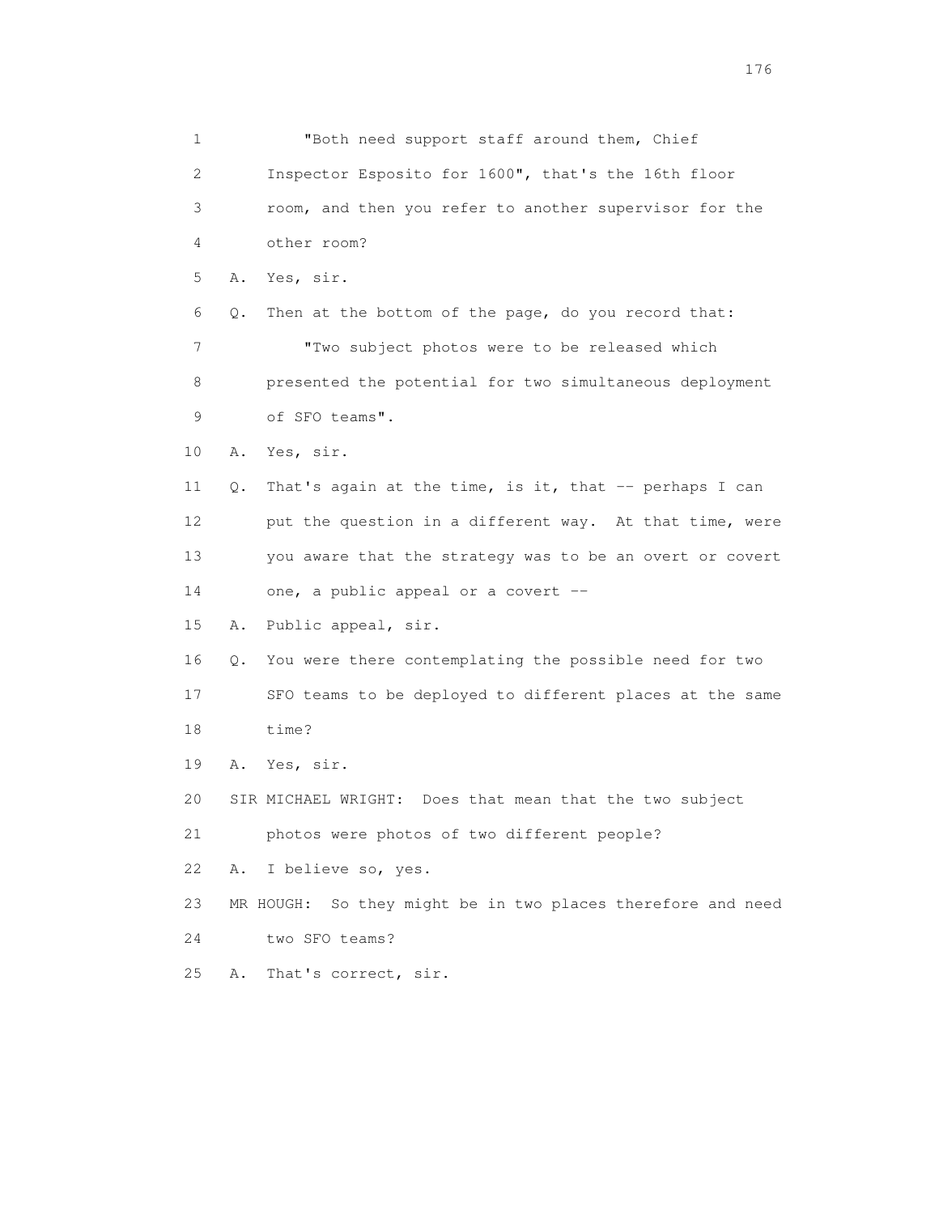1 "Both need support staff around them, Chief
2 Inspector Esposito for 1600", that's the 16th floor
3 room, and then you refer to another supervisor for the
4 other room?

5 A. Yes, sir.

6 Q. Then at the bottom of the page, do you record that:

7 "Two subject photos were to be released which
8 presented the potential for two simultaneous deployment
9 of SFO teams".

10 A. Yes, sir.

11 Q. That's again at the time, is it, that -- perhaps I can
12 put the question in a different way. At that time, were
13 you aware that the strategy was to be an overt or covert
14 one, a public appeal or a covert --

15 A. Public appeal, sir.

16 Q. You were there contemplating the possible need for two
17 SFO teams to be deployed to different places at the same
18 time?

19 A. Yes, sir.

20 SIR MICHAEL WRIGHT: Does that mean that the two subject
21 photos were photos of two different people?

22 A. I believe so, yes.

23 MR HOUGH: So they might be in two places therefore and need
24 two SFO teams?

25 A. That's correct, sir.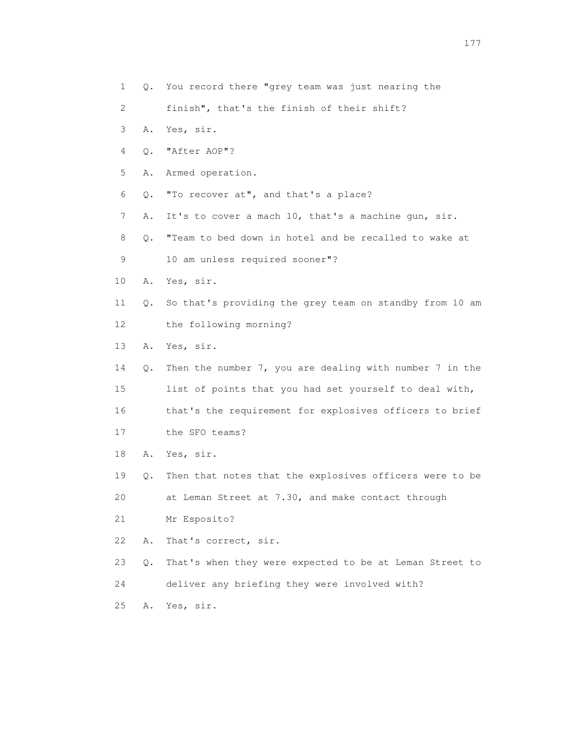1 Q. You record there "grey team was just nearing the
2 finish", that's the finish of their shift?
3 A. Yes, sir.
4 Q. "After AOP"?
5 A. Armed operation.
6 Q. "To recover at", and that's a place?
7 A. It's to cover a mach 10, that's a machine gun, sir.
8 Q. "Team to bed down in hotel and be recalled to wake at
9 10 am unless required sooner"?
10 A. Yes, sir.
11 Q. So that's providing the grey team on standby from 10 am
12 the following morning?
13 A. Yes, sir.
14 Q. Then the number 7, you are dealing with number 7 in the
15 list of points that you had set yourself to deal with,
16 that's the requirement for explosives officers to brief
17 the SFO teams?
18 A. Yes, sir.
19 Q. Then that notes that the explosives officers were to be
20 at Leman Street at 7.30, and make contact through
21 Mr Esposito?
22 A. That's correct, sir.
23 Q. That's when they were expected to be at Leman Street to
24 deliver any briefing they were involved with?
25 A. Yes, sir.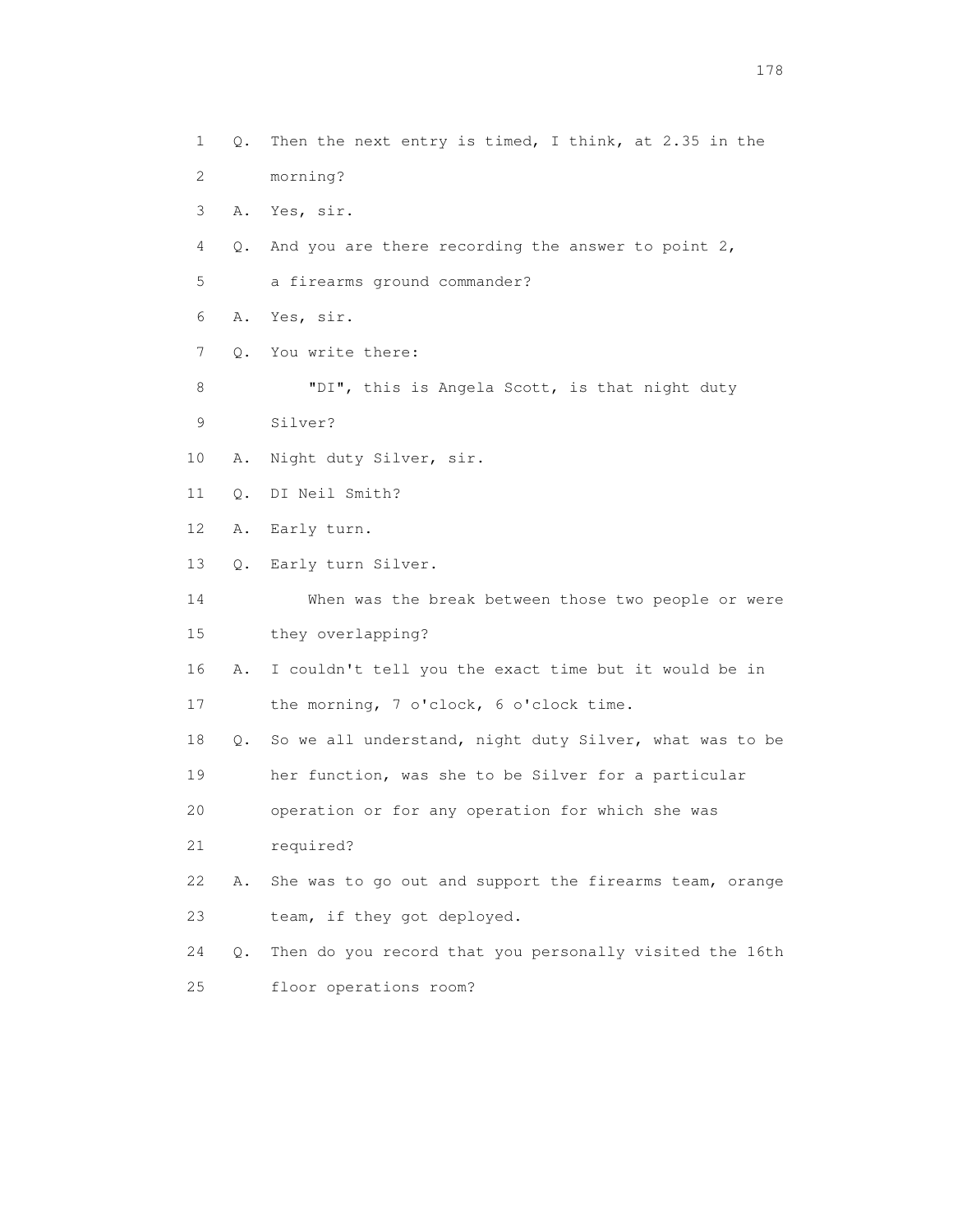1 Q. Then the next entry is timed, I think, at 2.35 in the
2 morning?
3 A. Yes, sir.
4 Q. And you are there recording the answer to point 2,
5 a firearms ground commander?
6 A. Yes, sir.
7 Q. You write there:
8 "DI", this is Angela Scott, is that night duty
9 Silver?
10 A. Night duty Silver, sir.
11 Q. DI Neil Smith?
12 A. Early turn.
13 Q. Early turn Silver.
14 When was the break between those two people or were
15 they overlapping?
16 A. I couldn't tell you the exact time but it would be in
17 the morning, 7 o'clock, 6 o'clock time.
18 Q. So we all understand, night duty Silver, what was to be
19 her function, was she to be Silver for a particular
20 operation or for any operation for which she was
21 required?
22 A. She was to go out and support the firearms team, orange
23 team, if they got deployed.
24 Q. Then do you record that you personally visited the 16th
25 floor operations room?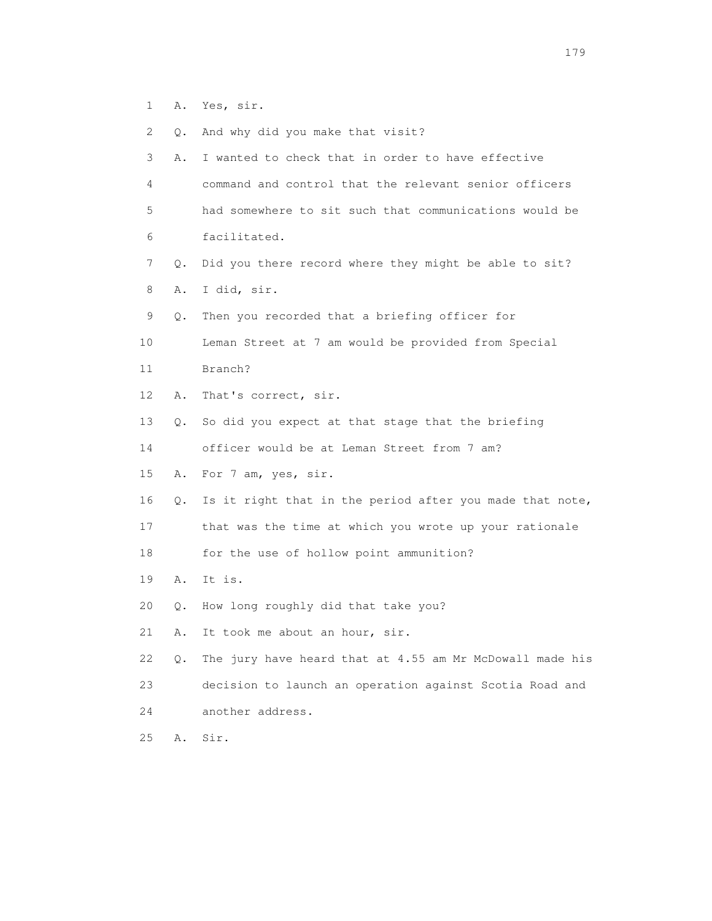1 A. Yes, sir.

2 Q. And why did you make that visit?

3 A. I wanted to check that in order to have effective

4 command and control that the relevant senior officers

5 had somewhere to sit such that communications would be

6 facilitated.

7 Q. Did you there record where they might be able to sit?

8 A. I did, sir.

9 Q. Then you recorded that a briefing officer for

10 Leman Street at 7 am would be provided from Special

11 Branch?

12 A. That's correct, sir.

13 Q. So did you expect at that stage that the briefing

14 officer would be at Leman Street from 7 am?

15 A. For 7 am, yes, sir.

16 Q. Is it right that in the period after you made that note,

17 that was the time at which you wrote up your rationale

18 for the use of hollow point ammunition?

19 A. It is.

20 Q. How long roughly did that take you?

21 A. It took me about an hour, sir.

22 Q. The jury have heard that at 4.55 am Mr McDowall made his

23 decision to launch an operation against Scotia Road and

24 another address.

25 A. Sir.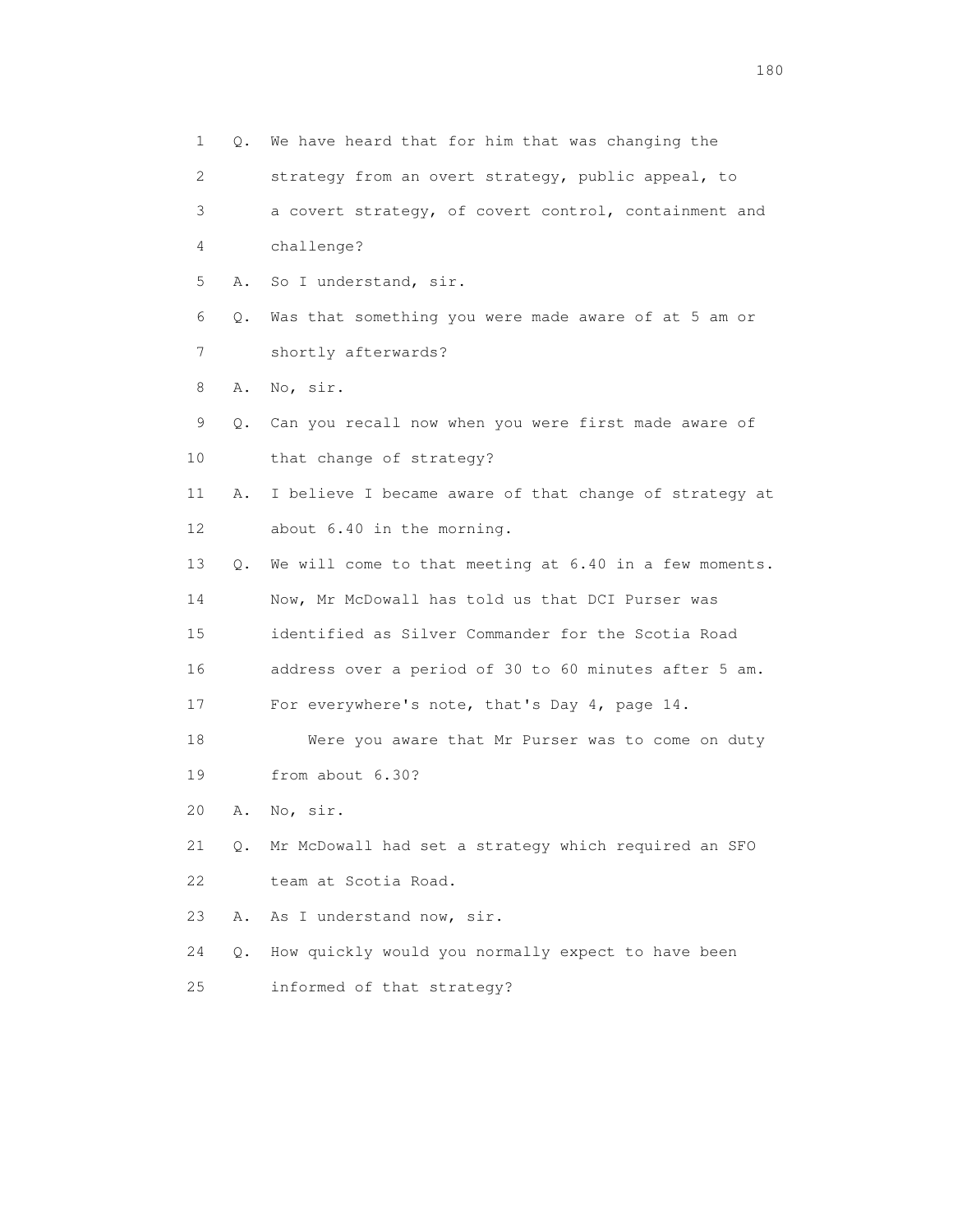1 Q. We have heard that for him that was changing the
2 strategy from an overt strategy, public appeal, to
3 a covert strategy, of covert control, containment and
4 challenge?
5 A. So I understand, sir.
6 Q. Was that something you were made aware of at 5 am or
7 shortly afterwards?
8 A. No, sir.
9 Q. Can you recall now when you were first made aware of
10 that change of strategy?
11 A. I believe I became aware of that change of strategy at
12 about 6.40 in the morning.
13 Q. We will come to that meeting at 6.40 in a few moments.
14 Now, Mr McDowall has told us that DCI Purser was
15 identified as Silver Commander for the Scotia Road
16 address over a period of 30 to 60 minutes after 5 am.
17 For everywhere's note, that's Day 4, page 14.
18 Were you aware that Mr Purser was to come on duty
19 from about 6.30?
20 A. No, sir.
21 Q. Mr McDowall had set a strategy which required an SFO
22 team at Scotia Road.
23 A. As I understand now, sir.
24 Q. How quickly would you normally expect to have been
25 informed of that strategy?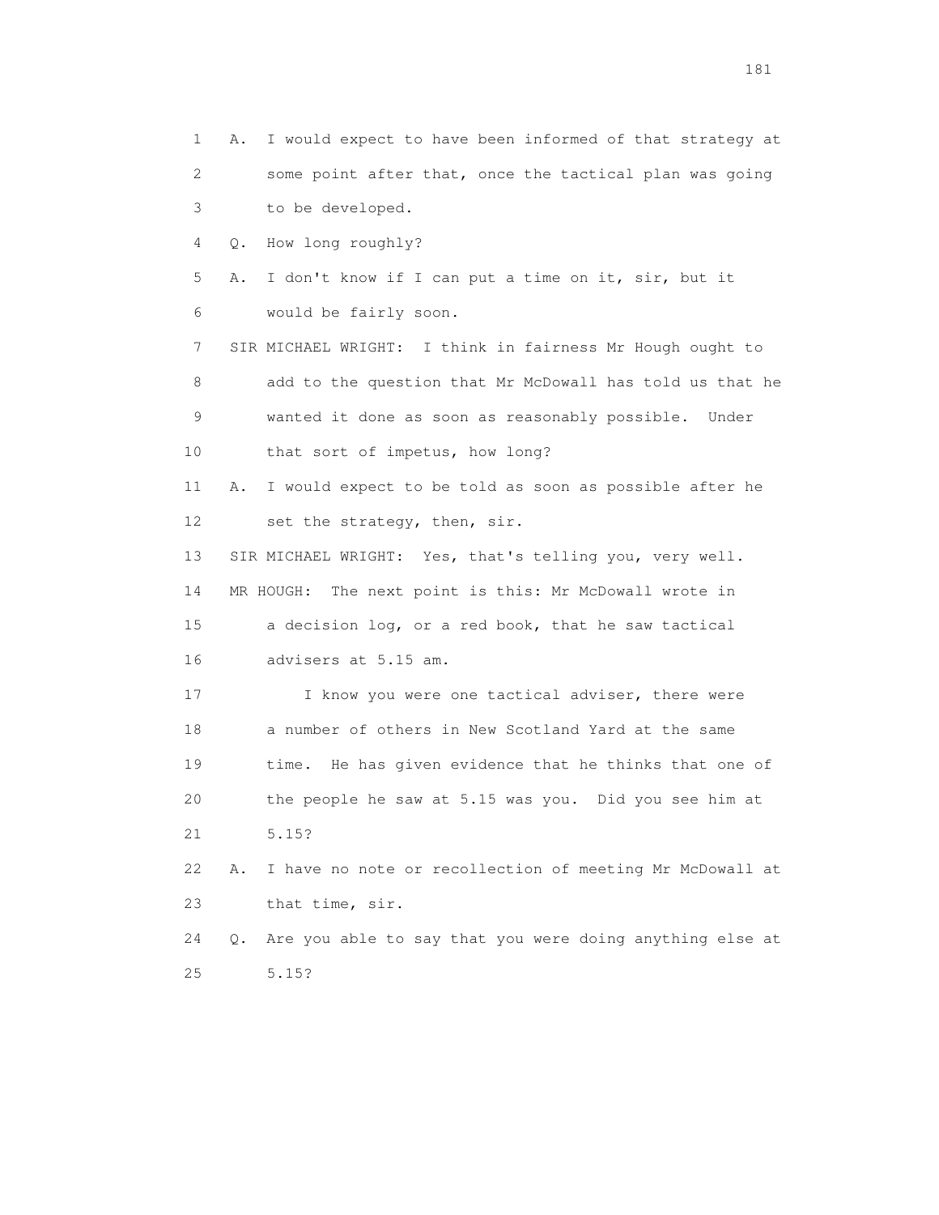1 A. I would expect to have been informed of that strategy at
2 some point after that, once the tactical plan was going
3 to be developed.
4 Q. How long roughly?
5 A. I don't know if I can put a time on it, sir, but it
6 would be fairly soon.
7 SIR MICHAEL WRIGHT: I think in fairness Mr Hough ought to
8 add to the question that Mr McDowall has told us that he
9 wanted it done as soon as reasonably possible. Under
10 that sort of impetus, how long?
11 A. I would expect to be told as soon as possible after he
12 set the strategy, then, sir.
13 SIR MICHAEL WRIGHT: Yes, that's telling you, very well.
14 MR HOUGH: The next point is this: Mr McDowall wrote in
15 a decision log, or a red book, that he saw tactical
16 advisers at 5.15 am.
17 I know you were one tactical adviser, there were
18 a number of others in New Scotland Yard at the same
19 time. He has given evidence that he thinks that one of
20 the people he saw at 5.15 was you. Did you see him at
21 5.15?
22 A. I have no note or recollection of meeting Mr McDowall at
23 that time, sir.
24 Q. Are you able to say that you were doing anything else at
25 5.15?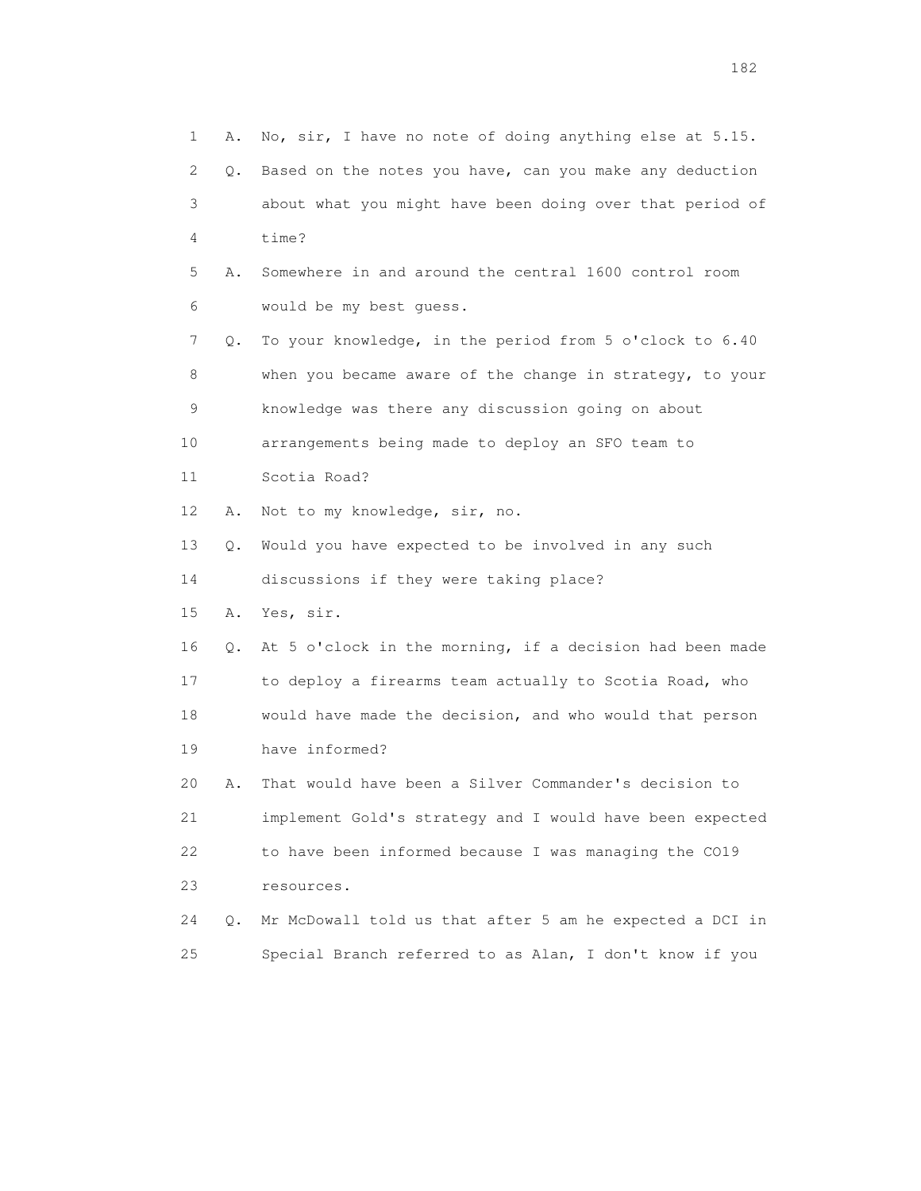1 A. No, sir, I have no note of doing anything else at 5.15.

2 Q. Based on the notes you have, can you make any deduction

3 about what you might have been doing over that period of

4 time?

5 A. Somewhere in and around the central 1600 control room

6 would be my best guess.

7 Q. To your knowledge, in the period from 5 o'clock to 6.40

8 when you became aware of the change in strategy, to your

9 knowledge was there any discussion going on about

10 arrangements being made to deploy an SFO team to

11 Scotia Road?

12 A. Not to my knowledge, sir, no.

13 Q. Would you have expected to be involved in any such

14 discussions if they were taking place?

15 A. Yes, sir.

16 Q. At 5 o'clock in the morning, if a decision had been made

17 to deploy a firearms team actually to Scotia Road, who

18 would have made the decision, and who would that person

19 have informed?

20 A. That would have been a Silver Commander's decision to

21 implement Gold's strategy and I would have been expected

22 to have been informed because I was managing the CO19

23 resources.

24 Q. Mr McDowall told us that after 5 am he expected a DCI in

25 Special Branch referred to as Alan, I don't know if you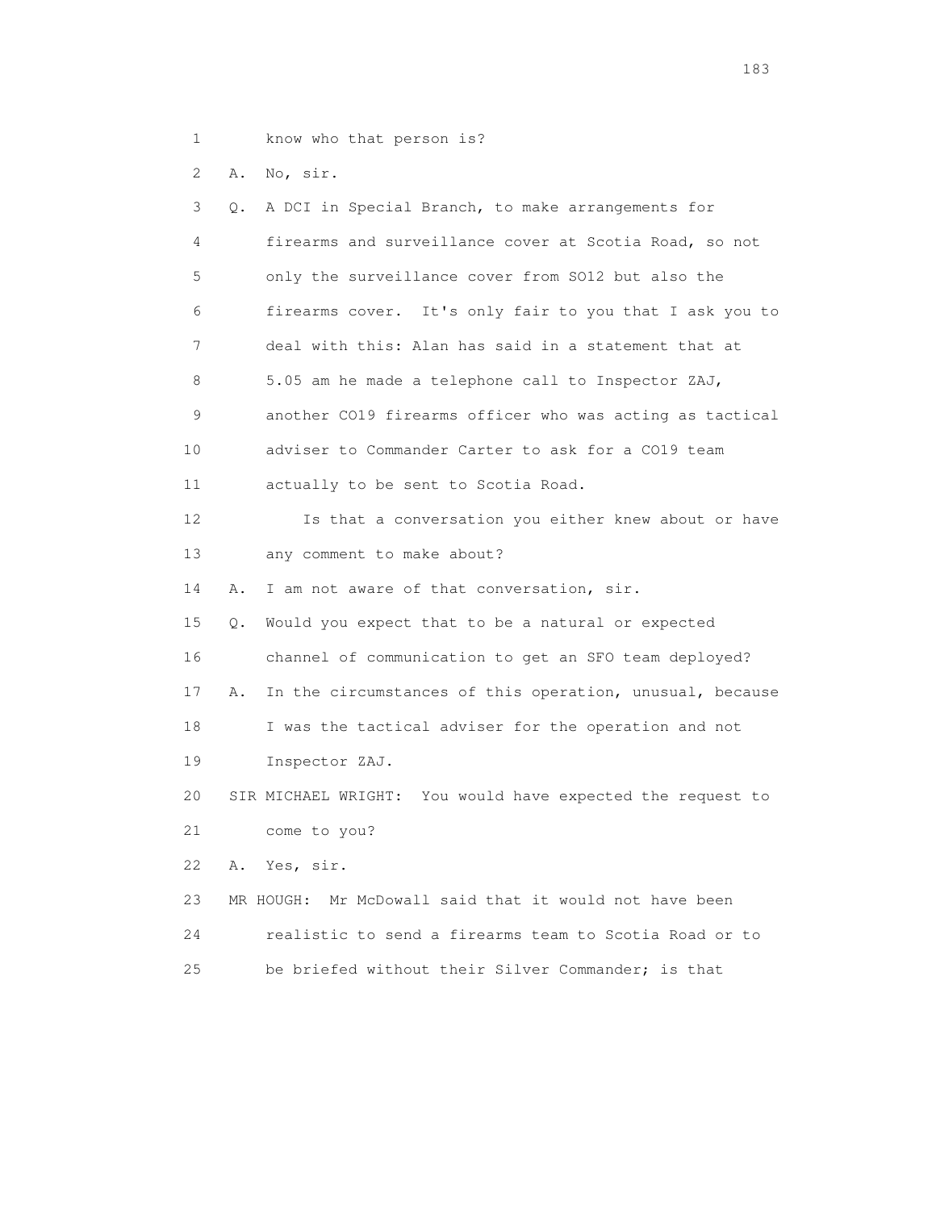1 know who that person is?

2 A. No, sir.

3 Q. A DCI in Special Branch, to make arrangements for
4 firearms and surveillance cover at Scotia Road, so not
5 only the surveillance cover from SO12 but also the
6 firearms cover. It's only fair to you that I ask you to
7 deal with this: Alan has said in a statement that at
8 5.05 am he made a telephone call to Inspector ZAJ,
9 another CO19 firearms officer who was acting as tactical
10 adviser to Commander Carter to ask for a CO19 team
11 actually to be sent to Scotia Road.

12 Is that a conversation you either knew about or have
13 any comment to make about?

14 A. I am not aware of that conversation, sir.

15 Q. Would you expect that to be a natural or expected
16 channel of communication to get an SFO team deployed?

17 A. In the circumstances of this operation, unusual, because
18 I was the tactical adviser for the operation and not
19 Inspector ZAJ.

20 SIR MICHAEL WRIGHT: You would have expected the request to
21 come to you?

22 A. Yes, sir.

23 MR HOUGH: Mr McDowall said that it would not have been
24 realistic to send a firearms team to Scotia Road or to
25 be briefed without their Silver Commander; is that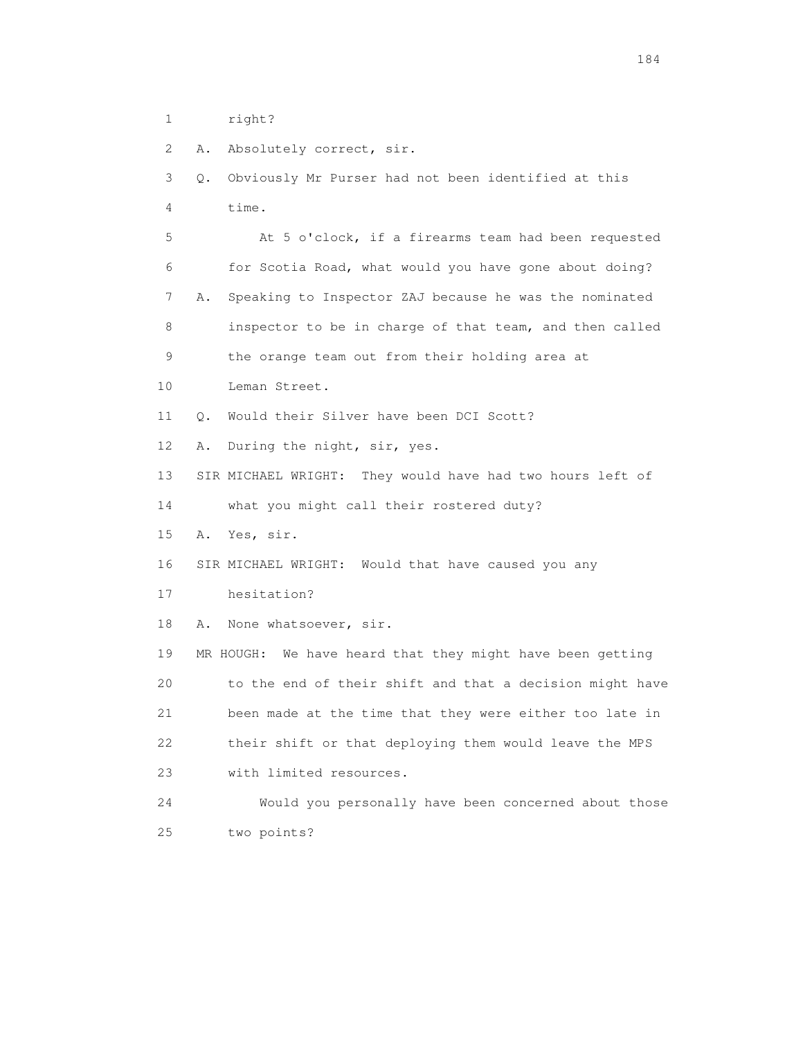1 right?

2 A. Absolutely correct, sir.

3 Q. Obviously Mr Purser had not been identified at this

4 time.

5 At 5 o'clock, if a firearms team had been requested

6 for Scotia Road, what would you have gone about doing?

7 A. Speaking to Inspector ZAJ because he was the nominated

8 inspector to be in charge of that team, and then called

9 the orange team out from their holding area at

10 Leman Street.

11 Q. Would their Silver have been DCI Scott?

12 A. During the night, sir, yes.

13 SIR MICHAEL WRIGHT: They would have had two hours left of

14 what you might call their rostered duty?

15 A. Yes, sir.

16 SIR MICHAEL WRIGHT: Would that have caused you any

17 hesitation?

18 A. None whatsoever, sir.

19 MR HOUGH: We have heard that they might have been getting

20 to the end of their shift and that a decision might have

21 been made at the time that they were either too late in

22 their shift or that deploying them would leave the MPS

23 with limited resources.

24 Would you personally have been concerned about those

25 two points?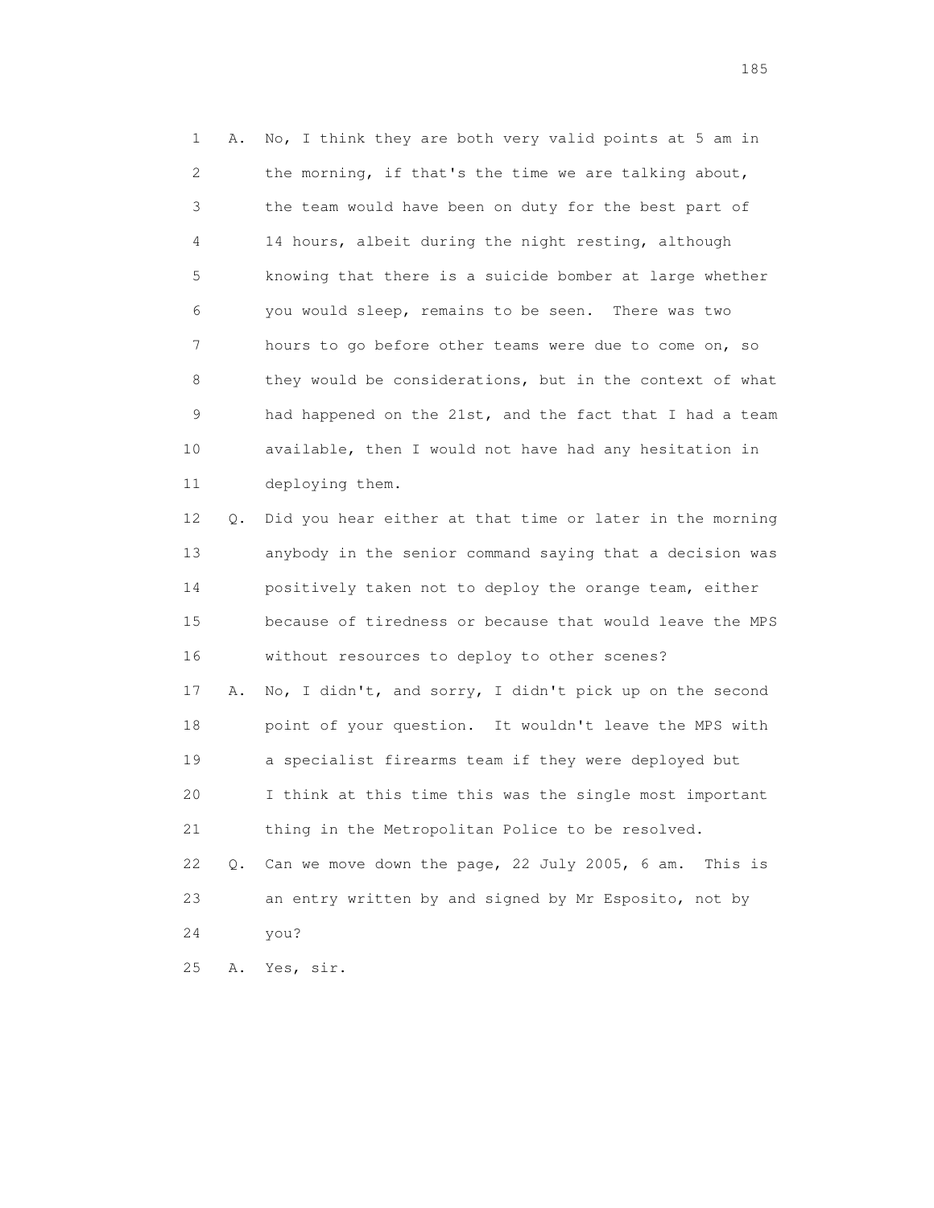1 A. No, I think they are both very valid points at 5 am in
2 the morning, if that's the time we are talking about,
3 the team would have been on duty for the best part of
4 14 hours, albeit during the night resting, although
5 knowing that there is a suicide bomber at large whether
6 you would sleep, remains to be seen. There was two
7 hours to go before other teams were due to come on, so
8 they would be considerations, but in the context of what
9 had happened on the 21st, and the fact that I had a team
10 available, then I would not have had any hesitation in
11 deploying them.

12 Q. Did you hear either at that time or later in the morning
13 anybody in the senior command saying that a decision was
14 positively taken not to deploy the orange team, either
15 because of tiredness or because that would leave the MPS
16 without resources to deploy to other scenes?

17 A. No, I didn't, and sorry, I didn't pick up on the second
18 point of your question. It wouldn't leave the MPS with
19 a specialist firearms team if they were deployed but
20 I think at this time this was the single most important
21 thing in the Metropolitan Police to be resolved.

22 Q. Can we move down the page, 22 July 2005, 6 am. This is
23 an entry written by and signed by Mr Esposito, not by
24 you?

25 A. Yes, sir.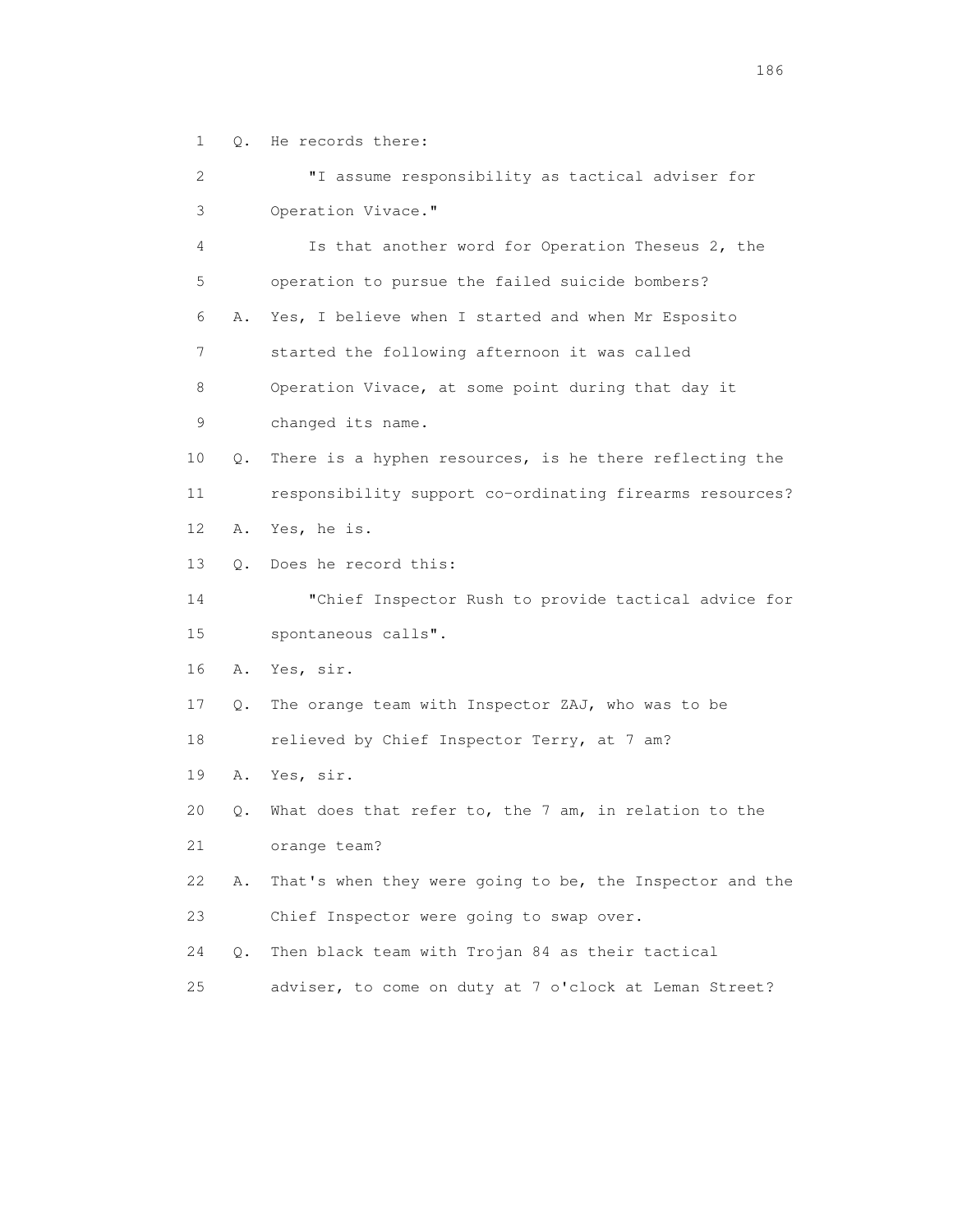1 Q. He records there:

2 "I assume responsibility as tactical adviser for

3 Operation Vivace."

4 Is that another word for Operation Theseus 2, the

5 operation to pursue the failed suicide bombers?

6 A. Yes, I believe when I started and when Mr Esposito

7 started the following afternoon it was called

8 Operation Vivace, at some point during that day it

9 changed its name.

10 Q. There is a hyphen resources, is he there reflecting the

11 responsibility support co-ordinating firearms resources?

12 A. Yes, he is.

13 Q. Does he record this:

14 "Chief Inspector Rush to provide tactical advice for

15 spontaneous calls".

16 A. Yes, sir.

17 Q. The orange team with Inspector ZAJ, who was to be

18 relieved by Chief Inspector Terry, at 7 am?

19 A. Yes, sir.

20 Q. What does that refer to, the 7 am, in relation to the

21 orange team?

22 A. That's when they were going to be, the Inspector and the

23 Chief Inspector were going to swap over.

24 Q. Then black team with Trojan 84 as their tactical

25 adviser, to come on duty at 7 o'clock at Leman Street?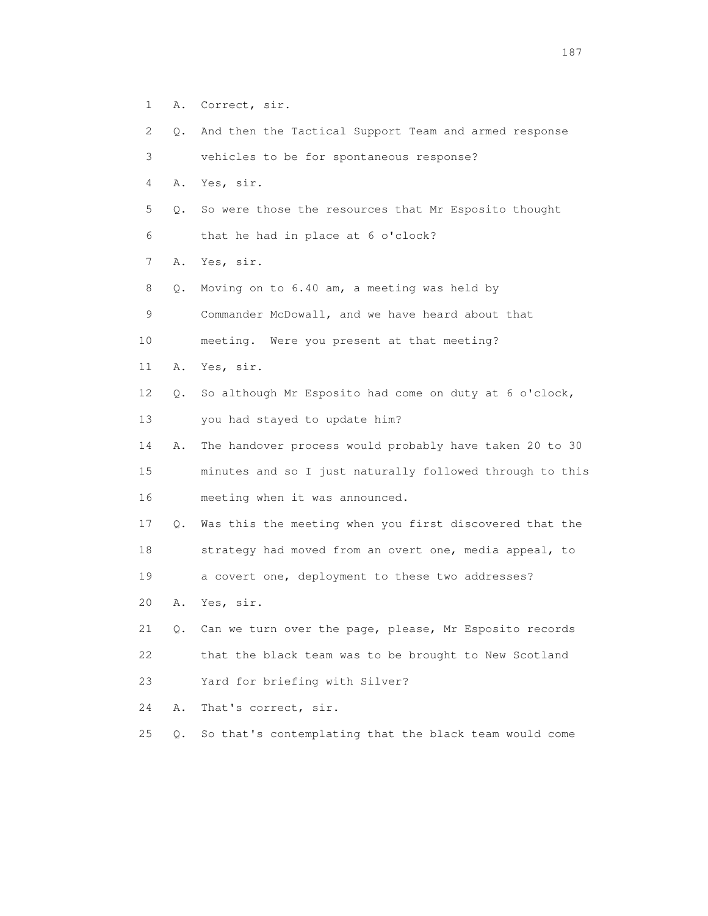1 A. Correct, sir.

2 Q. And then the Tactical Support Team and armed response

3 vehicles to be for spontaneous response?

4 A. Yes, sir.

5 Q. So were those the resources that Mr Esposito thought

6 that he had in place at 6 o'clock?

7 A. Yes, sir.

8 Q. Moving on to 6.40 am, a meeting was held by

9 Commander McDowall, and we have heard about that

10 meeting. Were you present at that meeting?

11 A. Yes, sir.

12 Q. So although Mr Esposito had come on duty at 6 o'clock,

13 you had stayed to update him?

14 A. The handover process would probably have taken 20 to 30

15 minutes and so I just naturally followed through to this

16 meeting when it was announced.

17 Q. Was this the meeting when you first discovered that the

18 strategy had moved from an overt one, media appeal, to

19 a covert one, deployment to these two addresses?

20 A. Yes, sir.

21 Q. Can we turn over the page, please, Mr Esposito records

22 that the black team was to be brought to New Scotland

23 Yard for briefing with Silver?

24 A. That's correct, sir.

25 Q. So that's contemplating that the black team would come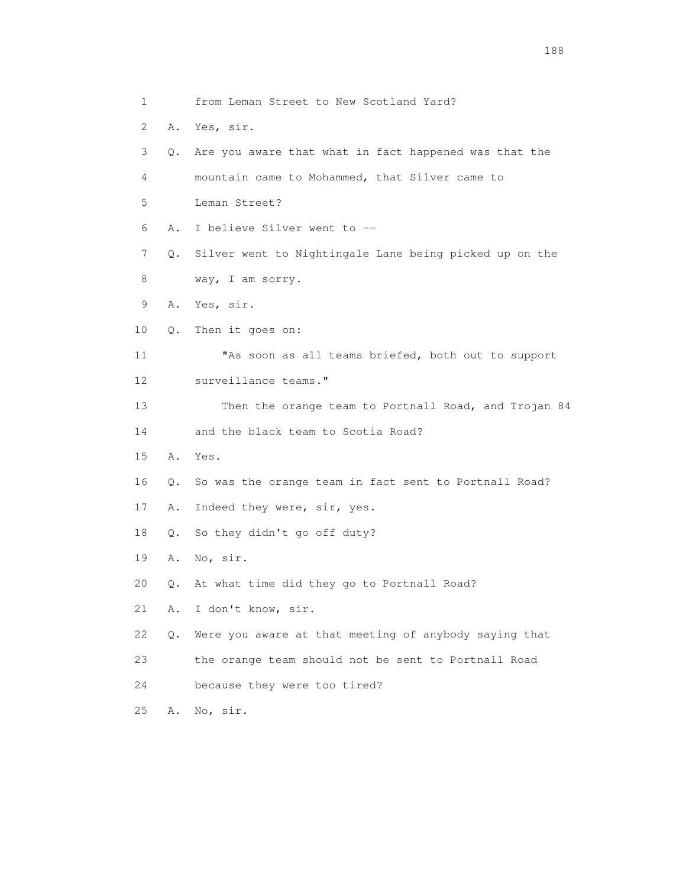1 from Leman Street to New Scotland Yard?

2 A. Yes, sir.

3 Q. Are you aware that what in fact happened was that the

4 mountain came to Mohammed, that Silver came to

5 Leman Street?

6 A. I believe Silver went to --

7 Q. Silver went to Nightingale Lane being picked up on the

8 way, I am sorry.

9 A. Yes, sir.

10 Q. Then it goes on:

11 "As soon as all teams briefed, both out to support

12 surveillance teams."

13 Then the orange team to Portnall Road, and Trojan 84

14 and the black team to Scotia Road?

15 A. Yes.

16 Q. So was the orange team in fact sent to Portnall Road?

17 A. Indeed they were, sir, yes.

18 Q. So they didn't go off duty?

19 A. No, sir.

20 Q. At what time did they go to Portnall Road?

21 A. I don't know, sir.

22 Q. Were you aware at that meeting of anybody saying that

23 the orange team should not be sent to Portnall Road

24 because they were too tired?

25 A. No, sir.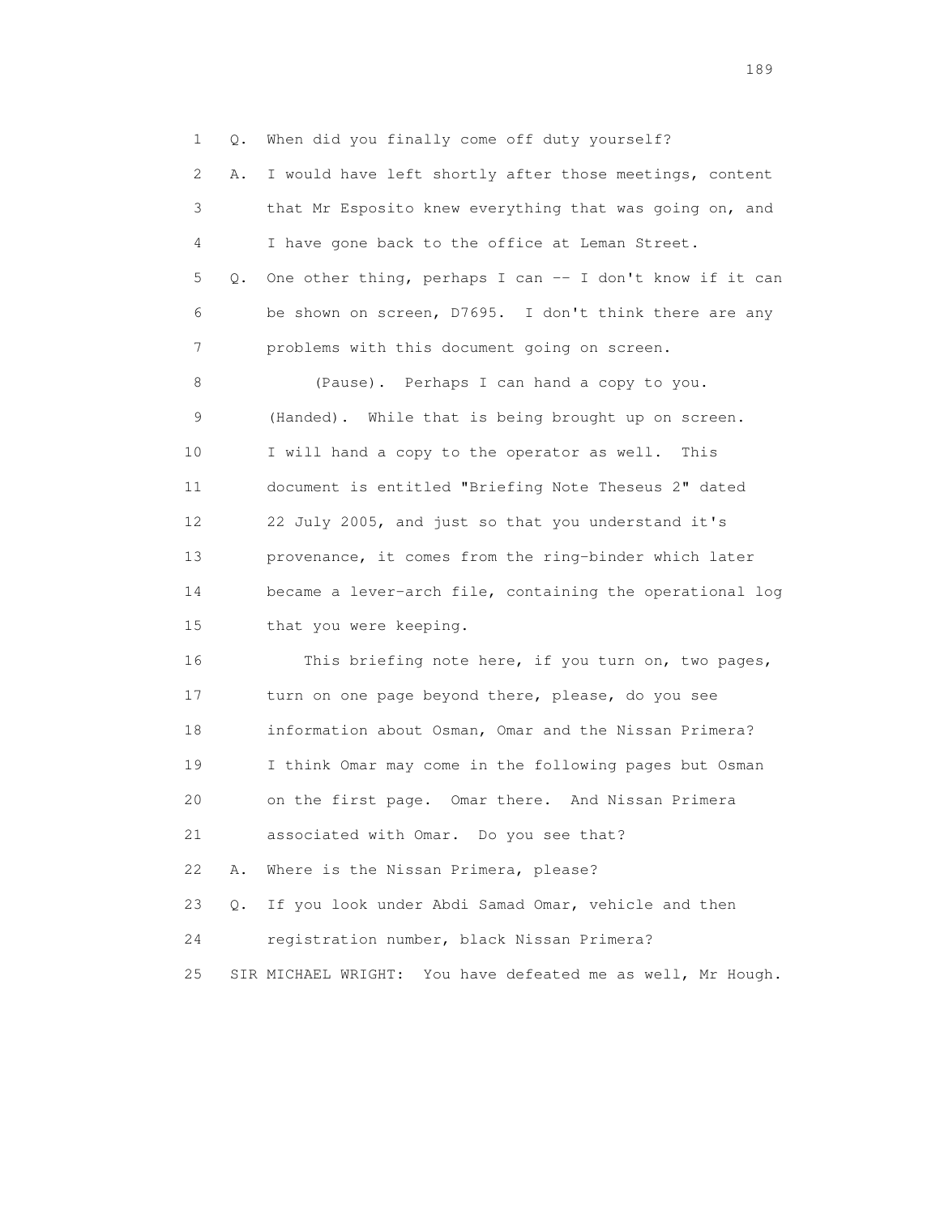1 Q. When did you finally come off duty yourself?

2 A. I would have left shortly after those meetings, content

3 that Mr Esposito knew everything that was going on, and

4 I have gone back to the office at Leman Street.

5 Q. One other thing, perhaps I can -- I don't know if it can

6 be shown on screen, D7695. I don't think there are any

7 problems with this document going on screen.

8 (Pause). Perhaps I can hand a copy to you.

9 (Handed). While that is being brought up on screen.

10 I will hand a copy to the operator as well. This

11 document is entitled "Briefing Note Theseus 2" dated

12 22 July 2005, and just so that you understand it's

13 provenance, it comes from the ring-binder which later

14 became a lever-arch file, containing the operational log

15 that you were keeping.

16 This briefing note here, if you turn on, two pages,

17 turn on one page beyond there, please, do you see

18 information about Osman, Omar and the Nissan Primera?

19 I think Omar may come in the following pages but Osman

20 on the first page. Omar there. And Nissan Primera

21 associated with Omar. Do you see that?

22 A. Where is the Nissan Primera, please?

23 Q. If you look under Abdi Samad Omar, vehicle and then

24 registration number, black Nissan Primera?

25 SIR MICHAEL WRIGHT: You have defeated me as well, Mr Hough.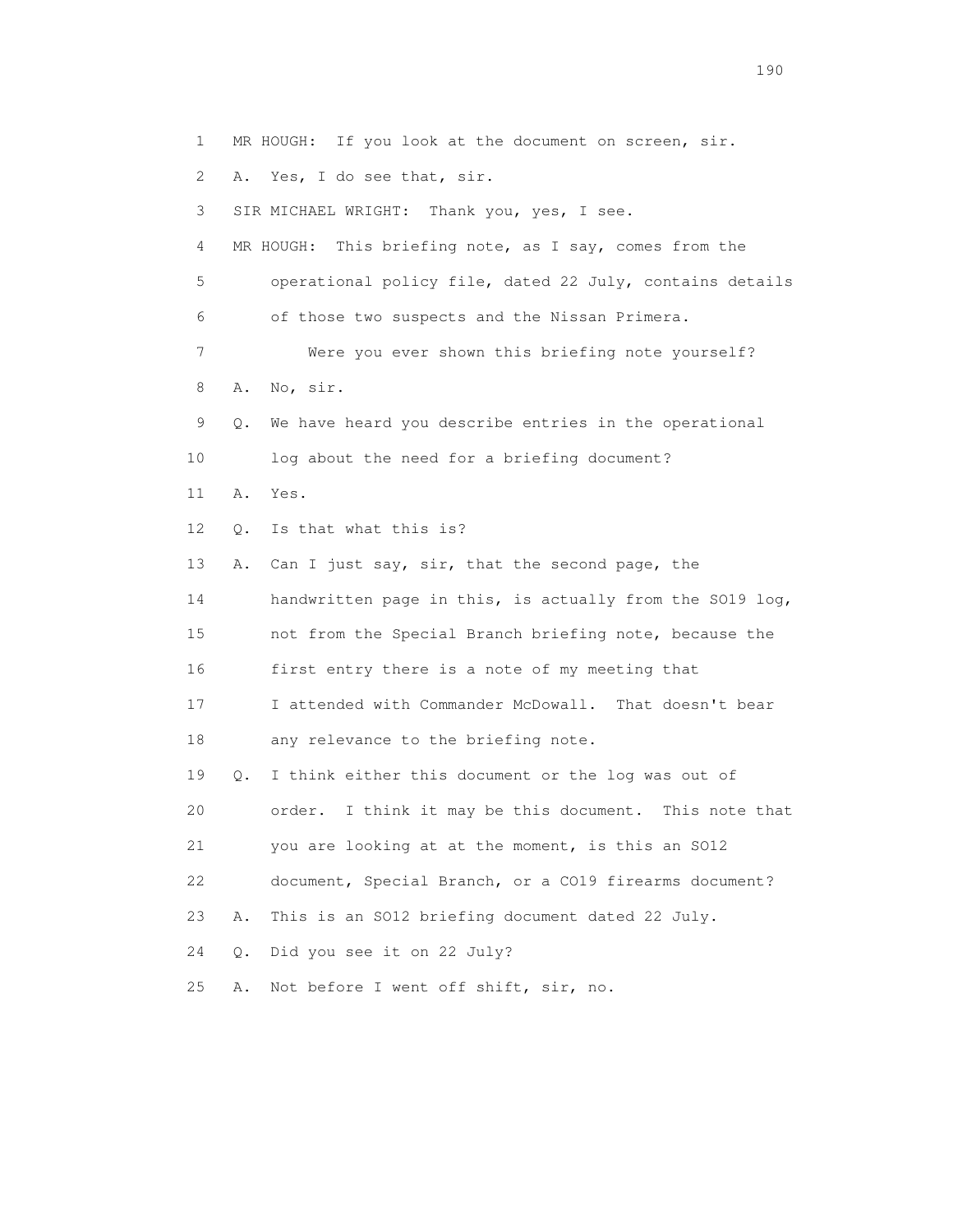1 MR HOUGH: If you look at the document on screen, sir.

2 A. Yes, I do see that, sir.

3 SIR MICHAEL WRIGHT: Thank you, yes, I see.

4 MR HOUGH: This briefing note, as I say, comes from the

5 operational policy file, dated 22 July, contains details

6 of those two suspects and the Nissan Primera.

7 Were you ever shown this briefing note yourself?

8 A. No, sir.

9 Q. We have heard you describe entries in the operational

10 log about the need for a briefing document?

11 A. Yes.

12 Q. Is that what this is?

13 A. Can I just say, sir, that the second page, the

14 handwritten page in this, is actually from the SO19 log,

15 not from the Special Branch briefing note, because the

16 first entry there is a note of my meeting that

17 I attended with Commander McDowall. That doesn't bear

18 any relevance to the briefing note.

19 Q. I think either this document or the log was out of

20 order. I think it may be this document. This note that

21 you are looking at at the moment, is this an SO12

22 document, Special Branch, or a CO19 firearms document?

23 A. This is an SO12 briefing document dated 22 July.

24 Q. Did you see it on 22 July?

25 A. Not before I went off shift, sir, no.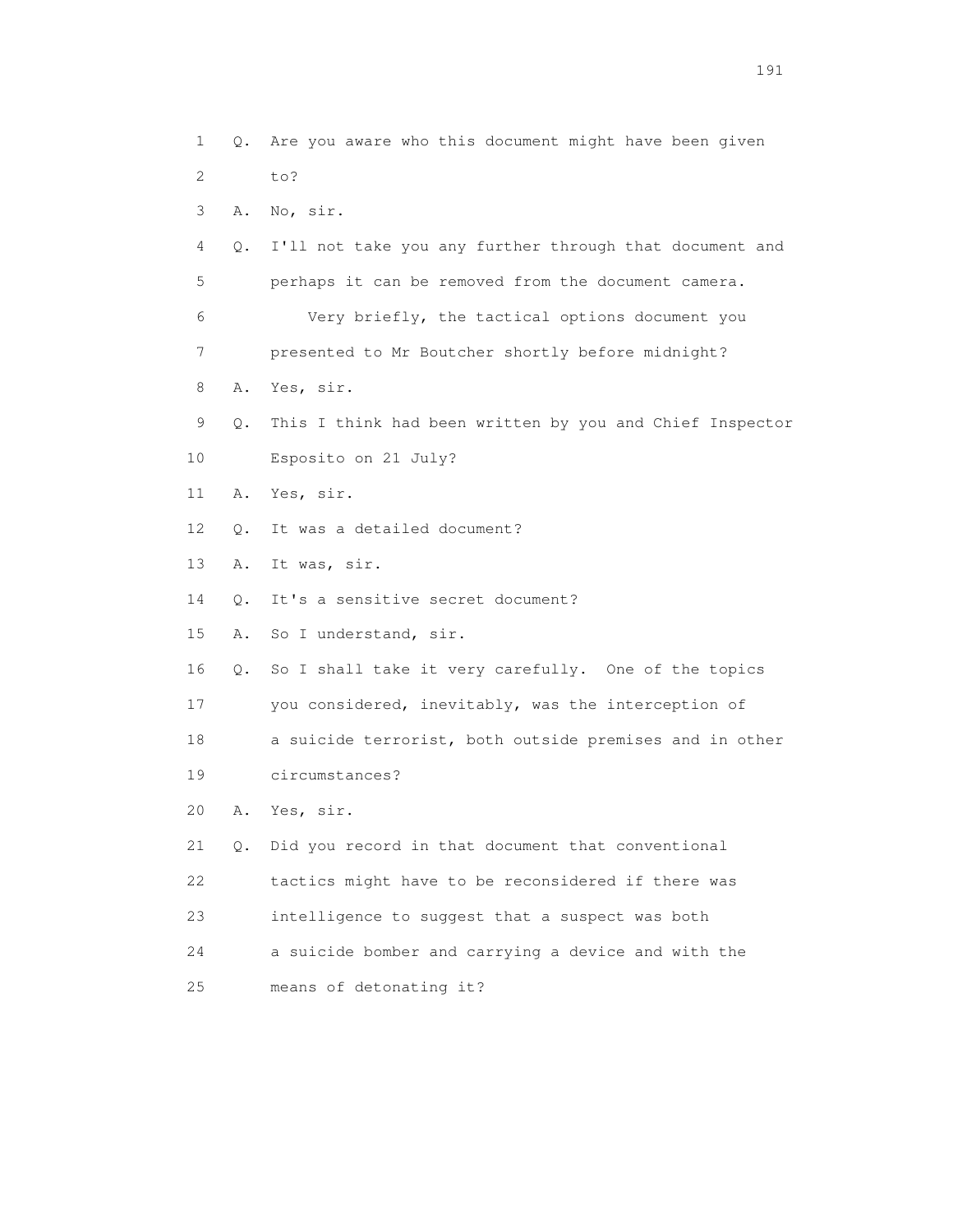1 Q. Are you aware who this document might have been given
2 to?
3 A. No, sir.
4 Q. I'll not take you any further through that document and
5 perhaps it can be removed from the document camera.
6 Very briefly, the tactical options document you
7 presented to Mr Boutcher shortly before midnight?
8 A. Yes, sir.
9 Q. This I think had been written by you and Chief Inspector
10 Esposito on 21 July?
11 A. Yes, sir.
12 Q. It was a detailed document?
13 A. It was, sir.
14 Q. It's a sensitive secret document?
15 A. So I understand, sir.
16 Q. So I shall take it very carefully. One of the topics
17 you considered, inevitably, was the interception of
18 a suicide terrorist, both outside premises and in other
19 circumstances?
20 A. Yes, sir.
21 Q. Did you record in that document that conventional
22 tactics might have to be reconsidered if there was
23 intelligence to suggest that a suspect was both
24 a suicide bomber and carrying a device and with the
25 means of detonating it?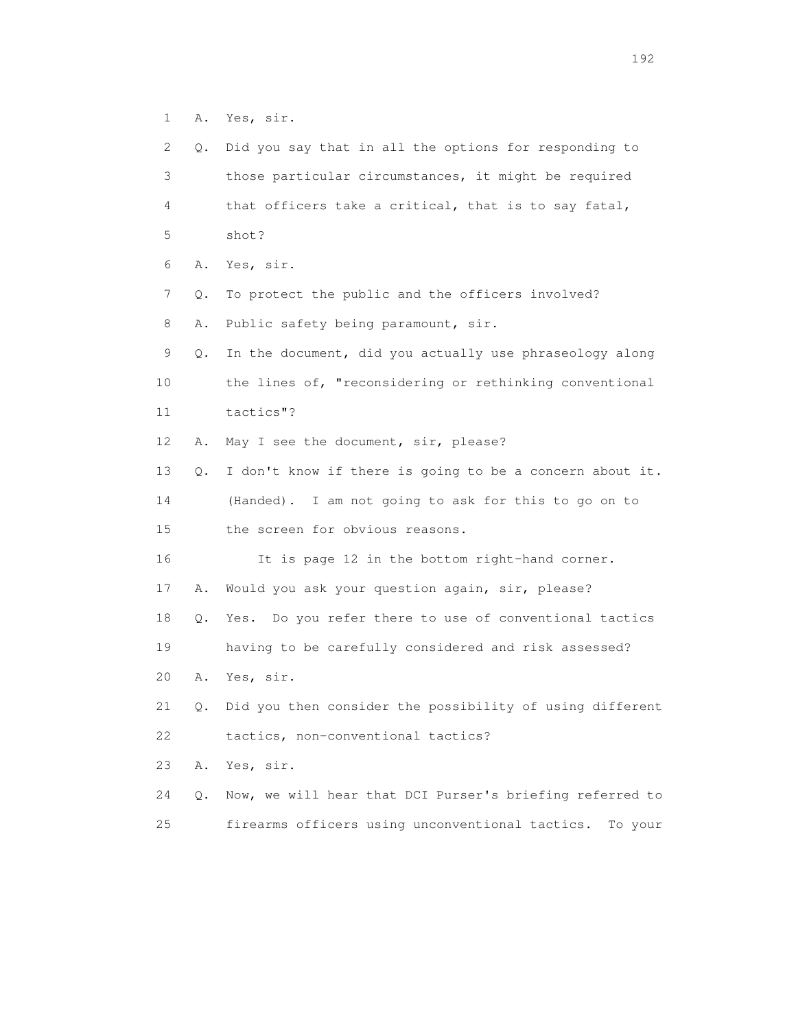1 A. Yes, sir.

2 Q. Did you say that in all the options for responding to

3 those particular circumstances, it might be required

4 that officers take a critical, that is to say fatal,

5 shot?

6 A. Yes, sir.

7 Q. To protect the public and the officers involved?

8 A. Public safety being paramount, sir.

9 Q. In the document, did you actually use phraseology along

10 the lines of, "reconsidering or rethinking conventional

11 tactics"?

12 A. May I see the document, sir, please?

13 Q. I don't know if there is going to be a concern about it.

14 (Handed). I am not going to ask for this to go on to

15 the screen for obvious reasons.

16 It is page 12 in the bottom right-hand corner.

17 A. Would you ask your question again, sir, please?

18 Q. Yes. Do you refer there to use of conventional tactics

19 having to be carefully considered and risk assessed?

20 A. Yes, sir.

21 Q. Did you then consider the possibility of using different

22 tactics, non-conventional tactics?

23 A. Yes, sir.

24 Q. Now, we will hear that DCI Purser's briefing referred to

25 firearms officers using unconventional tactics. To your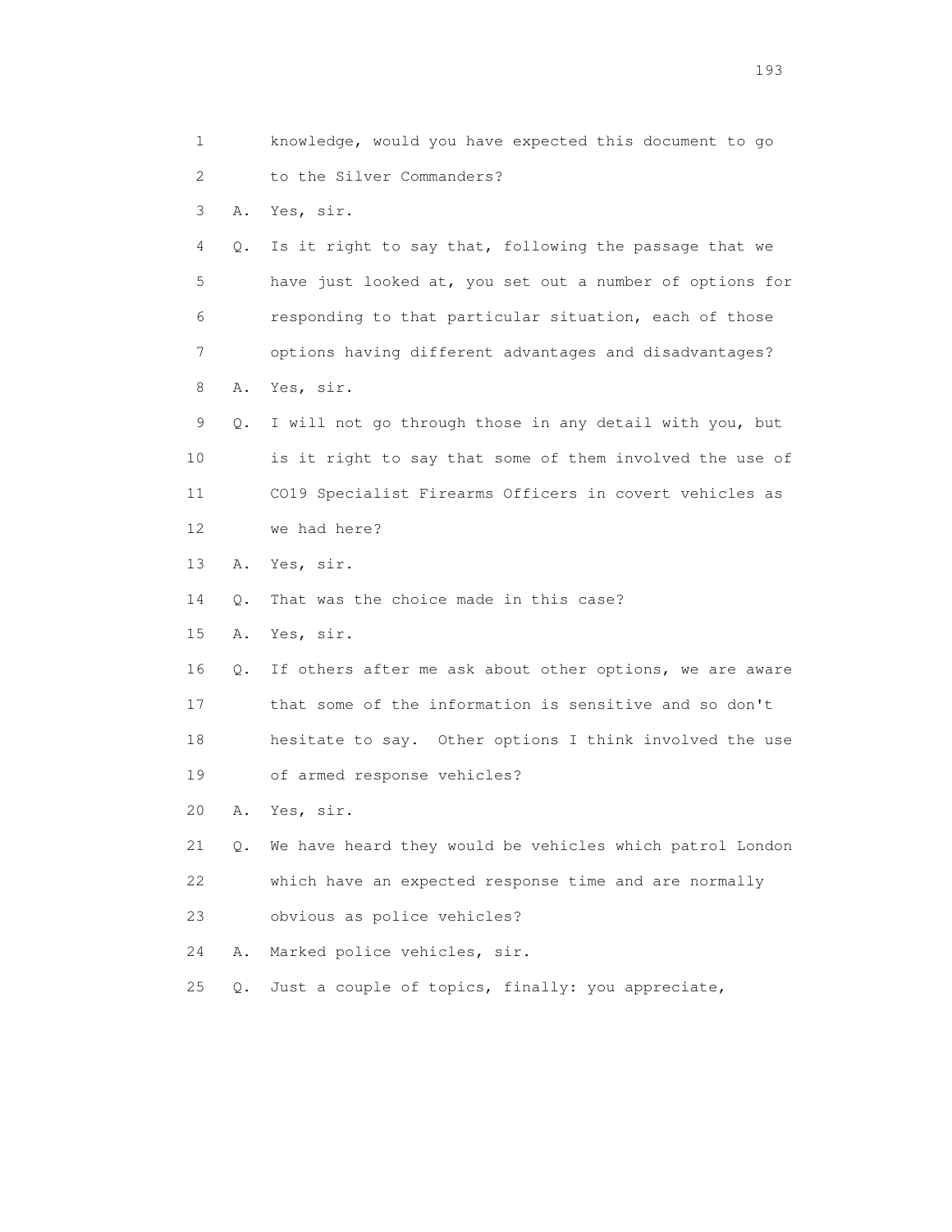1 knowledge, would you have expected this document to go
2 to the Silver Commanders?
3 A. Yes, sir.
4 Q. Is it right to say that, following the passage that we
5 have just looked at, you set out a number of options for
6 responding to that particular situation, each of those
7 options having different advantages and disadvantages?
8 A. Yes, sir.
9 Q. I will not go through those in any detail with you, but
10 is it right to say that some of them involved the use of
11 CO19 Specialist Firearms Officers in covert vehicles as
12 we had here?
13 A. Yes, sir.
14 Q. That was the choice made in this case?
15 A. Yes, sir.
16 Q. If others after me ask about other options, we are aware
17 that some of the information is sensitive and so don't
18 hesitate to say. Other options I think involved the use
19 of armed response vehicles?
20 A. Yes, sir.
21 Q. We have heard they would be vehicles which patrol London
22 which have an expected response time and are normally
23 obvious as police vehicles?
24 A. Marked police vehicles, sir.
25 Q. Just a couple of topics, finally: you appreciate,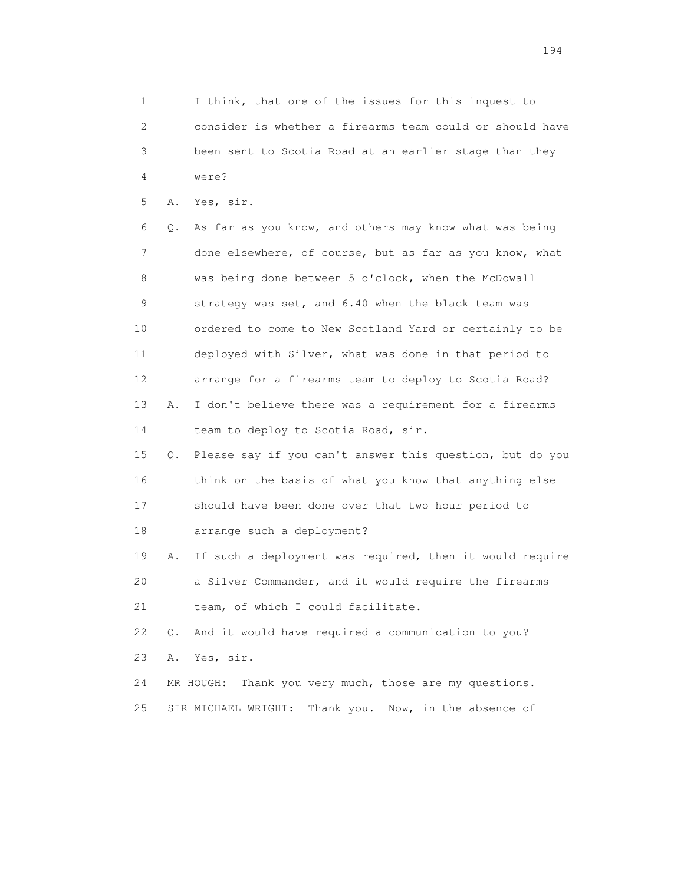1 I think, that one of the issues for this inquest to
2 consider is whether a firearms team could or should have
3 been sent to Scotia Road at an earlier stage than they
4 were?

5 A. Yes, sir.

6 Q. As far as you know, and others may know what was being
7 done elsewhere, of course, but as far as you know, what
8 was being done between 5 o'clock, when the McDowall
9 strategy was set, and 6.40 when the black team was
10 ordered to come to New Scotland Yard or certainly to be
11 deployed with Silver, what was done in that period to
12 arrange for a firearms team to deploy to Scotia Road?

13 A. I don't believe there was a requirement for a firearms
14 team to deploy to Scotia Road, sir.

15 Q. Please say if you can't answer this question, but do you
16 think on the basis of what you know that anything else
17 should have been done over that two hour period to
18 arrange such a deployment?

19 A. If such a deployment was required, then it would require
20 a Silver Commander, and it would require the firearms
21 team, of which I could facilitate.

22 Q. And it would have required a communication to you?

23 A. Yes, sir.

24 MR HOUGH: Thank you very much, those are my questions.

25 SIR MICHAEL WRIGHT: Thank you. Now, in the absence of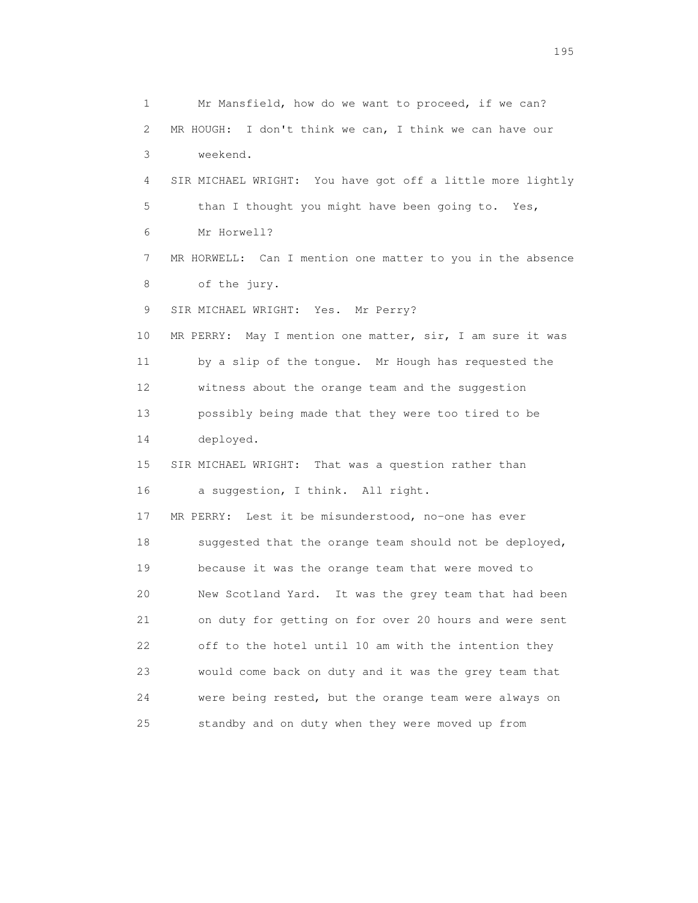1 Mr Mansfield, how do we want to proceed, if we can?
2 MR HOUGH: I don't think we can, I think we can have our
3 weekend.
4 SIR MICHAEL WRIGHT: You have got off a little more lightly
5 than I thought you might have been going to. Yes,
6 Mr Horwell?
7 MR HORWELL: Can I mention one matter to you in the absence
8 of the jury.
9 SIR MICHAEL WRIGHT: Yes. Mr Perry?
10 MR PERRY: May I mention one matter, sir, I am sure it was
11 by a slip of the tongue. Mr Hough has requested the
12 witness about the orange team and the suggestion
13 possibly being made that they were too tired to be
14 deployed.
15 SIR MICHAEL WRIGHT: That was a question rather than
16 a suggestion, I think. All right.
17 MR PERRY: Lest it be misunderstood, no-one has ever
18 suggested that the orange team should not be deployed,
19 because it was the orange team that were moved to
20 New Scotland Yard. It was the grey team that had been
21 on duty for getting on for over 20 hours and were sent
22 off to the hotel until 10 am with the intention they
23 would come back on duty and it was the grey team that
24 were being rested, but the orange team were always on
25 standby and on duty when they were moved up from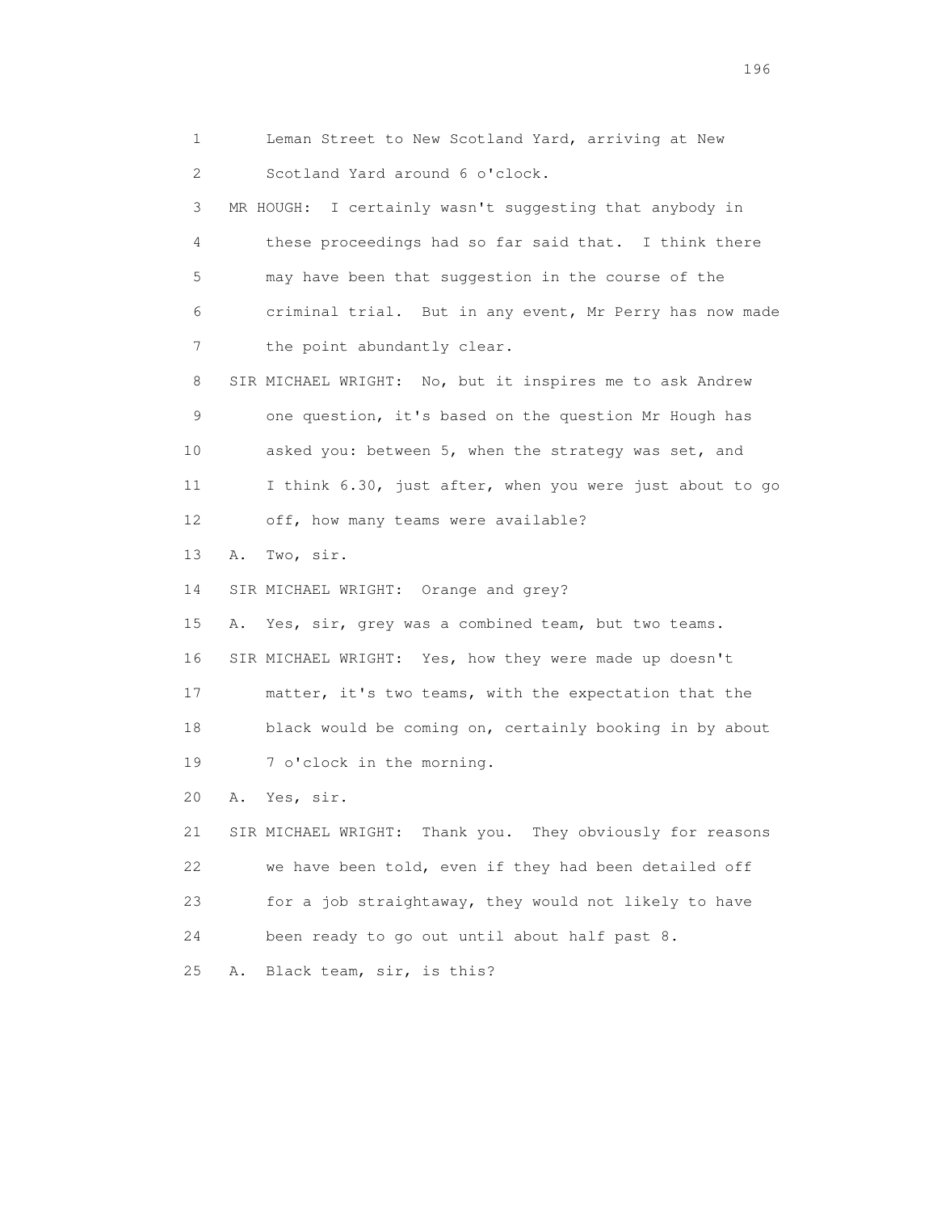Leman Street to New Scotland Yard, arriving at New Scotland Yard around 6 o'clock.

MR HOUGH: I certainly wasn't suggesting that anybody in these proceedings had so far said that. I think there may have been that suggestion in the course of the criminal trial. But in any event, Mr Perry has now made the point abundantly clear.

SIR MICHAEL WRIGHT: No, but it inspires me to ask Andrew one question, it's based on the question Mr Hough has asked you: between 5, when the strategy was set, and I think 6.30, just after, when you were just about to go off, how many teams were available?

A. Two, sir.

SIR MICHAEL WRIGHT: Orange and grey?

A. Yes, sir, grey was a combined team, but two teams.

SIR MICHAEL WRIGHT: Yes, how they were made up doesn't matter, it's two teams, with the expectation that the black would be coming on, certainly booking in by about 7 o'clock in the morning.

A. Yes, sir.

SIR MICHAEL WRIGHT: Thank you. They obviously for reasons we have been told, even if they had been detailed off for a job straightaway, they would not likely to have been ready to go out until about half past 8.

A. Black team, sir, is this?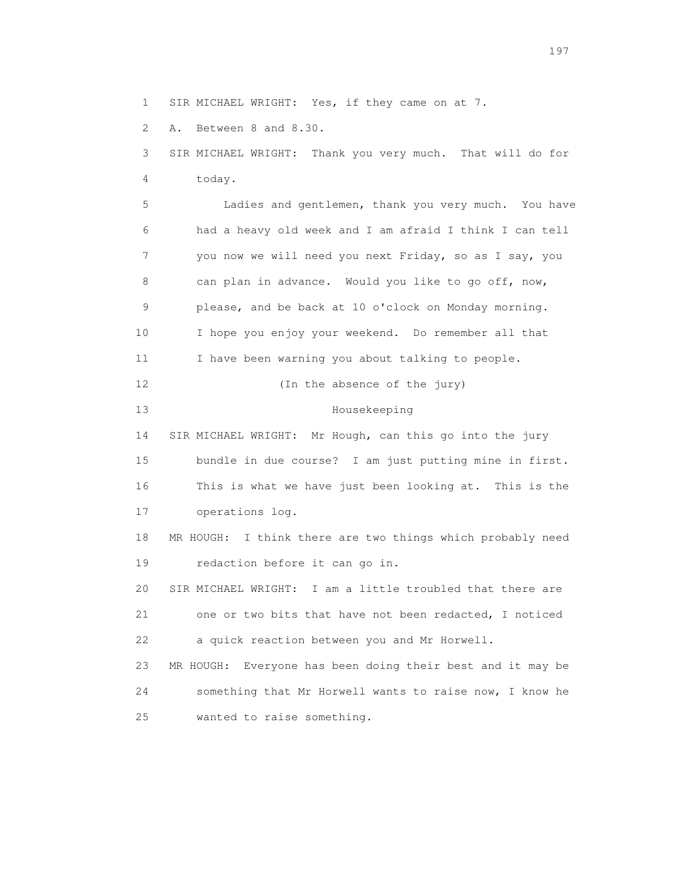1 SIR MICHAEL WRIGHT: Yes, if they came on at 7.

2 A. Between 8 and 8.30.

3 SIR MICHAEL WRIGHT: Thank you very much. That will do for
4 today.

5 Ladies and gentlemen, thank you very much. You have
6 had a heavy old week and I am afraid I think I can tell
7 you now we will need you next Friday, so as I say, you
8 can plan in advance. Would you like to go off, now,
9 please, and be back at 10 o'clock on Monday morning.
10 I hope you enjoy your weekend. Do remember all that
11 I have been warning you about talking to people.

12 (In the absence of the jury)

13 Housekeeping

14 SIR MICHAEL WRIGHT: Mr Hough, can this go into the jury
15 bundle in due course? I am just putting mine in first.
16 This is what we have just been looking at. This is the
17 operations log.

18 MR HOUGH: I think there are two things which probably need
19 redaction before it can go in.

20 SIR MICHAEL WRIGHT: I am a little troubled that there are
21 one or two bits that have not been redacted, I noticed
22 a quick reaction between you and Mr Horwell.

23 MR HOUGH: Everyone has been doing their best and it may be
24 something that Mr Horwell wants to raise now, I know he
25 wanted to raise something.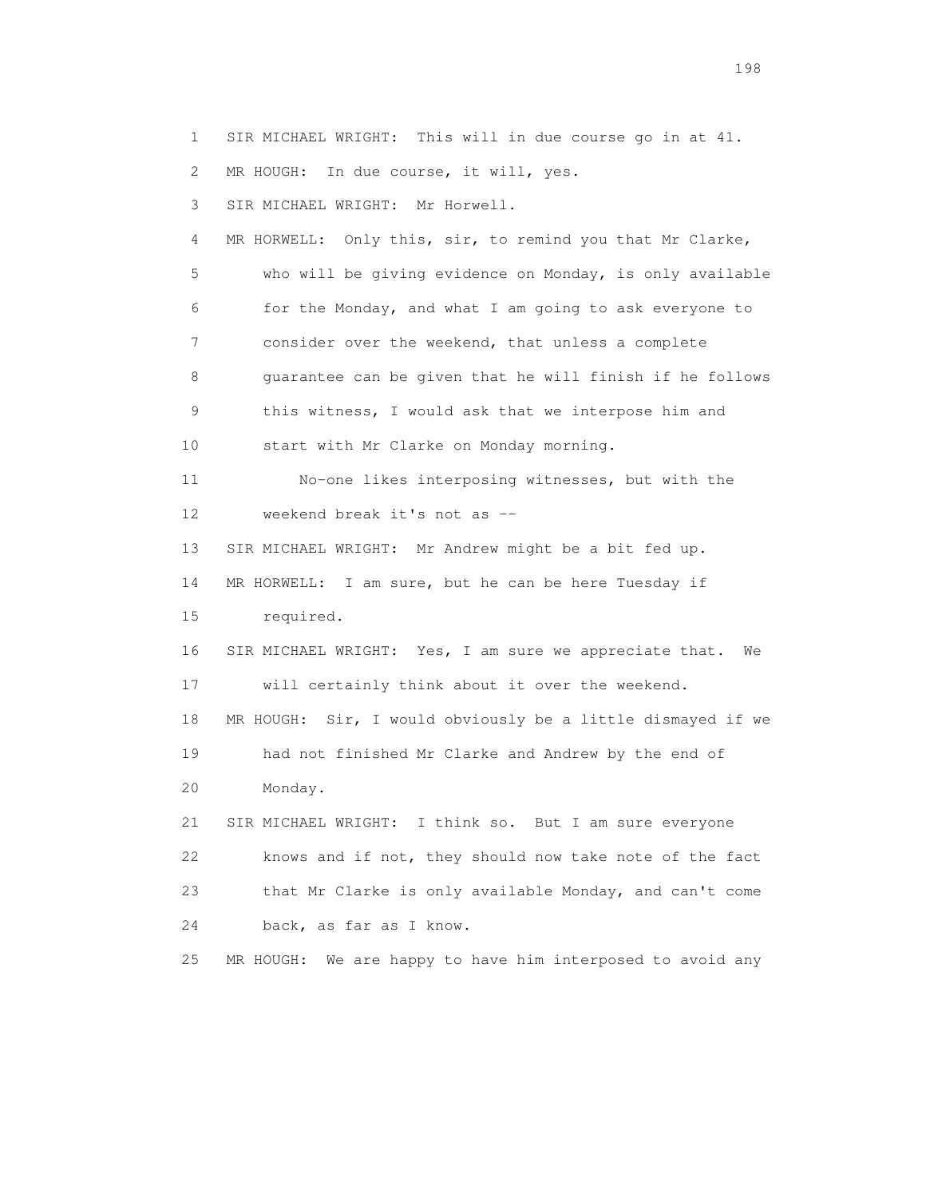SIR MICHAEL WRIGHT: This will in due course go in at 41.

MR HOUGH: In due course, it will, yes.

SIR MICHAEL WRIGHT: Mr Horwell.

MR HORWELL: Only this, sir, to remind you that Mr Clarke, who will be giving evidence on Monday, is only available for the Monday, and what I am going to ask everyone to consider over the weekend, that unless a complete guarantee can be given that he will finish if he follows this witness, I would ask that we interpose him and start with Mr Clarke on Monday morning.

No-one likes interposing witnesses, but with the weekend break it's not as --

SIR MICHAEL WRIGHT: Mr Andrew might be a bit fed up.

MR HORWELL: I am sure, but he can be here Tuesday if required.

SIR MICHAEL WRIGHT: Yes, I am sure we appreciate that. We will certainly think about it over the weekend.

MR HOUGH: Sir, I would obviously be a little dismayed if we had not finished Mr Clarke and Andrew by the end of Monday.

SIR MICHAEL WRIGHT: I think so. But I am sure everyone knows and if not, they should now take note of the fact that Mr Clarke is only available Monday, and can't come back, as far as I know.

MR HOUGH: We are happy to have him interposed to avoid any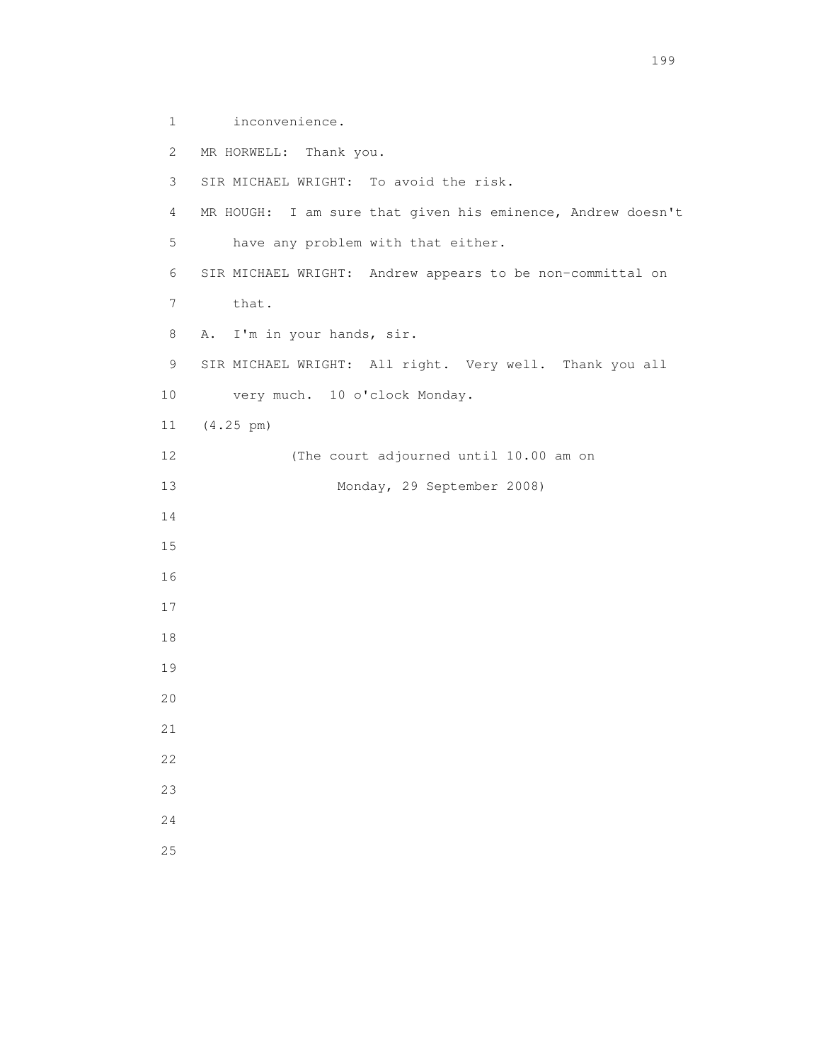inconvenience.

MR HORWELL: Thank you.

SIR MICHAEL WRIGHT: To avoid the risk.

MR HOUGH: I am sure that given his eminence, Andrew doesn't have any problem with that either.

SIR MICHAEL WRIGHT: Andrew appears to be non-committal on that.

A. I'm in your hands, sir.

SIR MICHAEL WRIGHT: All right. Very well. Thank you all very much. 10 o'clock Monday.

(4.25 pm)

(The court adjourned until 10.00 am on Monday, 29 September 2008)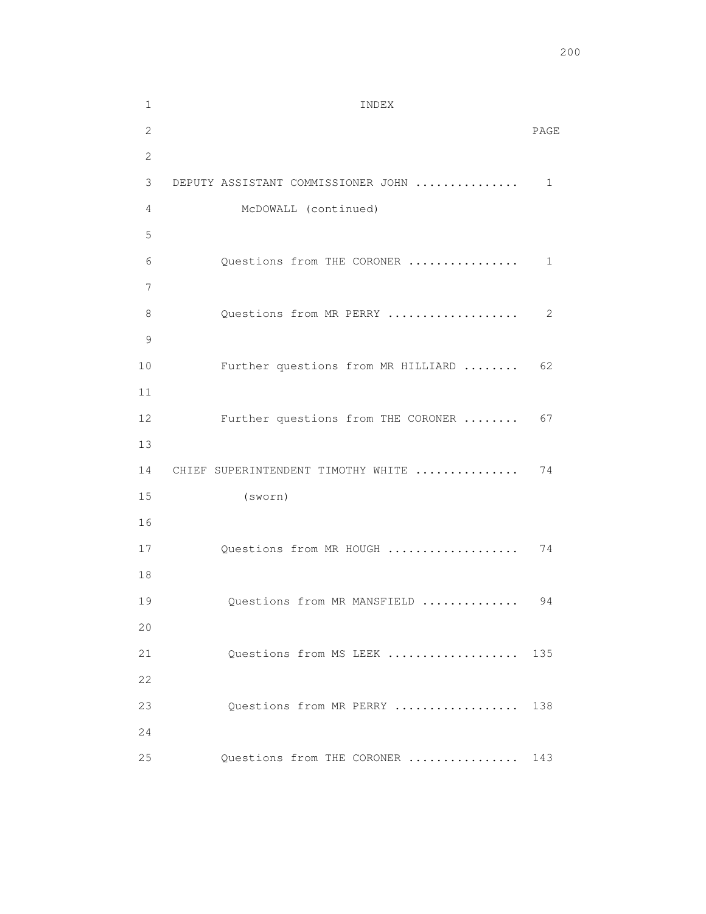# INDEX

| | PAGE |
|---|---|
| DEPUTY ASSISTANT COMMISSIONER JOHN McDOWALL (continued) | 1 |
| Questions from THE CORONER | 1 |
| Questions from MR PERRY | 2 |
| Further questions from MR HILLIARD | 62 |
| Further questions from THE CORONER | 67 |
| CHIEF SUPERINTENDENT TIMOTHY WHITE (sworn) | 74 |
| Questions from MR HOUGH | 74 |
| Questions from MR MANSFIELD | 94 |
| Questions from MS LEEK | 135 |
| Questions from MR PERRY | 138 |
| Questions from THE CORONER | 143 |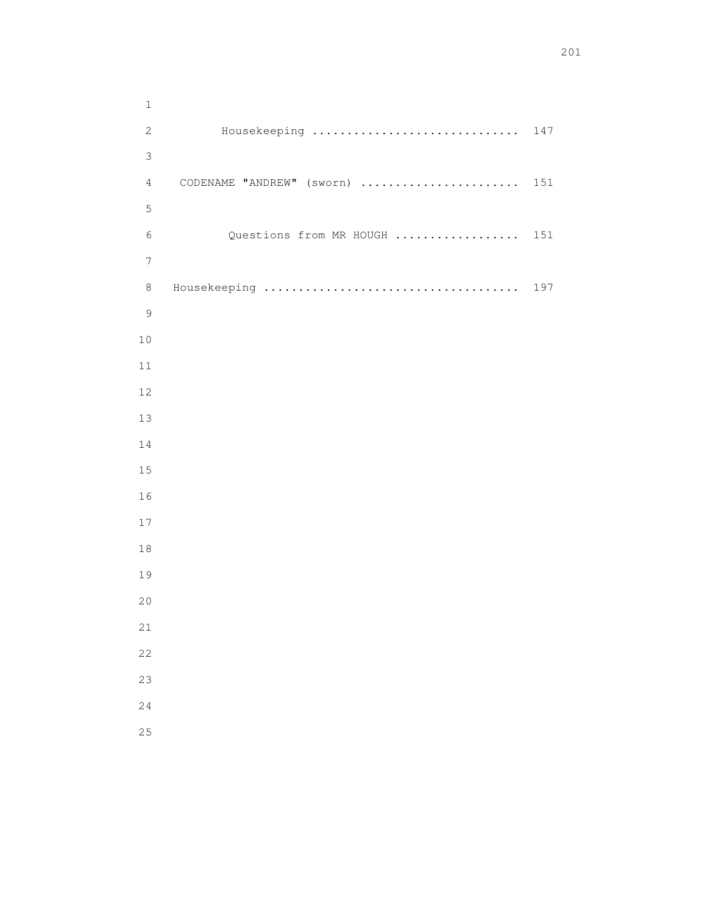Housekeeping .............................. 147

CODENAME "ANDREW" (sworn) ....................... 151

Questions from MR HOUGH .................. 151

Housekeeping ..................................... 197